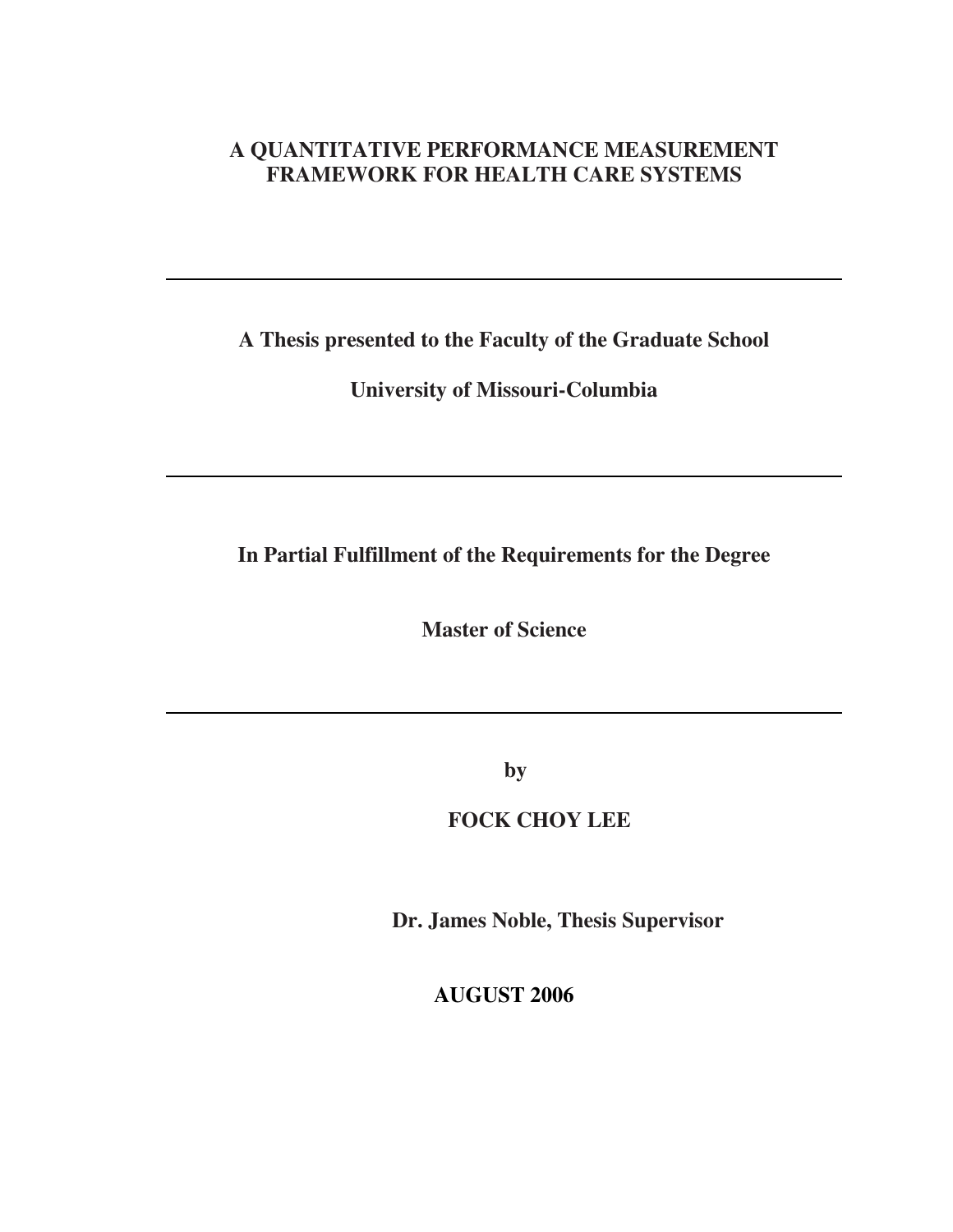# A QUANTITATIVE PERFORMANCE MEASUREMENT FRAMEWORK FOR HEALTH CARE SYSTEMS

---

**A Thesis presented to the Faculty of the Graduate School**

**University of Missouri-Columbia**

---

**In Partial Fulfillment of the Requirements for the Degree**

**Master of Science**

---

**by**

**FOCK CHOY LEE**

**Dr. James Noble, Thesis Supervisor**

**AUGUST 2006**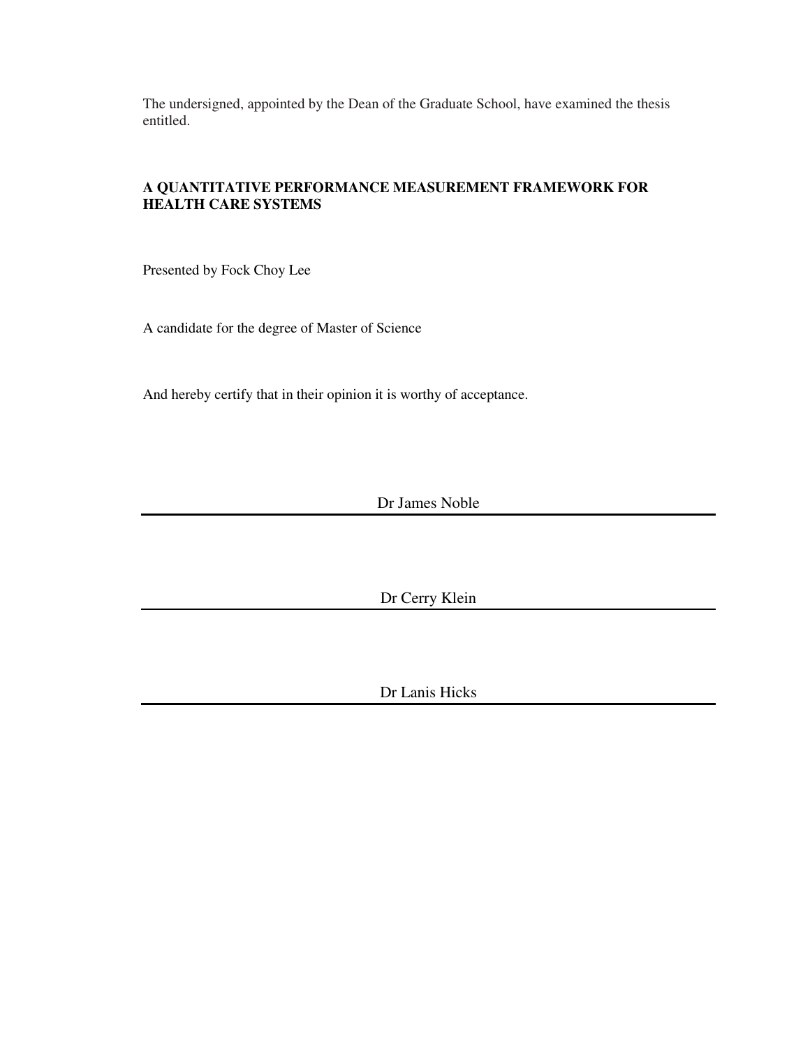The undersigned, appointed by the Dean of the Graduate School, have examined the thesis entitled.

**A QUANTITATIVE PERFORMANCE MEASUREMENT FRAMEWORK FOR HEALTH CARE SYSTEMS**

Presented by Fock Choy Lee

A candidate for the degree of Master of Science

And hereby certify that in their opinion it is worthy of acceptance.

Dr James Noble

---

Dr Cerry Klein

---

Dr Lanis Hicks

---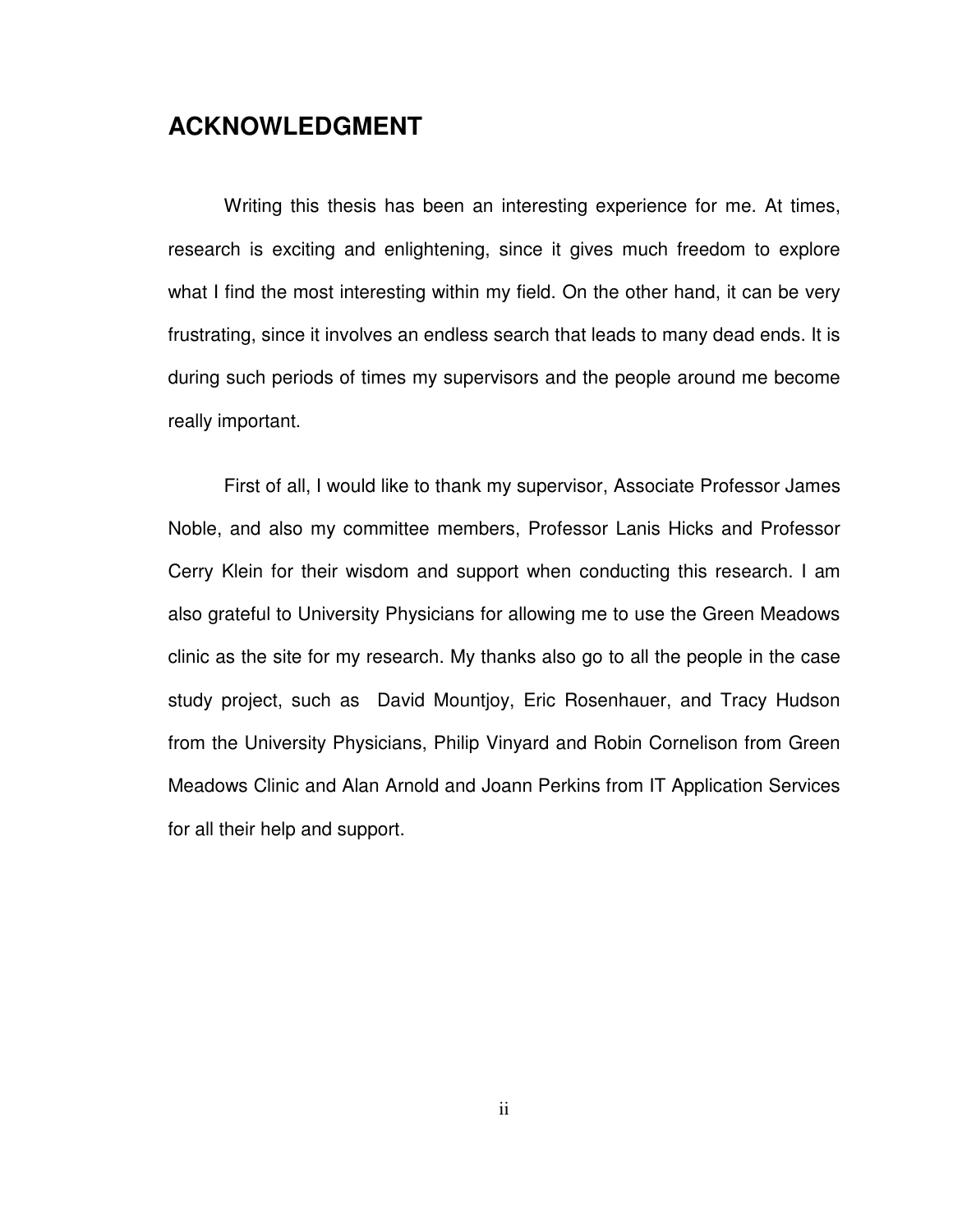# ACKNOWLEDGMENT

Writing this thesis has been an interesting experience for me. At times, research is exciting and enlightening, since it gives much freedom to explore what I find the most interesting within my field. On the other hand, it can be very frustrating, since it involves an endless search that leads to many dead ends. It is during such periods of times my supervisors and the people around me become really important.

First of all, I would like to thank my supervisor, Associate Professor James Noble, and also my committee members, Professor Lanis Hicks and Professor Cerry Klein for their wisdom and support when conducting this research. I am also grateful to University Physicians for allowing me to use the Green Meadows clinic as the site for my research. My thanks also go to all the people in the case study project, such as David Mountjoy, Eric Rosenhauer, and Tracy Hudson from the University Physicians, Philip Vinyard and Robin Cornelison from Green Meadows Clinic and Alan Arnold and Joann Perkins from IT Application Services for all their help and support.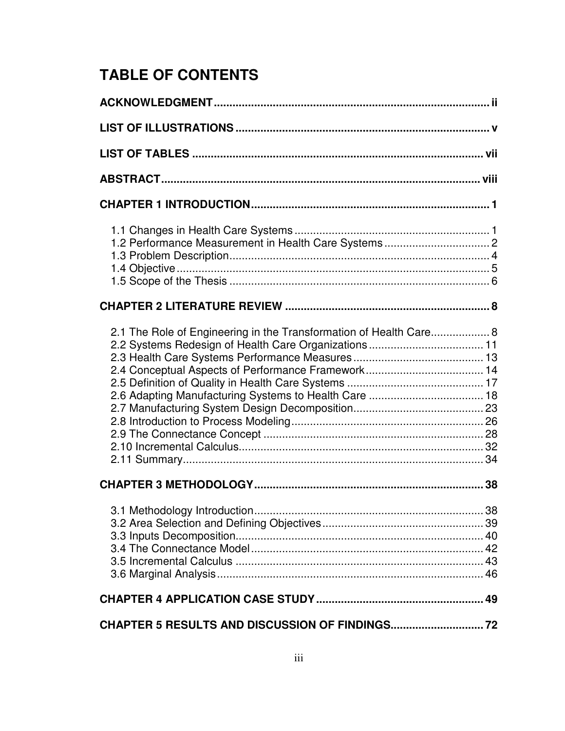# TABLE OF CONTENTS

**ACKNOWLEDGMENT** .......... ii

**LIST OF ILLUSTRATIONS** .......... v

**LIST OF TABLES** .......... vii

**ABSTRACT** .......... viii

**CHAPTER 1 INTRODUCTION** .......... 1

- 1.1 Changes in Health Care Systems .......... 1
- 1.2 Performance Measurement in Health Care Systems .......... 2
- 1.3 Problem Description .......... 4
- 1.4 Objective .......... 5
- 1.5 Scope of the Thesis .......... 6

**CHAPTER 2 LITERATURE REVIEW** .......... 8

- 2.1 The Role of Engineering in the Transformation of Health Care .......... 8
- 2.2 Systems Redesign of Health Care Organizations .......... 11
- 2.3 Health Care Systems Performance Measures .......... 13
- 2.4 Conceptual Aspects of Performance Framework .......... 14
- 2.5 Definition of Quality in Health Care Systems .......... 17
- 2.6 Adapting Manufacturing Systems to Health Care .......... 18
- 2.7 Manufacturing System Design Decomposition .......... 23
- 2.8 Introduction to Process Modeling .......... 26
- 2.9 The Connectance Concept .......... 28
- 2.10 Incremental Calculus .......... 32
- 2.11 Summary .......... 34

**CHAPTER 3 METHODOLOGY** .......... 38

- 3.1 Methodology Introduction .......... 38
- 3.2 Area Selection and Defining Objectives .......... 39
- 3.3 Inputs Decomposition .......... 40
- 3.4 The Connectance Model .......... 42
- 3.5 Incremental Calculus .......... 43
- 3.6 Marginal Analysis .......... 46

**CHAPTER 4 APPLICATION CASE STUDY** .......... 49

**CHAPTER 5 RESULTS AND DISCUSSION OF FINDINGS** .......... 72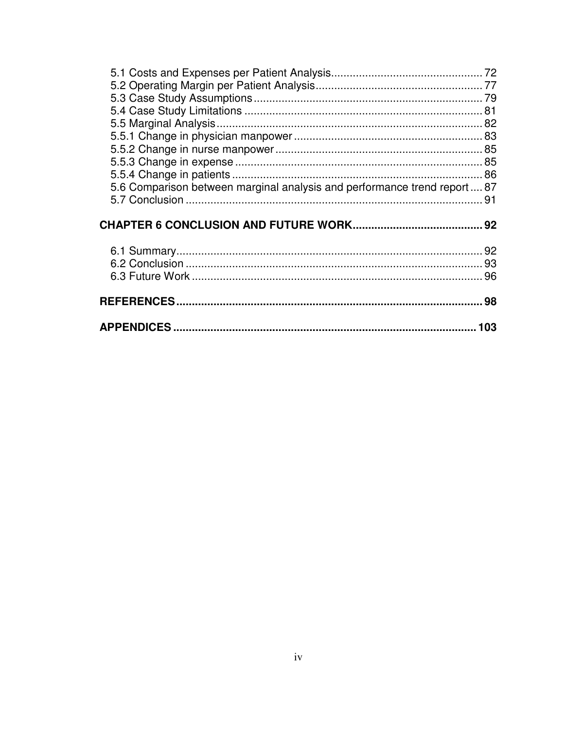5.1 Costs and Expenses per Patient Analysis ................................................ 72
5.2 Operating Margin per Patient Analysis ..................................................... 77
5.3 Case Study Assumptions ......................................................................... 79
5.4 Case Study Limitations ............................................................................ 81
5.5 Marginal Analysis ..................................................................................... 82
5.5.1 Change in physician manpower ............................................................ 83
5.5.2 Change in nurse manpower .................................................................. 85
5.5.3 Change in expense ............................................................................... 85
5.5.4 Change in patients ................................................................................ 86
5.6 Comparison between marginal analysis and performance trend report .... 87
5.7 Conclusion ............................................................................................... 91

**CHAPTER 6 CONCLUSION AND FUTURE WORK ......................................... 92**

6.1 Summary .................................................................................................. 92
6.2 Conclusion ............................................................................................... 93
6.3 Future Work ............................................................................................. 96

**REFERENCES .................................................................................................. 98**

**APPENDICES ................................................................................................. 103**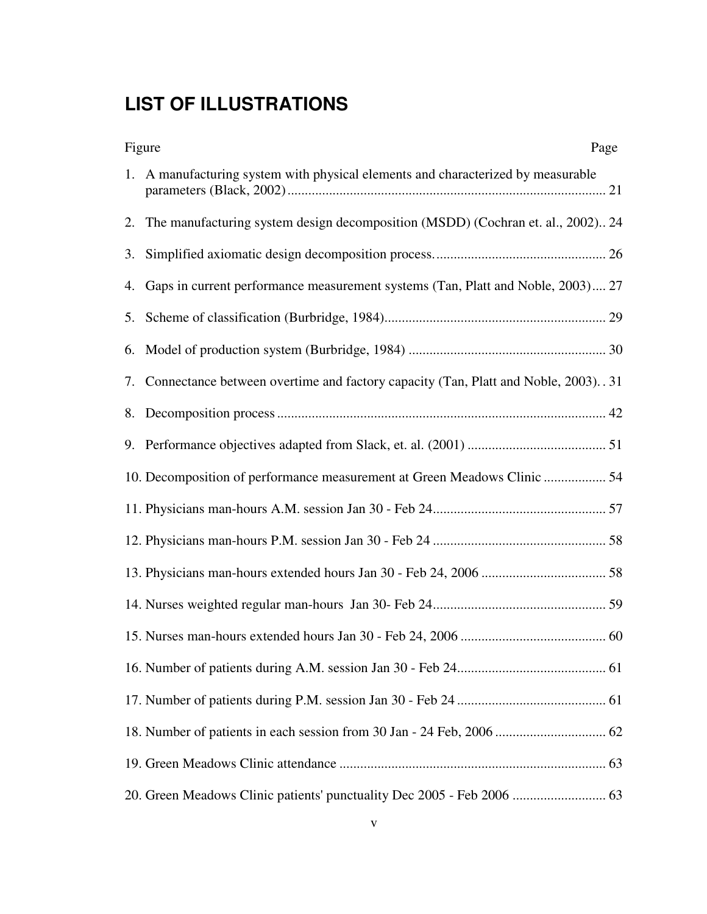# LIST OF ILLUSTRATIONS

| Figure | Page |
|---|---|
| 1. A manufacturing system with physical elements and characterized by measurable parameters (Black, 2002) | 21 |
| 2. The manufacturing system design decomposition (MSDD) (Cochran et. al., 2002) | 24 |
| 3. Simplified axiomatic design decomposition process. | 26 |
| 4. Gaps in current performance measurement systems (Tan, Platt and Noble, 2003) | 27 |
| 5. Scheme of classification (Burbridge, 1984) | 29 |
| 6. Model of production system (Burbridge, 1984) | 30 |
| 7. Connectance between overtime and factory capacity (Tan, Platt and Noble, 2003) | 31 |
| 8. Decomposition process | 42 |
| 9. Performance objectives adapted from Slack, et. al. (2001) | 51 |
| 10. Decomposition of performance measurement at Green Meadows Clinic | 54 |
| 11. Physicians man-hours A.M. session Jan 30 - Feb 24 | 57 |
| 12. Physicians man-hours P.M. session Jan 30 - Feb 24 | 58 |
| 13. Physicians man-hours extended hours Jan 30 - Feb 24, 2006 | 58 |
| 14. Nurses weighted regular man-hours Jan 30- Feb 24 | 59 |
| 15. Nurses man-hours extended hours Jan 30 - Feb 24, 2006 | 60 |
| 16. Number of patients during A.M. session Jan 30 - Feb 24 | 61 |
| 17. Number of patients during P.M. session Jan 30 - Feb 24 | 61 |
| 18. Number of patients in each session from 30 Jan - 24 Feb, 2006 | 62 |
| 19. Green Meadows Clinic attendance | 63 |
| 20. Green Meadows Clinic patients' punctuality Dec 2005 - Feb 2006 | 63 |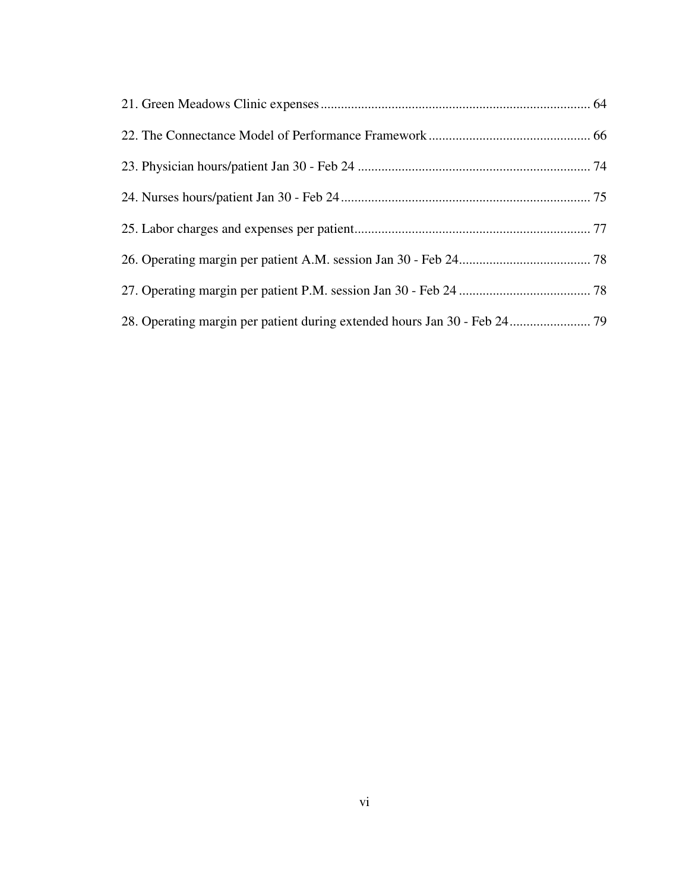21. Green Meadows Clinic expenses ............................................................................... 64

22. The Connectance Model of Performance Framework ................................................ 66

23. Physician hours/patient Jan 30 - Feb 24 ..................................................................... 74

24. Nurses hours/patient Jan 30 - Feb 24 .......................................................................... 75

25. Labor charges and expenses per patient...................................................................... 77

26. Operating margin per patient A.M. session Jan 30 - Feb 24....................................... 78

27. Operating margin per patient P.M. session Jan 30 - Feb 24 ....................................... 78

28. Operating margin per patient during extended hours Jan 30 - Feb 24........................ 79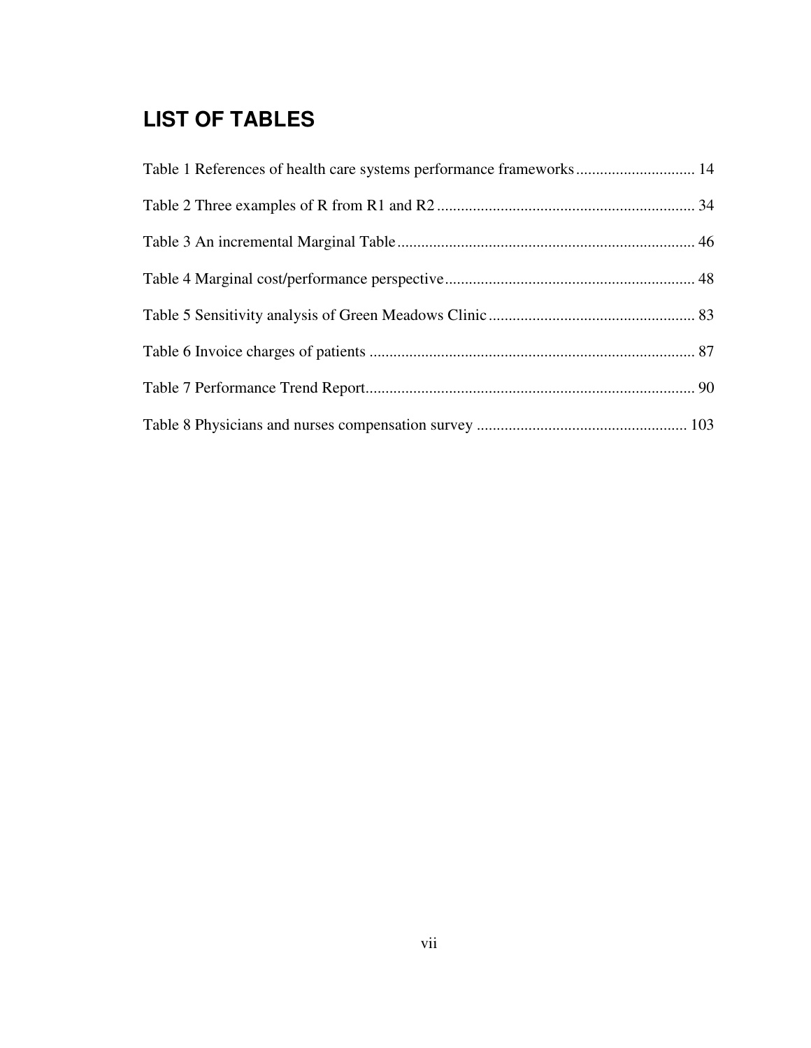# LIST OF TABLES

Table 1 References of health care systems performance frameworks .............................. 14

Table 2 Three examples of R from R1 and R2 ................................................................. 34

Table 3 An incremental Marginal Table ........................................................................... 46

Table 4 Marginal cost/performance perspective ............................................................... 48

Table 5 Sensitivity analysis of Green Meadows Clinic .................................................... 83

Table 6 Invoice charges of patients .................................................................................. 87

Table 7 Performance Trend Report................................................................................... 90

Table 8 Physicians and nurses compensation survey ..................................................... 103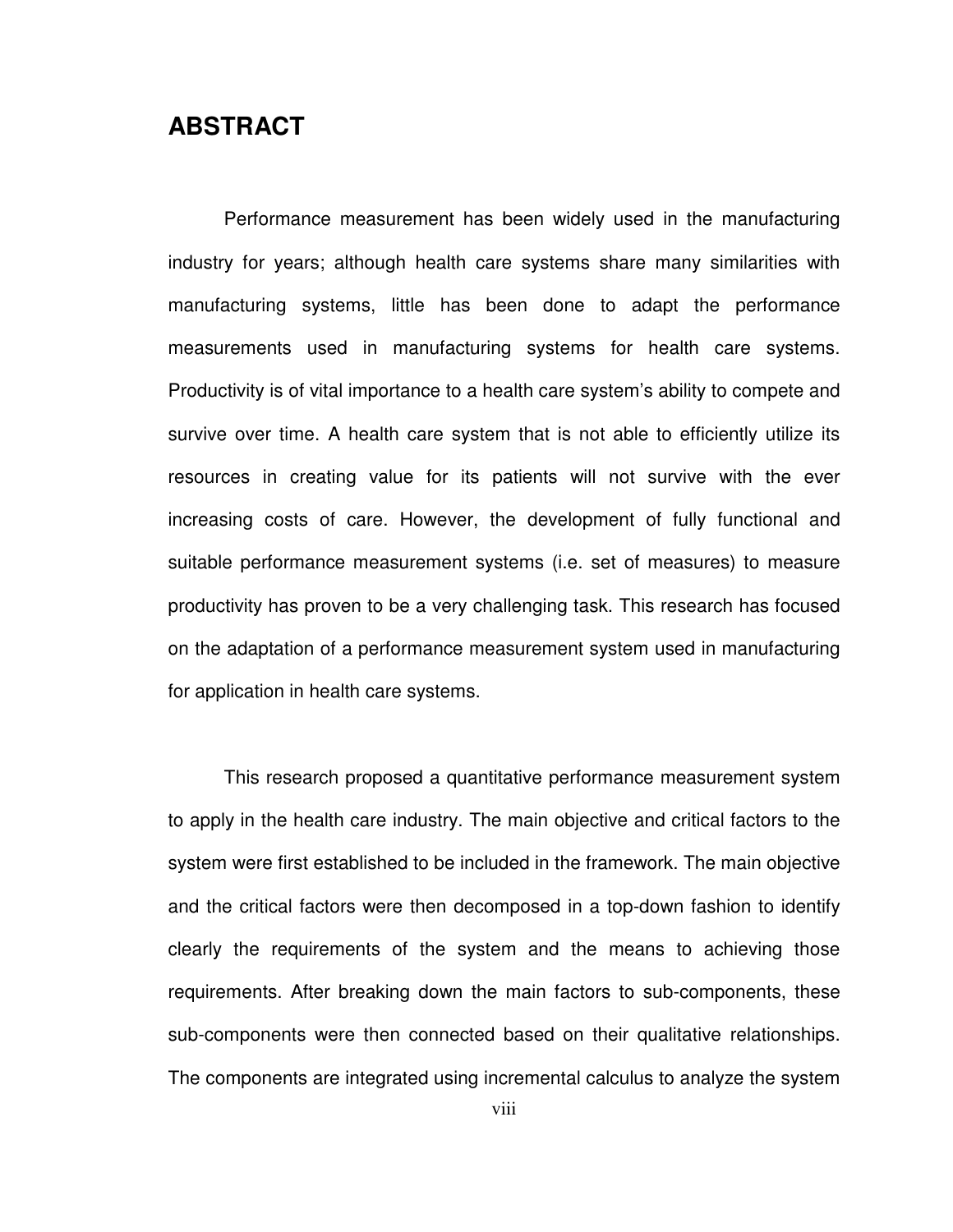# ABSTRACT

Performance measurement has been widely used in the manufacturing industry for years; although health care systems share many similarities with manufacturing systems, little has been done to adapt the performance measurements used in manufacturing systems for health care systems. Productivity is of vital importance to a health care system's ability to compete and survive over time. A health care system that is not able to efficiently utilize its resources in creating value for its patients will not survive with the ever increasing costs of care. However, the development of fully functional and suitable performance measurement systems (i.e. set of measures) to measure productivity has proven to be a very challenging task. This research has focused on the adaptation of a performance measurement system used in manufacturing for application in health care systems.

This research proposed a quantitative performance measurement system to apply in the health care industry. The main objective and critical factors to the system were first established to be included in the framework. The main objective and the critical factors were then decomposed in a top-down fashion to identify clearly the requirements of the system and the means to achieving those requirements. After breaking down the main factors to sub-components, these sub-components were then connected based on their qualitative relationships. The components are integrated using incremental calculus to analyze the system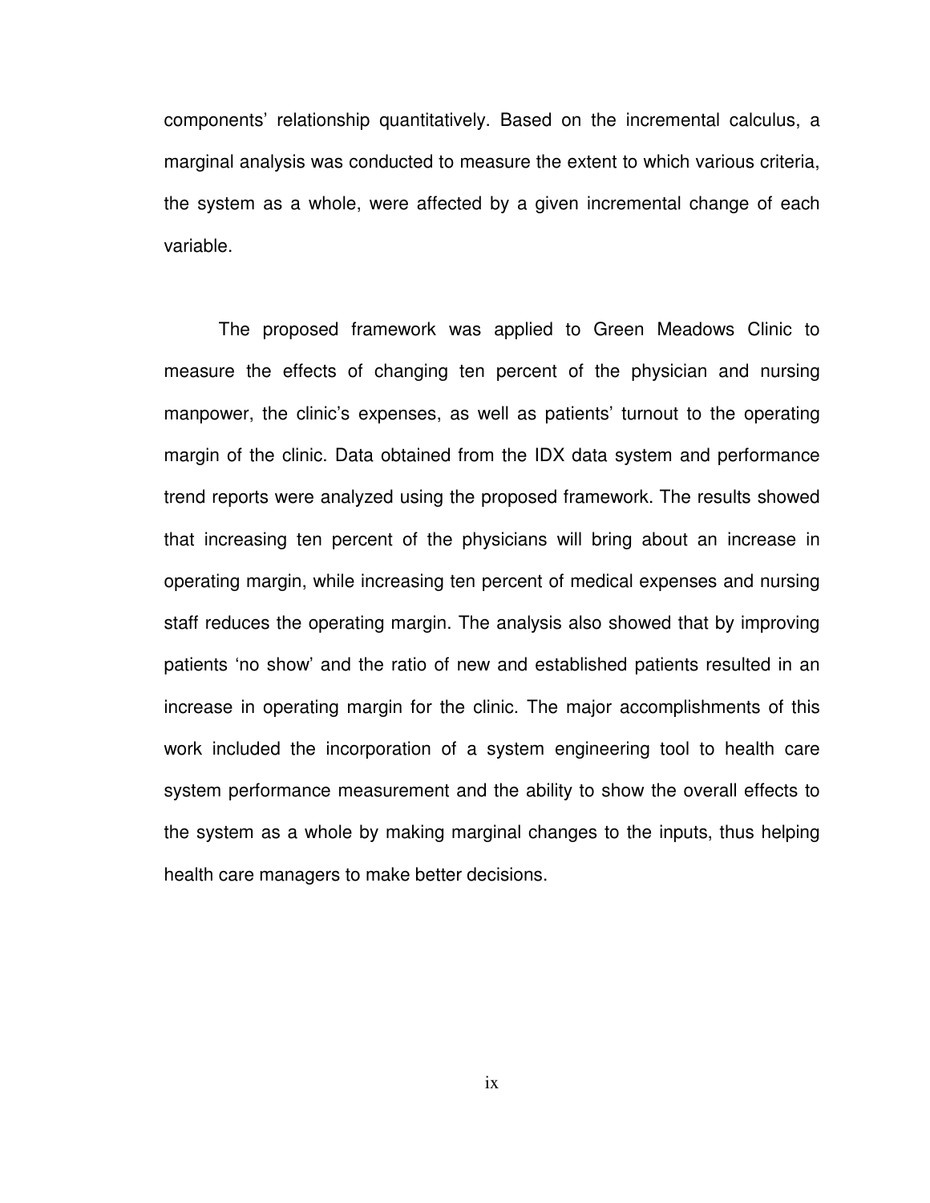components' relationship quantitatively. Based on the incremental calculus, a marginal analysis was conducted to measure the extent to which various criteria, the system as a whole, were affected by a given incremental change of each variable.

The proposed framework was applied to Green Meadows Clinic to measure the effects of changing ten percent of the physician and nursing manpower, the clinic's expenses, as well as patients' turnout to the operating margin of the clinic. Data obtained from the IDX data system and performance trend reports were analyzed using the proposed framework. The results showed that increasing ten percent of the physicians will bring about an increase in operating margin, while increasing ten percent of medical expenses and nursing staff reduces the operating margin. The analysis also showed that by improving patients 'no show' and the ratio of new and established patients resulted in an increase in operating margin for the clinic. The major accomplishments of this work included the incorporation of a system engineering tool to health care system performance measurement and the ability to show the overall effects to the system as a whole by making marginal changes to the inputs, thus helping health care managers to make better decisions.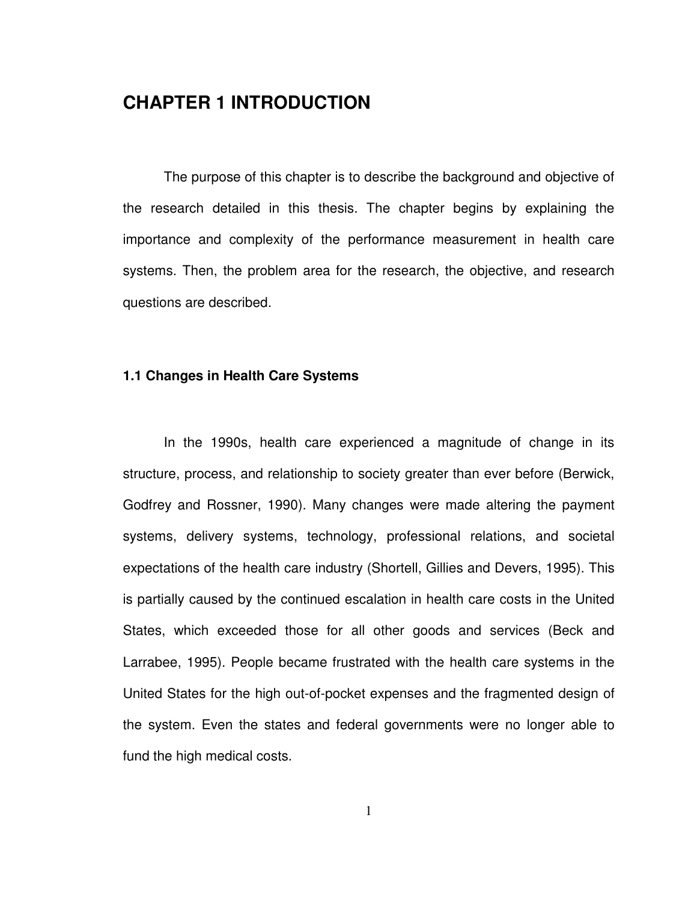# CHAPTER 1 INTRODUCTION

The purpose of this chapter is to describe the background and objective of the research detailed in this thesis. The chapter begins by explaining the importance and complexity of the performance measurement in health care systems. Then, the problem area for the research, the objective, and research questions are described.

## 1.1 Changes in Health Care Systems

In the 1990s, health care experienced a magnitude of change in its structure, process, and relationship to society greater than ever before (Berwick, Godfrey and Rossner, 1990). Many changes were made altering the payment systems, delivery systems, technology, professional relations, and societal expectations of the health care industry (Shortell, Gillies and Devers, 1995). This is partially caused by the continued escalation in health care costs in the United States, which exceeded those for all other goods and services (Beck and Larrabee, 1995). People became frustrated with the health care systems in the United States for the high out-of-pocket expenses and the fragmented design of the system. Even the states and federal governments were no longer able to fund the high medical costs.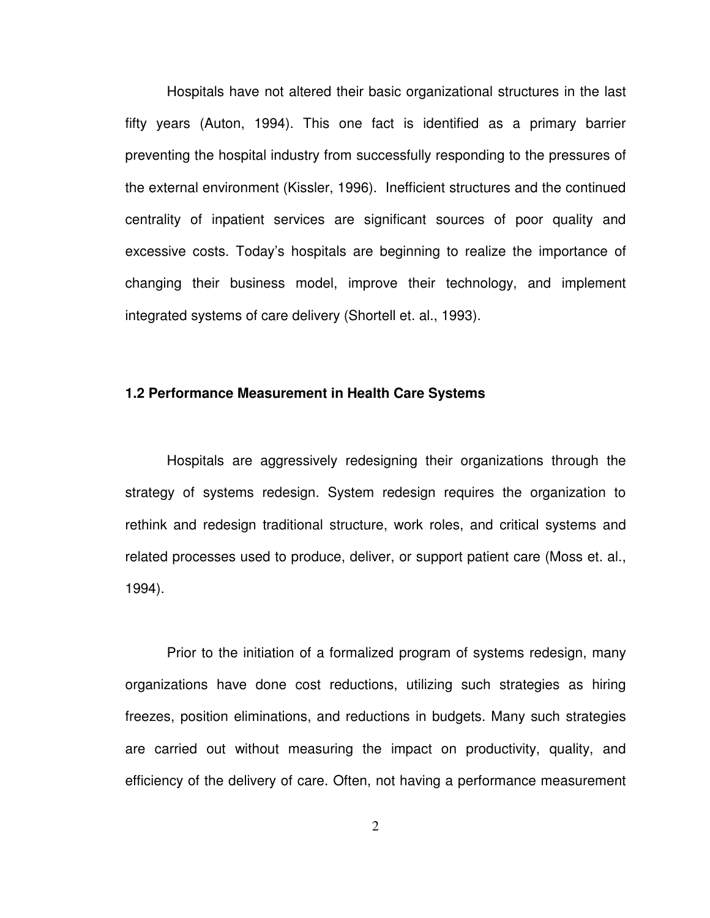Hospitals have not altered their basic organizational structures in the last fifty years (Auton, 1994). This one fact is identified as a primary barrier preventing the hospital industry from successfully responding to the pressures of the external environment (Kissler, 1996). Inefficient structures and the continued centrality of inpatient services are significant sources of poor quality and excessive costs. Today's hospitals are beginning to realize the importance of changing their business model, improve their technology, and implement integrated systems of care delivery (Shortell et. al., 1993).

### 1.2 Performance Measurement in Health Care Systems

Hospitals are aggressively redesigning their organizations through the strategy of systems redesign. System redesign requires the organization to rethink and redesign traditional structure, work roles, and critical systems and related processes used to produce, deliver, or support patient care (Moss et. al., 1994).

Prior to the initiation of a formalized program of systems redesign, many organizations have done cost reductions, utilizing such strategies as hiring freezes, position eliminations, and reductions in budgets. Many such strategies are carried out without measuring the impact on productivity, quality, and efficiency of the delivery of care. Often, not having a performance measurement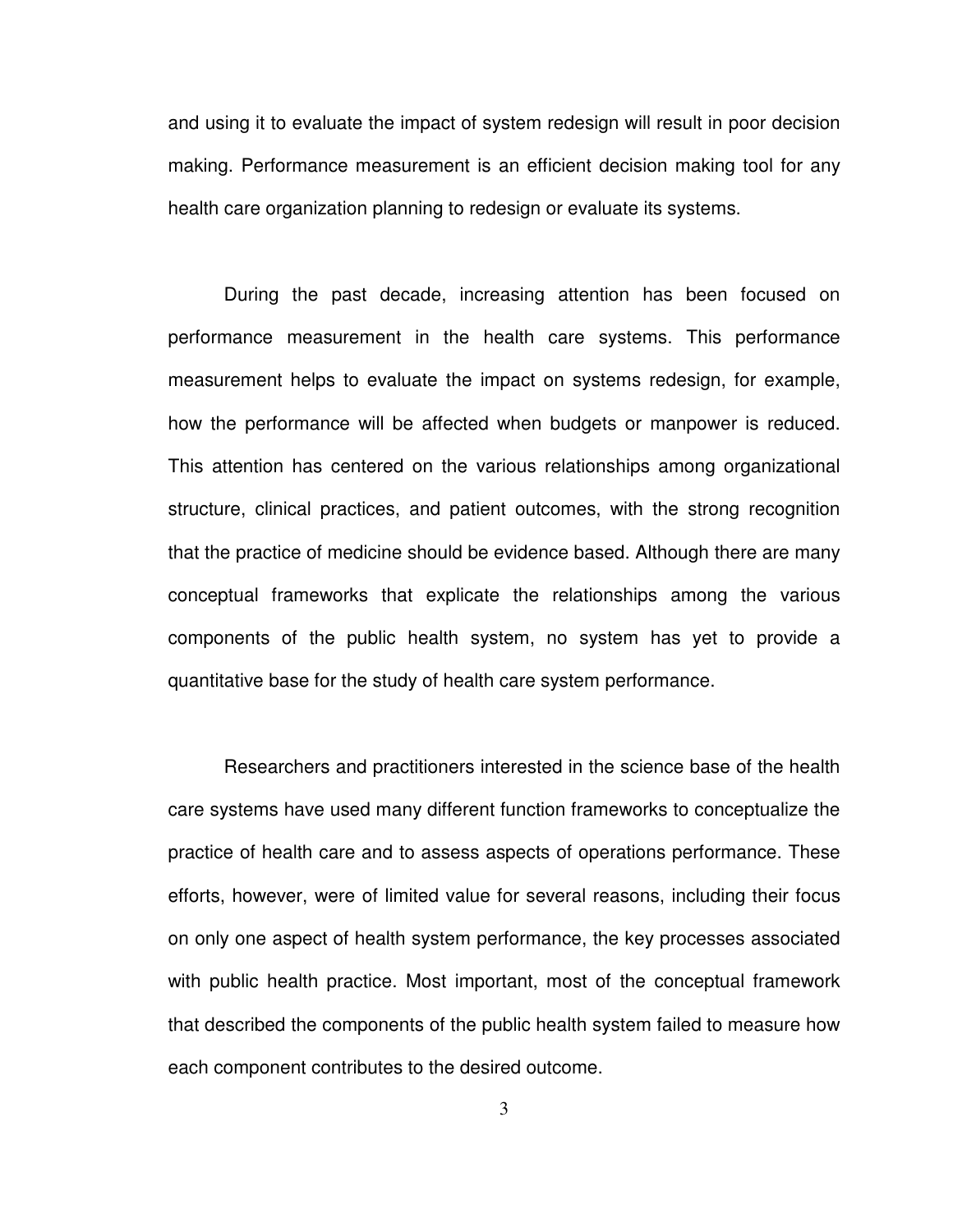and using it to evaluate the impact of system redesign will result in poor decision making. Performance measurement is an efficient decision making tool for any health care organization planning to redesign or evaluate its systems.

During the past decade, increasing attention has been focused on performance measurement in the health care systems. This performance measurement helps to evaluate the impact on systems redesign, for example, how the performance will be affected when budgets or manpower is reduced. This attention has centered on the various relationships among organizational structure, clinical practices, and patient outcomes, with the strong recognition that the practice of medicine should be evidence based. Although there are many conceptual frameworks that explicate the relationships among the various components of the public health system, no system has yet to provide a quantitative base for the study of health care system performance.

Researchers and practitioners interested in the science base of the health care systems have used many different function frameworks to conceptualize the practice of health care and to assess aspects of operations performance. These efforts, however, were of limited value for several reasons, including their focus on only one aspect of health system performance, the key processes associated with public health practice. Most important, most of the conceptual framework that described the components of the public health system failed to measure how each component contributes to the desired outcome.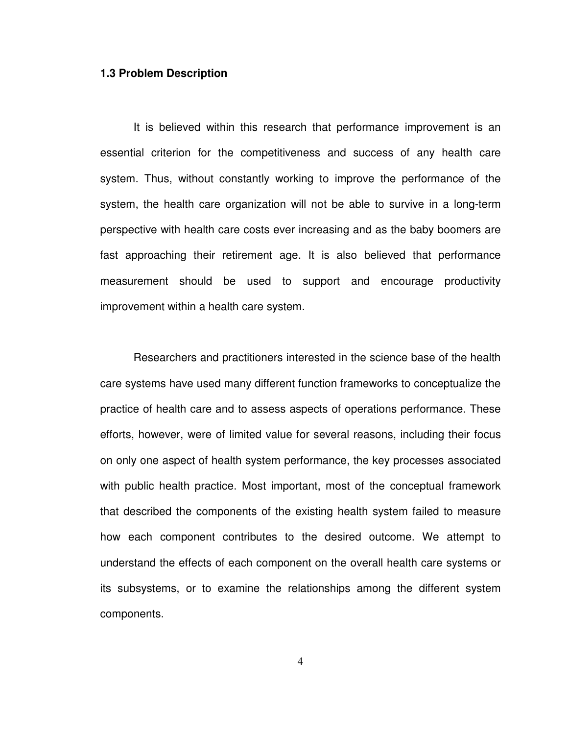### 1.3 Problem Description

It is believed within this research that performance improvement is an essential criterion for the competitiveness and success of any health care system. Thus, without constantly working to improve the performance of the system, the health care organization will not be able to survive in a long-term perspective with health care costs ever increasing and as the baby boomers are fast approaching their retirement age. It is also believed that performance measurement should be used to support and encourage productivity improvement within a health care system.

Researchers and practitioners interested in the science base of the health care systems have used many different function frameworks to conceptualize the practice of health care and to assess aspects of operations performance. These efforts, however, were of limited value for several reasons, including their focus on only one aspect of health system performance, the key processes associated with public health practice. Most important, most of the conceptual framework that described the components of the existing health system failed to measure how each component contributes to the desired outcome. We attempt to understand the effects of each component on the overall health care systems or its subsystems, or to examine the relationships among the different system components.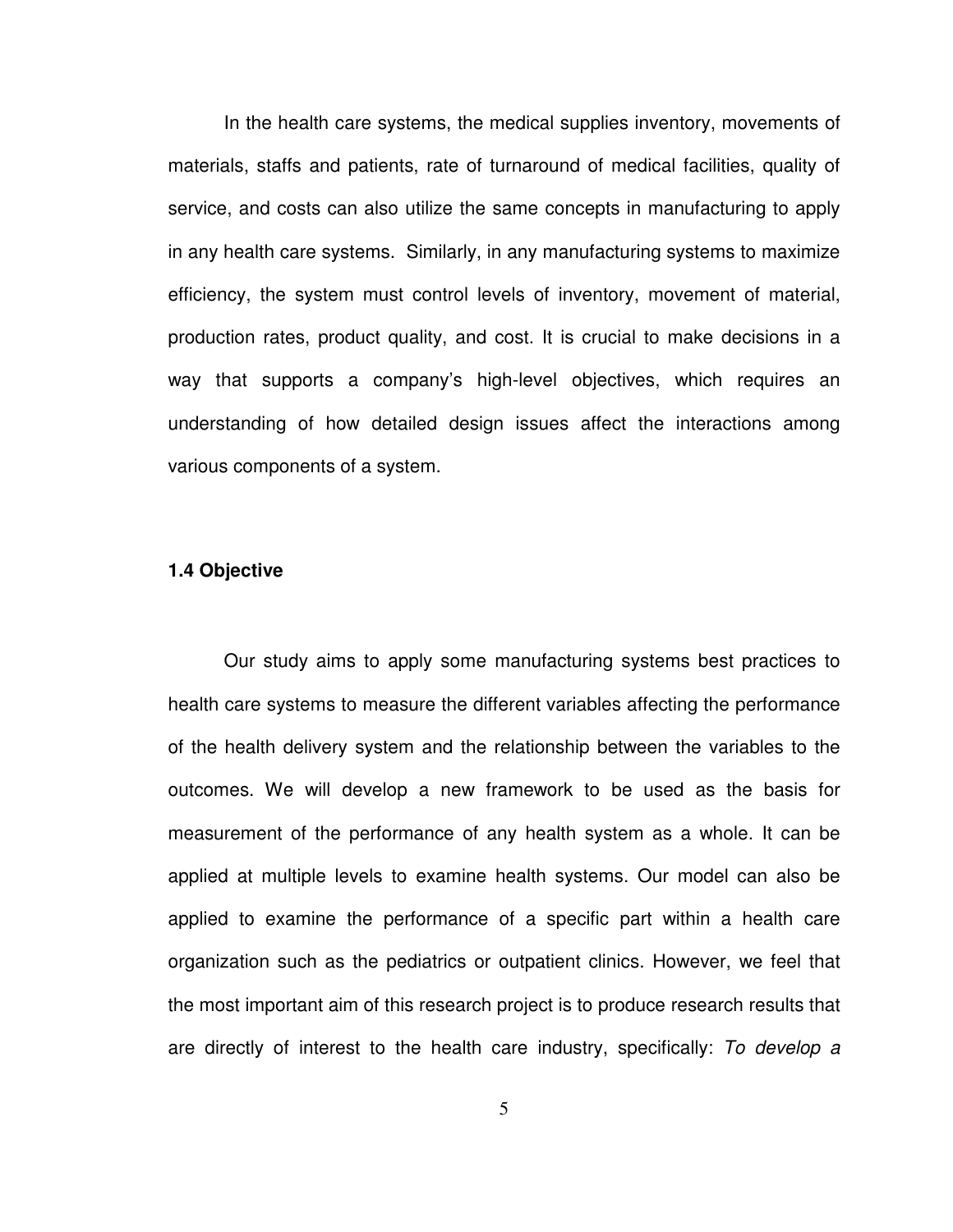In the health care systems, the medical supplies inventory, movements of materials, staffs and patients, rate of turnaround of medical facilities, quality of service, and costs can also utilize the same concepts in manufacturing to apply in any health care systems. Similarly, in any manufacturing systems to maximize efficiency, the system must control levels of inventory, movement of material, production rates, product quality, and cost. It is crucial to make decisions in a way that supports a company's high-level objectives, which requires an understanding of how detailed design issues affect the interactions among various components of a system.

### 1.4 Objective

Our study aims to apply some manufacturing systems best practices to health care systems to measure the different variables affecting the performance of the health delivery system and the relationship between the variables to the outcomes. We will develop a new framework to be used as the basis for measurement of the performance of any health system as a whole. It can be applied at multiple levels to examine health systems. Our model can also be applied to examine the performance of a specific part within a health care organization such as the pediatrics or outpatient clinics. However, we feel that the most important aim of this research project is to produce research results that are directly of interest to the health care industry, specifically: *To develop a*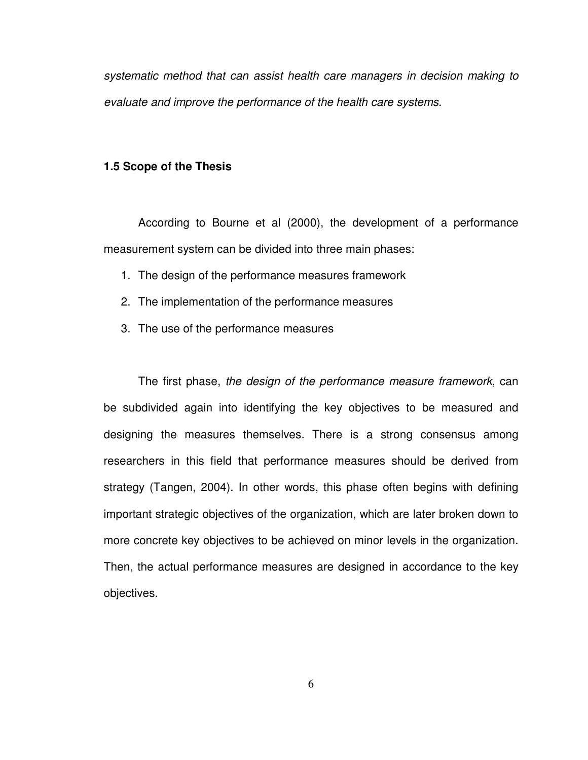*systematic method that can assist health care managers in decision making to evaluate and improve the performance of the health care systems.*

## 1.5 Scope of the Thesis

According to Bourne et al (2000), the development of a performance measurement system can be divided into three main phases:

1. The design of the performance measures framework
2. The implementation of the performance measures
3. The use of the performance measures

The first phase, *the design of the performance measure framework*, can be subdivided again into identifying the key objectives to be measured and designing the measures themselves. There is a strong consensus among researchers in this field that performance measures should be derived from strategy (Tangen, 2004). In other words, this phase often begins with defining important strategic objectives of the organization, which are later broken down to more concrete key objectives to be achieved on minor levels in the organization. Then, the actual performance measures are designed in accordance to the key objectives.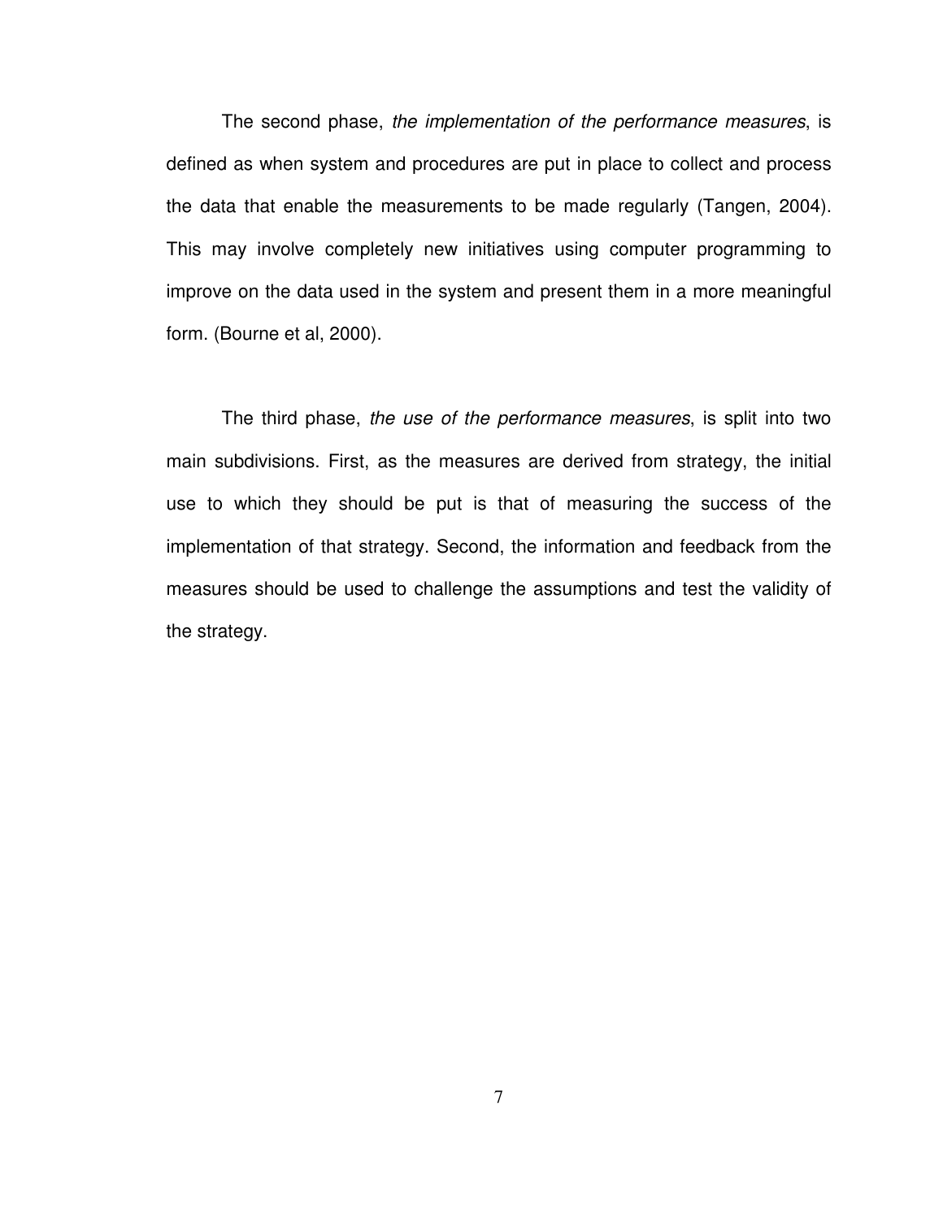The second phase, *the implementation of the performance measures*, is defined as when system and procedures are put in place to collect and process the data that enable the measurements to be made regularly (Tangen, 2004). This may involve completely new initiatives using computer programming to improve on the data used in the system and present them in a more meaningful form. (Bourne et al, 2000).

The third phase, *the use of the performance measures*, is split into two main subdivisions. First, as the measures are derived from strategy, the initial use to which they should be put is that of measuring the success of the implementation of that strategy. Second, the information and feedback from the measures should be used to challenge the assumptions and test the validity of the strategy.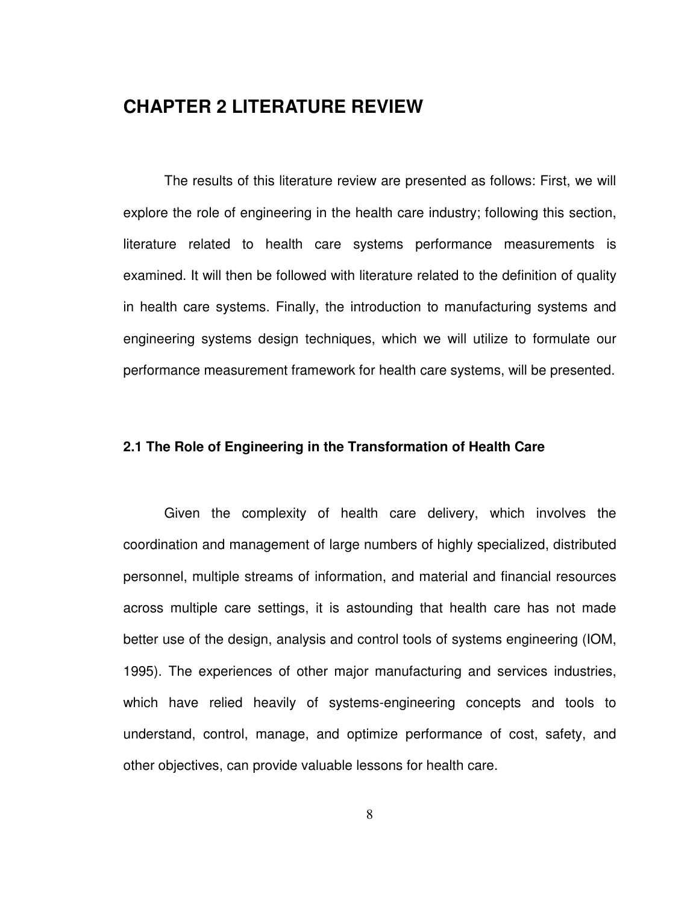# CHAPTER 2 LITERATURE REVIEW

The results of this literature review are presented as follows: First, we will explore the role of engineering in the health care industry; following this section, literature related to health care systems performance measurements is examined. It will then be followed with literature related to the definition of quality in health care systems. Finally, the introduction to manufacturing systems and engineering systems design techniques, which we will utilize to formulate our performance measurement framework for health care systems, will be presented.

## 2.1 The Role of Engineering in the Transformation of Health Care

Given the complexity of health care delivery, which involves the coordination and management of large numbers of highly specialized, distributed personnel, multiple streams of information, and material and financial resources across multiple care settings, it is astounding that health care has not made better use of the design, analysis and control tools of systems engineering (IOM, 1995). The experiences of other major manufacturing and services industries, which have relied heavily of systems-engineering concepts and tools to understand, control, manage, and optimize performance of cost, safety, and other objectives, can provide valuable lessons for health care.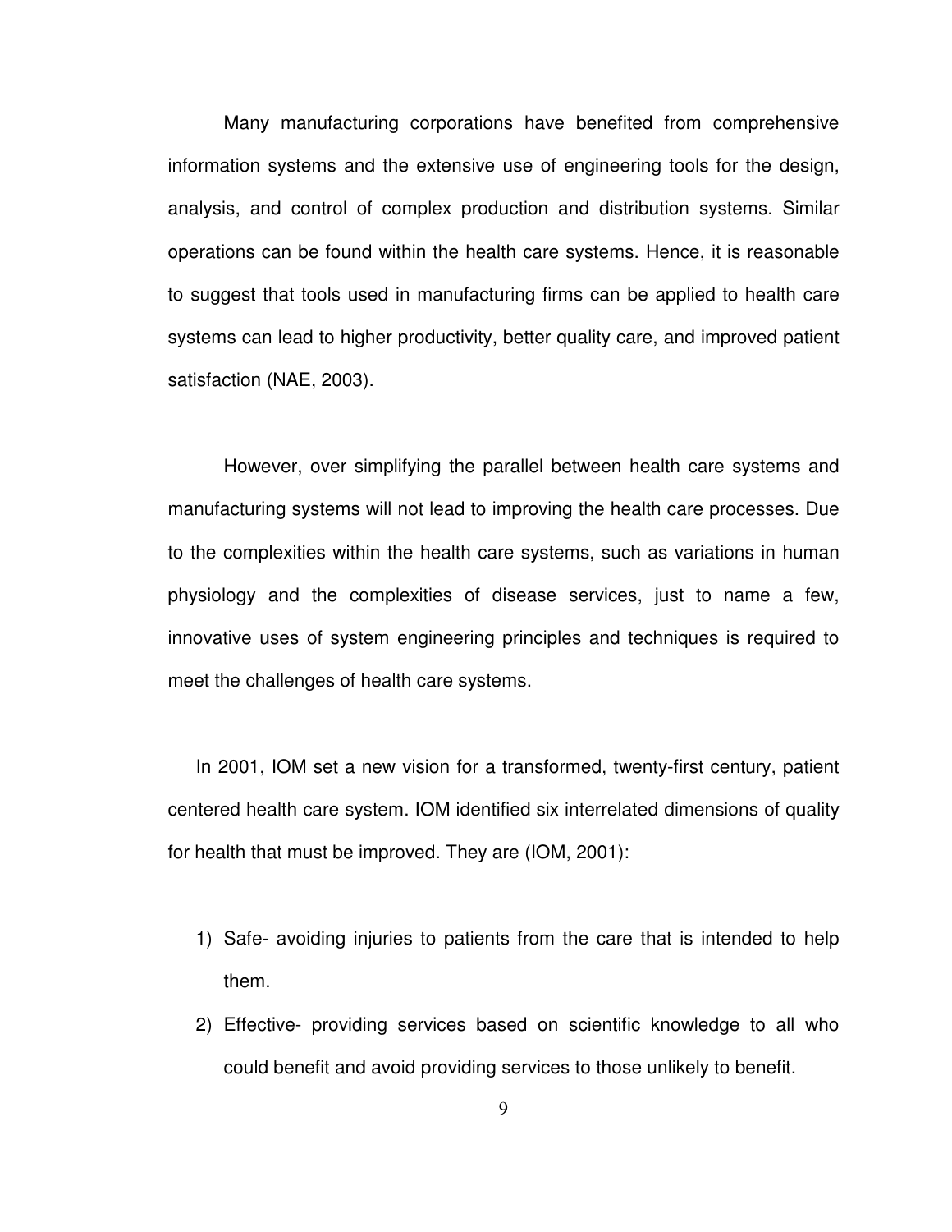Many manufacturing corporations have benefited from comprehensive information systems and the extensive use of engineering tools for the design, analysis, and control of complex production and distribution systems. Similar operations can be found within the health care systems. Hence, it is reasonable to suggest that tools used in manufacturing firms can be applied to health care systems can lead to higher productivity, better quality care, and improved patient satisfaction (NAE, 2003).

However, over simplifying the parallel between health care systems and manufacturing systems will not lead to improving the health care processes. Due to the complexities within the health care systems, such as variations in human physiology and the complexities of disease services, just to name a few, innovative uses of system engineering principles and techniques is required to meet the challenges of health care systems.

In 2001, IOM set a new vision for a transformed, twenty-first century, patient centered health care system. IOM identified six interrelated dimensions of quality for health that must be improved. They are (IOM, 2001):

1) Safe- avoiding injuries to patients from the care that is intended to help them.
2) Effective- providing services based on scientific knowledge to all who could benefit and avoid providing services to those unlikely to benefit.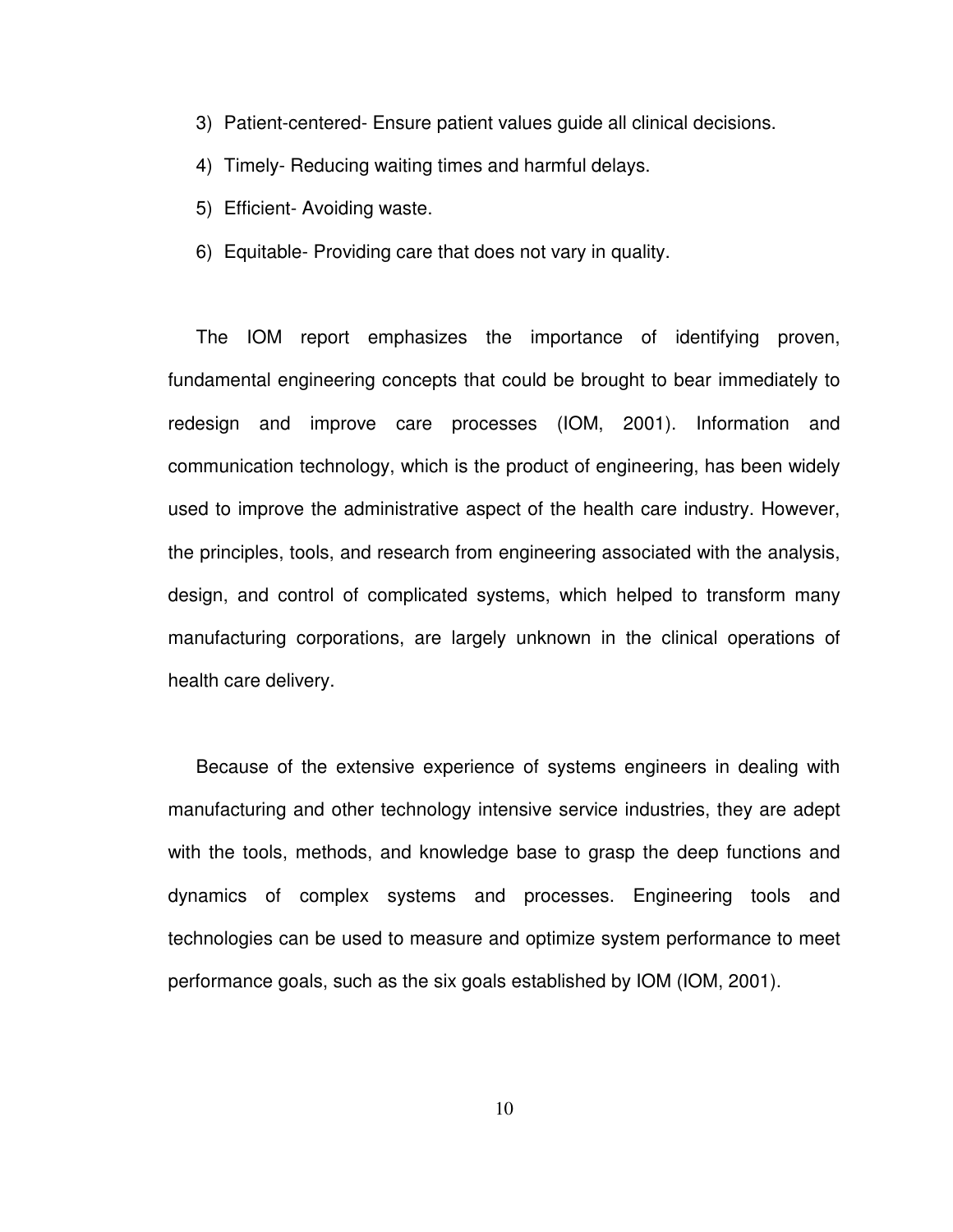3) Patient-centered- Ensure patient values guide all clinical decisions.
4) Timely- Reducing waiting times and harmful delays.
5) Efficient- Avoiding waste.
6) Equitable- Providing care that does not vary in quality.

The IOM report emphasizes the importance of identifying proven, fundamental engineering concepts that could be brought to bear immediately to redesign and improve care processes (IOM, 2001). Information and communication technology, which is the product of engineering, has been widely used to improve the administrative aspect of the health care industry. However, the principles, tools, and research from engineering associated with the analysis, design, and control of complicated systems, which helped to transform many manufacturing corporations, are largely unknown in the clinical operations of health care delivery.

Because of the extensive experience of systems engineers in dealing with manufacturing and other technology intensive service industries, they are adept with the tools, methods, and knowledge base to grasp the deep functions and dynamics of complex systems and processes. Engineering tools and technologies can be used to measure and optimize system performance to meet performance goals, such as the six goals established by IOM (IOM, 2001).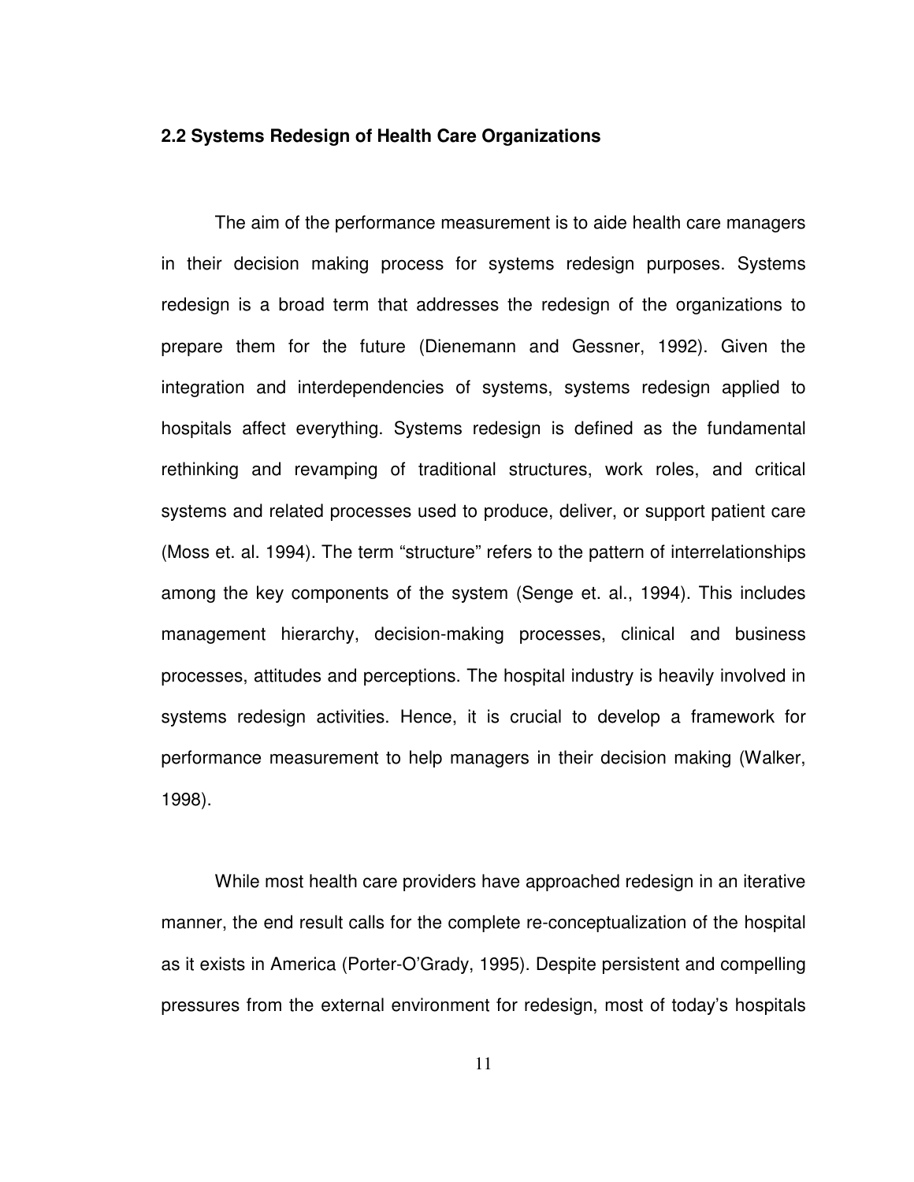## 2.2 Systems Redesign of Health Care Organizations

The aim of the performance measurement is to aide health care managers in their decision making process for systems redesign purposes. Systems redesign is a broad term that addresses the redesign of the organizations to prepare them for the future (Dienemann and Gessner, 1992). Given the integration and interdependencies of systems, systems redesign applied to hospitals affect everything. Systems redesign is defined as the fundamental rethinking and revamping of traditional structures, work roles, and critical systems and related processes used to produce, deliver, or support patient care (Moss et. al. 1994). The term "structure" refers to the pattern of interrelationships among the key components of the system (Senge et. al., 1994). This includes management hierarchy, decision-making processes, clinical and business processes, attitudes and perceptions. The hospital industry is heavily involved in systems redesign activities. Hence, it is crucial to develop a framework for performance measurement to help managers in their decision making (Walker, 1998).

While most health care providers have approached redesign in an iterative manner, the end result calls for the complete re-conceptualization of the hospital as it exists in America (Porter-O'Grady, 1995). Despite persistent and compelling pressures from the external environment for redesign, most of today's hospitals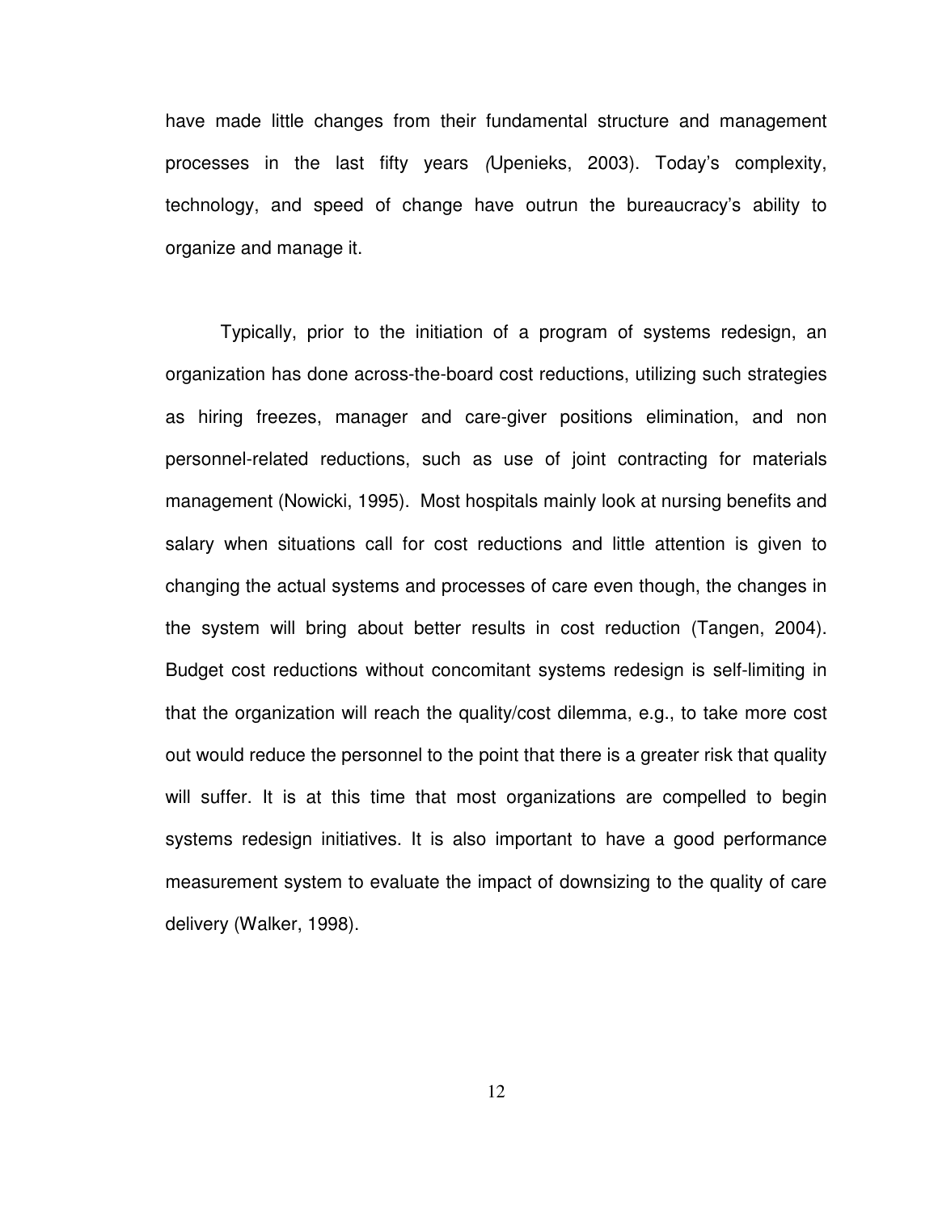have made little changes from their fundamental structure and management processes in the last fifty years (Upenieks, 2003). Today's complexity, technology, and speed of change have outrun the bureaucracy's ability to organize and manage it.

Typically, prior to the initiation of a program of systems redesign, an organization has done across-the-board cost reductions, utilizing such strategies as hiring freezes, manager and care-giver positions elimination, and non personnel-related reductions, such as use of joint contracting for materials management (Nowicki, 1995). Most hospitals mainly look at nursing benefits and salary when situations call for cost reductions and little attention is given to changing the actual systems and processes of care even though, the changes in the system will bring about better results in cost reduction (Tangen, 2004). Budget cost reductions without concomitant systems redesign is self-limiting in that the organization will reach the quality/cost dilemma, e.g., to take more cost out would reduce the personnel to the point that there is a greater risk that quality will suffer. It is at this time that most organizations are compelled to begin systems redesign initiatives. It is also important to have a good performance measurement system to evaluate the impact of downsizing to the quality of care delivery (Walker, 1998).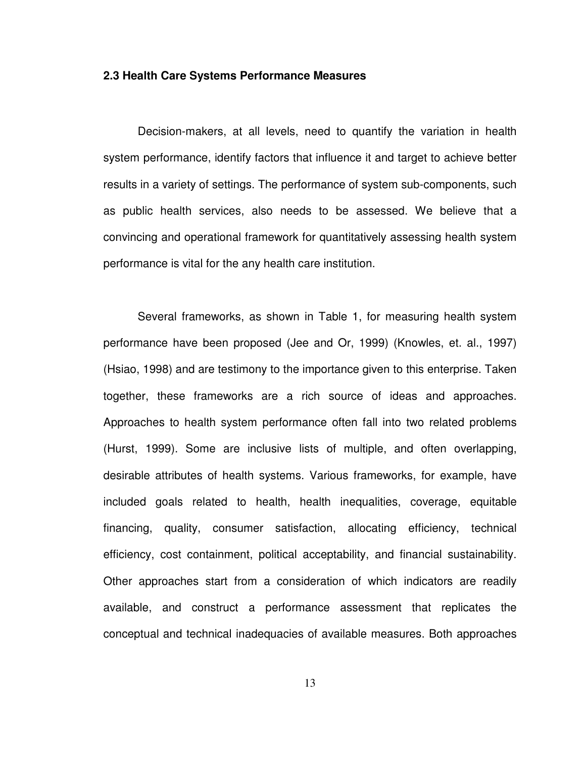### 2.3 Health Care Systems Performance Measures

Decision-makers, at all levels, need to quantify the variation in health system performance, identify factors that influence it and target to achieve better results in a variety of settings. The performance of system sub-components, such as public health services, also needs to be assessed. We believe that a convincing and operational framework for quantitatively assessing health system performance is vital for the any health care institution.

Several frameworks, as shown in Table 1, for measuring health system performance have been proposed (Jee and Or, 1999) (Knowles, et. al., 1997) (Hsiao, 1998) and are testimony to the importance given to this enterprise. Taken together, these frameworks are a rich source of ideas and approaches. Approaches to health system performance often fall into two related problems (Hurst, 1999). Some are inclusive lists of multiple, and often overlapping, desirable attributes of health systems. Various frameworks, for example, have included goals related to health, health inequalities, coverage, equitable financing, quality, consumer satisfaction, allocating efficiency, technical efficiency, cost containment, political acceptability, and financial sustainability. Other approaches start from a consideration of which indicators are readily available, and construct a performance assessment that replicates the conceptual and technical inadequacies of available measures. Both approaches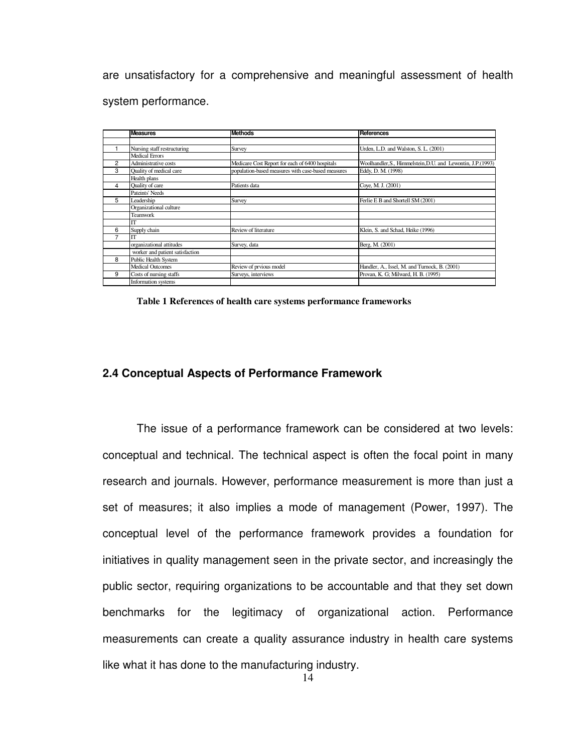are unsatisfactory for a comprehensive and meaningful assessment of health system performance.

| | Measures | Methods | References |
|---|---|---|---|
| | | | |
| 1 | Nursing staff restructuring | Survey | Urden, L.D. and Walston, S. L. (2001) |
| | Medical Errors | | |
| 2 | Administrative costs | Medicare Cost Report for each of 6400 hospitals | Woolhandler,S., Himmelstein,D.U. and Lewontin, J.P.(1993) |
| 3 | Quality of medical care | population-based measures with case-based measures | Eddy, D. M. (1998) |
| | Health plans | | |
| 4 | Quality of care | Patients data | Coye, M. J. (2001) |
| | Pateints' Needs | | |
| 5 | Leadership | Survey | Ferlie E B and Shortell SM (2001) |
| | Organizational culture | | |
| | Teamwork | | |
| | IT | | |
| 6 | Supply chain | Review of literature | Klein, S. and Schad, Heike (1996) |
| 7 | IT | | |
| | organizational attitudes | Survey, data | Berg, M. (2001) |
| | worker and patient satisfaction | | |
| 8 | Public Health System | | |
| | Medical Outcomes | Review of prvious model | Handler, A., Issel, M. and Turnock, B. (2001) |
| 9 | Costs of nursing staffs | Surveys, interviews | Provan, K. G; Milward, H. B. (1995) |
| | Information systems | | |

**Table 1 References of health care systems performance frameworks**

## 2.4 Conceptual Aspects of Performance Framework

The issue of a performance framework can be considered at two levels: conceptual and technical. The technical aspect is often the focal point in many research and journals. However, performance measurement is more than just a set of measures; it also implies a mode of management (Power, 1997). The conceptual level of the performance framework provides a foundation for initiatives in quality management seen in the private sector, and increasingly the public sector, requiring organizations to be accountable and that they set down benchmarks for the legitimacy of organizational action. Performance measurements can create a quality assurance industry in health care systems like what it has done to the manufacturing industry.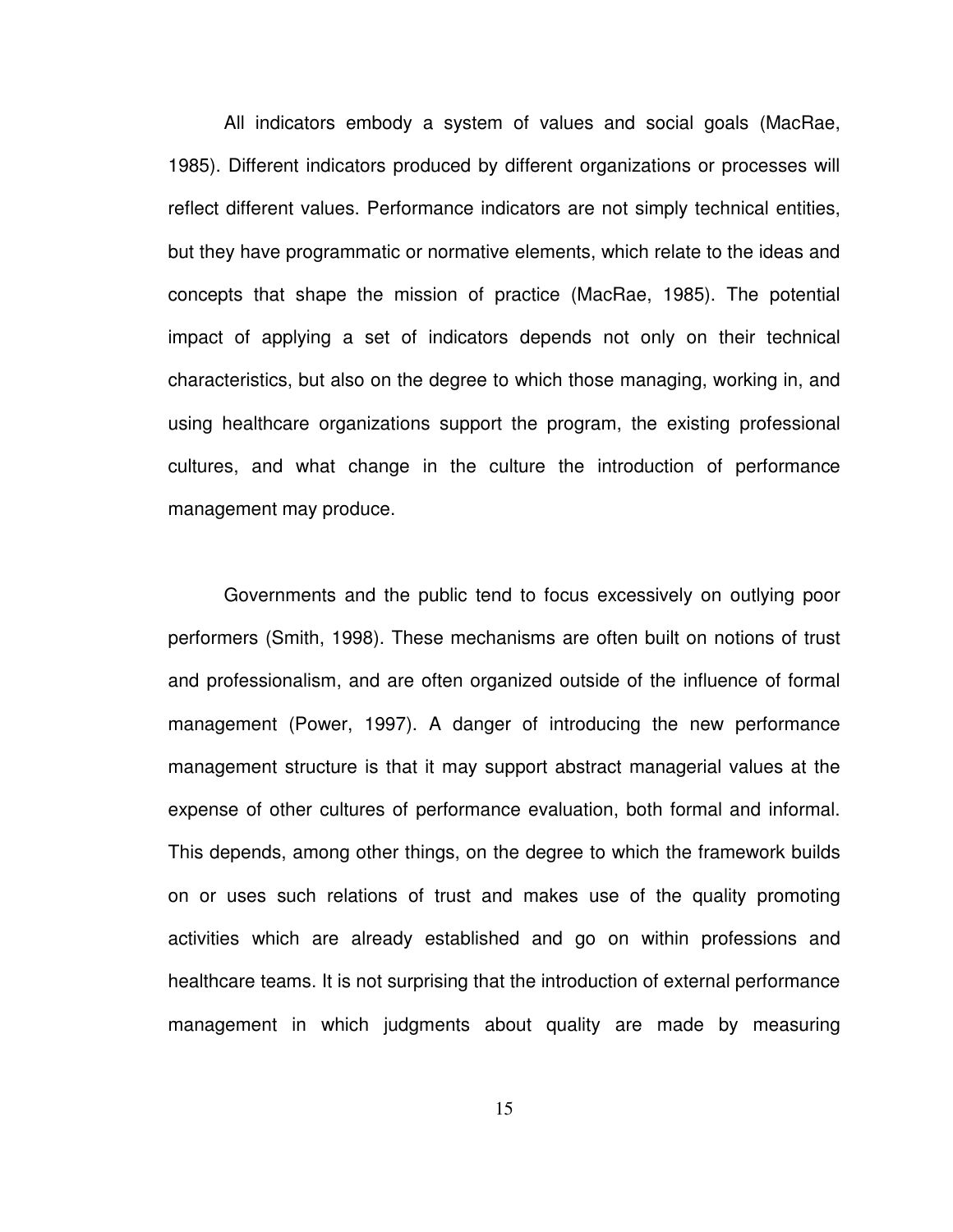All indicators embody a system of values and social goals (MacRae, 1985). Different indicators produced by different organizations or processes will reflect different values. Performance indicators are not simply technical entities, but they have programmatic or normative elements, which relate to the ideas and concepts that shape the mission of practice (MacRae, 1985). The potential impact of applying a set of indicators depends not only on their technical characteristics, but also on the degree to which those managing, working in, and using healthcare organizations support the program, the existing professional cultures, and what change in the culture the introduction of performance management may produce.

Governments and the public tend to focus excessively on outlying poor performers (Smith, 1998). These mechanisms are often built on notions of trust and professionalism, and are often organized outside of the influence of formal management (Power, 1997). A danger of introducing the new performance management structure is that it may support abstract managerial values at the expense of other cultures of performance evaluation, both formal and informal. This depends, among other things, on the degree to which the framework builds on or uses such relations of trust and makes use of the quality promoting activities which are already established and go on within professions and healthcare teams. It is not surprising that the introduction of external performance management in which judgments about quality are made by measuring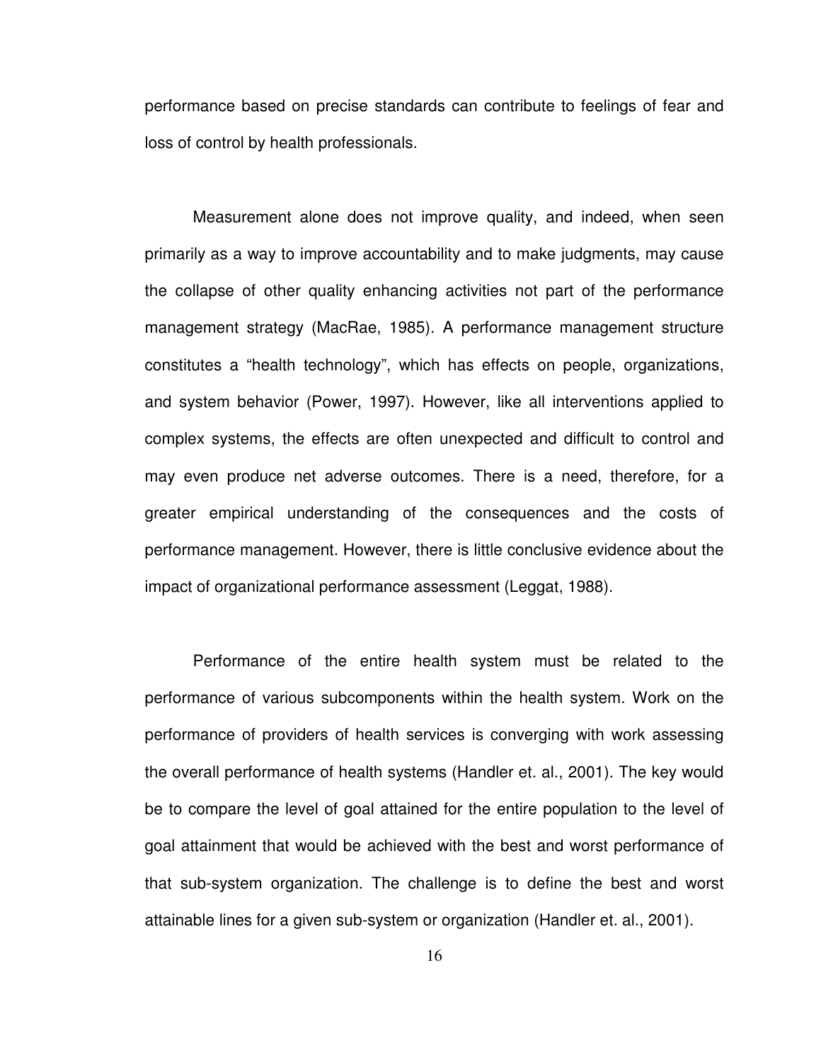performance based on precise standards can contribute to feelings of fear and loss of control by health professionals.

Measurement alone does not improve quality, and indeed, when seen primarily as a way to improve accountability and to make judgments, may cause the collapse of other quality enhancing activities not part of the performance management strategy (MacRae, 1985). A performance management structure constitutes a "health technology", which has effects on people, organizations, and system behavior (Power, 1997). However, like all interventions applied to complex systems, the effects are often unexpected and difficult to control and may even produce net adverse outcomes. There is a need, therefore, for a greater empirical understanding of the consequences and the costs of performance management. However, there is little conclusive evidence about the impact of organizational performance assessment (Leggat, 1988).

Performance of the entire health system must be related to the performance of various subcomponents within the health system. Work on the performance of providers of health services is converging with work assessing the overall performance of health systems (Handler et. al., 2001). The key would be to compare the level of goal attained for the entire population to the level of goal attainment that would be achieved with the best and worst performance of that sub-system organization. The challenge is to define the best and worst attainable lines for a given sub-system or organization (Handler et. al., 2001).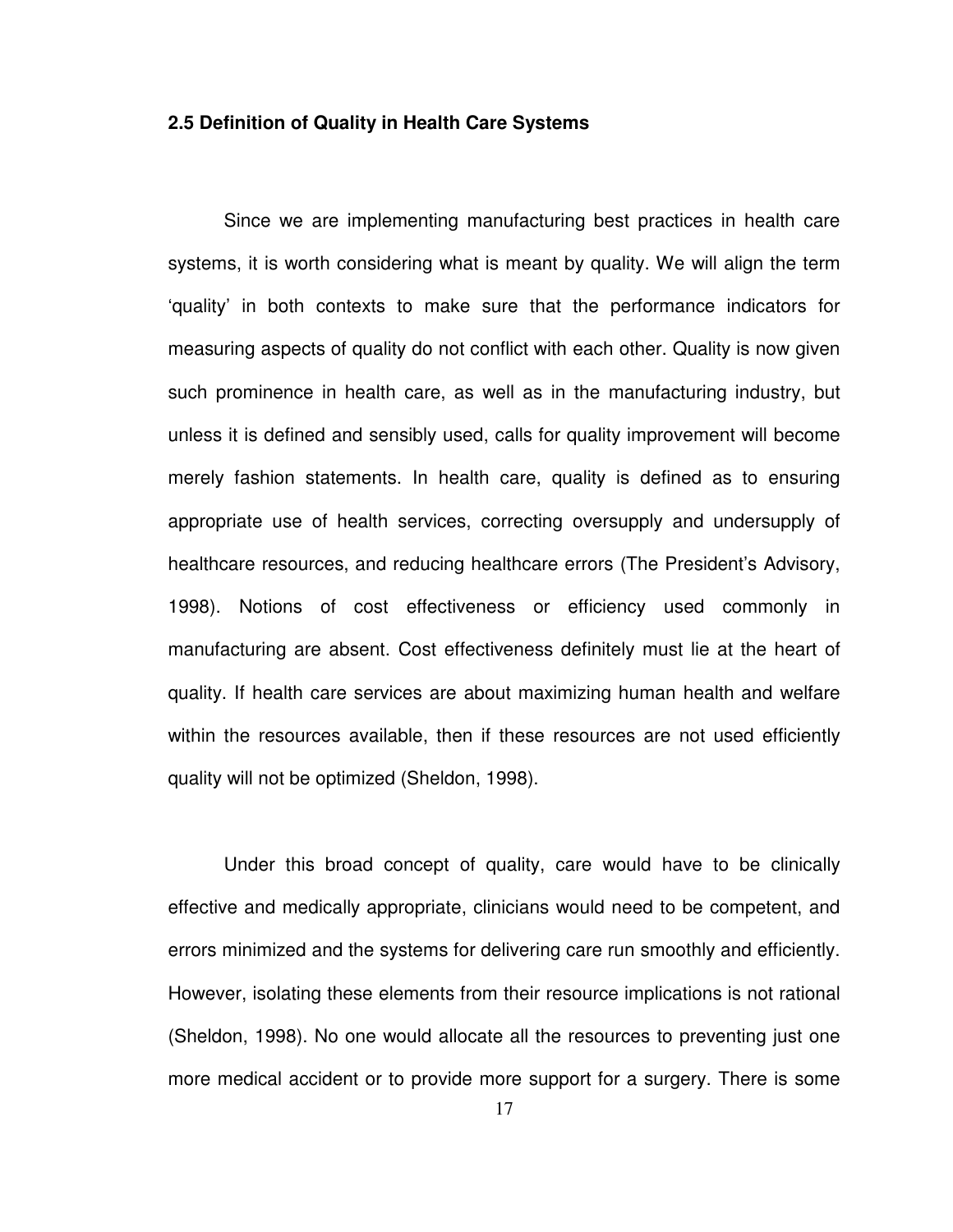### 2.5 Definition of Quality in Health Care Systems

Since we are implementing manufacturing best practices in health care systems, it is worth considering what is meant by quality. We will align the term 'quality' in both contexts to make sure that the performance indicators for measuring aspects of quality do not conflict with each other. Quality is now given such prominence in health care, as well as in the manufacturing industry, but unless it is defined and sensibly used, calls for quality improvement will become merely fashion statements. In health care, quality is defined as to ensuring appropriate use of health services, correcting oversupply and undersupply of healthcare resources, and reducing healthcare errors (The President's Advisory, 1998). Notions of cost effectiveness or efficiency used commonly in manufacturing are absent. Cost effectiveness definitely must lie at the heart of quality. If health care services are about maximizing human health and welfare within the resources available, then if these resources are not used efficiently quality will not be optimized (Sheldon, 1998).

Under this broad concept of quality, care would have to be clinically effective and medically appropriate, clinicians would need to be competent, and errors minimized and the systems for delivering care run smoothly and efficiently. However, isolating these elements from their resource implications is not rational (Sheldon, 1998). No one would allocate all the resources to preventing just one more medical accident or to provide more support for a surgery. There is some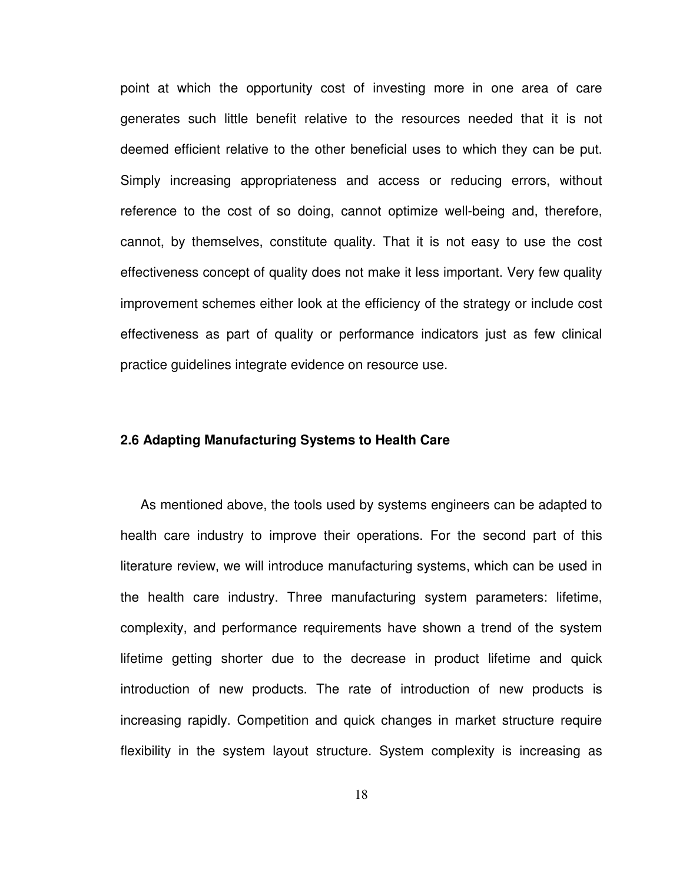point at which the opportunity cost of investing more in one area of care generates such little benefit relative to the resources needed that it is not deemed efficient relative to the other beneficial uses to which they can be put. Simply increasing appropriateness and access or reducing errors, without reference to the cost of so doing, cannot optimize well-being and, therefore, cannot, by themselves, constitute quality. That it is not easy to use the cost effectiveness concept of quality does not make it less important. Very few quality improvement schemes either look at the efficiency of the strategy or include cost effectiveness as part of quality or performance indicators just as few clinical practice guidelines integrate evidence on resource use.

### 2.6 Adapting Manufacturing Systems to Health Care

As mentioned above, the tools used by systems engineers can be adapted to health care industry to improve their operations. For the second part of this literature review, we will introduce manufacturing systems, which can be used in the health care industry. Three manufacturing system parameters: lifetime, complexity, and performance requirements have shown a trend of the system lifetime getting shorter due to the decrease in product lifetime and quick introduction of new products. The rate of introduction of new products is increasing rapidly. Competition and quick changes in market structure require flexibility in the system layout structure. System complexity is increasing as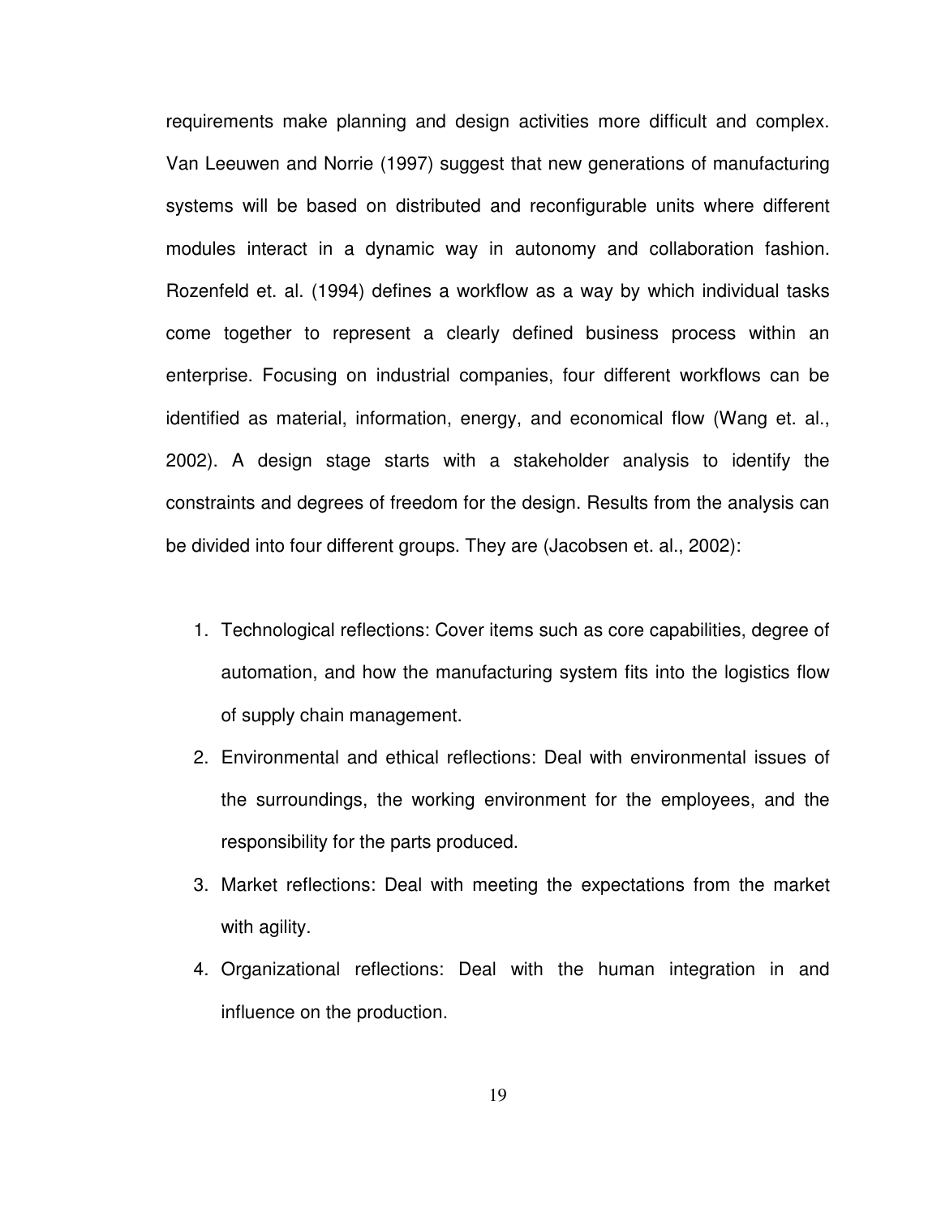requirements make planning and design activities more difficult and complex. Van Leeuwen and Norrie (1997) suggest that new generations of manufacturing systems will be based on distributed and reconfigurable units where different modules interact in a dynamic way in autonomy and collaboration fashion. Rozenfeld et. al. (1994) defines a workflow as a way by which individual tasks come together to represent a clearly defined business process within an enterprise. Focusing on industrial companies, four different workflows can be identified as material, information, energy, and economical flow (Wang et. al., 2002). A design stage starts with a stakeholder analysis to identify the constraints and degrees of freedom for the design. Results from the analysis can be divided into four different groups. They are (Jacobsen et. al., 2002):

1. Technological reflections: Cover items such as core capabilities, degree of automation, and how the manufacturing system fits into the logistics flow of supply chain management.
2. Environmental and ethical reflections: Deal with environmental issues of the surroundings, the working environment for the employees, and the responsibility for the parts produced.
3. Market reflections: Deal with meeting the expectations from the market with agility.
4. Organizational reflections: Deal with the human integration in and influence on the production.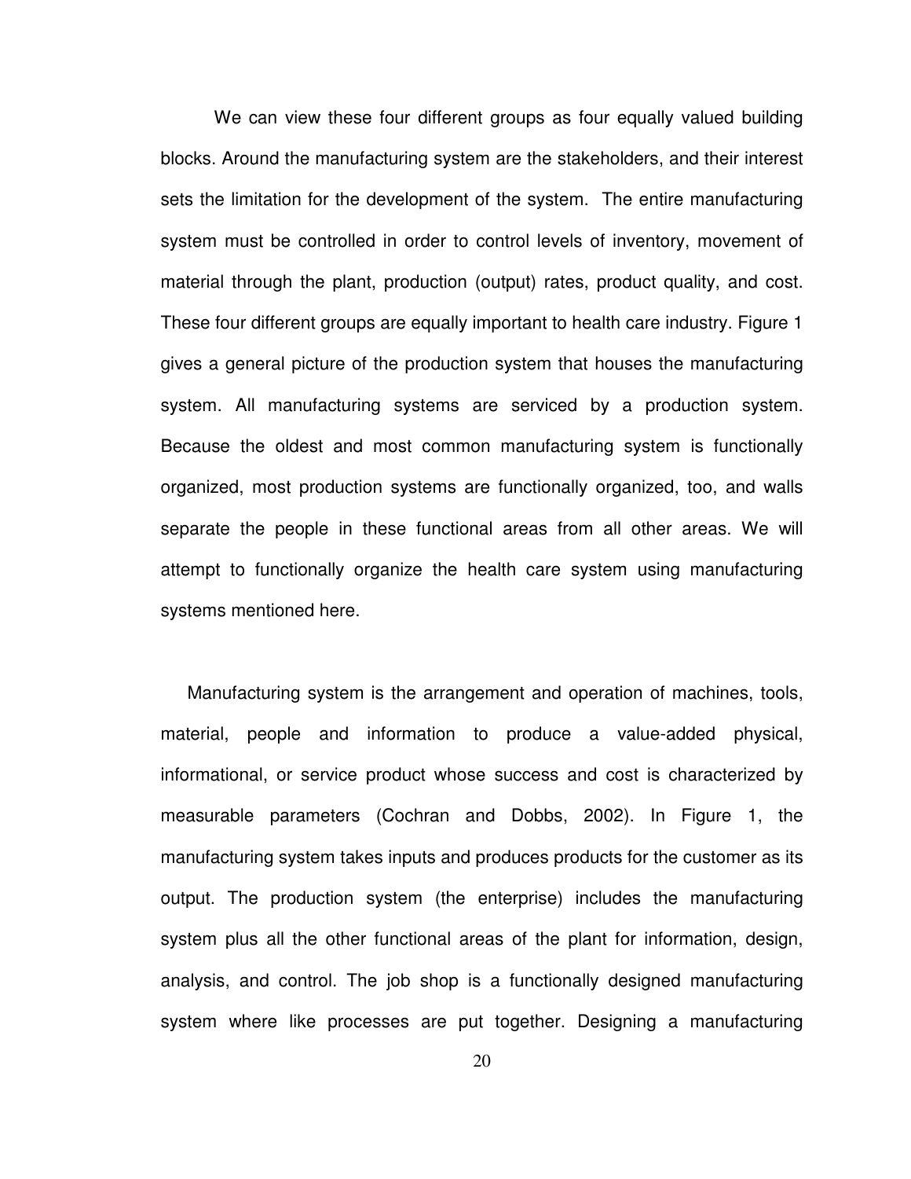We can view these four different groups as four equally valued building blocks. Around the manufacturing system are the stakeholders, and their interest sets the limitation for the development of the system. The entire manufacturing system must be controlled in order to control levels of inventory, movement of material through the plant, production (output) rates, product quality, and cost. These four different groups are equally important to health care industry. Figure 1 gives a general picture of the production system that houses the manufacturing system. All manufacturing systems are serviced by a production system. Because the oldest and most common manufacturing system is functionally organized, most production systems are functionally organized, too, and walls separate the people in these functional areas from all other areas. We will attempt to functionally organize the health care system using manufacturing systems mentioned here.

Manufacturing system is the arrangement and operation of machines, tools, material, people and information to produce a value-added physical, informational, or service product whose success and cost is characterized by measurable parameters (Cochran and Dobbs, 2002). In Figure 1, the manufacturing system takes inputs and produces products for the customer as its output. The production system (the enterprise) includes the manufacturing system plus all the other functional areas of the plant for information, design, analysis, and control. The job shop is a functionally designed manufacturing system where like processes are put together. Designing a manufacturing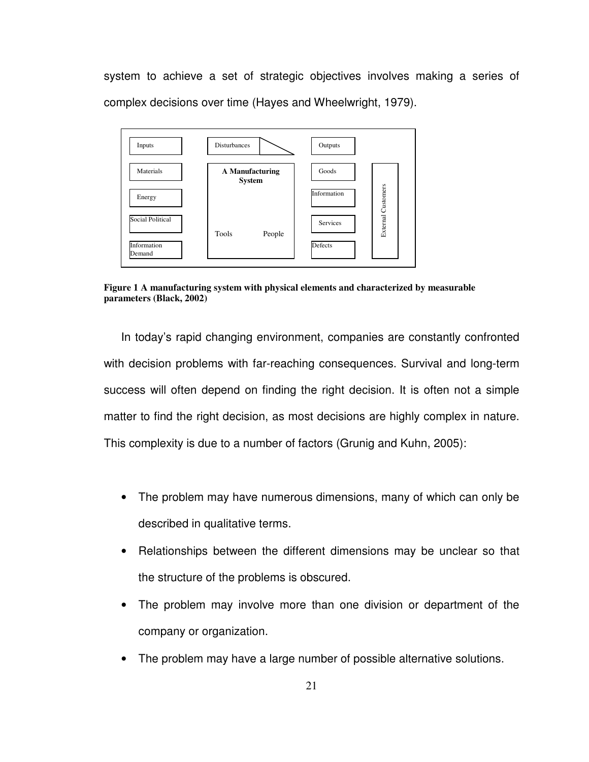system to achieve a set of strategic objectives involves making a series of complex decisions over time (Hayes and Wheelwright, 1979).

| Inputs | Disturbances | Outputs | |
|---|---|---|---|
| Materials | A Manufacturing System | Goods | External Customers |
| Energy | | Information | |
| Social Political | Tools People | Services | |
| Information Demand | | Defects | |

**Figure 1 A manufacturing system with physical elements and characterized by measurable parameters (Black, 2002)**

In today's rapid changing environment, companies are constantly confronted with decision problems with far-reaching consequences. Survival and long-term success will often depend on finding the right decision. It is often not a simple matter to find the right decision, as most decisions are highly complex in nature. This complexity is due to a number of factors (Grunig and Kuhn, 2005):

- The problem may have numerous dimensions, many of which can only be described in qualitative terms.
- Relationships between the different dimensions may be unclear so that the structure of the problems is obscured.
- The problem may involve more than one division or department of the company or organization.
- The problem may have a large number of possible alternative solutions.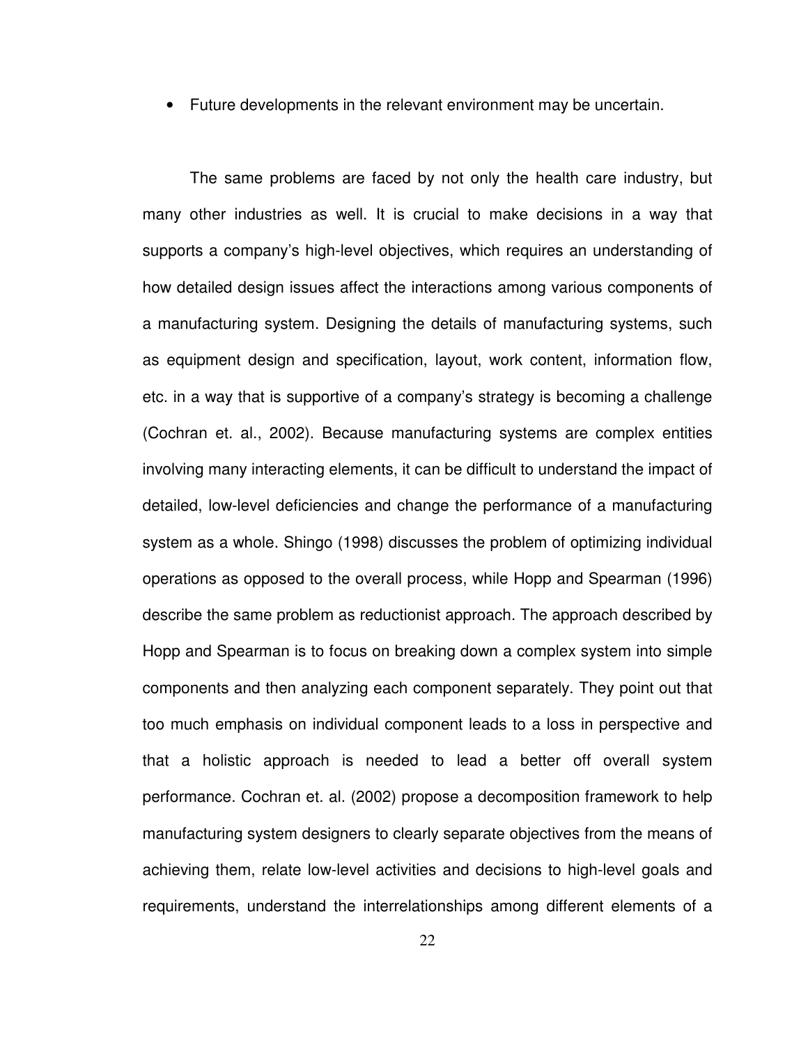- Future developments in the relevant environment may be uncertain.

The same problems are faced by not only the health care industry, but many other industries as well. It is crucial to make decisions in a way that supports a company's high-level objectives, which requires an understanding of how detailed design issues affect the interactions among various components of a manufacturing system. Designing the details of manufacturing systems, such as equipment design and specification, layout, work content, information flow, etc. in a way that is supportive of a company's strategy is becoming a challenge (Cochran et. al., 2002). Because manufacturing systems are complex entities involving many interacting elements, it can be difficult to understand the impact of detailed, low-level deficiencies and change the performance of a manufacturing system as a whole. Shingo (1998) discusses the problem of optimizing individual operations as opposed to the overall process, while Hopp and Spearman (1996) describe the same problem as reductionist approach. The approach described by Hopp and Spearman is to focus on breaking down a complex system into simple components and then analyzing each component separately. They point out that too much emphasis on individual component leads to a loss in perspective and that a holistic approach is needed to lead a better off overall system performance. Cochran et. al. (2002) propose a decomposition framework to help manufacturing system designers to clearly separate objectives from the means of achieving them, relate low-level activities and decisions to high-level goals and requirements, understand the interrelationships among different elements of a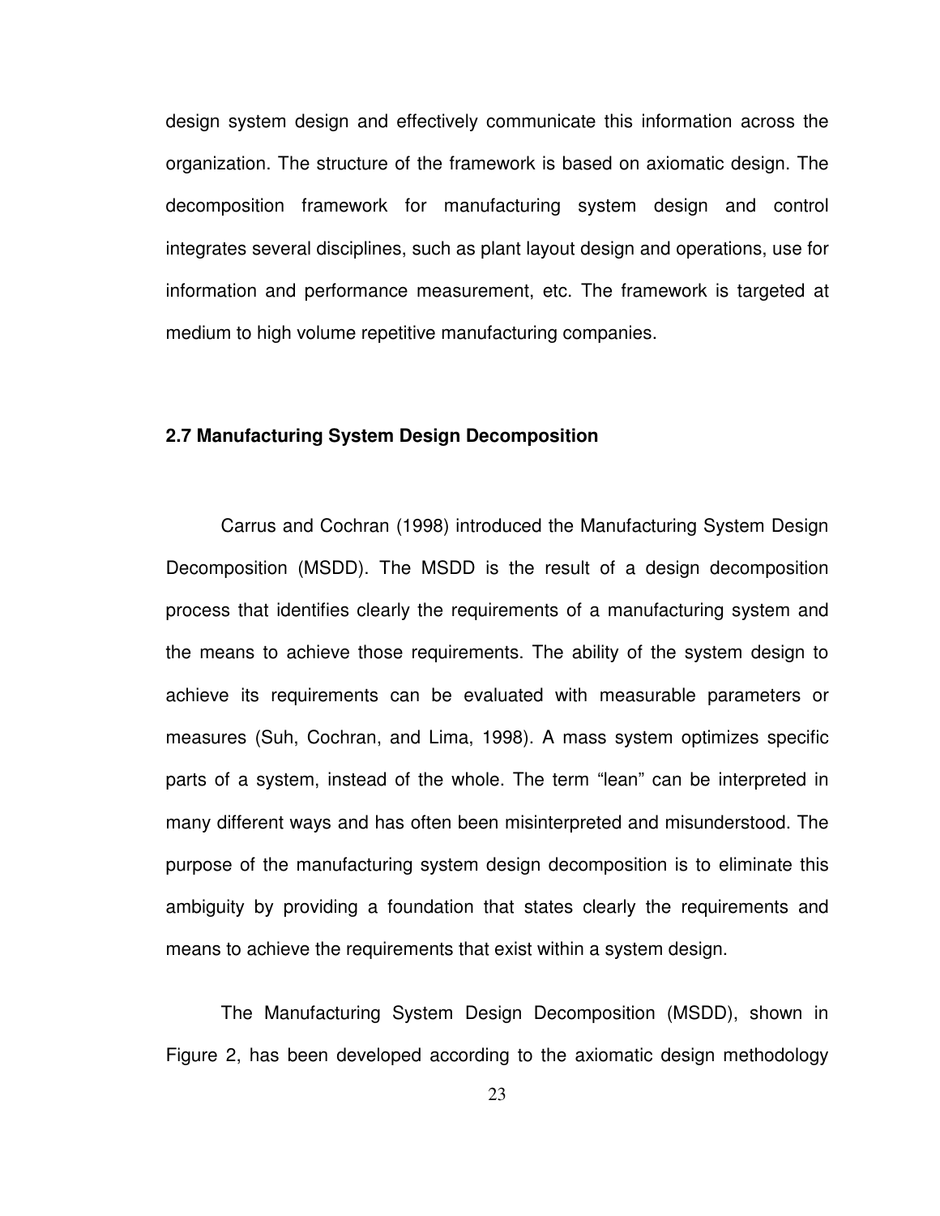design system design and effectively communicate this information across the organization. The structure of the framework is based on axiomatic design. The decomposition framework for manufacturing system design and control integrates several disciplines, such as plant layout design and operations, use for information and performance measurement, etc. The framework is targeted at medium to high volume repetitive manufacturing companies.

### 2.7 Manufacturing System Design Decomposition

Carrus and Cochran (1998) introduced the Manufacturing System Design Decomposition (MSDD). The MSDD is the result of a design decomposition process that identifies clearly the requirements of a manufacturing system and the means to achieve those requirements. The ability of the system design to achieve its requirements can be evaluated with measurable parameters or measures (Suh, Cochran, and Lima, 1998). A mass system optimizes specific parts of a system, instead of the whole. The term "lean" can be interpreted in many different ways and has often been misinterpreted and misunderstood. The purpose of the manufacturing system design decomposition is to eliminate this ambiguity by providing a foundation that states clearly the requirements and means to achieve the requirements that exist within a system design.

The Manufacturing System Design Decomposition (MSDD), shown in Figure 2, has been developed according to the axiomatic design methodology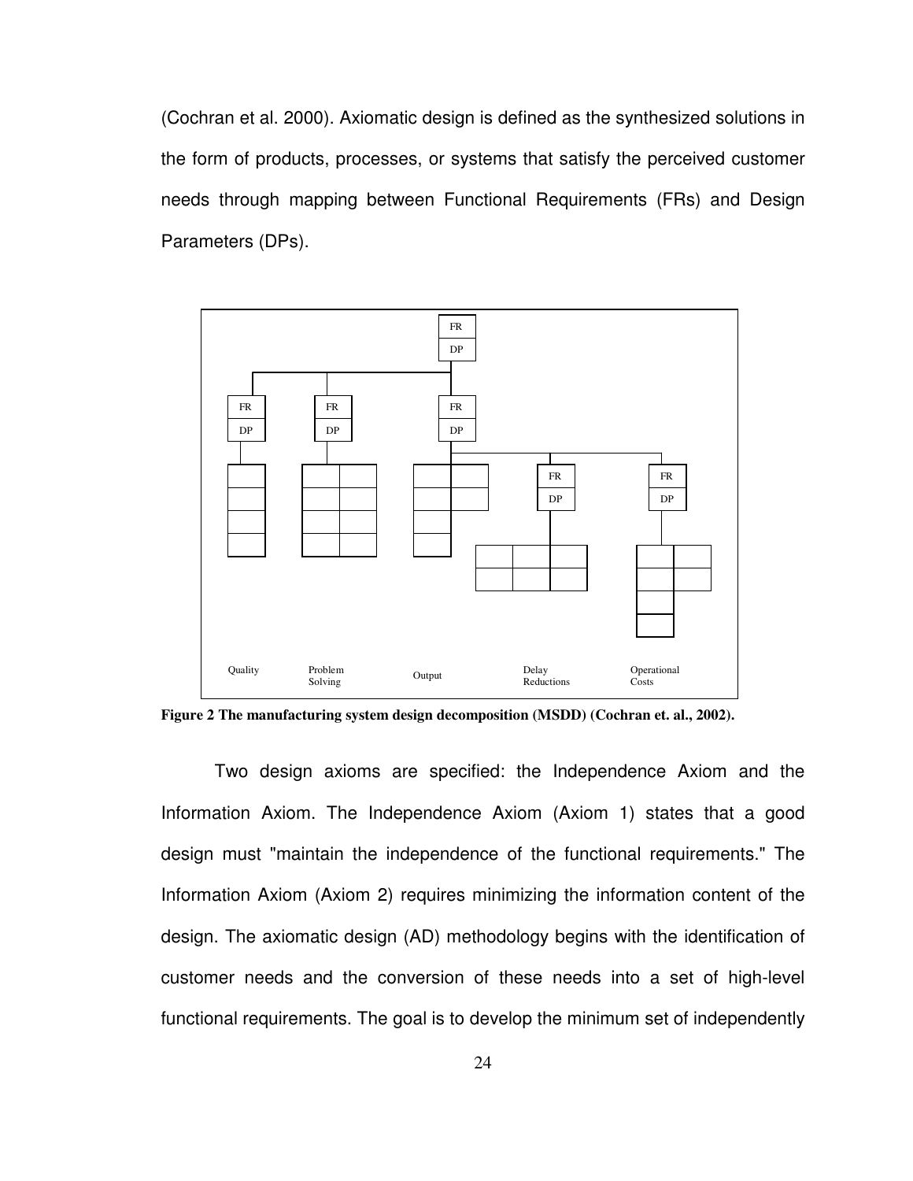(Cochran et al. 2000). Axiomatic design is defined as the synthesized solutions in the form of products, processes, or systems that satisfy the perceived customer needs through mapping between Functional Requirements (FRs) and Design Parameters (DPs).

**Figure 2 The manufacturing system design decomposition (MSDD) (Cochran et. al., 2002).**

Two design axioms are specified: the Independence Axiom and the Information Axiom. The Independence Axiom (Axiom 1) states that a good design must "maintain the independence of the functional requirements." The Information Axiom (Axiom 2) requires minimizing the information content of the design. The axiomatic design (AD) methodology begins with the identification of customer needs and the conversion of these needs into a set of high-level functional requirements. The goal is to develop the minimum set of independently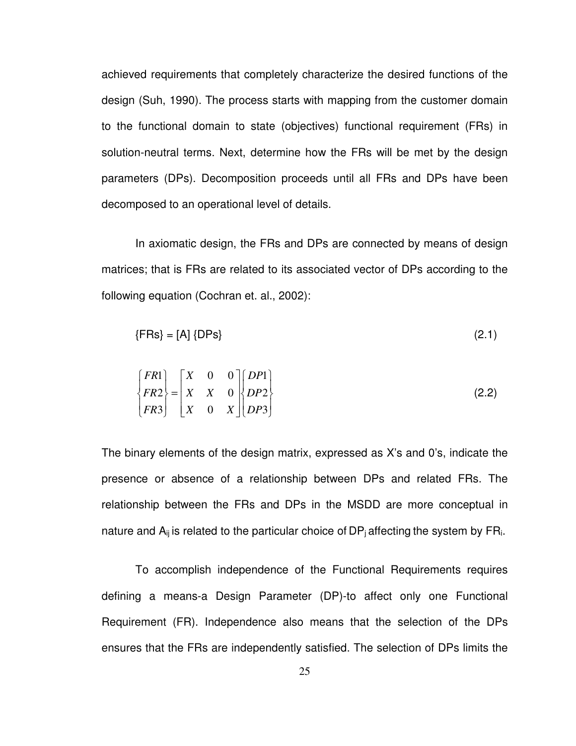achieved requirements that completely characterize the desired functions of the design (Suh, 1990). The process starts with mapping from the customer domain to the functional domain to state (objectives) functional requirement (FRs) in solution-neutral terms. Next, determine how the FRs will be met by the design parameters (DPs). Decomposition proceeds until all FRs and DPs have been decomposed to an operational level of details.

In axiomatic design, the FRs and DPs are connected by means of design matrices; that is FRs are related to its associated vector of DPs according to the following equation (Cochran et. al., 2002):

$$\{FRs\} = [A]\{DPs\} \tag{2.1}$$

$$\begin{Bmatrix} FR1 \\ FR2 \\ FR3 \end{Bmatrix} = \begin{bmatrix} X & 0 & 0 \\ X & X & 0 \\ X & 0 & X \end{bmatrix} \begin{Bmatrix} DP1 \\ DP2 \\ DP3 \end{Bmatrix} \tag{2.2}$$

The binary elements of the design matrix, expressed as X's and 0's, indicate the presence or absence of a relationship between DPs and related FRs. The relationship between the FRs and DPs in the MSDD are more conceptual in nature and $A_{ij}$ is related to the particular choice of $DP_j$ affecting the system by $FR_i$.

To accomplish independence of the Functional Requirements requires defining a means-a Design Parameter (DP)-to affect only one Functional Requirement (FR). Independence also means that the selection of the DPs ensures that the FRs are independently satisfied. The selection of DPs limits the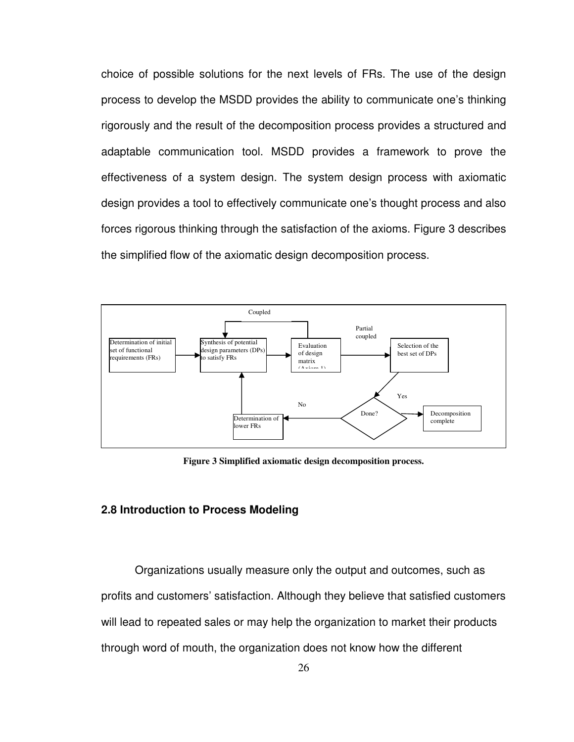choice of possible solutions for the next levels of FRs. The use of the design process to develop the MSDD provides the ability to communicate one's thinking rigorously and the result of the decomposition process provides a structured and adaptable communication tool. MSDD provides a framework to prove the effectiveness of a system design. The system design process with axiomatic design provides a tool to effectively communicate one's thought process and also forces rigorous thinking through the satisfaction of the axioms. Figure 3 describes the simplified flow of the axiomatic design decomposition process.

**Figure 3 Simplified axiomatic design decomposition process.**

## 2.8 Introduction to Process Modeling

Organizations usually measure only the output and outcomes, such as profits and customers' satisfaction. Although they believe that satisfied customers will lead to repeated sales or may help the organization to market their products through word of mouth, the organization does not know how the different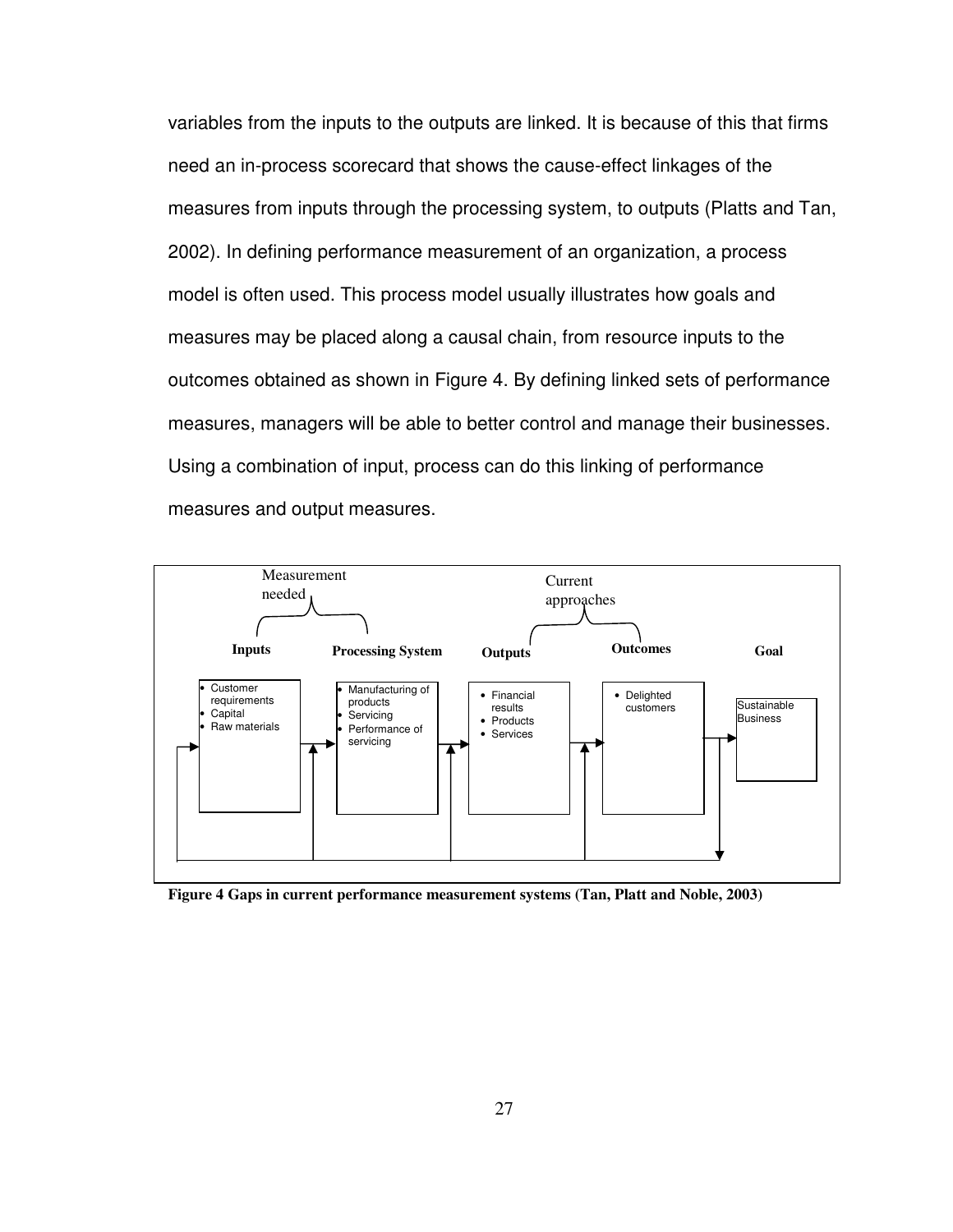variables from the inputs to the outputs are linked. It is because of this that firms need an in-process scorecard that shows the cause-effect linkages of the measures from inputs through the processing system, to outputs (Platts and Tan, 2002). In defining performance measurement of an organization, a process model is often used. This process model usually illustrates how goals and measures may be placed along a causal chain, from resource inputs to the outcomes obtained as shown in Figure 4. By defining linked sets of performance measures, managers will be able to better control and manage their businesses. Using a combination of input, process can do this linking of performance measures and output measures.

Measurement needed (Inputs, Processing System) — Current approaches (Outputs, Outcomes)

| Inputs | Processing System | Outputs | Outcomes | Goal |
|---|---|---|---|---|
| • Customer requirements<br>• Capital<br>• Raw materials | • Manufacturing of products<br>• Servicing<br>• Performance of servicing | • Financial results<br>• Products<br>• Services | • Delighted customers | Sustainable Business |

**Figure 4 Gaps in current performance measurement systems (Tan, Platt and Noble, 2003)**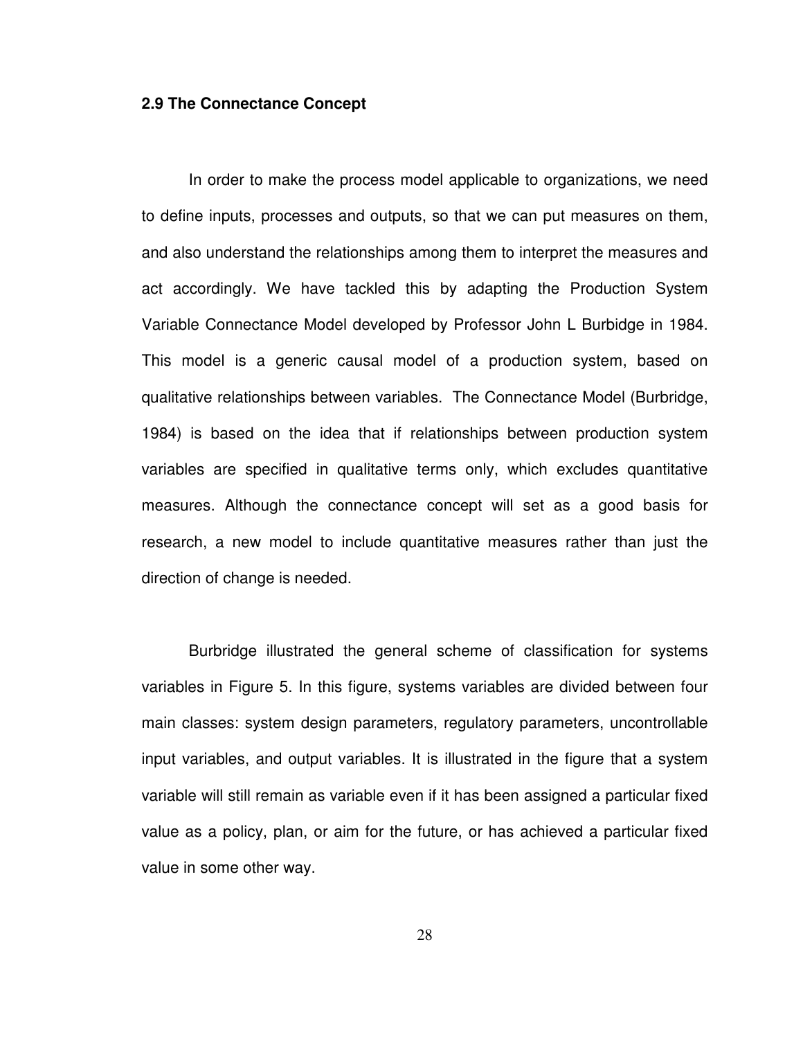### 2.9 The Connectance Concept

In order to make the process model applicable to organizations, we need to define inputs, processes and outputs, so that we can put measures on them, and also understand the relationships among them to interpret the measures and act accordingly. We have tackled this by adapting the Production System Variable Connectance Model developed by Professor John L Burbidge in 1984. This model is a generic causal model of a production system, based on qualitative relationships between variables. The Connectance Model (Burbridge, 1984) is based on the idea that if relationships between production system variables are specified in qualitative terms only, which excludes quantitative measures. Although the connectance concept will set as a good basis for research, a new model to include quantitative measures rather than just the direction of change is needed.

Burbridge illustrated the general scheme of classification for systems variables in Figure 5. In this figure, systems variables are divided between four main classes: system design parameters, regulatory parameters, uncontrollable input variables, and output variables. It is illustrated in the figure that a system variable will still remain as variable even if it has been assigned a particular fixed value as a policy, plan, or aim for the future, or has achieved a particular fixed value in some other way.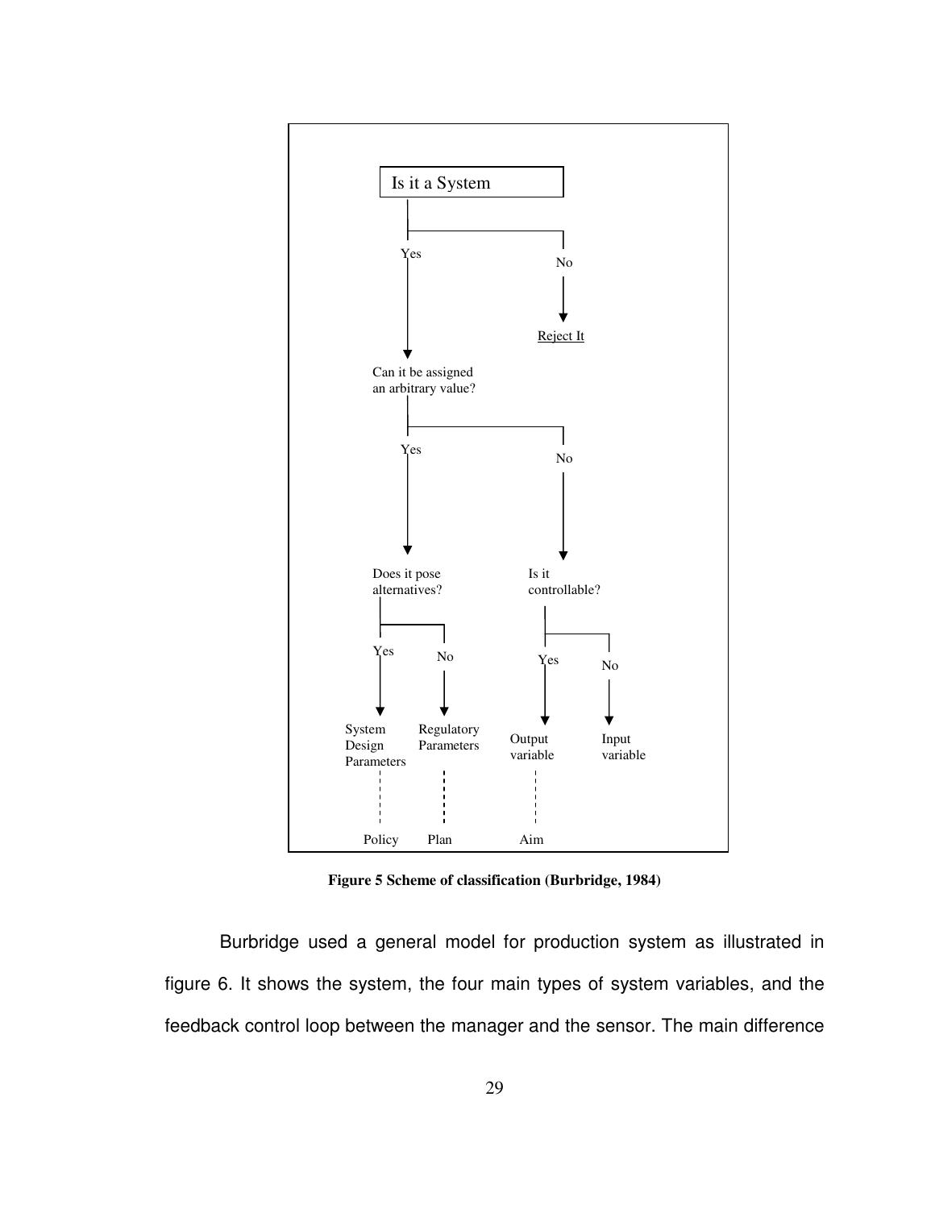Is it a System

Yes → Can it be assigned an arbitrary value?

No → Reject It

Can it be assigned an arbitrary value?

Yes → Does it pose alternatives?

No → Is it controllable?

Does it pose alternatives?

Yes → System Design Parameters — Policy

No → Regulatory Parameters — Plan

Is it controllable?

Yes → Output variable — Aim

No → Input variable

**Figure 5 Scheme of classification (Burbridge, 1984)**

Burbridge used a general model for production system as illustrated in figure 6. It shows the system, the four main types of system variables, and the feedback control loop between the manager and the sensor. The main difference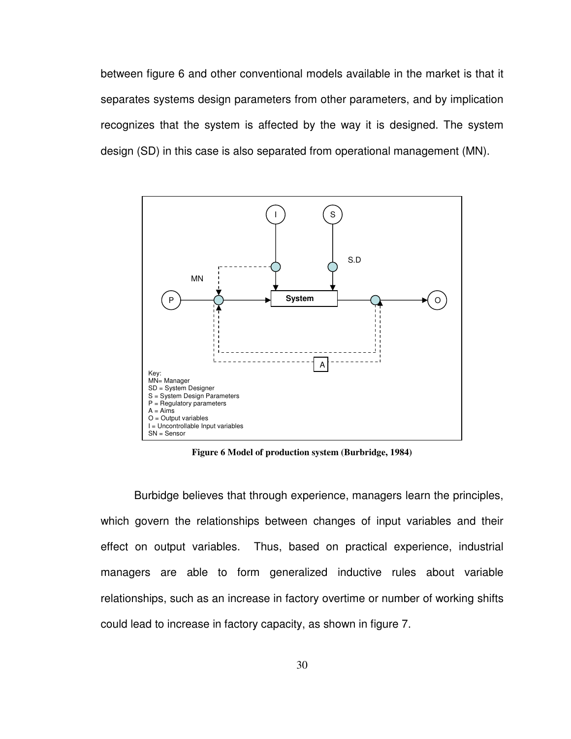between figure 6 and other conventional models available in the market is that it separates systems design parameters from other parameters, and by implication recognizes that the system is affected by the way it is designed. The system design (SD) in this case is also separated from operational management (MN).

Key:
MN= Manager
SD = System Designer
S = System Design Parameters
P = Regulatory parameters
A = Aims
O = Output variables
I = Uncontrollable Input variables
SN = Sensor

**Figure 6 Model of production system (Burbridge, 1984)**

Burbidge believes that through experience, managers learn the principles, which govern the relationships between changes of input variables and their effect on output variables. Thus, based on practical experience, industrial managers are able to form generalized inductive rules about variable relationships, such as an increase in factory overtime or number of working shifts could lead to increase in factory capacity, as shown in figure 7.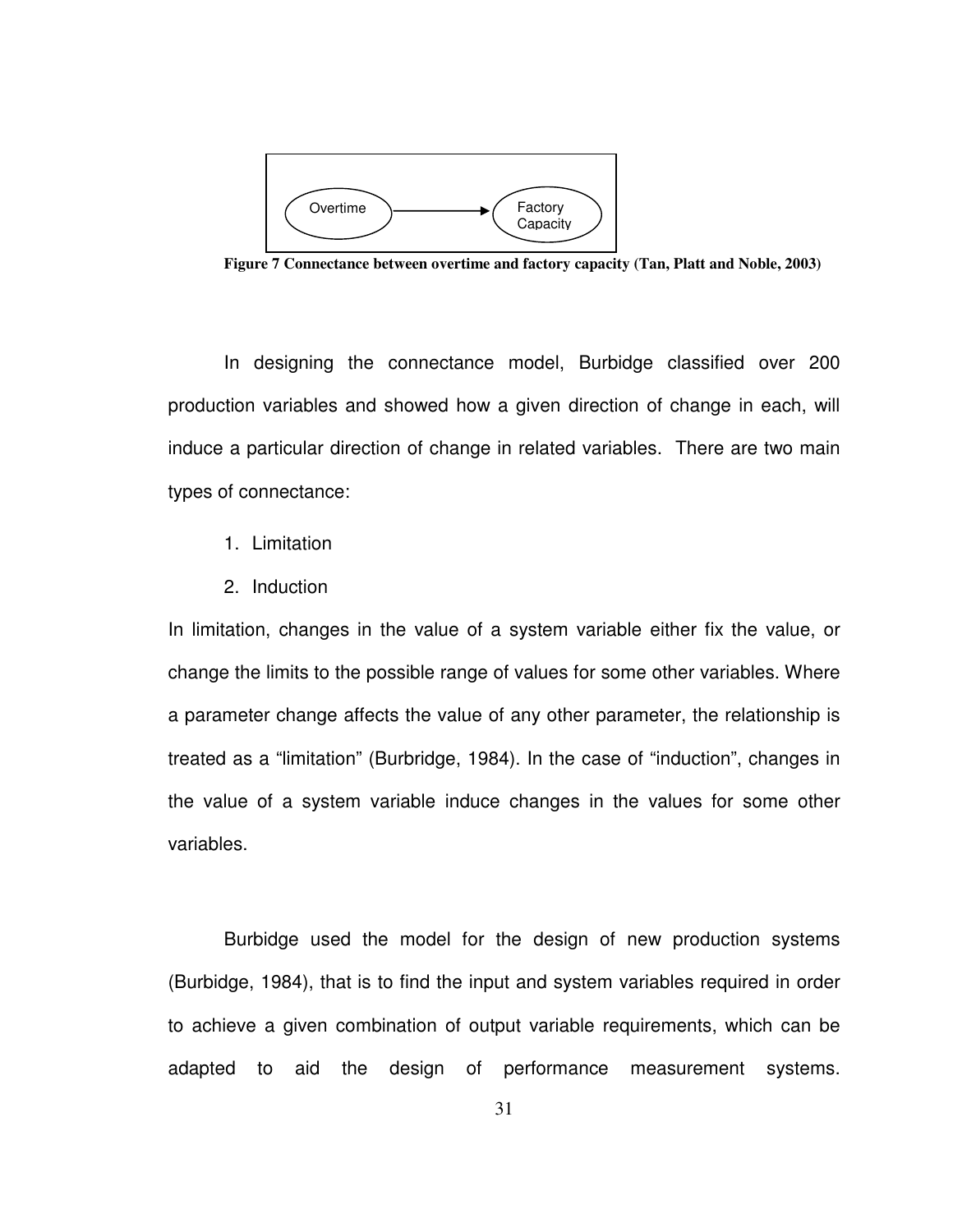Overtime → Factory Capacity

**Figure 7 Connectance between overtime and factory capacity (Tan, Platt and Noble, 2003)**

In designing the connectance model, Burbidge classified over 200 production variables and showed how a given direction of change in each, will induce a particular direction of change in related variables. There are two main types of connectance:

1. Limitation
2. Induction

In limitation, changes in the value of a system variable either fix the value, or change the limits to the possible range of values for some other variables. Where a parameter change affects the value of any other parameter, the relationship is treated as a "limitation" (Burbridge, 1984). In the case of "induction", changes in the value of a system variable induce changes in the values for some other variables.

Burbidge used the model for the design of new production systems (Burbidge, 1984), that is to find the input and system variables required in order to achieve a given combination of output variable requirements, which can be adapted to aid the design of performance measurement systems.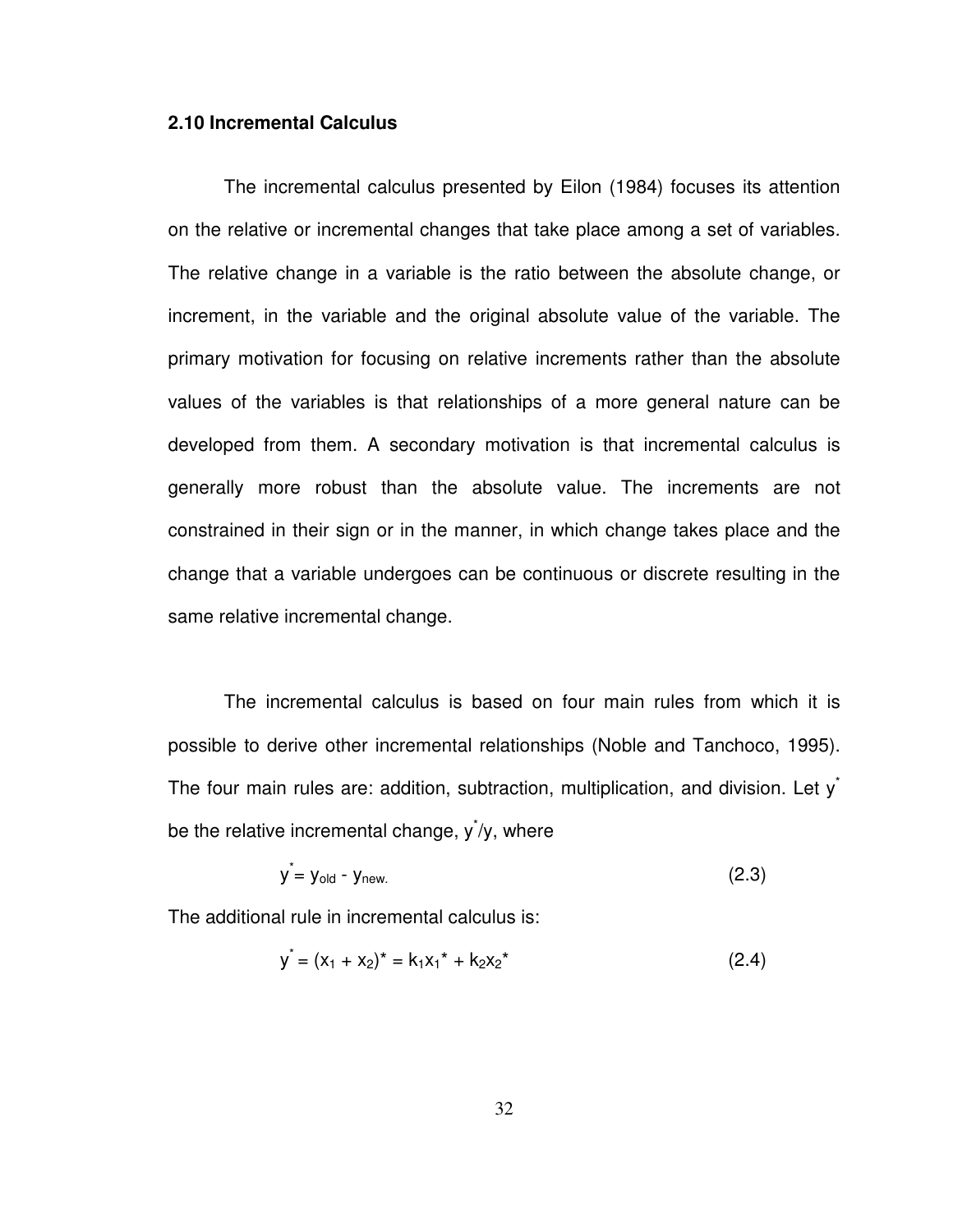### 2.10 Incremental Calculus

The incremental calculus presented by Eilon (1984) focuses its attention on the relative or incremental changes that take place among a set of variables. The relative change in a variable is the ratio between the absolute change, or increment, in the variable and the original absolute value of the variable. The primary motivation for focusing on relative increments rather than the absolute values of the variables is that relationships of a more general nature can be developed from them. A secondary motivation is that incremental calculus is generally more robust than the absolute value. The increments are not constrained in their sign or in the manner, in which change takes place and the change that a variable undergoes can be continuous or discrete resulting in the same relative incremental change.

The incremental calculus is based on four main rules from which it is possible to derive other incremental relationships (Noble and Tanchoco, 1995). The four main rules are: addition, subtraction, multiplication, and division. Let $y^*$ be the relative incremental change, $y^*/y$, where

$$y^* = y_{old} - y_{new.} \tag{2.3}$$

The additional rule in incremental calculus is:

$$y^* = (x_1 + x_2)^* = k_1 x_1^* + k_2 x_2^* \tag{2.4}$$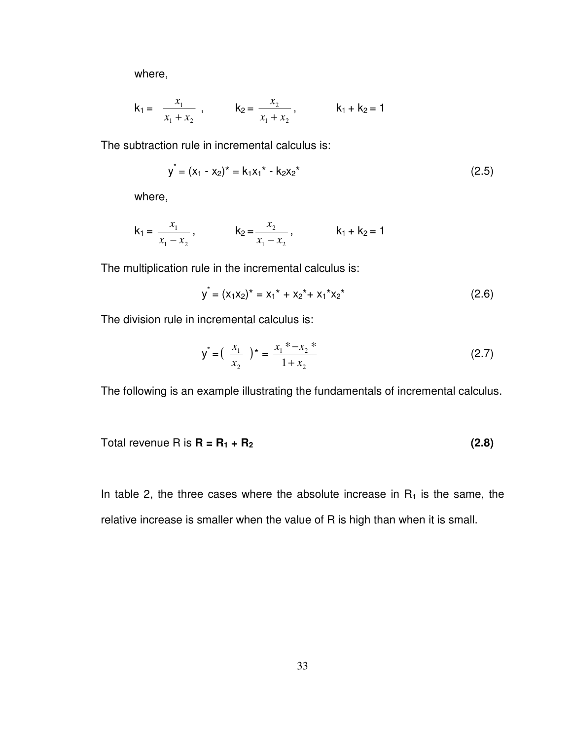where,

$$k_1 = \frac{x_1}{x_1 + x_2}, \qquad k_2 = \frac{x_2}{x_1 + x_2}, \qquad k_1 + k_2 = 1$$

The subtraction rule in incremental calculus is:

$$y^* = (x_1 - x_2)^* = k_1 x_1{}^* - k_2 x_2{}^* \tag{2.5}$$

where,

$$k_1 = \frac{x_1}{x_1 - x_2}, \qquad k_2 = \frac{x_2}{x_1 - x_2}, \qquad k_1 + k_2 = 1$$

The multiplication rule in the incremental calculus is:

$$y^* = (x_1 x_2)^* = x_1{}^* + x_2{}^* + x_1{}^* x_2{}^* \tag{2.6}$$

The division rule in incremental calculus is:

$$y^* = \left( \frac{x_1}{x_2} \right)^* = \frac{x_1{}^* - x_2{}^*}{1 + x_2} \tag{2.7}$$

The following is an example illustrating the fundamentals of incremental calculus.

Total revenue R is $\mathbf{R = R_1 + R_2}$ **(2.8)**

In table 2, the three cases where the absolute increase in $R_1$ is the same, the relative increase is smaller when the value of R is high than when it is small.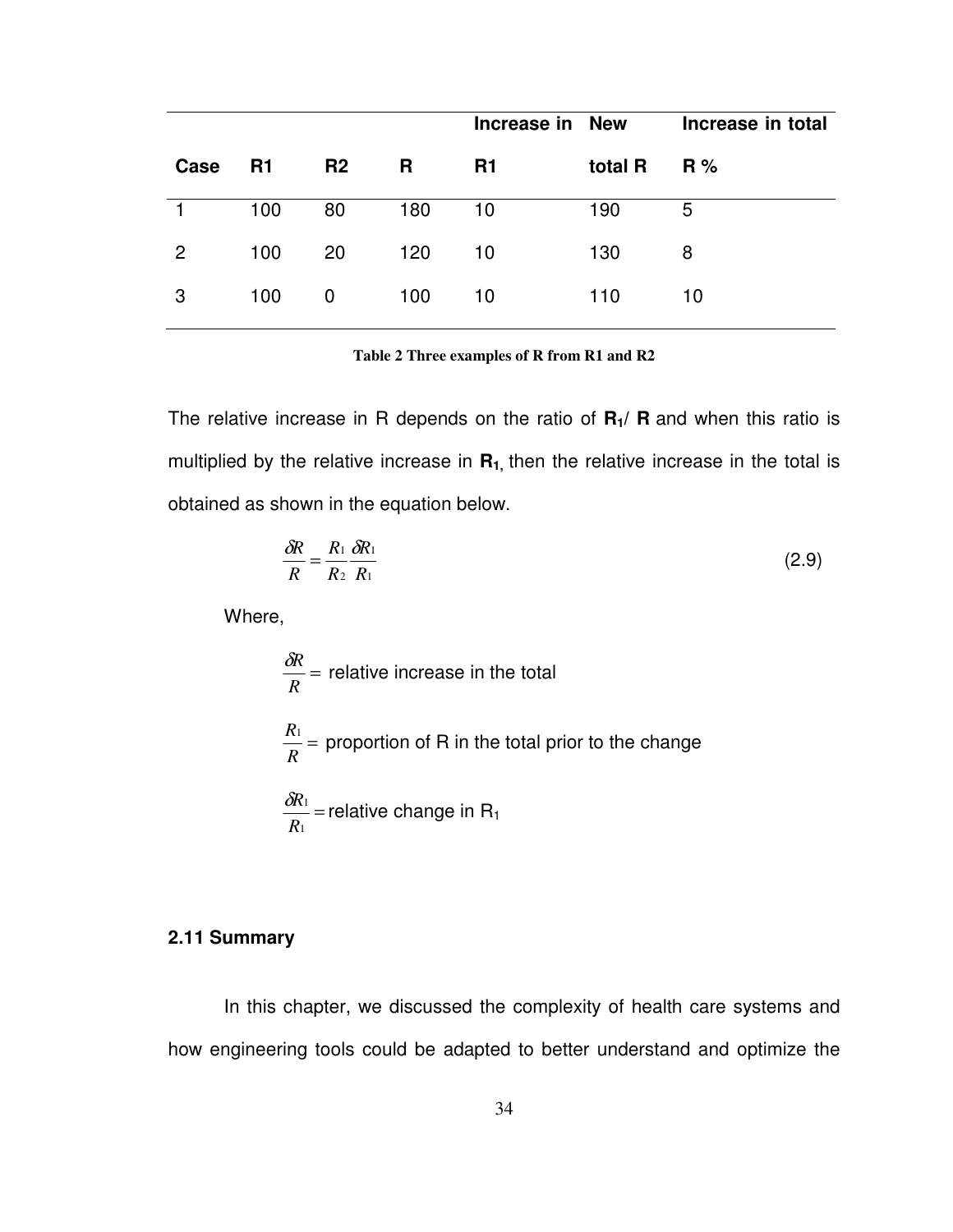| Case | R1 | R2 | R | Increase in R1 | New total R | Increase in total R % |
|---|---|---|---|---|---|---|
| 1 | 100 | 80 | 180 | 10 | 190 | 5 |
| 2 | 100 | 20 | 120 | 10 | 130 | 8 |
| 3 | 100 | 0 | 100 | 10 | 110 | 10 |

**Table 2 Three examples of R from R1 and R2**

The relative increase in R depends on the ratio of $\mathbf{R_1}$/ $\mathbf{R}$ and when this ratio is multiplied by the relative increase in $\mathbf{R_1}$, then the relative increase in the total is obtained as shown in the equation below.

$$\frac{\delta R}{R} = \frac{R_1}{R_2}\frac{\delta R_1}{R_1} \tag{2.9}$$

Where,

$\frac{\delta R}{R} =$ relative increase in the total

$\frac{R_1}{R} =$ proportion of R in the total prior to the change

$\frac{\delta R_1}{R_1} =$ relative change in $R_1$

### 2.11 Summary

In this chapter, we discussed the complexity of health care systems and how engineering tools could be adapted to better understand and optimize the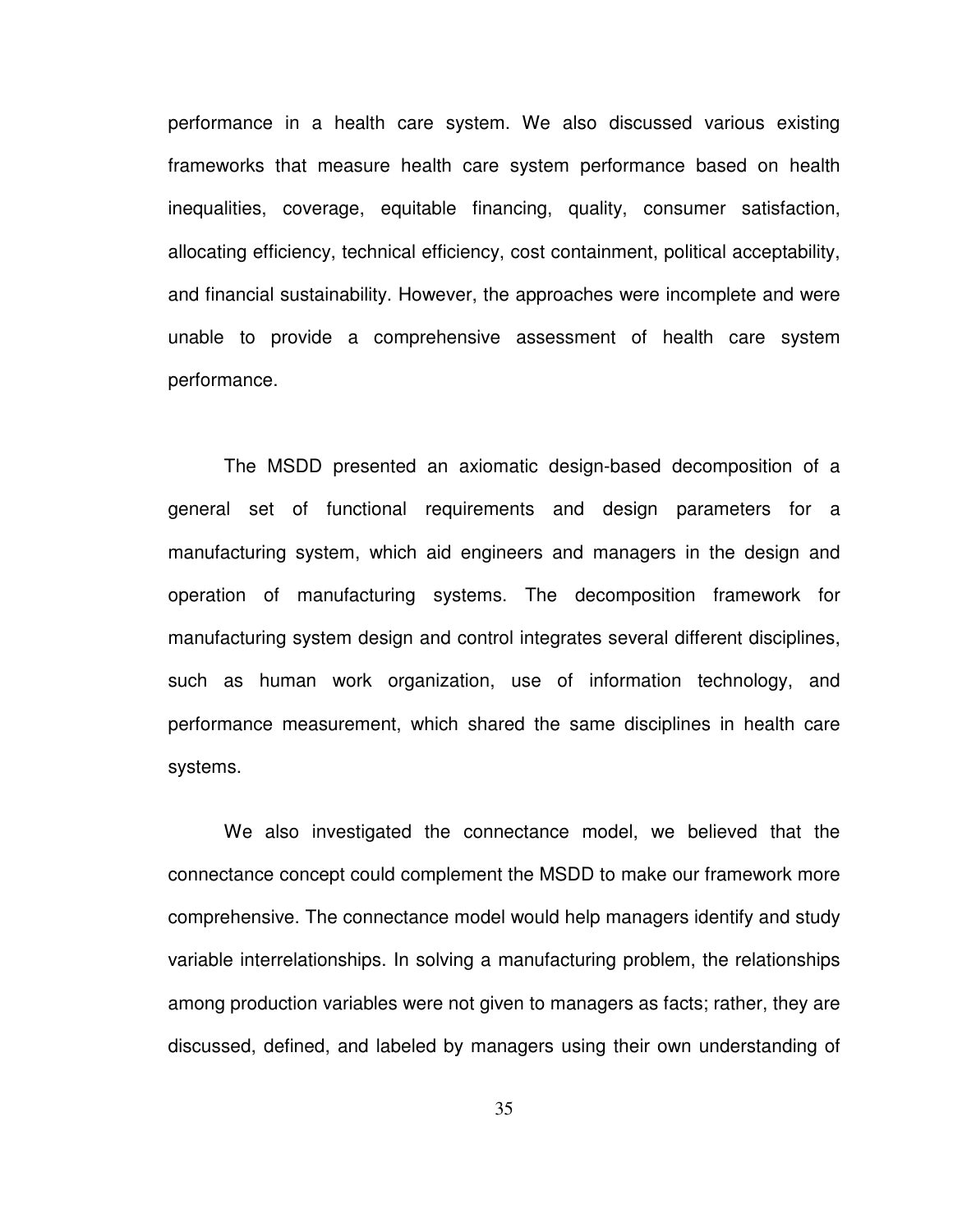performance in a health care system. We also discussed various existing frameworks that measure health care system performance based on health inequalities, coverage, equitable financing, quality, consumer satisfaction, allocating efficiency, technical efficiency, cost containment, political acceptability, and financial sustainability. However, the approaches were incomplete and were unable to provide a comprehensive assessment of health care system performance.

The MSDD presented an axiomatic design-based decomposition of a general set of functional requirements and design parameters for a manufacturing system, which aid engineers and managers in the design and operation of manufacturing systems. The decomposition framework for manufacturing system design and control integrates several different disciplines, such as human work organization, use of information technology, and performance measurement, which shared the same disciplines in health care systems.

We also investigated the connectance model, we believed that the connectance concept could complement the MSDD to make our framework more comprehensive. The connectance model would help managers identify and study variable interrelationships. In solving a manufacturing problem, the relationships among production variables were not given to managers as facts; rather, they are discussed, defined, and labeled by managers using their own understanding of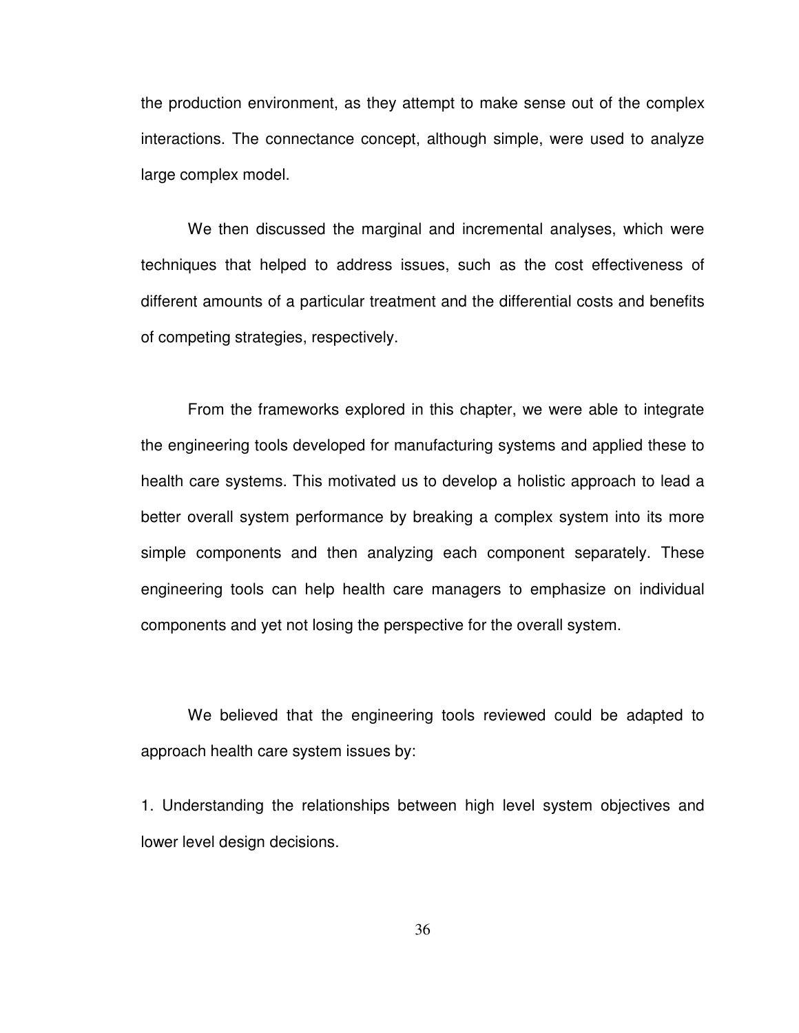the production environment, as they attempt to make sense out of the complex interactions. The connectance concept, although simple, were used to analyze large complex model.

We then discussed the marginal and incremental analyses, which were techniques that helped to address issues, such as the cost effectiveness of different amounts of a particular treatment and the differential costs and benefits of competing strategies, respectively.

From the frameworks explored in this chapter, we were able to integrate the engineering tools developed for manufacturing systems and applied these to health care systems. This motivated us to develop a holistic approach to lead a better overall system performance by breaking a complex system into its more simple components and then analyzing each component separately. These engineering tools can help health care managers to emphasize on individual components and yet not losing the perspective for the overall system.

We believed that the engineering tools reviewed could be adapted to approach health care system issues by:

1. Understanding the relationships between high level system objectives and lower level design decisions.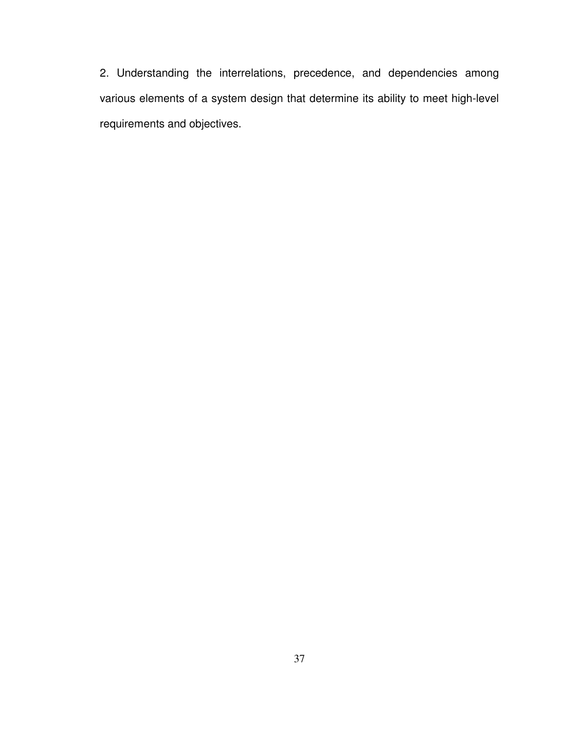2. Understanding the interrelations, precedence, and dependencies among various elements of a system design that determine its ability to meet high-level requirements and objectives.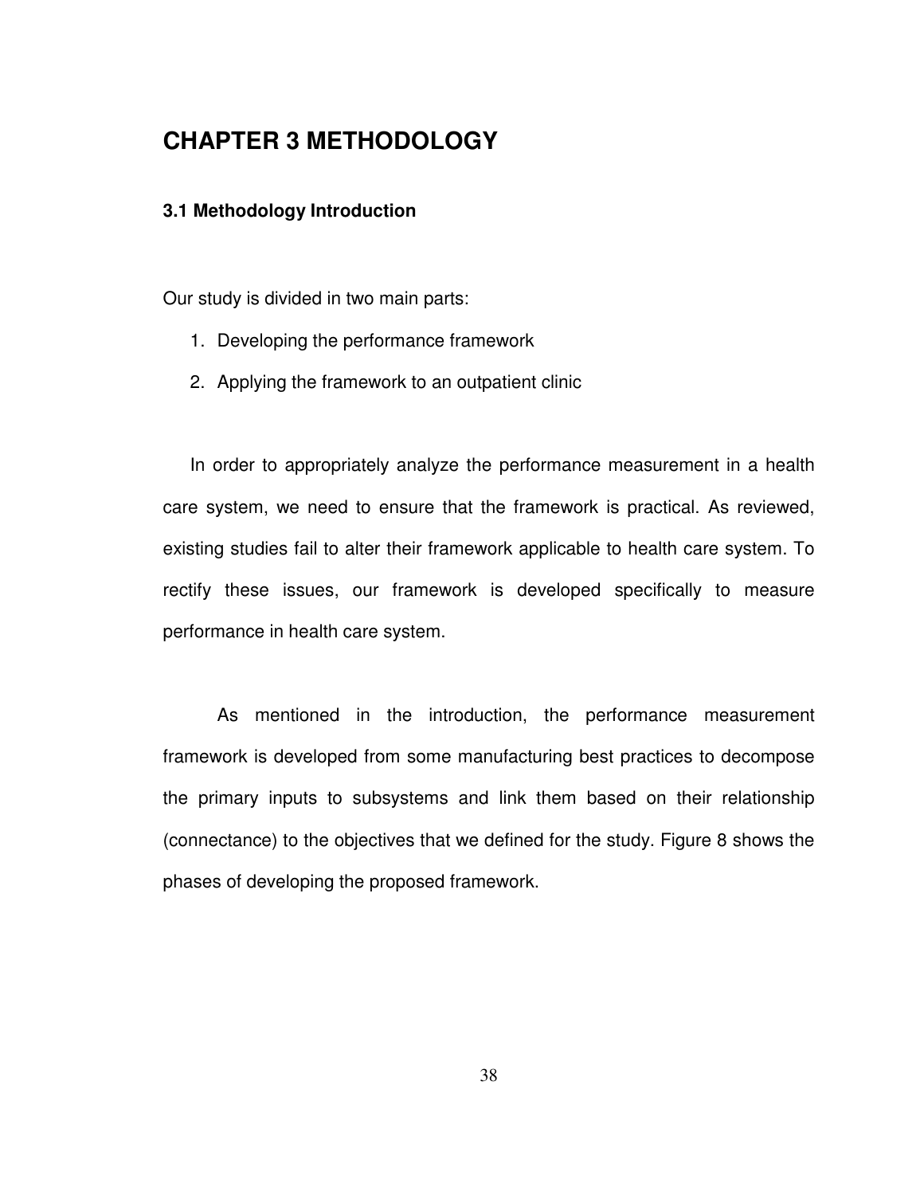# CHAPTER 3 METHODOLOGY

## 3.1 Methodology Introduction

Our study is divided in two main parts:

1. Developing the performance framework
2. Applying the framework to an outpatient clinic

In order to appropriately analyze the performance measurement in a health care system, we need to ensure that the framework is practical. As reviewed, existing studies fail to alter their framework applicable to health care system. To rectify these issues, our framework is developed specifically to measure performance in health care system.

As mentioned in the introduction, the performance measurement framework is developed from some manufacturing best practices to decompose the primary inputs to subsystems and link them based on their relationship (connectance) to the objectives that we defined for the study. Figure 8 shows the phases of developing the proposed framework.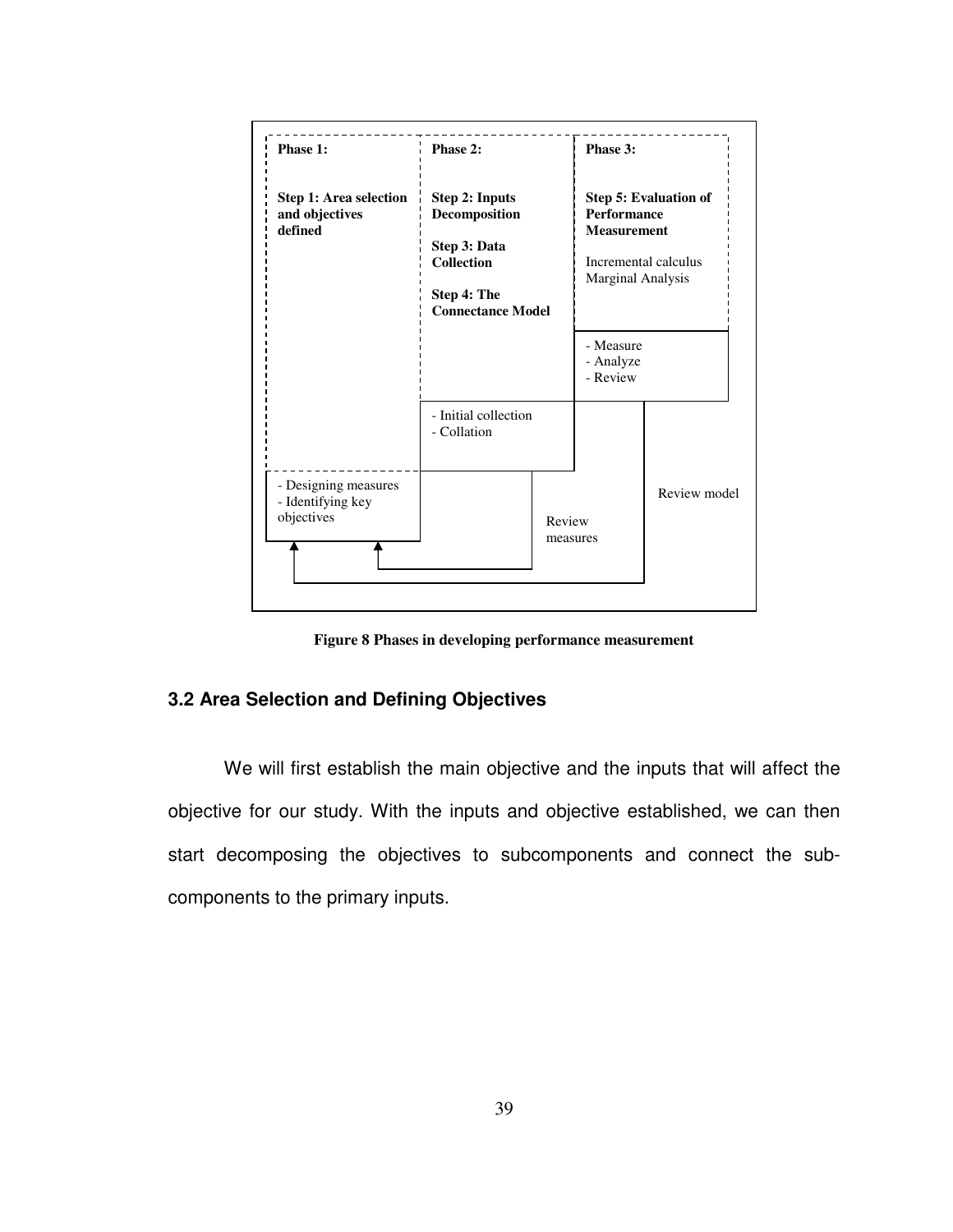**Phase 1:**

**Step 1: Area selection and objectives defined**

- Designing measures
- Identifying key objectives

**Phase 2:**

**Step 2: Inputs Decomposition**

**Step 3: Data Collection**

**Step 4: The Connectance Model**

- Initial collection
- Collation

**Phase 3:**

**Step 5: Evaluation of Performance Measurement**

Incremental calculus
Marginal Analysis

- Measure
- Analyze
- Review

Review measures

Review model

**Figure 8 Phases in developing performance measurement**

## 3.2 Area Selection and Defining Objectives

We will first establish the main objective and the inputs that will affect the objective for our study. With the inputs and objective established, we can then start decomposing the objectives to subcomponents and connect the sub-components to the primary inputs.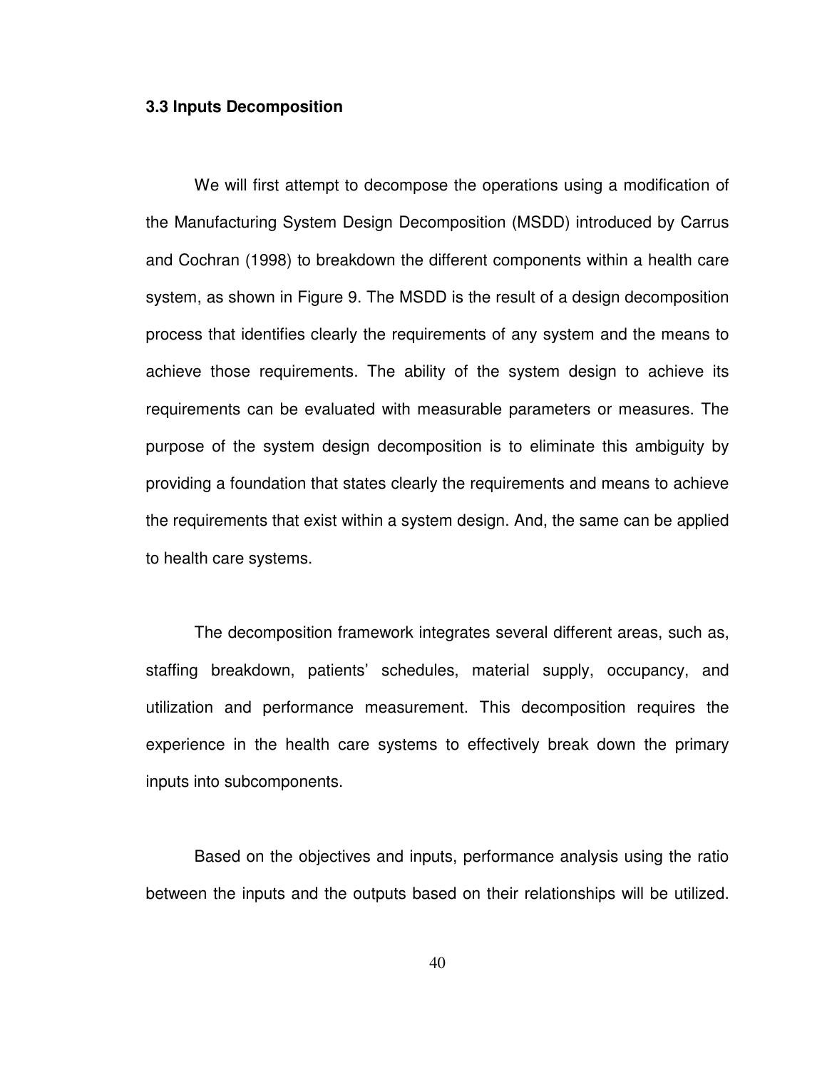### 3.3 Inputs Decomposition

We will first attempt to decompose the operations using a modification of the Manufacturing System Design Decomposition (MSDD) introduced by Carrus and Cochran (1998) to breakdown the different components within a health care system, as shown in Figure 9. The MSDD is the result of a design decomposition process that identifies clearly the requirements of any system and the means to achieve those requirements. The ability of the system design to achieve its requirements can be evaluated with measurable parameters or measures. The purpose of the system design decomposition is to eliminate this ambiguity by providing a foundation that states clearly the requirements and means to achieve the requirements that exist within a system design. And, the same can be applied to health care systems.

The decomposition framework integrates several different areas, such as, staffing breakdown, patients' schedules, material supply, occupancy, and utilization and performance measurement. This decomposition requires the experience in the health care systems to effectively break down the primary inputs into subcomponents.

Based on the objectives and inputs, performance analysis using the ratio between the inputs and the outputs based on their relationships will be utilized.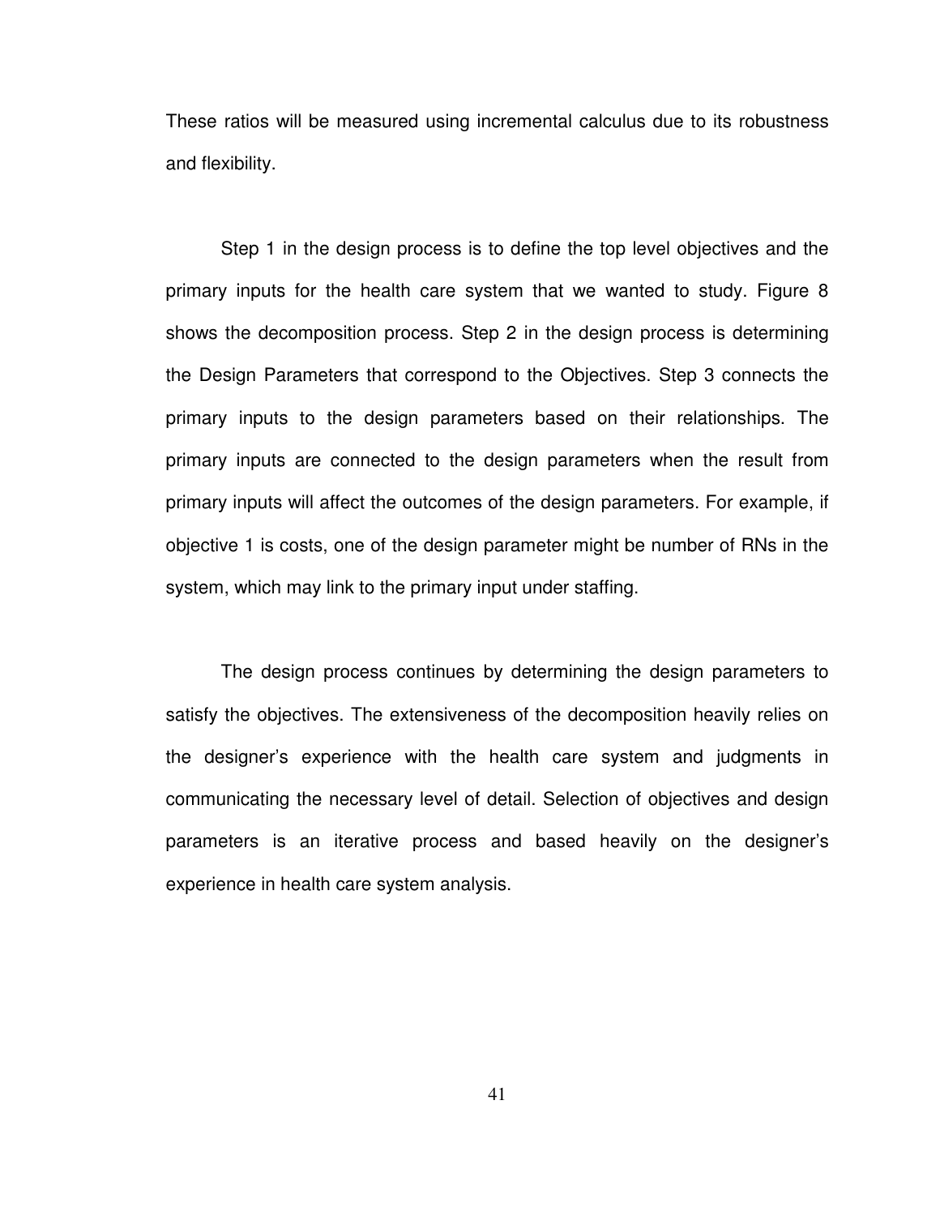These ratios will be measured using incremental calculus due to its robustness and flexibility.

Step 1 in the design process is to define the top level objectives and the primary inputs for the health care system that we wanted to study. Figure 8 shows the decomposition process. Step 2 in the design process is determining the Design Parameters that correspond to the Objectives. Step 3 connects the primary inputs to the design parameters based on their relationships. The primary inputs are connected to the design parameters when the result from primary inputs will affect the outcomes of the design parameters. For example, if objective 1 is costs, one of the design parameter might be number of RNs in the system, which may link to the primary input under staffing.

The design process continues by determining the design parameters to satisfy the objectives. The extensiveness of the decomposition heavily relies on the designer's experience with the health care system and judgments in communicating the necessary level of detail. Selection of objectives and design parameters is an iterative process and based heavily on the designer's experience in health care system analysis.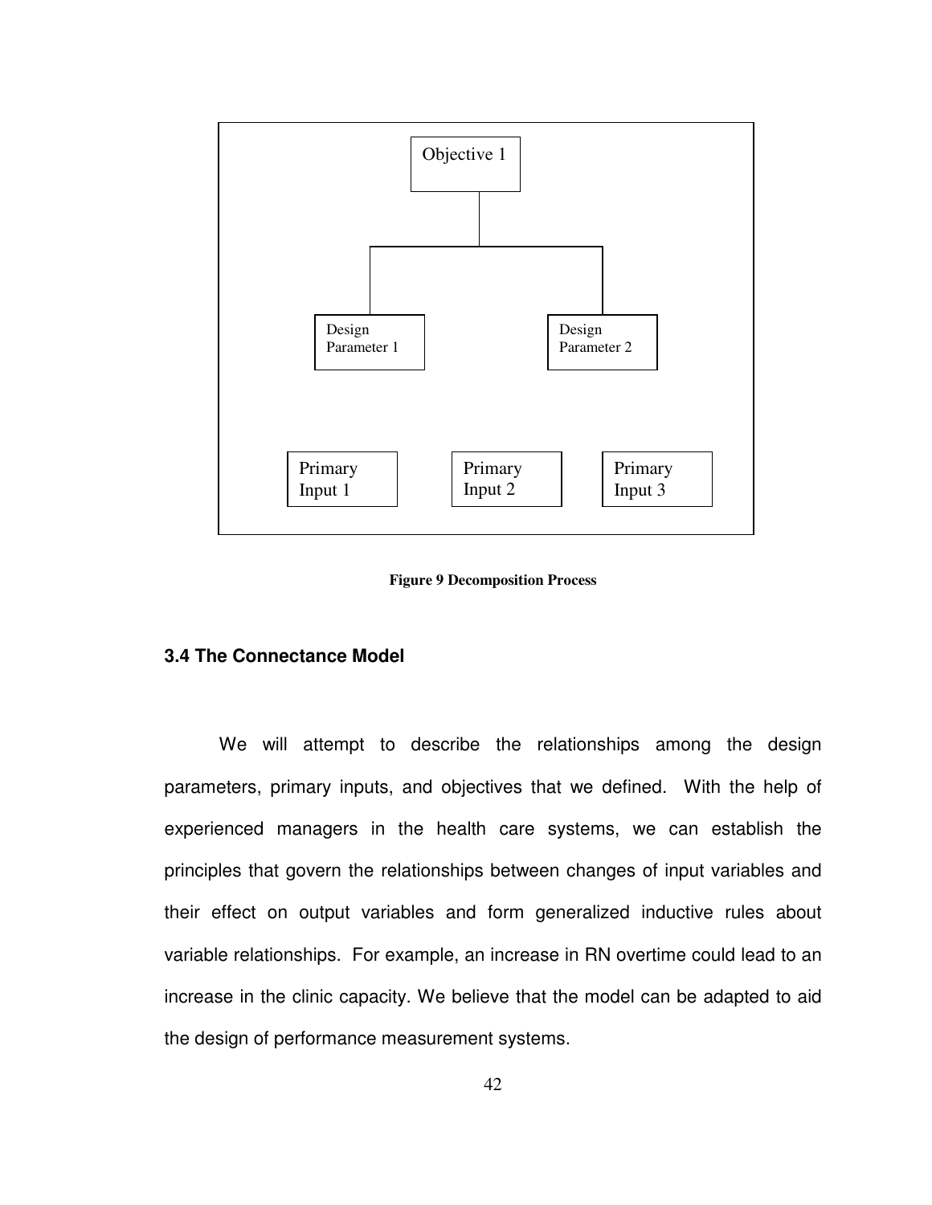Objective 1

Design Parameter 1

Design Parameter 2

Primary Input 1

Primary Input 2

Primary Input 3

**Figure 9 Decomposition Process**

### 3.4 The Connectance Model

We will attempt to describe the relationships among the design parameters, primary inputs, and objectives that we defined. With the help of experienced managers in the health care systems, we can establish the principles that govern the relationships between changes of input variables and their effect on output variables and form generalized inductive rules about variable relationships. For example, an increase in RN overtime could lead to an increase in the clinic capacity. We believe that the model can be adapted to aid the design of performance measurement systems.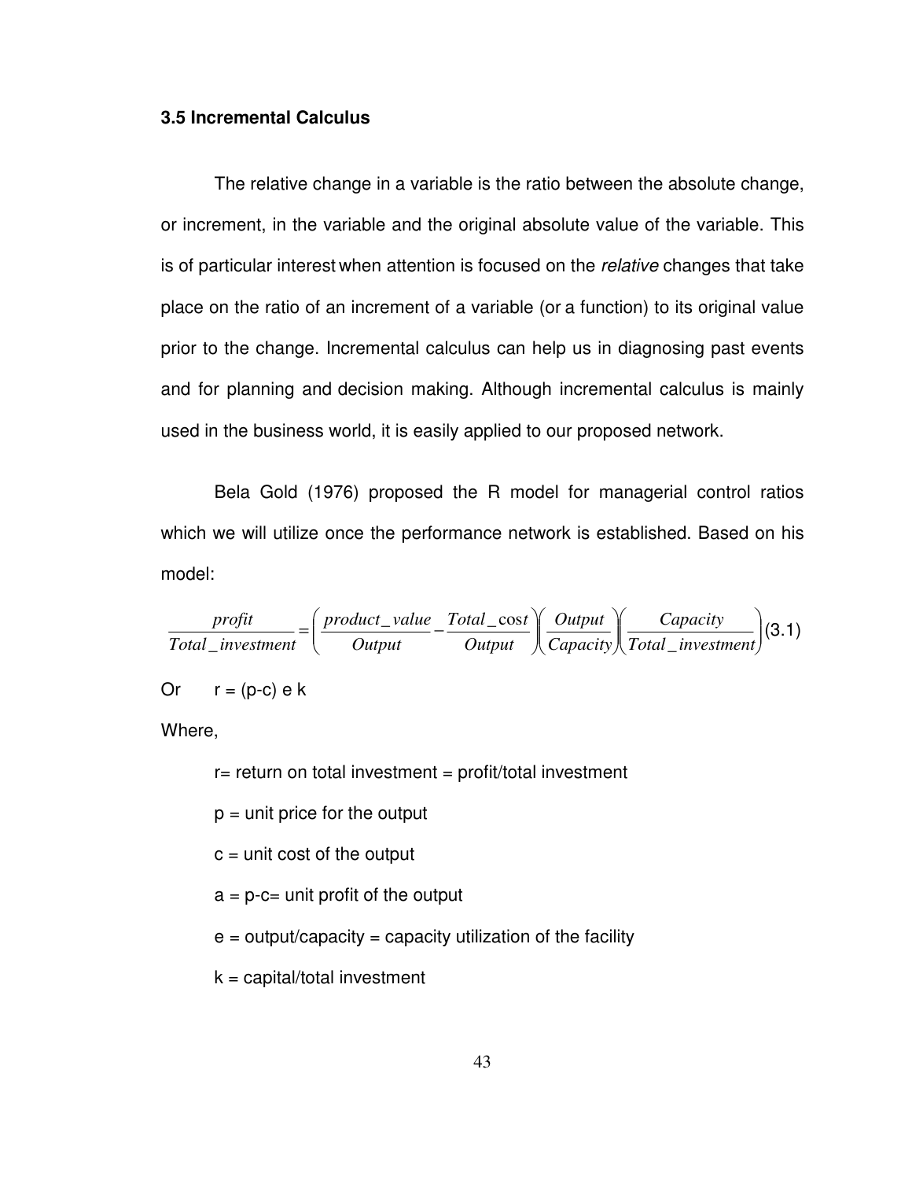### 3.5 Incremental Calculus

The relative change in a variable is the ratio between the absolute change, or increment, in the variable and the original absolute value of the variable. This is of particular interest when attention is focused on the *relative* changes that take place on the ratio of an increment of a variable (or a function) to its original value prior to the change. Incremental calculus can help us in diagnosing past events and for planning and decision making. Although incremental calculus is mainly used in the business world, it is easily applied to our proposed network.

Bela Gold (1976) proposed the R model for managerial control ratios which we will utilize once the performance network is established. Based on his model:

$$\frac{profit}{Total\_investment} = \left( \frac{product\_value}{Output} - \frac{Total\_\cos t}{Output} \right) \left( \frac{Output}{Capacity} \right) \left( \frac{Capacity}{Total\_investment} \right) \quad (3.1)$$

Or $r = (p-c)\, e\, k$

Where,

$r$ = return on total investment = profit/total investment

$p$ = unit price for the output

$c$ = unit cost of the output

$a = p-c$ = unit profit of the output

$e$ = output/capacity = capacity utilization of the facility

$k$ = capital/total investment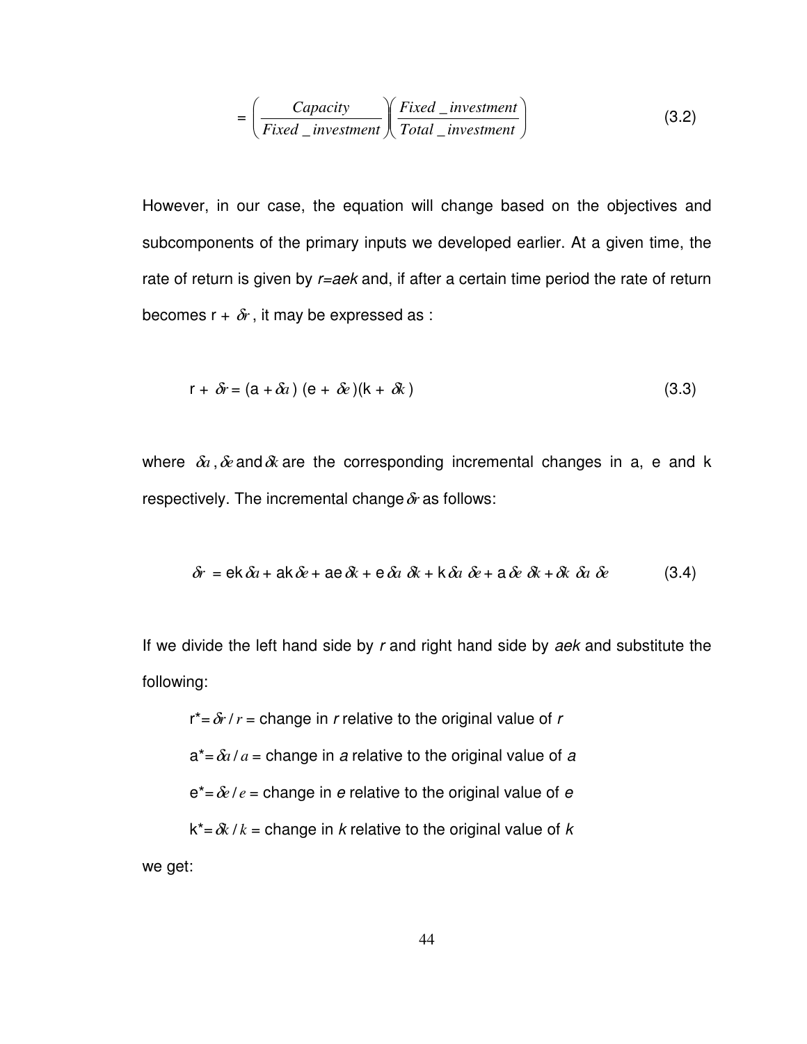$$= \left( \frac{Capacity}{Fixed\_investment} \right) \left( \frac{Fixed\_investment}{Total\_investment} \right) \tag{3.2}$$

However, in our case, the equation will change based on the objectives and subcomponents of the primary inputs we developed earlier. At a given time, the rate of return is given by $r=aek$ and, if after a certain time period the rate of return becomes $r + \delta r$, it may be expressed as :

$$r + \delta r = (a + \delta a)\ (e + \delta e)(k + \delta k) \tag{3.3}$$

where $\delta a$, $\delta e$ and $\delta k$ are the corresponding incremental changes in a, e and k respectively. The incremental change $\delta r$ as follows:

$$\delta r = ek\,\delta a + ak\,\delta e + ae\,\delta k + e\,\delta a\ \delta k + k\,\delta a\ \delta e + a\,\delta e\ \delta k + \delta k\ \delta a\ \delta e \tag{3.4}$$

If we divide the left hand side by $r$ and right hand side by $aek$ and substitute the following:

$r^* = \delta r / r$ = change in $r$ relative to the original value of $r$

$a^* = \delta a / a$ = change in $a$ relative to the original value of $a$

$e^* = \delta e / e$ = change in $e$ relative to the original value of $e$

$k^* = \delta k / k$ = change in $k$ relative to the original value of $k$

we get: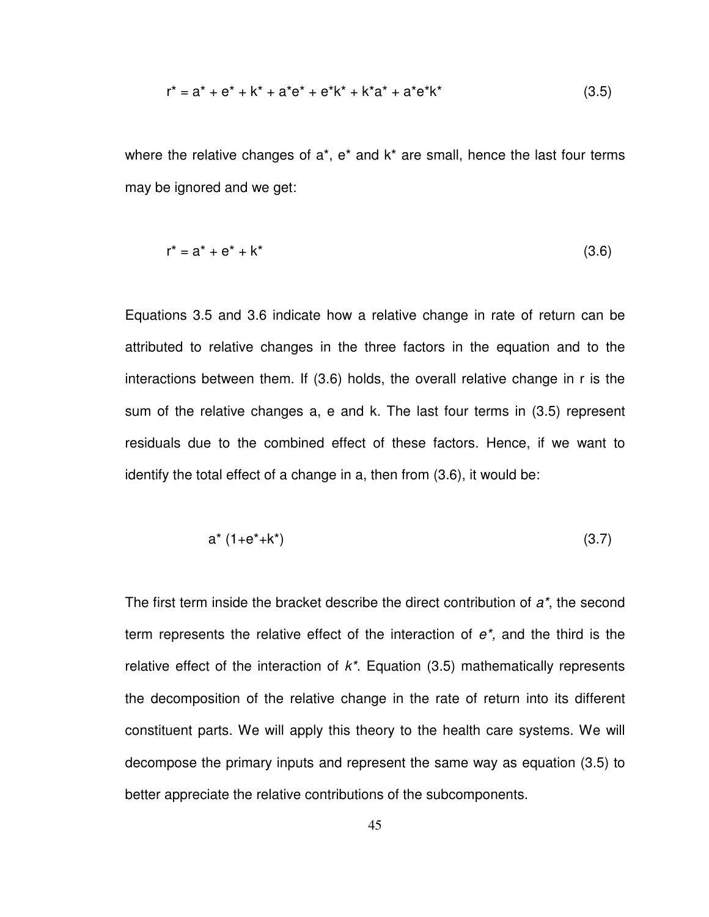$$r^* = a^* + e^* + k^* + a^*e^* + e^*k^* + k^*a^* + a^*e^*k^* \tag{3.5}$$

where the relative changes of $a^*$, $e^*$ and $k^*$ are small, hence the last four terms may be ignored and we get:

$$r^* = a^* + e^* + k^* \tag{3.6}$$

Equations 3.5 and 3.6 indicate how a relative change in rate of return can be attributed to relative changes in the three factors in the equation and to the interactions between them. If (3.6) holds, the overall relative change in r is the sum of the relative changes a, e and k. The last four terms in (3.5) represent residuals due to the combined effect of these factors. Hence, if we want to identify the total effect of a change in a, then from (3.6), it would be:

$$a^* \, (1+e^*+k^*) \tag{3.7}$$

The first term inside the bracket describe the direct contribution of $a^*$, the second term represents the relative effect of the interaction of $e^*$, and the third is the relative effect of the interaction of $k^*$. Equation (3.5) mathematically represents the decomposition of the relative change in the rate of return into its different constituent parts. We will apply this theory to the health care systems. We will decompose the primary inputs and represent the same way as equation (3.5) to better appreciate the relative contributions of the subcomponents.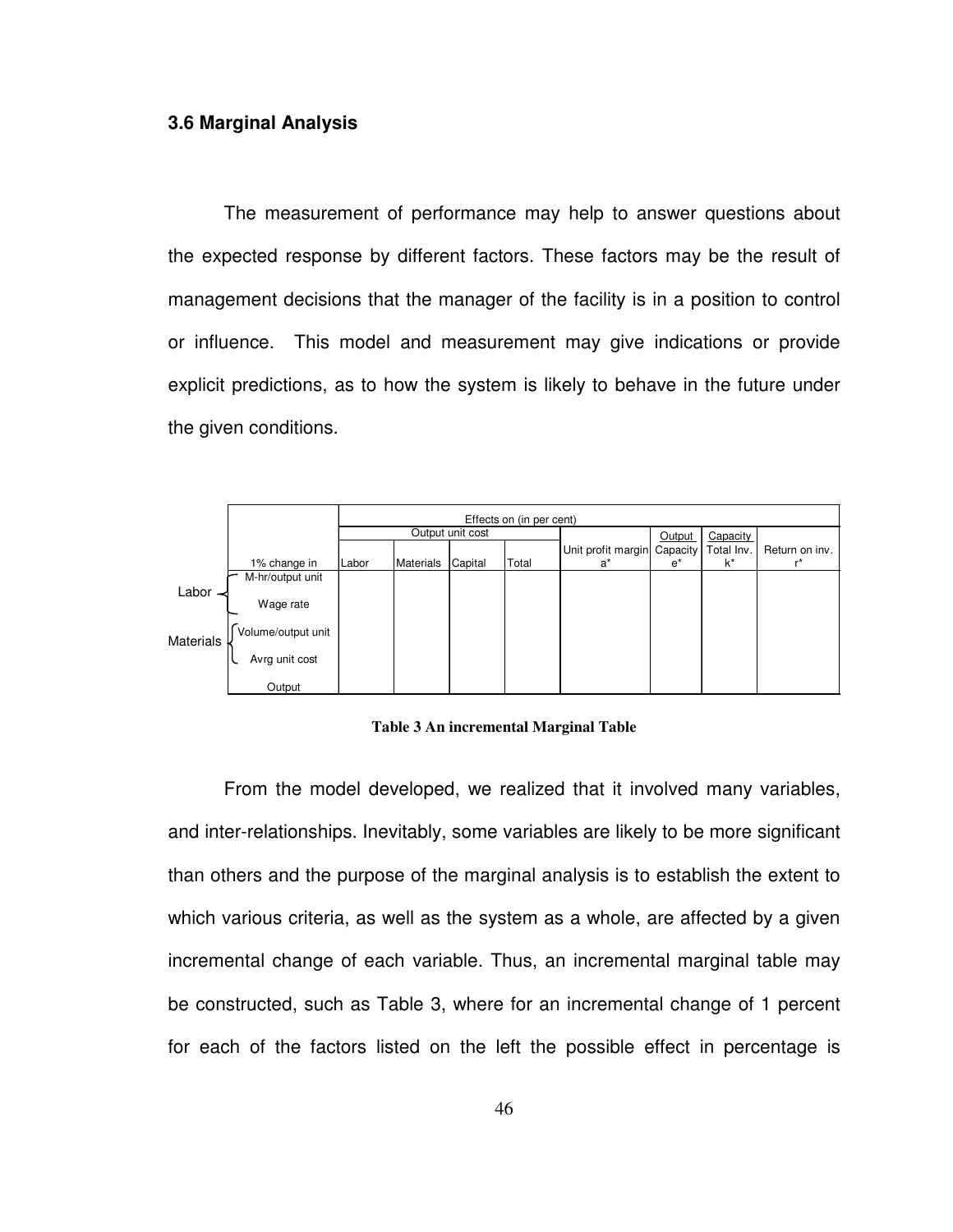### 3.6 Marginal Analysis

The measurement of performance may help to answer questions about the expected response by different factors. These factors may be the result of management decisions that the manager of the facility is in a position to control or influence. This model and measurement may give indications or provide explicit predictions, as to how the system is likely to behave in the future under the given conditions.

| | | Effects on (in per cent) | | | | | | | |
|---|---|---|---|---|---|---|---|---|---|
| | | Output unit cost | | | | | Output | Capacity | |
| | 1% change in | Labor | Materials | Capital | Total | Unit profit margin a* | Capacity e* | Total Inv. k* | Return on inv. r* |
| Labor | M-hr/output unit | | | | | | | | |
| | Wage rate | | | | | | | | |
| Materials | Volume/output unit | | | | | | | | |
| | Avrg unit cost | | | | | | | | |
| | Output | | | | | | | | |

**Table 3 An incremental Marginal Table**

From the model developed, we realized that it involved many variables, and inter-relationships. Inevitably, some variables are likely to be more significant than others and the purpose of the marginal analysis is to establish the extent to which various criteria, as well as the system as a whole, are affected by a given incremental change of each variable. Thus, an incremental marginal table may be constructed, such as Table 3, where for an incremental change of 1 percent for each of the factors listed on the left the possible effect in percentage is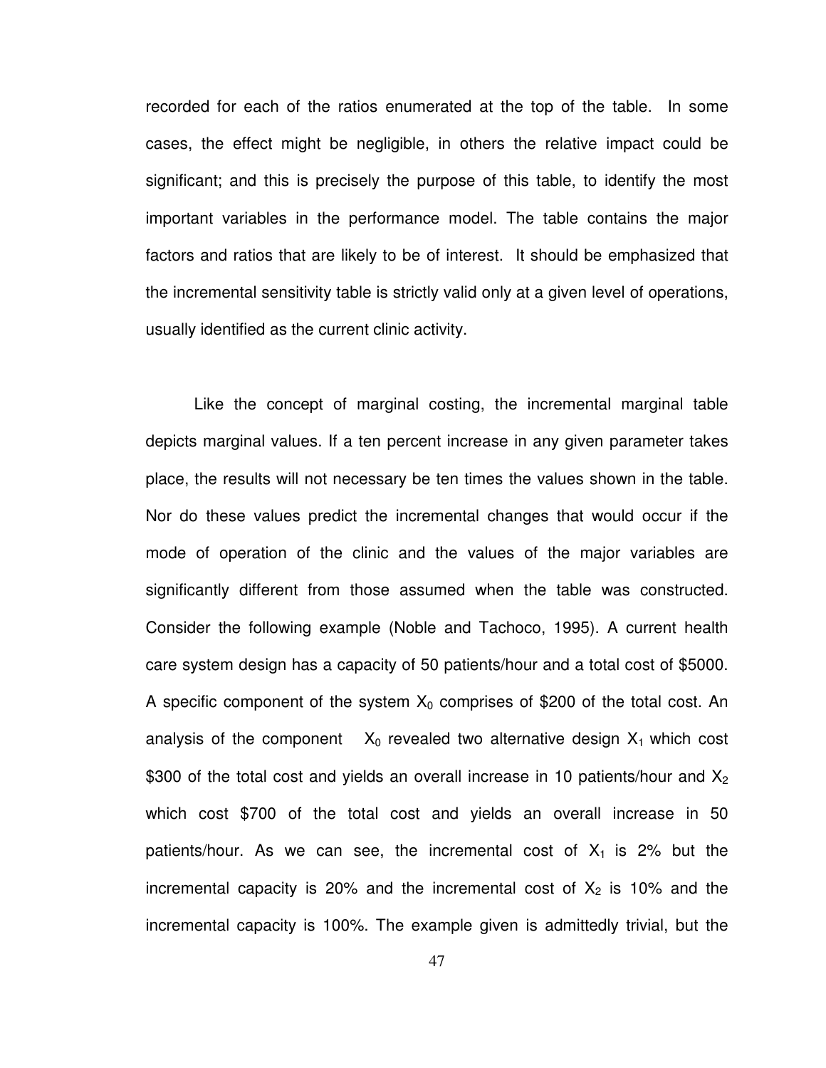recorded for each of the ratios enumerated at the top of the table. In some cases, the effect might be negligible, in others the relative impact could be significant; and this is precisely the purpose of this table, to identify the most important variables in the performance model. The table contains the major factors and ratios that are likely to be of interest. It should be emphasized that the incremental sensitivity table is strictly valid only at a given level of operations, usually identified as the current clinic activity.

Like the concept of marginal costing, the incremental marginal table depicts marginal values. If a ten percent increase in any given parameter takes place, the results will not necessary be ten times the values shown in the table. Nor do these values predict the incremental changes that would occur if the mode of operation of the clinic and the values of the major variables are significantly different from those assumed when the table was constructed. Consider the following example (Noble and Tachoco, 1995). A current health care system design has a capacity of 50 patients/hour and a total cost of \$5000. A specific component of the system $X_0$ comprises of \$200 of the total cost. An analysis of the component $X_0$ revealed two alternative design $X_1$ which cost \$300 of the total cost and yields an overall increase in 10 patients/hour and $X_2$ which cost \$700 of the total cost and yields an overall increase in 50 patients/hour. As we can see, the incremental cost of $X_1$ is 2% but the incremental capacity is 20% and the incremental cost of $X_2$ is 10% and the incremental capacity is 100%. The example given is admittedly trivial, but the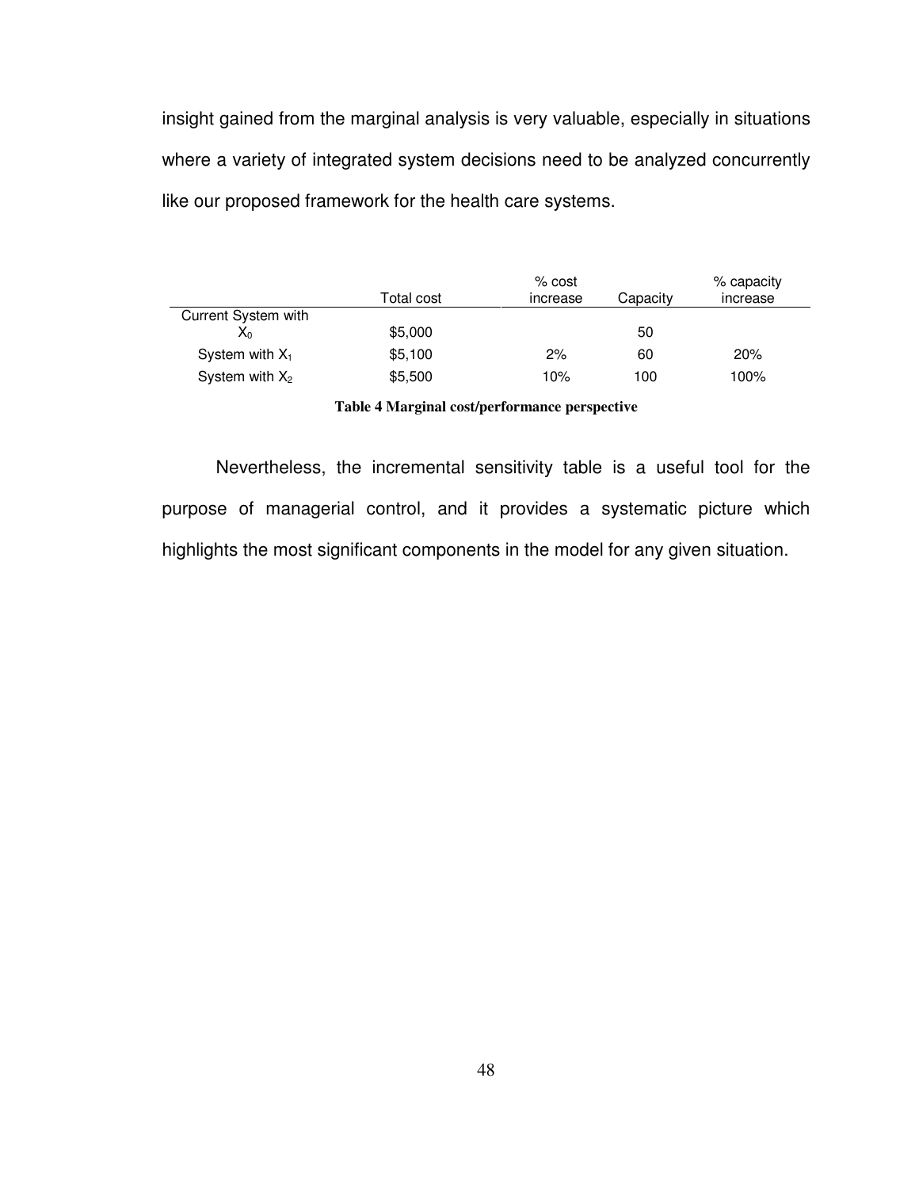insight gained from the marginal analysis is very valuable, especially in situations where a variety of integrated system decisions need to be analyzed concurrently like our proposed framework for the health care systems.

| | Total cost | % cost increase | Capacity | % capacity increase |
|---|---|---|---|---|
| Current System with $X_0$ | \$5,000 | | 50 | |
| System with $X_1$ | \$5,100 | 2% | 60 | 20% |
| System with $X_2$ | \$5,500 | 10% | 100 | 100% |

**Table 4 Marginal cost/performance perspective**

Nevertheless, the incremental sensitivity table is a useful tool for the purpose of managerial control, and it provides a systematic picture which highlights the most significant components in the model for any given situation.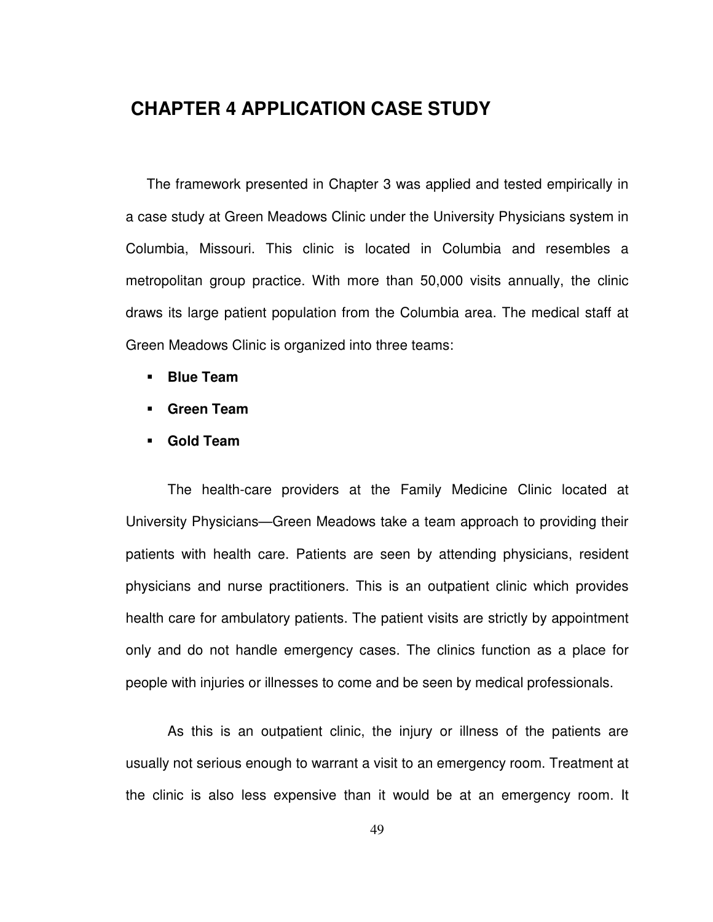# CHAPTER 4 APPLICATION CASE STUDY

The framework presented in Chapter 3 was applied and tested empirically in a case study at Green Meadows Clinic under the University Physicians system in Columbia, Missouri. This clinic is located in Columbia and resembles a metropolitan group practice. With more than 50,000 visits annually, the clinic draws its large patient population from the Columbia area. The medical staff at Green Meadows Clinic is organized into three teams:

- **Blue Team**
- **Green Team**
- **Gold Team**

The health-care providers at the Family Medicine Clinic located at University Physicians—Green Meadows take a team approach to providing their patients with health care. Patients are seen by attending physicians, resident physicians and nurse practitioners. This is an outpatient clinic which provides health care for ambulatory patients. The patient visits are strictly by appointment only and do not handle emergency cases. The clinics function as a place for people with injuries or illnesses to come and be seen by medical professionals.

As this is an outpatient clinic, the injury or illness of the patients are usually not serious enough to warrant a visit to an emergency room. Treatment at the clinic is also less expensive than it would be at an emergency room. It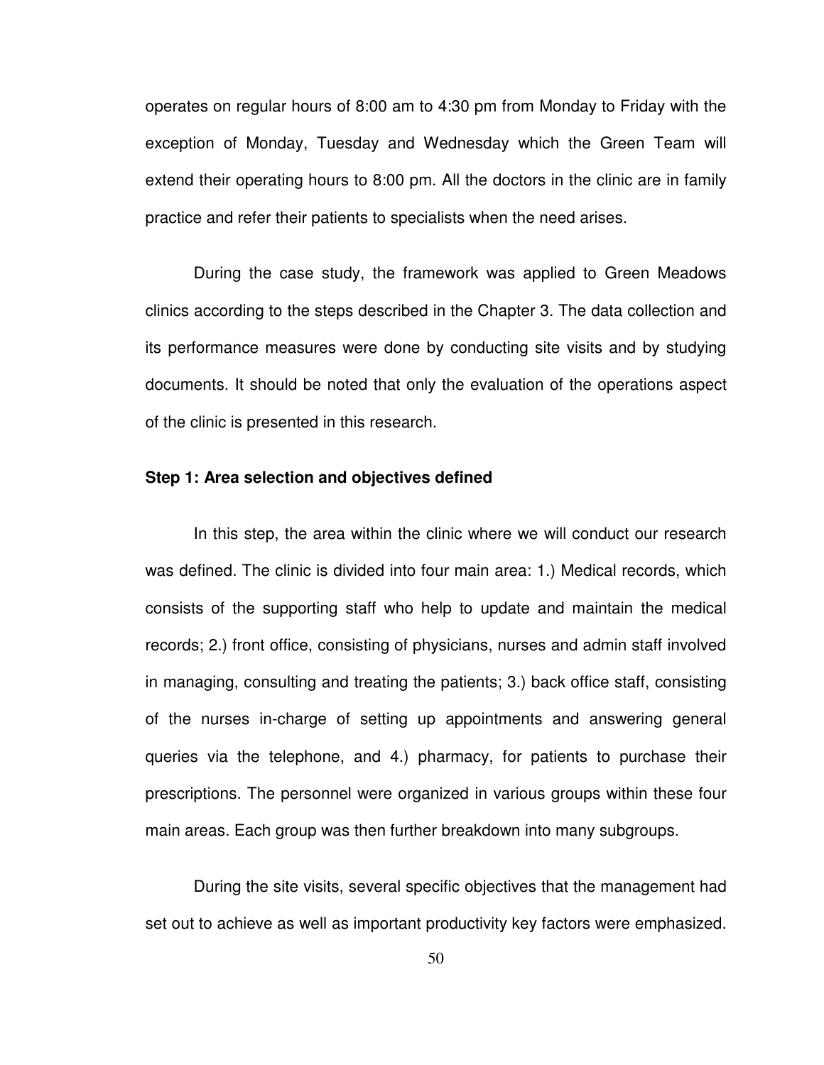operates on regular hours of 8:00 am to 4:30 pm from Monday to Friday with the exception of Monday, Tuesday and Wednesday which the Green Team will extend their operating hours to 8:00 pm. All the doctors in the clinic are in family practice and refer their patients to specialists when the need arises.

During the case study, the framework was applied to Green Meadows clinics according to the steps described in the Chapter 3. The data collection and its performance measures were done by conducting site visits and by studying documents. It should be noted that only the evaluation of the operations aspect of the clinic is presented in this research.

**Step 1: Area selection and objectives defined**

In this step, the area within the clinic where we will conduct our research was defined. The clinic is divided into four main area: 1.) Medical records, which consists of the supporting staff who help to update and maintain the medical records; 2.) front office, consisting of physicians, nurses and admin staff involved in managing, consulting and treating the patients; 3.) back office staff, consisting of the nurses in-charge of setting up appointments and answering general queries via the telephone, and 4.) pharmacy, for patients to purchase their prescriptions. The personnel were organized in various groups within these four main areas. Each group was then further breakdown into many subgroups.

During the site visits, several specific objectives that the management had set out to achieve as well as important productivity key factors were emphasized.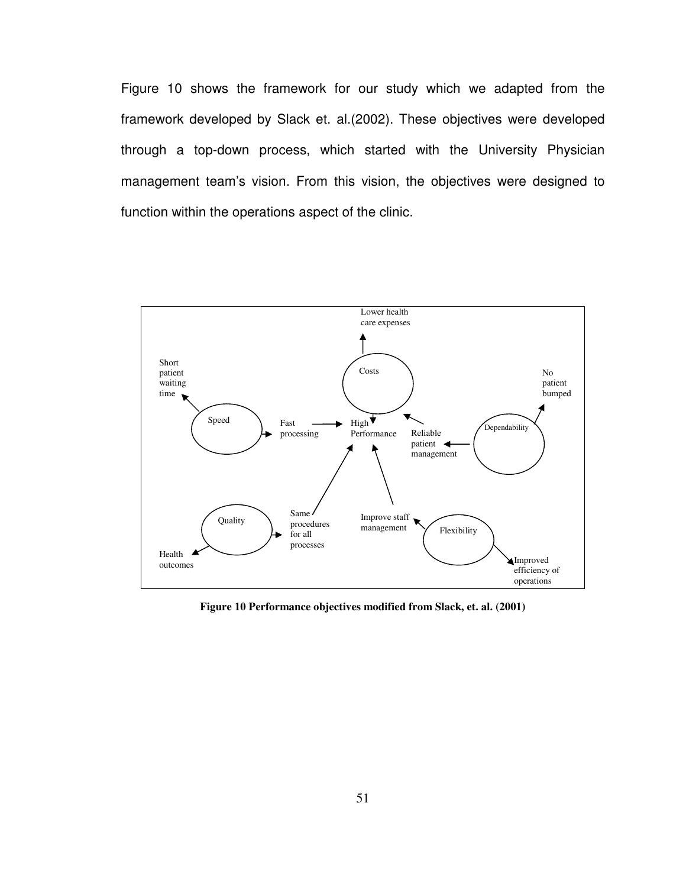Figure 10 shows the framework for our study which we adapted from the framework developed by Slack et. al.(2002). These objectives were developed through a top-down process, which started with the University Physician management team's vision. From this vision, the objectives were designed to function within the operations aspect of the clinic.

**Figure 10 Performance objectives modified from Slack, et. al. (2001)**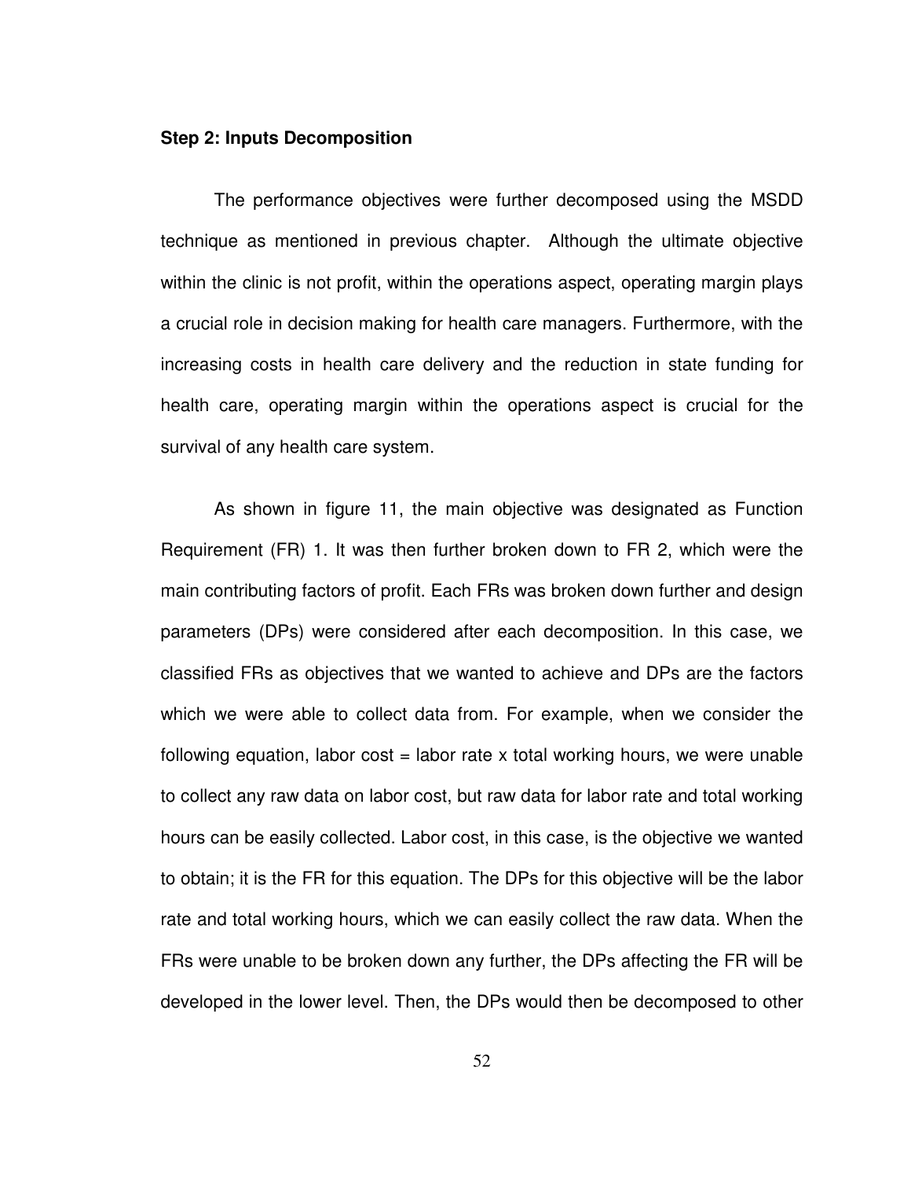**Step 2: Inputs Decomposition**

The performance objectives were further decomposed using the MSDD technique as mentioned in previous chapter. Although the ultimate objective within the clinic is not profit, within the operations aspect, operating margin plays a crucial role in decision making for health care managers. Furthermore, with the increasing costs in health care delivery and the reduction in state funding for health care, operating margin within the operations aspect is crucial for the survival of any health care system.

As shown in figure 11, the main objective was designated as Function Requirement (FR) 1. It was then further broken down to FR 2, which were the main contributing factors of profit. Each FRs was broken down further and design parameters (DPs) were considered after each decomposition. In this case, we classified FRs as objectives that we wanted to achieve and DPs are the factors which we were able to collect data from. For example, when we consider the following equation, labor cost = labor rate x total working hours, we were unable to collect any raw data on labor cost, but raw data for labor rate and total working hours can be easily collected. Labor cost, in this case, is the objective we wanted to obtain; it is the FR for this equation. The DPs for this objective will be the labor rate and total working hours, which we can easily collect the raw data. When the FRs were unable to be broken down any further, the DPs affecting the FR will be developed in the lower level. Then, the DPs would then be decomposed to other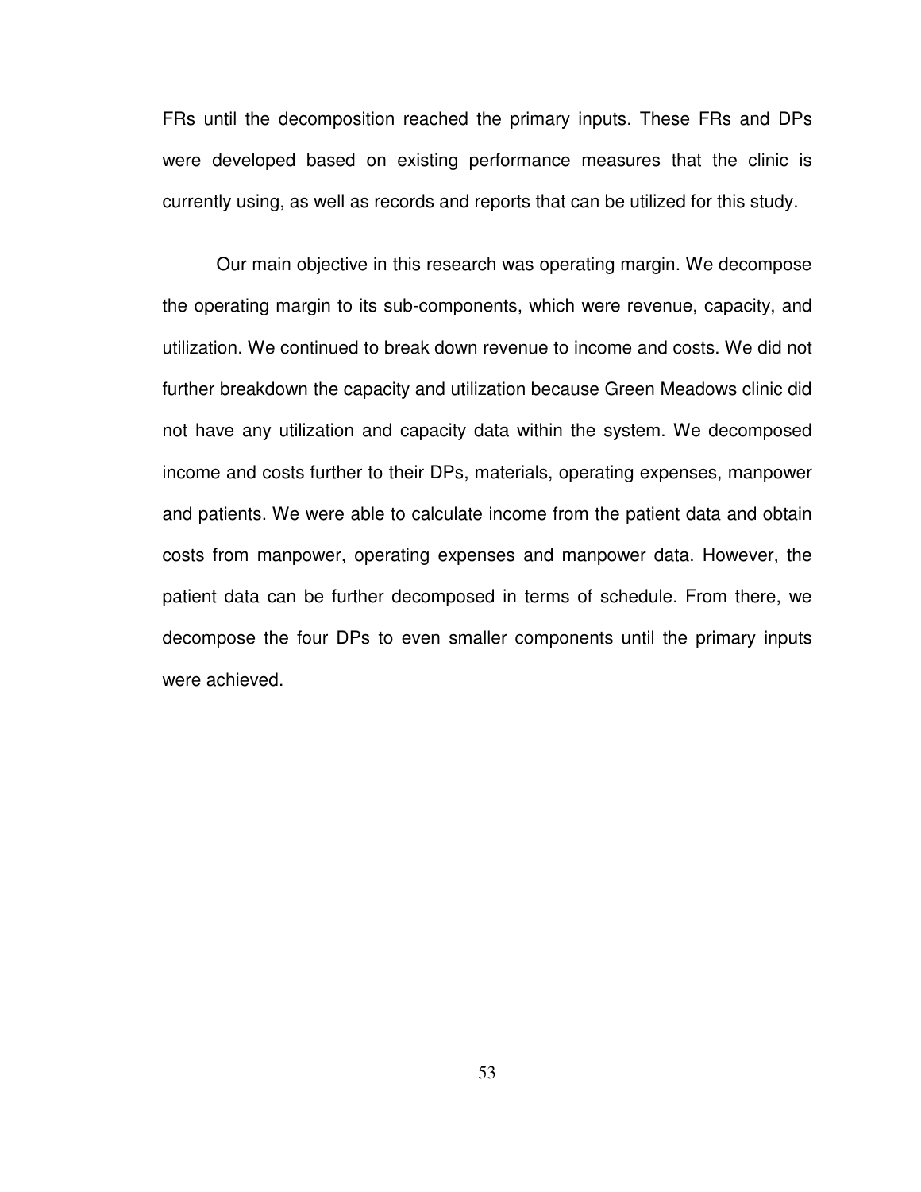FRs until the decomposition reached the primary inputs. These FRs and DPs were developed based on existing performance measures that the clinic is currently using, as well as records and reports that can be utilized for this study.

Our main objective in this research was operating margin. We decompose the operating margin to its sub-components, which were revenue, capacity, and utilization. We continued to break down revenue to income and costs. We did not further breakdown the capacity and utilization because Green Meadows clinic did not have any utilization and capacity data within the system. We decomposed income and costs further to their DPs, materials, operating expenses, manpower and patients. We were able to calculate income from the patient data and obtain costs from manpower, operating expenses and manpower data. However, the patient data can be further decomposed in terms of schedule. From there, we decompose the four DPs to even smaller components until the primary inputs were achieved.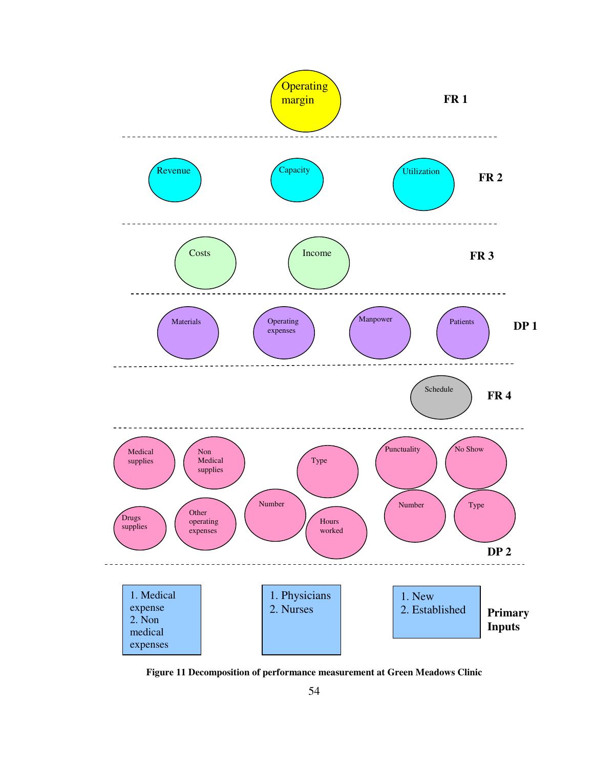Operating margin — FR 1

Revenue — Capacity — Utilization — FR 2

Costs — Income — FR 3

Materials — Operating expenses — Manpower — Patients — DP 1

Schedule — FR 4

Medical supplies — Non Medical supplies — Drugs supplies — Other operating expenses — Number — Type — Hours worked — Punctuality — No Show — Number — Type — DP 2

| 1. Medical expense<br>2. Non medical expenses | 1. Physicians<br>2. Nurses | 1. New<br>2. Established | **Primary Inputs** |
|---|---|---|---|

**Figure 11 Decomposition of performance measurement at Green Meadows Clinic**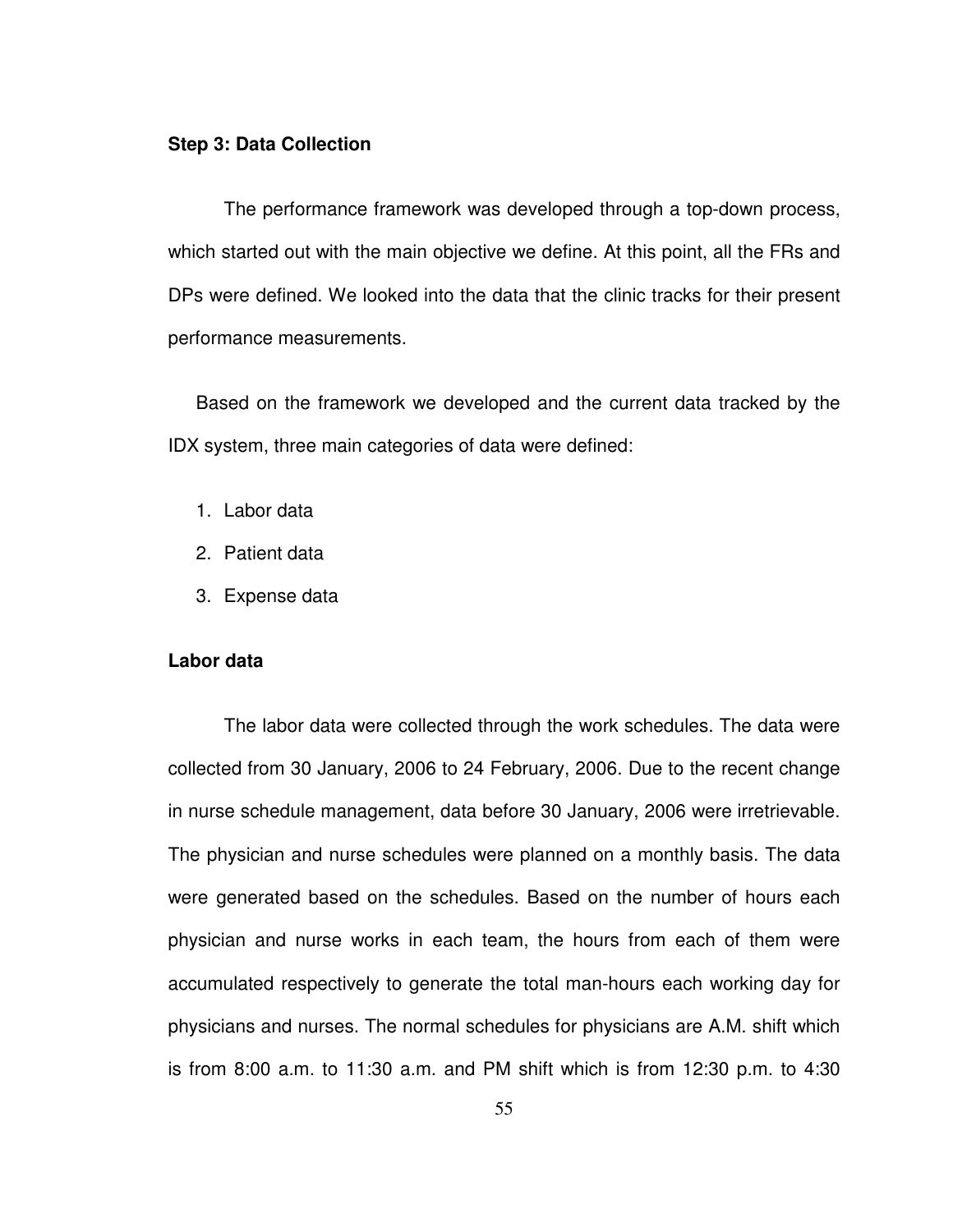**Step 3: Data Collection**

The performance framework was developed through a top-down process, which started out with the main objective we define. At this point, all the FRs and DPs were defined. We looked into the data that the clinic tracks for their present performance measurements.

Based on the framework we developed and the current data tracked by the IDX system, three main categories of data were defined:

1. Labor data
2. Patient data
3. Expense data

**Labor data**

The labor data were collected through the work schedules. The data were collected from 30 January, 2006 to 24 February, 2006. Due to the recent change in nurse schedule management, data before 30 January, 2006 were irretrievable. The physician and nurse schedules were planned on a monthly basis. The data were generated based on the schedules. Based on the number of hours each physician and nurse works in each team, the hours from each of them were accumulated respectively to generate the total man-hours each working day for physicians and nurses. The normal schedules for physicians are A.M. shift which is from 8:00 a.m. to 11:30 a.m. and PM shift which is from 12:30 p.m. to 4:30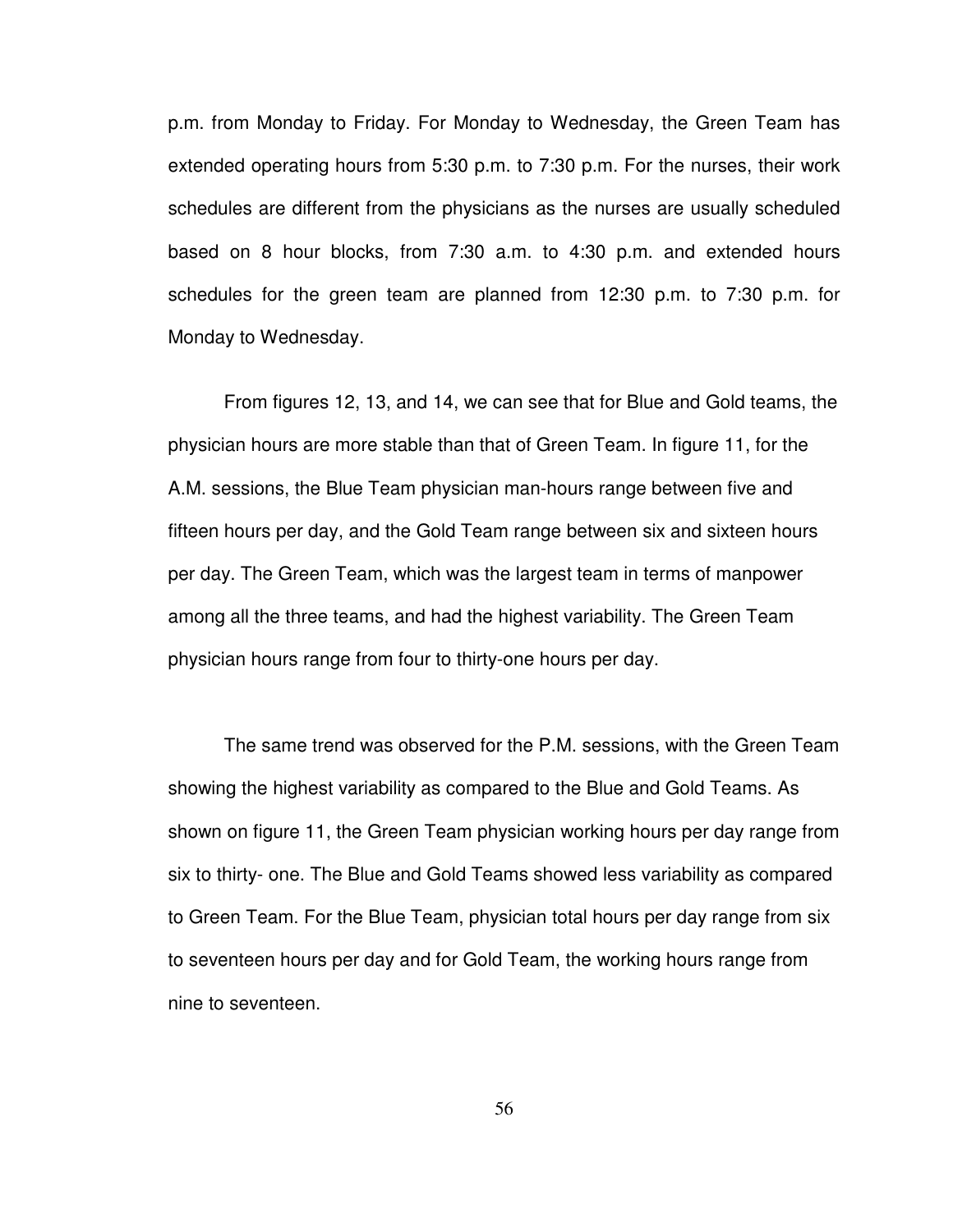p.m. from Monday to Friday. For Monday to Wednesday, the Green Team has extended operating hours from 5:30 p.m. to 7:30 p.m. For the nurses, their work schedules are different from the physicians as the nurses are usually scheduled based on 8 hour blocks, from 7:30 a.m. to 4:30 p.m. and extended hours schedules for the green team are planned from 12:30 p.m. to 7:30 p.m. for Monday to Wednesday.

From figures 12, 13, and 14, we can see that for Blue and Gold teams, the physician hours are more stable than that of Green Team. In figure 11, for the A.M. sessions, the Blue Team physician man-hours range between five and fifteen hours per day, and the Gold Team range between six and sixteen hours per day. The Green Team, which was the largest team in terms of manpower among all the three teams, and had the highest variability. The Green Team physician hours range from four to thirty-one hours per day.

The same trend was observed for the P.M. sessions, with the Green Team showing the highest variability as compared to the Blue and Gold Teams. As shown on figure 11, the Green Team physician working hours per day range from six to thirty- one. The Blue and Gold Teams showed less variability as compared to Green Team. For the Blue Team, physician total hours per day range from six to seventeen hours per day and for Gold Team, the working hours range from nine to seventeen.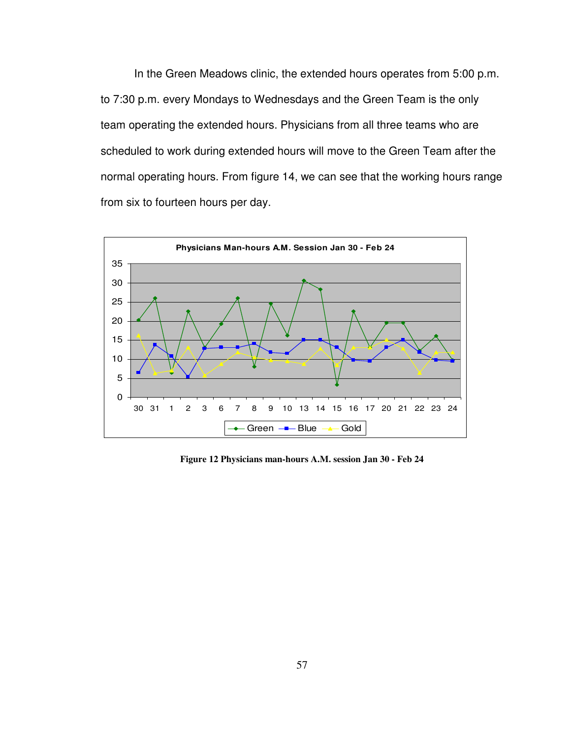In the Green Meadows clinic, the extended hours operates from 5:00 p.m. to 7:30 p.m. every Mondays to Wednesdays and the Green Team is the only team operating the extended hours. Physicians from all three teams who are scheduled to work during extended hours will move to the Green Team after the normal operating hours. From figure 14, we can see that the working hours range from six to fourteen hours per day.

**Figure 12 Physicians man-hours A.M. session Jan 30 - Feb 24**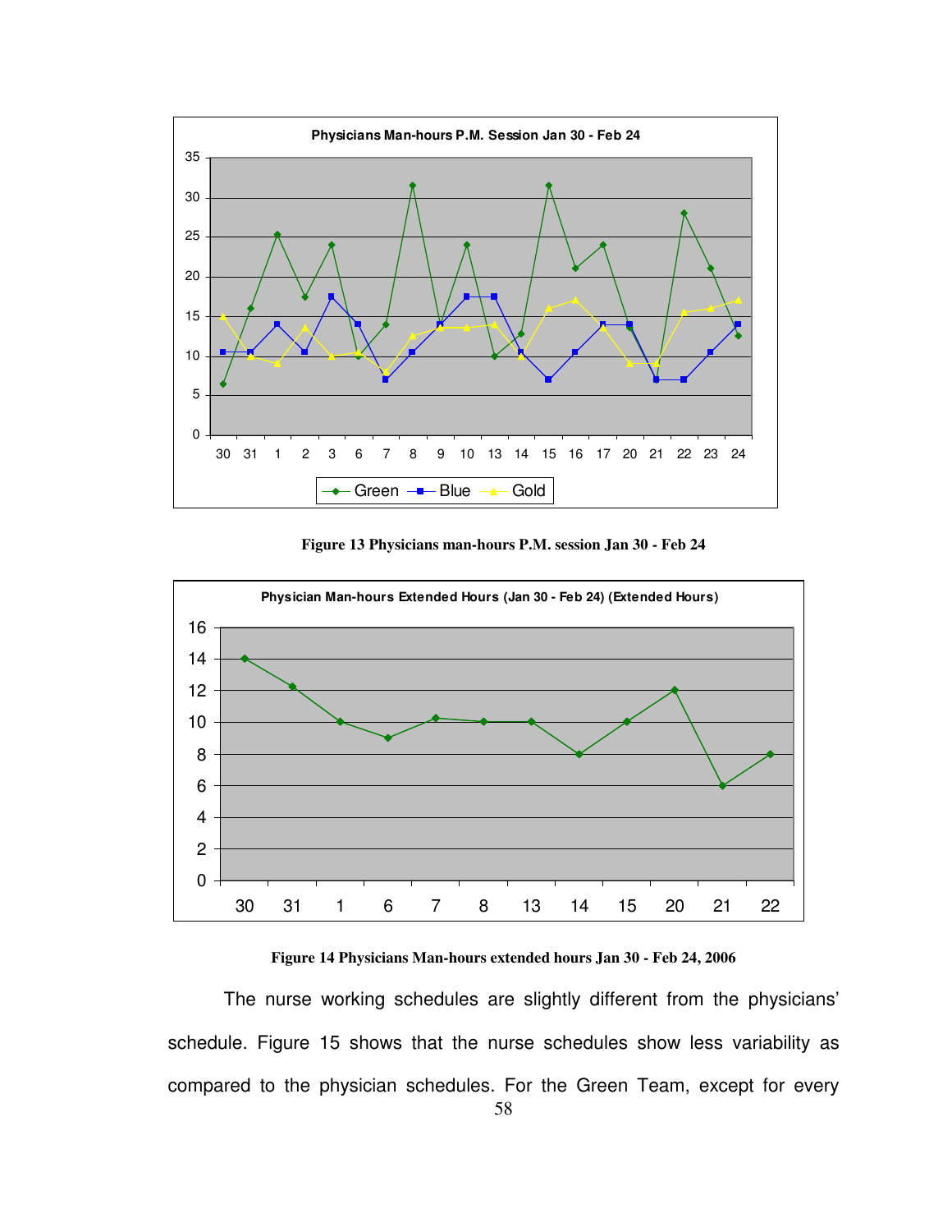Figure 13 Physicians man-hours P.M. session Jan 30 - Feb 24

Figure 14 Physicians Man-hours extended hours Jan 30 - Feb 24, 2006

The nurse working schedules are slightly different from the physicians' schedule. Figure 15 shows that the nurse schedules show less variability as compared to the physician schedules. For the Green Team, except for every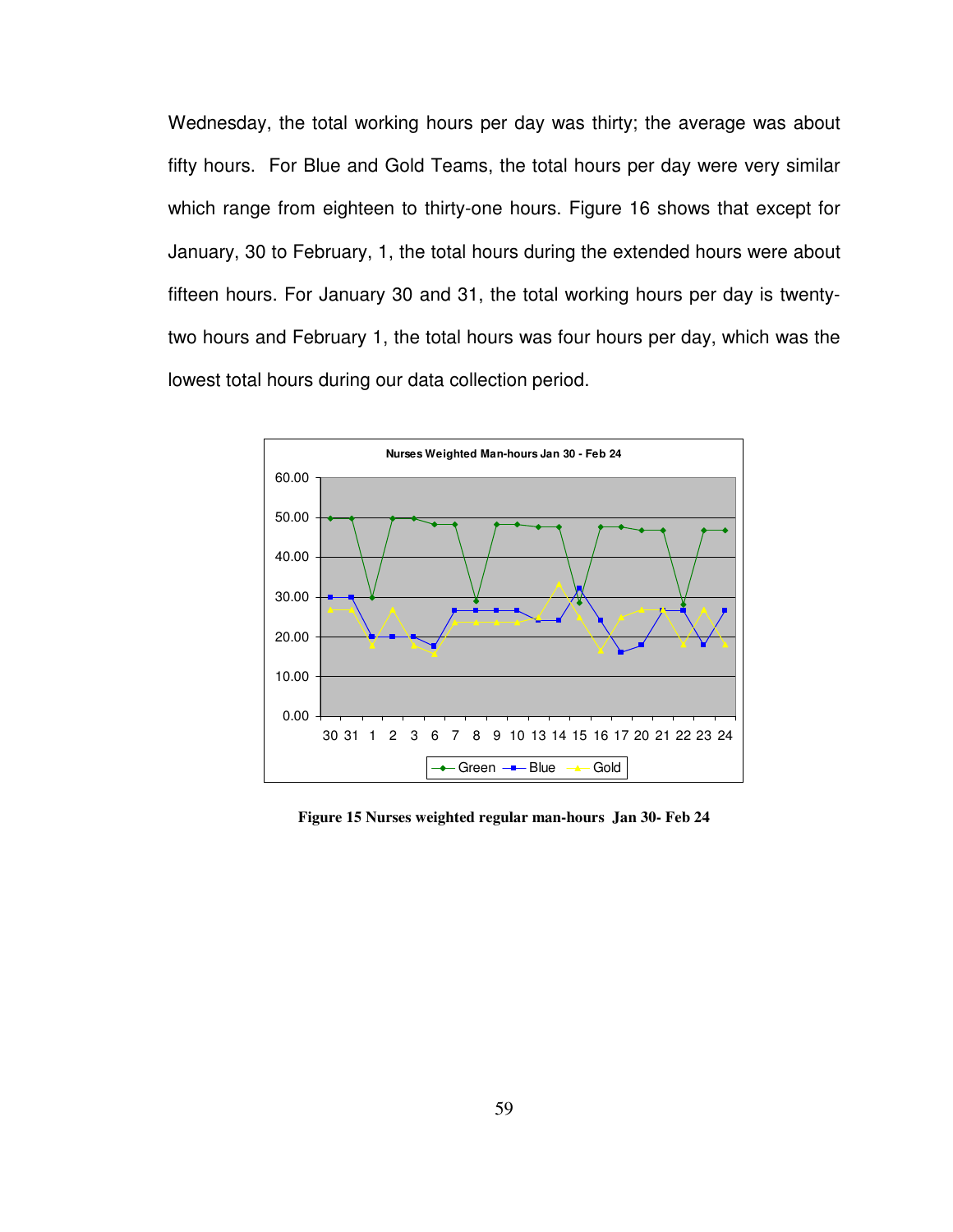Wednesday, the total working hours per day was thirty; the average was about fifty hours. For Blue and Gold Teams, the total hours per day were very similar which range from eighteen to thirty-one hours. Figure 16 shows that except for January, 30 to February, 1, the total hours during the extended hours were about fifteen hours. For January 30 and 31, the total working hours per day is twenty-two hours and February 1, the total hours was four hours per day, which was the lowest total hours during our data collection period.

**Figure 15 Nurses weighted regular man-hours Jan 30- Feb 24**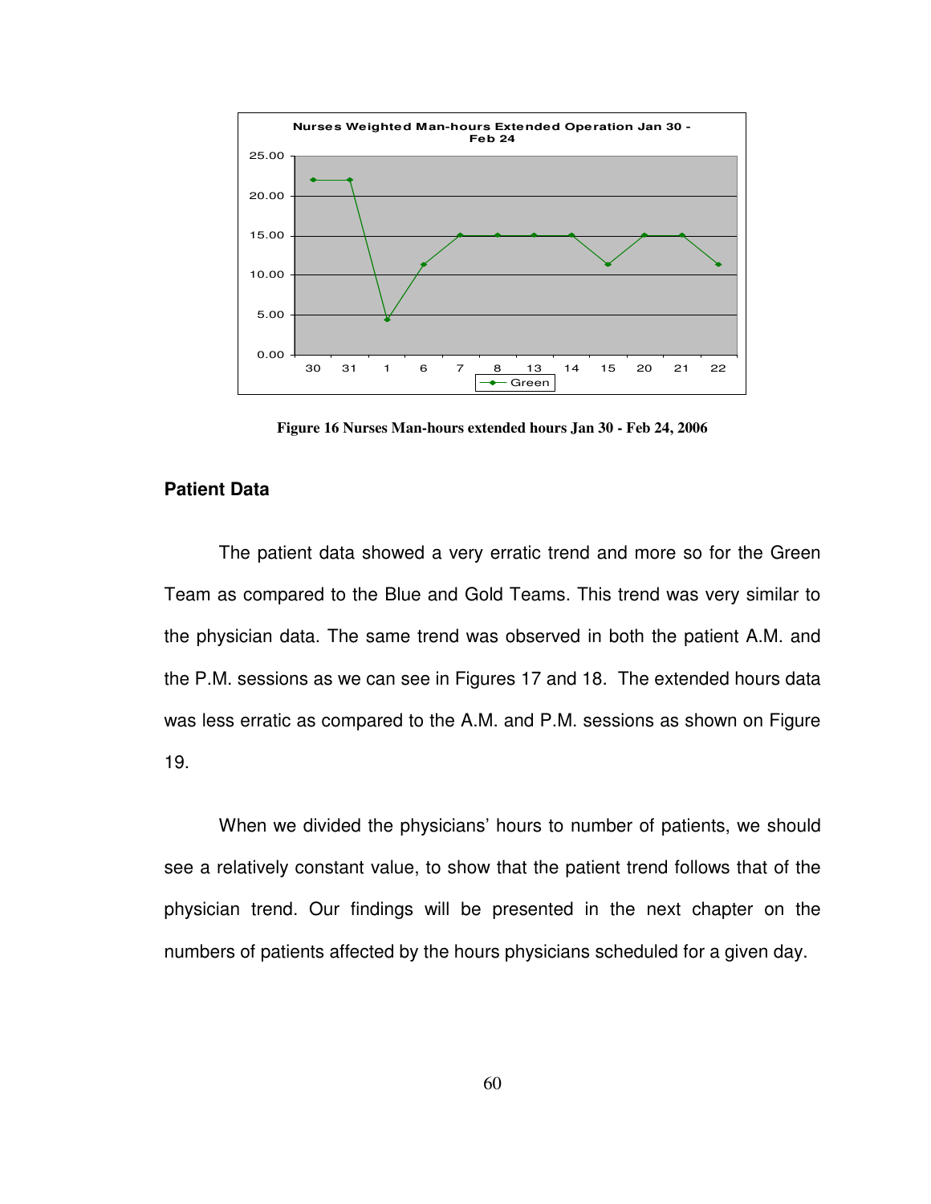Figure 16 Nurses Man-hours extended hours Jan 30 - Feb 24, 2006

## Patient Data

The patient data showed a very erratic trend and more so for the Green Team as compared to the Blue and Gold Teams. This trend was very similar to the physician data. The same trend was observed in both the patient A.M. and the P.M. sessions as we can see in Figures 17 and 18. The extended hours data was less erratic as compared to the A.M. and P.M. sessions as shown on Figure 19.

When we divided the physicians' hours to number of patients, we should see a relatively constant value, to show that the patient trend follows that of the physician trend. Our findings will be presented in the next chapter on the numbers of patients affected by the hours physicians scheduled for a given day.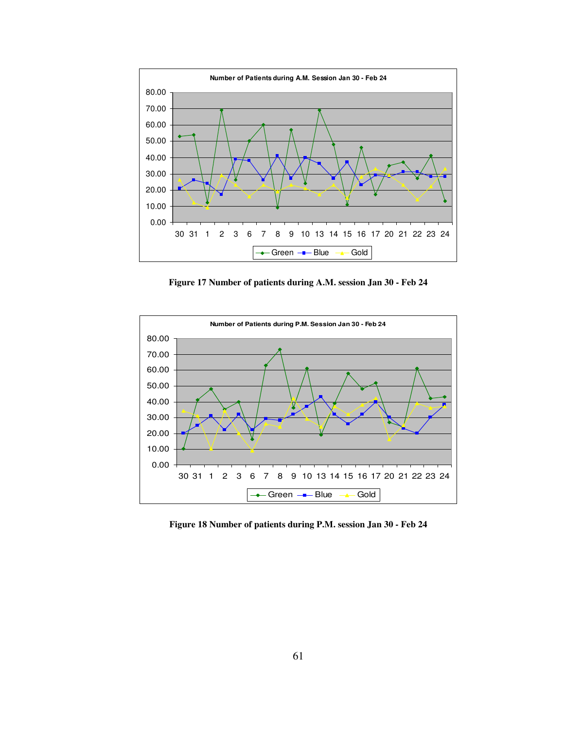Figure 17 Number of patients during A.M. session Jan 30 - Feb 24

Figure 18 Number of patients during P.M. session Jan 30 - Feb 24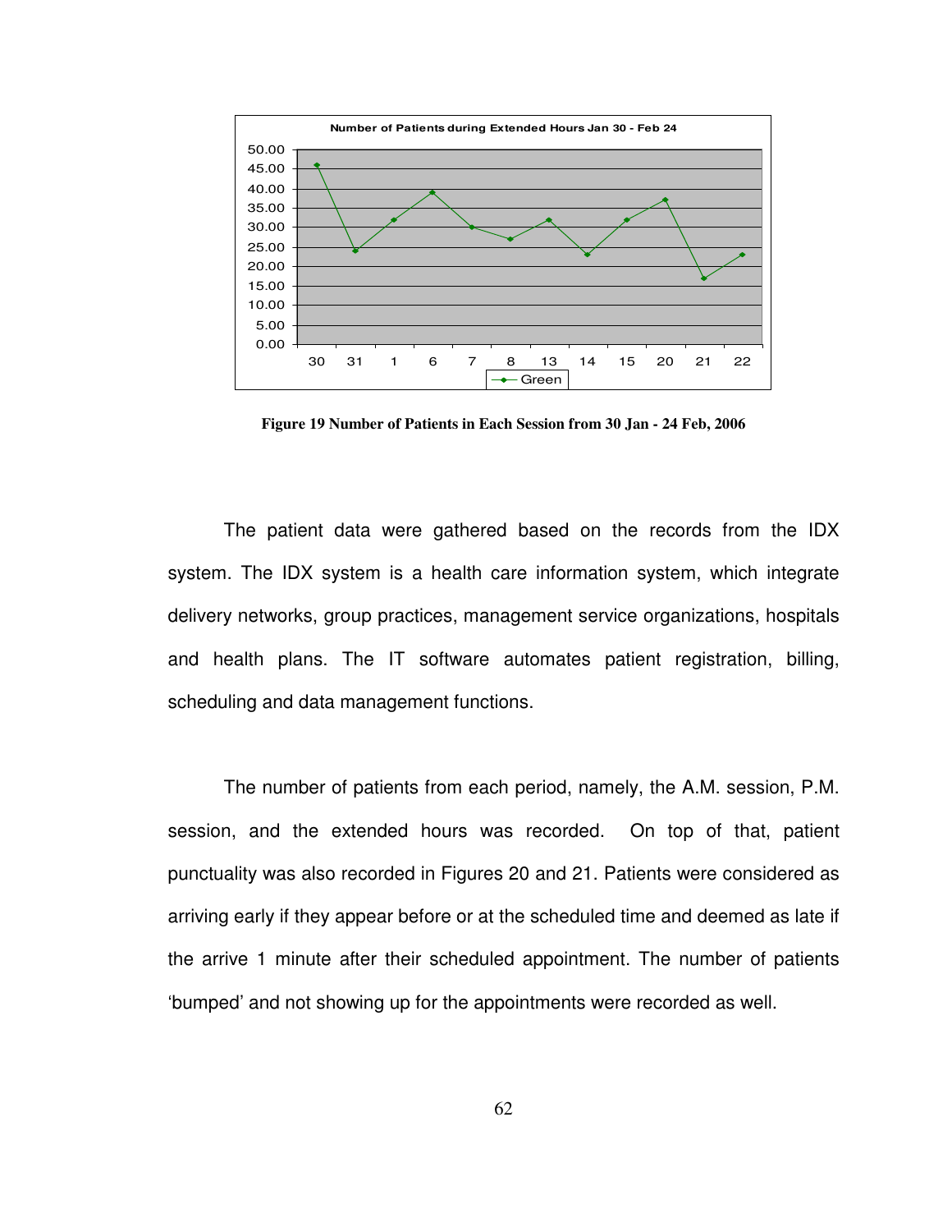Figure 19 Number of Patients in Each Session from 30 Jan - 24 Feb, 2006

The patient data were gathered based on the records from the IDX system. The IDX system is a health care information system, which integrate delivery networks, group practices, management service organizations, hospitals and health plans. The IT software automates patient registration, billing, scheduling and data management functions.

The number of patients from each period, namely, the A.M. session, P.M. session, and the extended hours was recorded. On top of that, patient punctuality was also recorded in Figures 20 and 21. Patients were considered as arriving early if they appear before or at the scheduled time and deemed as late if the arrive 1 minute after their scheduled appointment. The number of patients 'bumped' and not showing up for the appointments were recorded as well.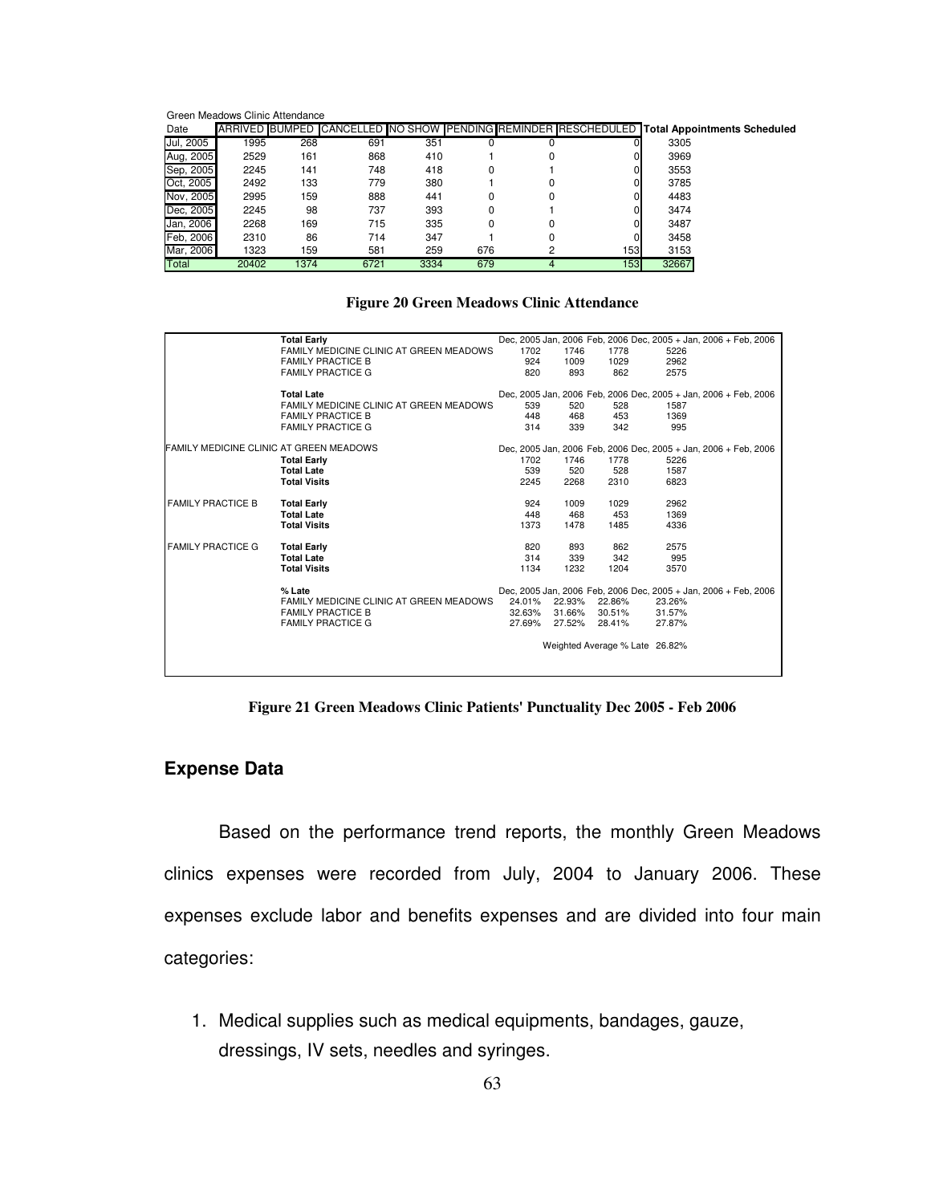Green Meadows Clinic Attendance

| Date | ARRIVED | BUMPED | CANCELLED | NO SHOW | PENDING | REMINDER | RESCHEDULED | Total Appointments Scheduled |
|---|---|---|---|---|---|---|---|---|
| Jul, 2005 | 1995 | 268 | 691 | 351 | 0 | 0 | 0 | 3305 |
| Aug, 2005 | 2529 | 161 | 868 | 410 | 1 | 0 | 0 | 3969 |
| Sep, 2005 | 2245 | 141 | 748 | 418 | 0 | 1 | 0 | 3553 |
| Oct, 2005 | 2492 | 133 | 779 | 380 | 1 | 0 | 0 | 3785 |
| Nov, 2005 | 2995 | 159 | 888 | 441 | 0 | 0 | 0 | 4483 |
| Dec, 2005 | 2245 | 98 | 737 | 393 | 0 | 1 | 0 | 3474 |
| Jan, 2006 | 2268 | 169 | 715 | 335 | 0 | 0 | 0 | 3487 |
| Feb, 2006 | 2310 | 86 | 714 | 347 | 1 | 0 | 0 | 3458 |
| Mar, 2006 | 1323 | 159 | 581 | 259 | 676 | 2 | 153 | 3153 |
| Total | 20402 | 1374 | 6721 | 3334 | 679 | 4 | 153 | 32667 |

**Figure 20 Green Meadows Clinic Attendance**

| | | Dec, 2005 | Jan, 2006 | Feb, 2006 | Dec, 2005 + Jan, 2006 + Feb, 2006 |
|---|---|---|---|---|---|
| | **Total Early** | | | | |
| | FAMILY MEDICINE CLINIC AT GREEN MEADOWS | 1702 | 1746 | 1778 | 5226 |
| | FAMILY PRACTICE B | 924 | 1009 | 1029 | 2962 |
| | FAMILY PRACTICE G | 820 | 893 | 862 | 2575 |
| | **Total Late** | Dec, 2005 | Jan, 2006 | Feb, 2006 | Dec, 2005 + Jan, 2006 + Feb, 2006 |
| | FAMILY MEDICINE CLINIC AT GREEN MEADOWS | 539 | 520 | 528 | 1587 |
| | FAMILY PRACTICE B | 448 | 468 | 453 | 1369 |
| | FAMILY PRACTICE G | 314 | 339 | 342 | 995 |
| FAMILY MEDICINE CLINIC AT GREEN MEADOWS | | Dec, 2005 | Jan, 2006 | Feb, 2006 | Dec, 2005 + Jan, 2006 + Feb, 2006 |
| | **Total Early** | 1702 | 1746 | 1778 | 5226 |
| | **Total Late** | 539 | 520 | 528 | 1587 |
| | **Total Visits** | 2245 | 2268 | 2310 | 6823 |
| FAMILY PRACTICE B | **Total Early** | 924 | 1009 | 1029 | 2962 |
| | **Total Late** | 448 | 468 | 453 | 1369 |
| | **Total Visits** | 1373 | 1478 | 1485 | 4336 |
| FAMILY PRACTICE G | **Total Early** | 820 | 893 | 862 | 2575 |
| | **Total Late** | 314 | 339 | 342 | 995 |
| | **Total Visits** | 1134 | 1232 | 1204 | 3570 |
| | **% Late** | Dec, 2005 | Jan, 2006 | Feb, 2006 | Dec, 2005 + Jan, 2006 + Feb, 2006 |
| | FAMILY MEDICINE CLINIC AT GREEN MEADOWS | 24.01% | 22.93% | 22.86% | 23.26% |
| | FAMILY PRACTICE B | 32.63% | 31.66% | 30.51% | 31.57% |
| | FAMILY PRACTICE G | 27.69% | 27.52% | 28.41% | 27.87% |
| | | | | Weighted Average % Late | 26.82% |

**Figure 21 Green Meadows Clinic Patients' Punctuality Dec 2005 - Feb 2006**

## Expense Data

Based on the performance trend reports, the monthly Green Meadows clinics expenses were recorded from July, 2004 to January 2006. These expenses exclude labor and benefits expenses and are divided into four main categories:

1. Medical supplies such as medical equipments, bandages, gauze, dressings, IV sets, needles and syringes.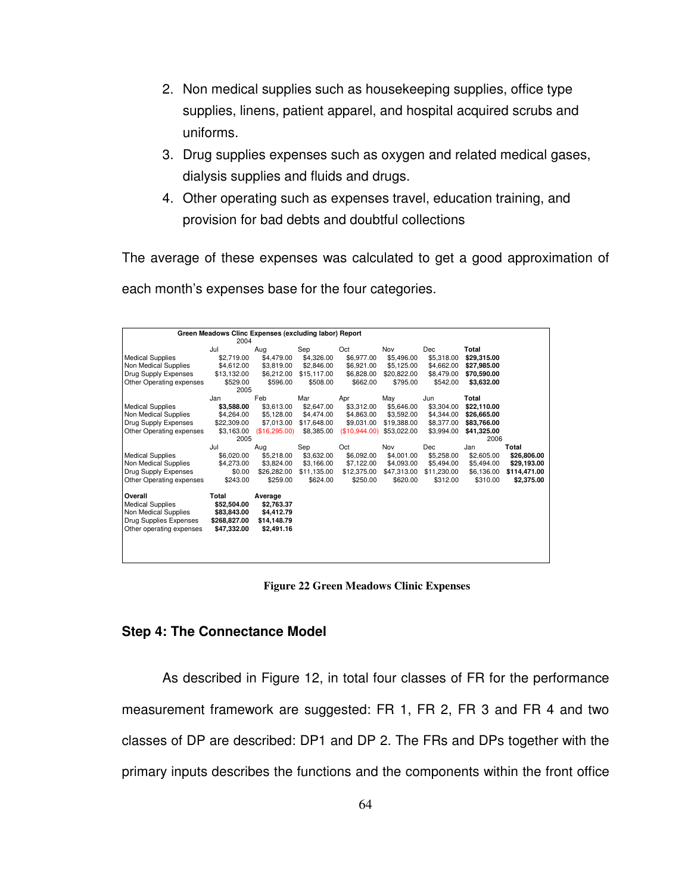2. Non medical supplies such as housekeeping supplies, office type supplies, linens, patient apparel, and hospital acquired scrubs and uniforms.
3. Drug supplies expenses such as oxygen and related medical gases, dialysis supplies and fluids and drugs.
4. Other operating such as expenses travel, education training, and provision for bad debts and doubtful collections

The average of these expenses was calculated to get a good approximation of each month's expenses base for the four categories.

**Green Meadows Clinc Expenses (excluding labor) Report**

| 2004 | Jul | Aug | Sep | Oct | Nov | Dec | Total |
|---|---|---|---|---|---|---|---|
| Medical Supplies | $2,719.00 | $4,479.00 | $4,326.00 | $6,977.00 | $5,496.00 | $5,318.00 | **$29,315.00** |
| Non Medical Supplies | $4,612.00 | $3,819.00 | $2,846.00 | $6,921.00 | $5,125.00 | $4,662.00 | **$27,985.00** |
| Drug Supply Expenses | $13,132.00 | $6,212.00 | $15,117.00 | $6,828.00 | $20,822.00 | $8,479.00 | **$70,590.00** |
| Other Operating expenses | $529.00 | $596.00 | $508.00 | $662.00 | $795.00 | $542.00 | **$3,632.00** |

| 2005 | Jan | Feb | Mar | Apr | May | Jun | Total |
|---|---|---|---|---|---|---|---|
| Medical Supplies | **$3,588.00** | $3,613.00 | $2,647.00 | $3,312.00 | $5,646.00 | $3,304.00 | **$22,110.00** |
| Non Medical Supplies | $4,264.00 | $5,128.00 | $4,474.00 | $4,863.00 | $3,592.00 | $4,344.00 | **$26,665.00** |
| Drug Supply Expenses | $22,309.00 | $7,013.00 | $17,648.00 | $9,031.00 | $19,388.00 | $8,377.00 | **$83,766.00** |
| Other Operating expenses | $3,163.00 | ($16,295.00) | $8,385.00 | ($10,944.00) | $53,022.00 | $3,994.00 | **$41,325.00** |

| 2005 / 2006 | Jul | Aug | Sep | Oct | Nov | Dec | Jan (2006) | Total |
|---|---|---|---|---|---|---|---|---|
| Medical Supplies | $6,020.00 | $5,218.00 | $3,632.00 | $6,092.00 | $4,001.00 | $5,258.00 | $2,605.00 | **$26,806.00** |
| Non Medical Supplies | $4,273.00 | $3,824.00 | $3,166.00 | $7,122.00 | $4,093.00 | $5,494.00 | $5,494.00 | **$29,193.00** |
| Drug Supply Expenses | $0.00 | $26,282.00 | $11,135.00 | $12,375.00 | $47,313.00 | $11,230.00 | $6,136.00 | **$114,471.00** |
| Other Operating expenses | $243.00 | $259.00 | $624.00 | $250.00 | $620.00 | $312.00 | $310.00 | **$2,375.00** |

| **Overall** | **Total** | **Average** |
|---|---|---|
| Medical Supplies | **$52,504.00** | **$2,763.37** |
| Non Medical Supplies | **$83,843.00** | **$4,412.79** |
| Drug Supplies Expenses | **$268,827.00** | **$14,148.79** |
| Other operating expenses | **$47,332.00** | **$2,491.16** |

**Figure 22 Green Meadows Clinic Expenses**

### Step 4: The Connectance Model

As described in Figure 12, in total four classes of FR for the performance measurement framework are suggested: FR 1, FR 2, FR 3 and FR 4 and two classes of DP are described: DP1 and DP 2. The FRs and DPs together with the primary inputs describes the functions and the components within the front office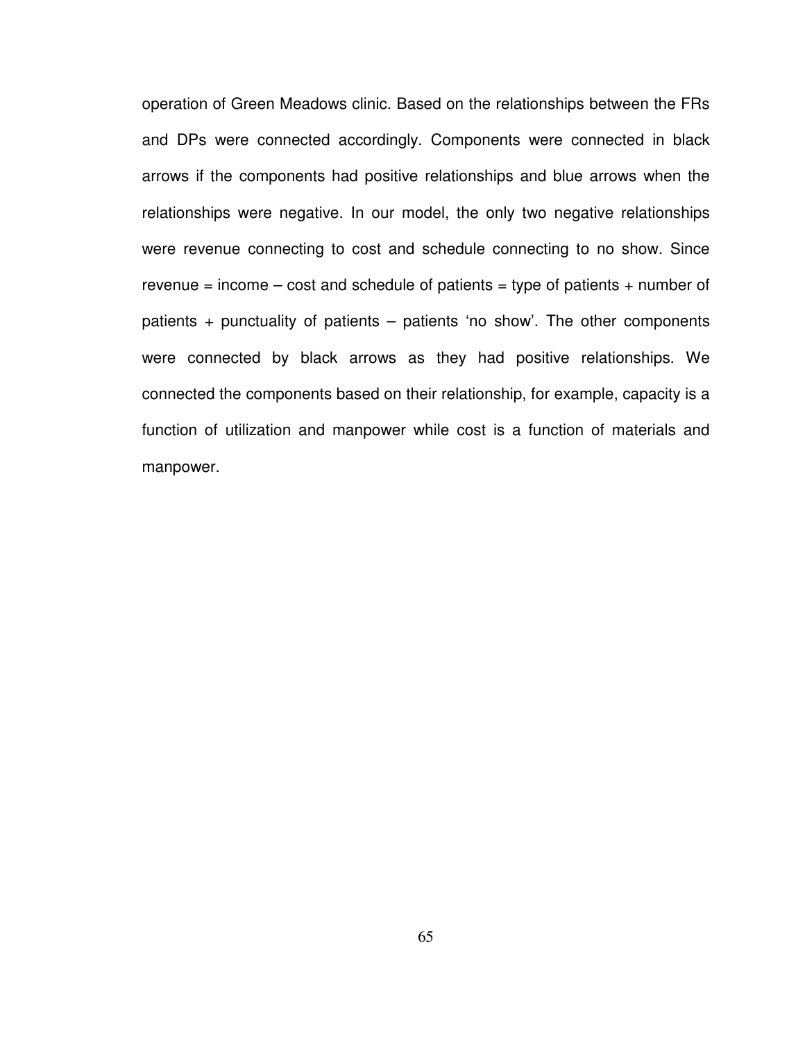operation of Green Meadows clinic. Based on the relationships between the FRs and DPs were connected accordingly. Components were connected in black arrows if the components had positive relationships and blue arrows when the relationships were negative. In our model, the only two negative relationships were revenue connecting to cost and schedule connecting to no show. Since revenue = income – cost and schedule of patients = type of patients + number of patients + punctuality of patients – patients 'no show'. The other components were connected by black arrows as they had positive relationships. We connected the components based on their relationship, for example, capacity is a function of utilization and manpower while cost is a function of materials and manpower.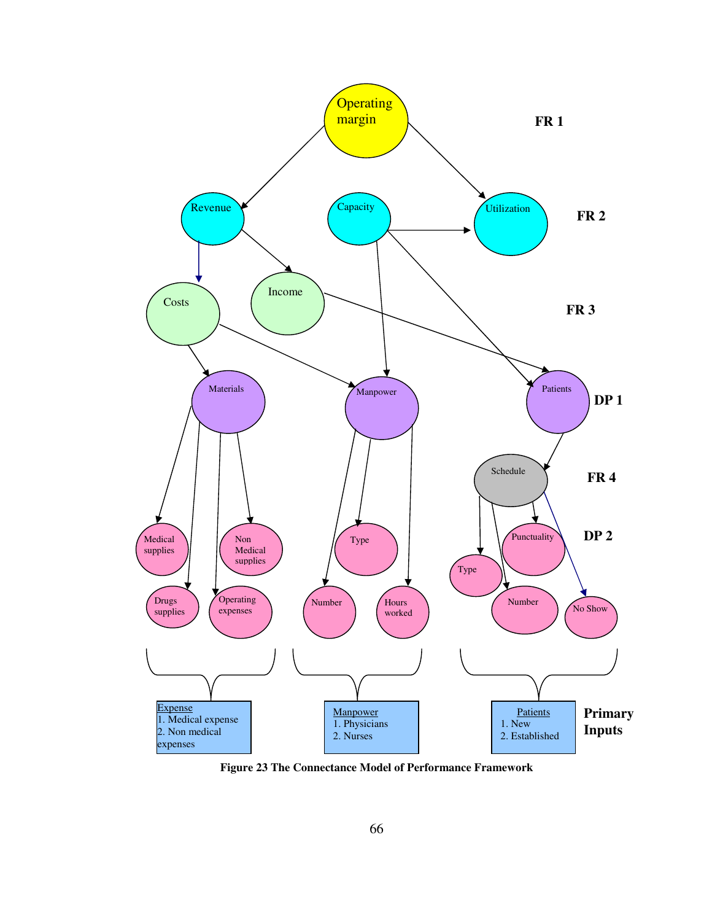Operating margin

FR 1

Revenue

Capacity

Utilization

FR 2

Costs

Income

FR 3

Materials

Manpower

Patients

DP 1

Schedule

FR 4

Medical supplies

Non Medical supplies

Type

Punctuality

DP 2

Type

Drugs supplies

Operating expenses

Number

Hours worked

Number

No Show

Expense
1. Medical expense
2. Non medical expenses

Manpower
1. Physicians
2. Nurses

Patients
1. New
2. Established

**Primary Inputs**

**Figure 23 The Connectance Model of Performance Framework**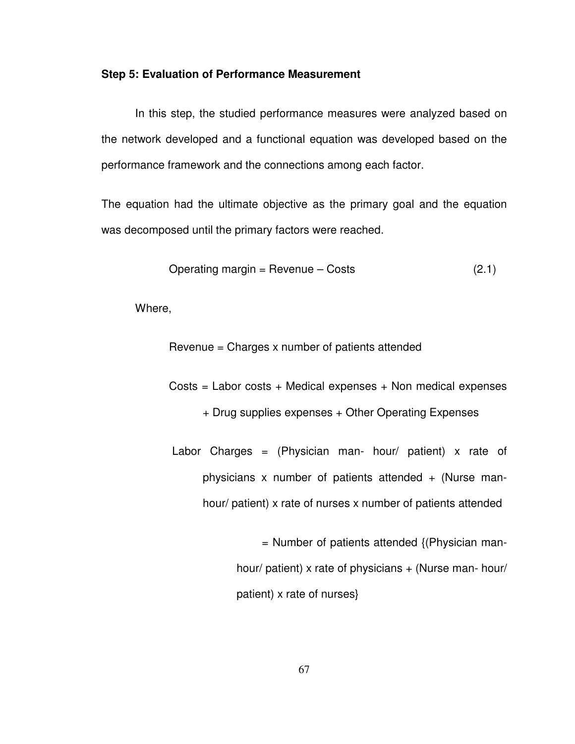**Step 5: Evaluation of Performance Measurement**

In this step, the studied performance measures were analyzed based on the network developed and a functional equation was developed based on the performance framework and the connections among each factor.

The equation had the ultimate objective as the primary goal and the equation was decomposed until the primary factors were reached.

$$\text{Operating margin} = \text{Revenue} - \text{Costs} \tag{2.1}$$

Where,

Revenue = Charges x number of patients attended

Costs = Labor costs + Medical expenses + Non medical expenses + Drug supplies expenses + Other Operating Expenses

Labor Charges = (Physician man- hour/ patient) x rate of physicians x number of patients attended + (Nurse man- hour/ patient) x rate of nurses x number of patients attended

= Number of patients attended {(Physician man- hour/ patient) x rate of physicians + (Nurse man- hour/ patient) x rate of nurses}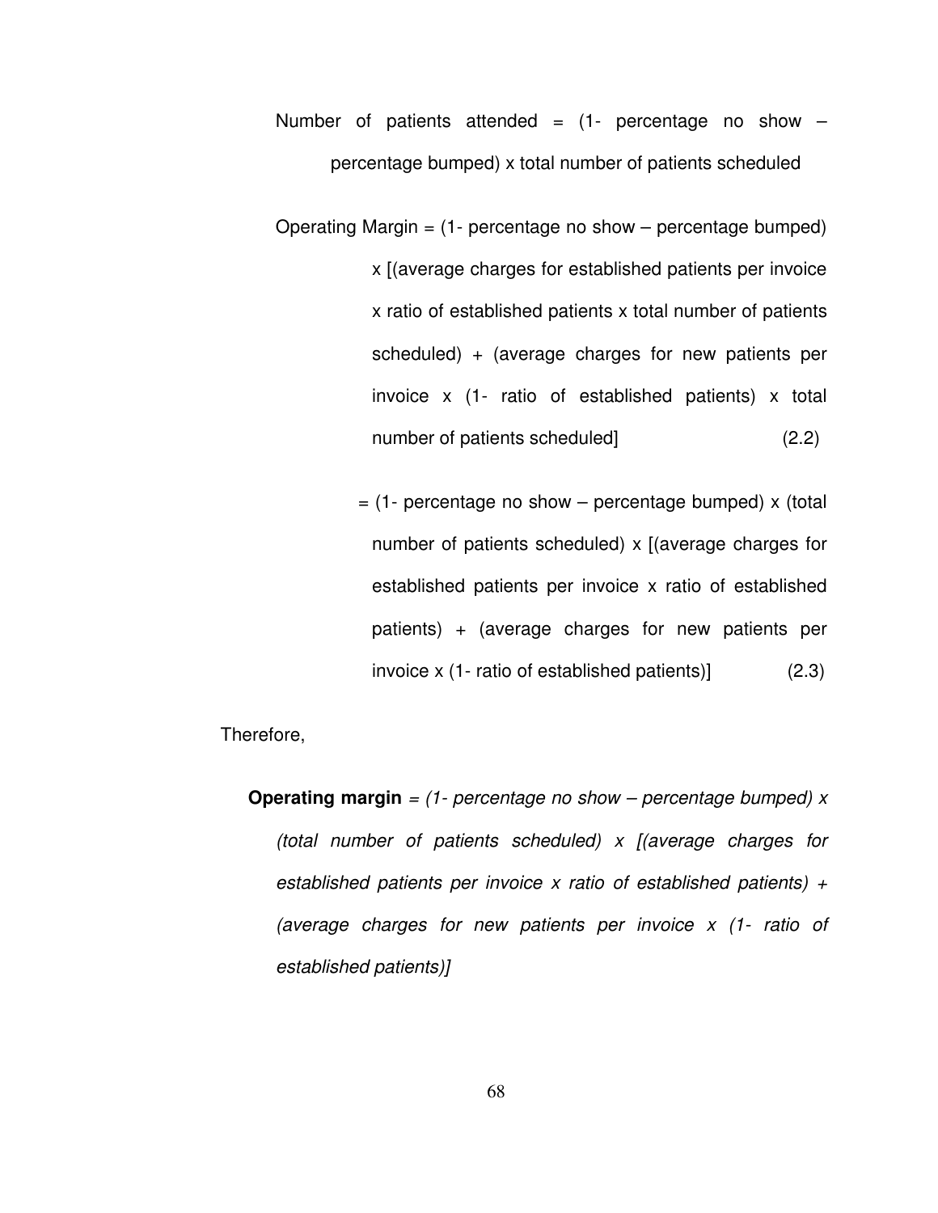Number of patients attended = (1- percentage no show – percentage bumped) x total number of patients scheduled

Operating Margin = (1- percentage no show – percentage bumped) x [(average charges for established patients per invoice x ratio of established patients x total number of patients scheduled) + (average charges for new patients per invoice x (1- ratio of established patients) x total number of patients scheduled] (2.2)

= (1- percentage no show – percentage bumped) x (total number of patients scheduled) x [(average charges for established patients per invoice x ratio of established patients) + (average charges for new patients per invoice x (1- ratio of established patients)] (2.3)

Therefore,

**Operating margin** = *(1- percentage no show – percentage bumped) x (total number of patients scheduled) x [(average charges for established patients per invoice x ratio of established patients) + (average charges for new patients per invoice x (1- ratio of established patients)]*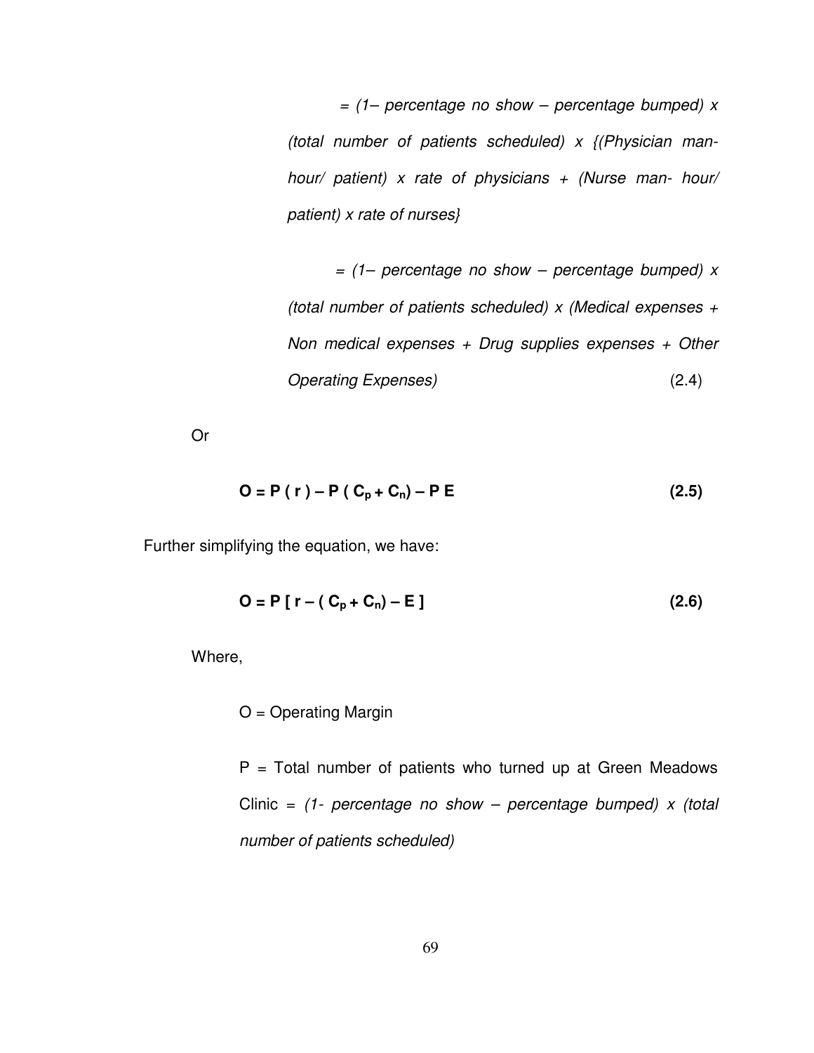= *(1– percentage no show – percentage bumped) x (total number of patients scheduled) x {(Physician man-hour/ patient) x rate of physicians + (Nurse man- hour/ patient) x rate of nurses}*

= *(1– percentage no show – percentage bumped) x (total number of patients scheduled) x (Medical expenses + Non medical expenses + Drug supplies expenses + Other Operating Expenses)* (2.4)

Or

$$\mathbf{O = P\ (\ r\ ) - P\ (\ C_p + C_n) - P\ E} \qquad \textbf{(2.5)}$$

Further simplifying the equation, we have:

$$\mathbf{O = P\ [\ r - (\ C_p + C_n) - E\ ]} \qquad \textbf{(2.6)}$$

Where,

O = Operating Margin

P = Total number of patients who turned up at Green Meadows Clinic = *(1- percentage no show – percentage bumped) x (total number of patients scheduled)*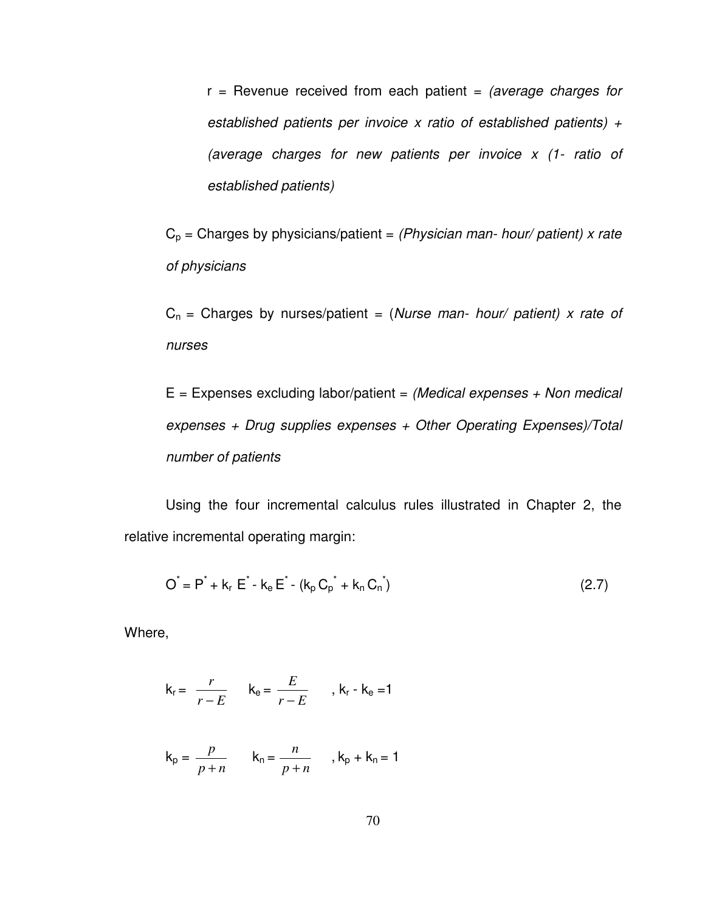r = Revenue received from each patient = *(average charges for established patients per invoice x ratio of established patients) + (average charges for new patients per invoice x (1- ratio of established patients)*

$C_p$ = Charges by physicians/patient = *(Physician man- hour/ patient) x rate of physicians*

$C_n$ = Charges by nurses/patient = (*Nurse man- hour/ patient) x rate of nurses*

E = Expenses excluding labor/patient = *(Medical expenses + Non medical expenses + Drug supplies expenses + Other Operating Expenses)/Total number of patients*

Using the four incremental calculus rules illustrated in Chapter 2, the relative incremental operating margin:

$$O^* = P^* + k_r\,E^* - k_e\,E^* - (k_p\,C_p^* + k_n\,C_n^*) \tag{2.7}$$

Where,

$$k_r = \frac{r}{r-E} \qquad k_e = \frac{E}{r-E} \qquad ,\ k_r - k_e = 1$$

$$k_p = \frac{p}{p+n} \qquad k_n = \frac{n}{p+n} \qquad ,\ k_p + k_n = 1$$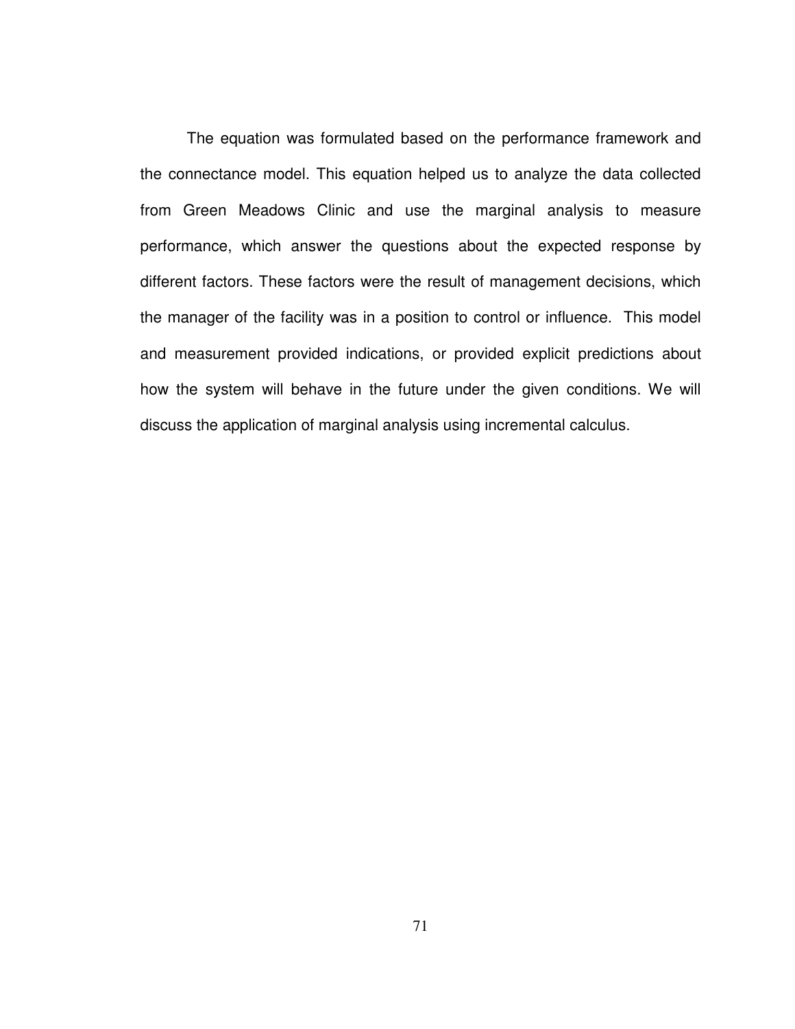The equation was formulated based on the performance framework and the connectance model. This equation helped us to analyze the data collected from Green Meadows Clinic and use the marginal analysis to measure performance, which answer the questions about the expected response by different factors. These factors were the result of management decisions, which the manager of the facility was in a position to control or influence. This model and measurement provided indications, or provided explicit predictions about how the system will behave in the future under the given conditions. We will discuss the application of marginal analysis using incremental calculus.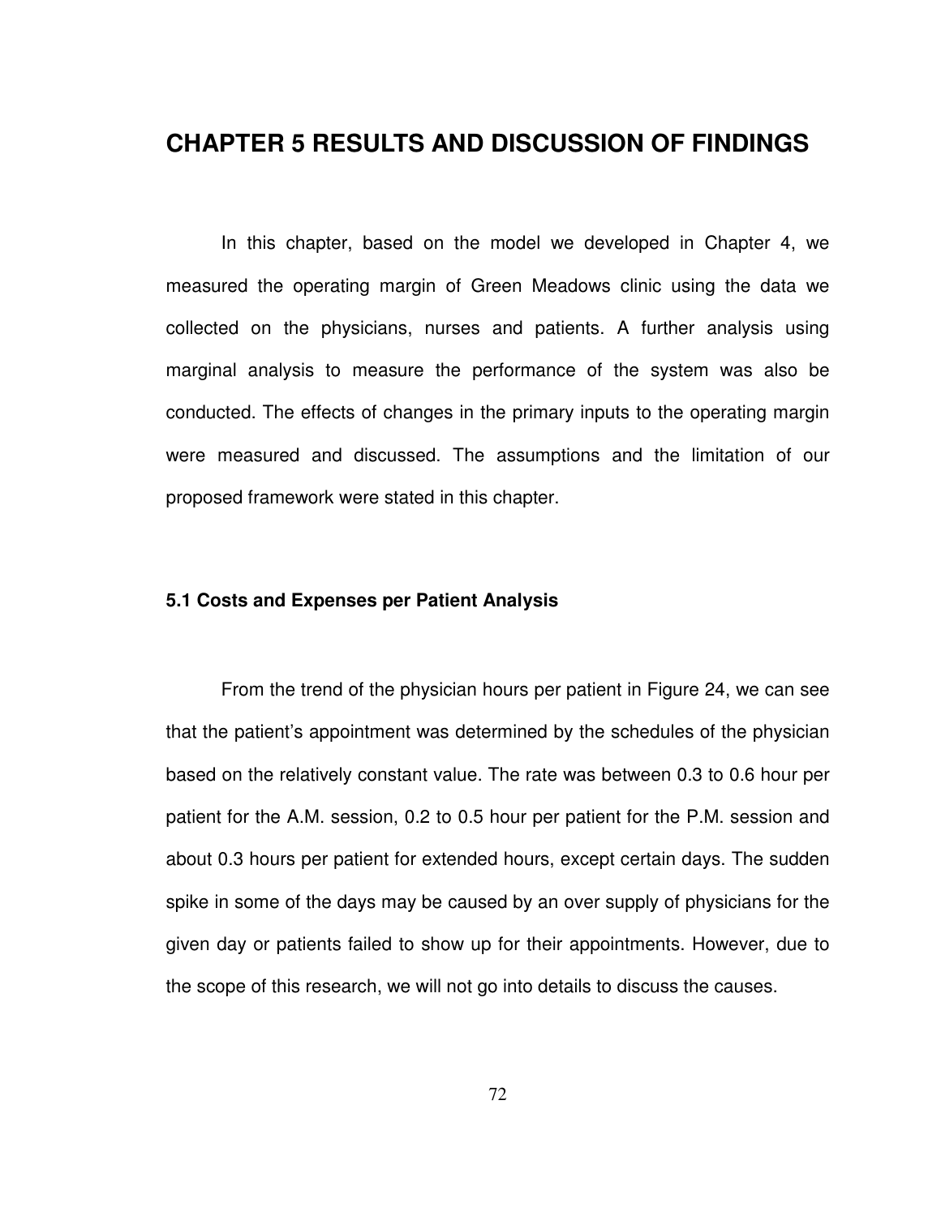# CHAPTER 5 RESULTS AND DISCUSSION OF FINDINGS

In this chapter, based on the model we developed in Chapter 4, we measured the operating margin of Green Meadows clinic using the data we collected on the physicians, nurses and patients. A further analysis using marginal analysis to measure the performance of the system was also be conducted. The effects of changes in the primary inputs to the operating margin were measured and discussed. The assumptions and the limitation of our proposed framework were stated in this chapter.

## 5.1 Costs and Expenses per Patient Analysis

From the trend of the physician hours per patient in Figure 24, we can see that the patient's appointment was determined by the schedules of the physician based on the relatively constant value. The rate was between 0.3 to 0.6 hour per patient for the A.M. session, 0.2 to 0.5 hour per patient for the P.M. session and about 0.3 hours per patient for extended hours, except certain days. The sudden spike in some of the days may be caused by an over supply of physicians for the given day or patients failed to show up for their appointments. However, due to the scope of this research, we will not go into details to discuss the causes.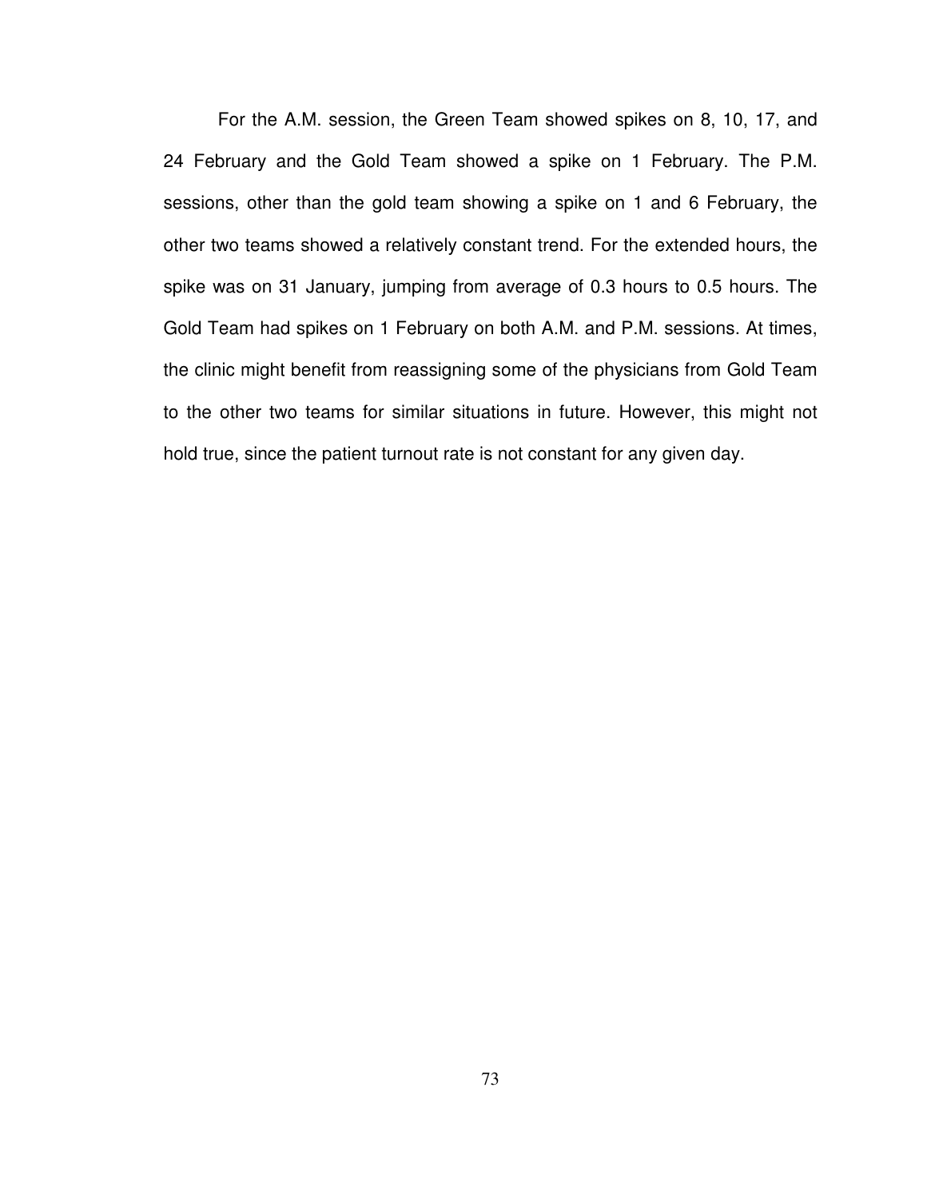For the A.M. session, the Green Team showed spikes on 8, 10, 17, and 24 February and the Gold Team showed a spike on 1 February. The P.M. sessions, other than the gold team showing a spike on 1 and 6 February, the other two teams showed a relatively constant trend. For the extended hours, the spike was on 31 January, jumping from average of 0.3 hours to 0.5 hours. The Gold Team had spikes on 1 February on both A.M. and P.M. sessions. At times, the clinic might benefit from reassigning some of the physicians from Gold Team to the other two teams for similar situations in future. However, this might not hold true, since the patient turnout rate is not constant for any given day.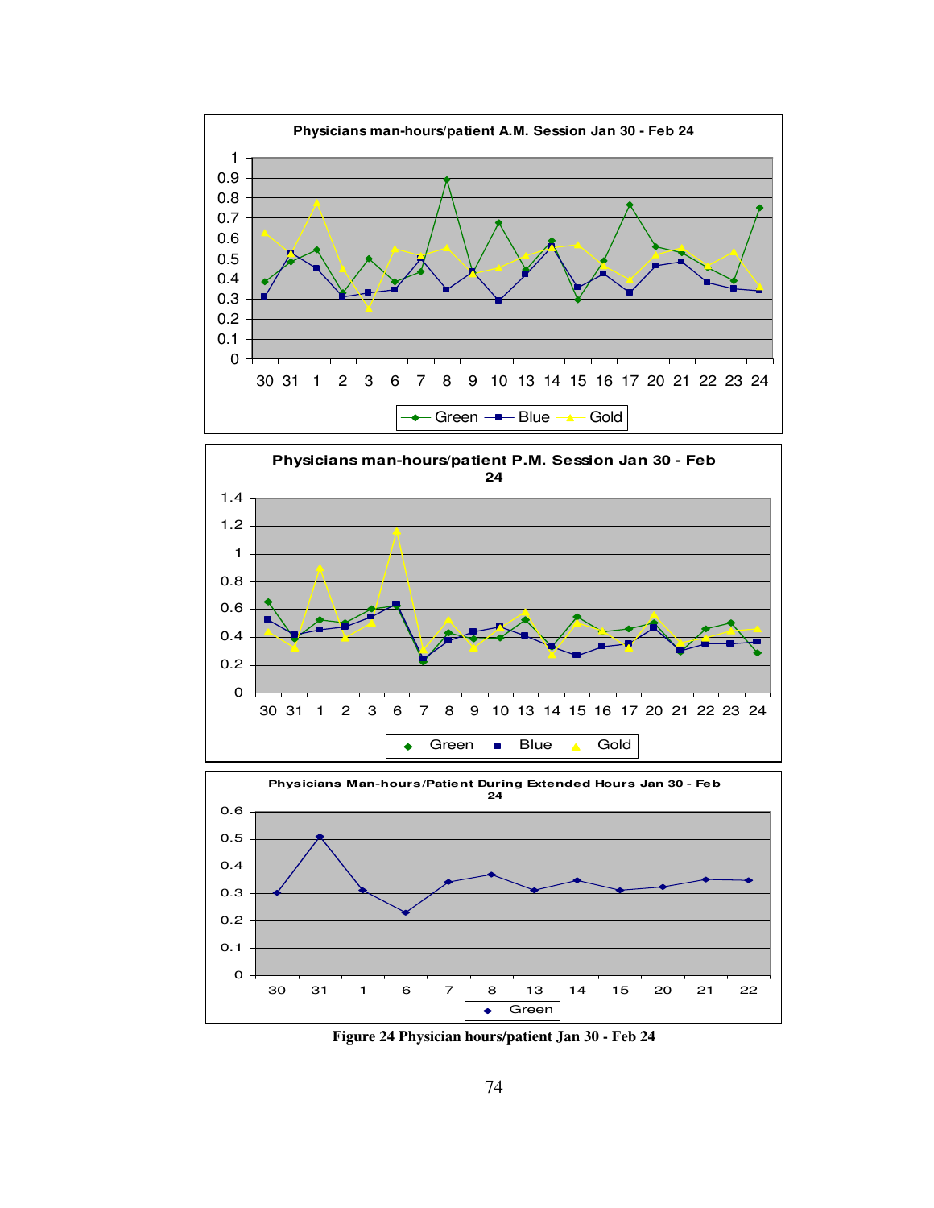Physicians man-hours/patient A.M. Session Jan 30 - Feb 24

Physicians man-hours/patient P.M. Session Jan 30 - Feb 24

Physicians Man-hours/Patient During Extended Hours Jan 30 - Feb 24

**Figure 24 Physician hours/patient Jan 30 - Feb 24**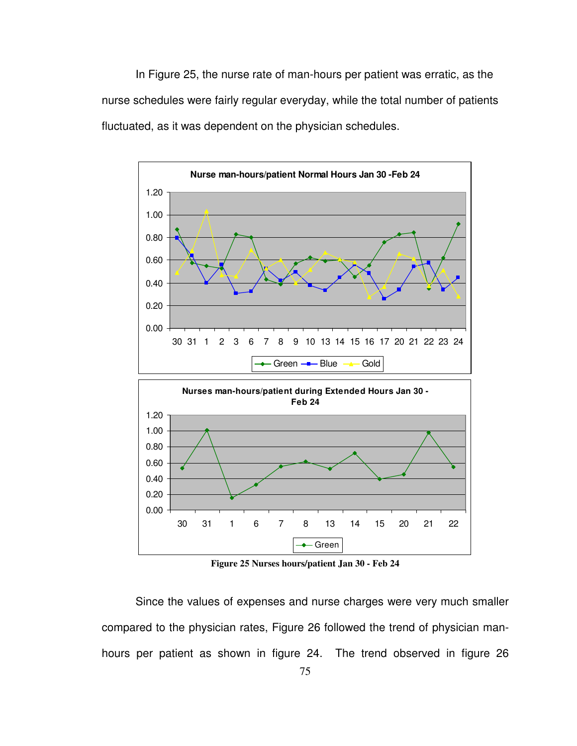In Figure 25, the nurse rate of man-hours per patient was erratic, as the nurse schedules were fairly regular everyday, while the total number of patients fluctuated, as it was dependent on the physician schedules.

Figure 25 Nurses hours/patient Jan 30 - Feb 24

Since the values of expenses and nurse charges were very much smaller compared to the physician rates, Figure 26 followed the trend of physician man-hours per patient as shown in figure 24. The trend observed in figure 26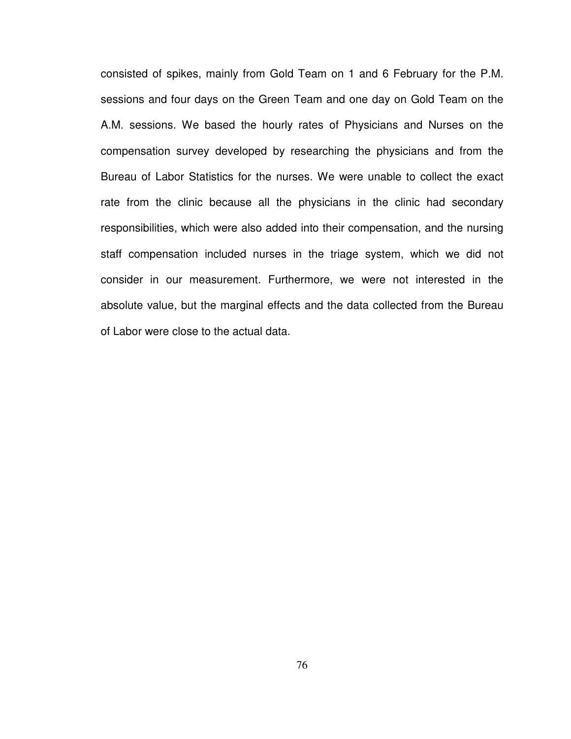consisted of spikes, mainly from Gold Team on 1 and 6 February for the P.M. sessions and four days on the Green Team and one day on Gold Team on the A.M. sessions. We based the hourly rates of Physicians and Nurses on the compensation survey developed by researching the physicians and from the Bureau of Labor Statistics for the nurses. We were unable to collect the exact rate from the clinic because all the physicians in the clinic had secondary responsibilities, which were also added into their compensation, and the nursing staff compensation included nurses in the triage system, which we did not consider in our measurement. Furthermore, we were not interested in the absolute value, but the marginal effects and the data collected from the Bureau of Labor were close to the actual data.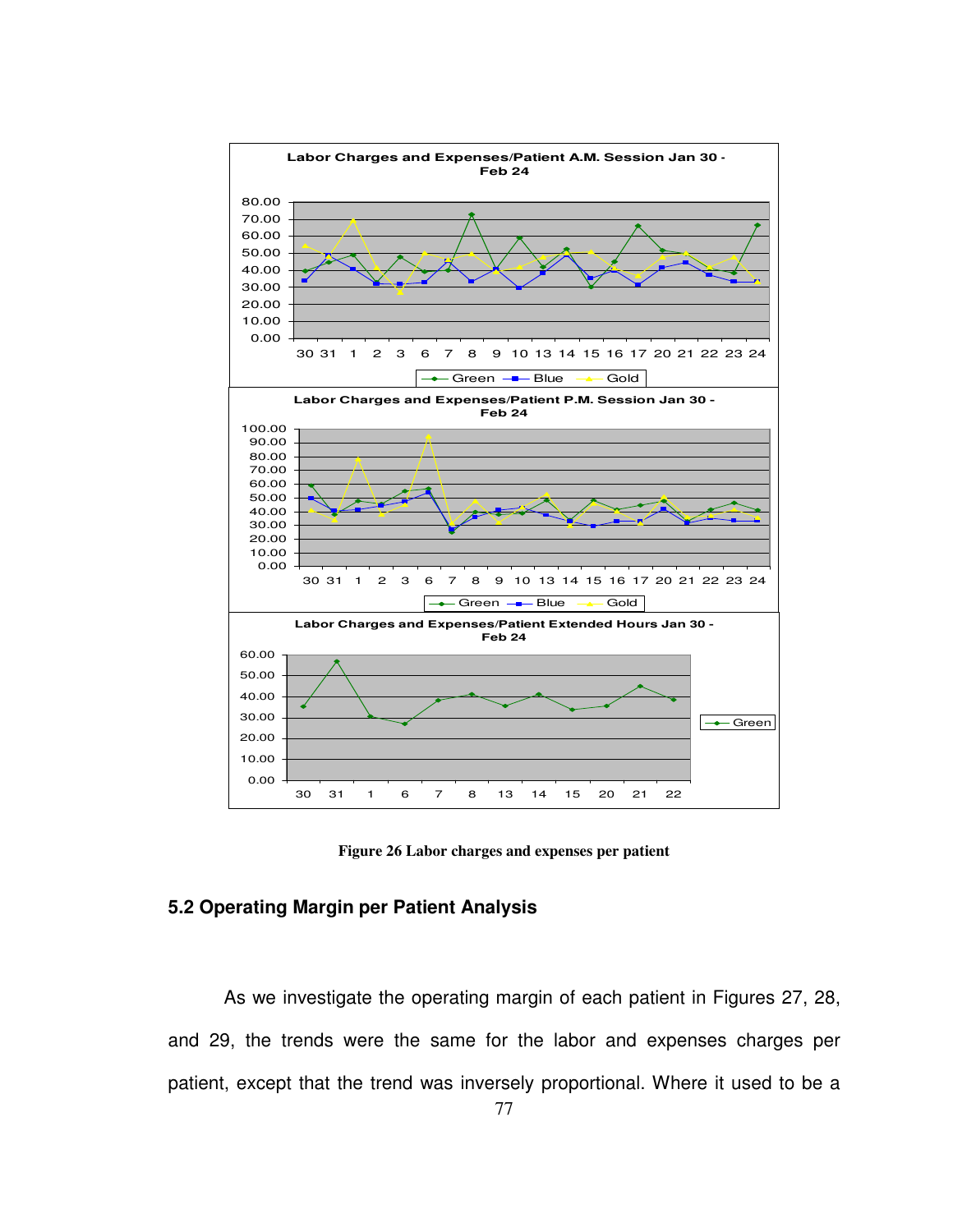Figure 26 Labor charges and expenses per patient

## 5.2 Operating Margin per Patient Analysis

As we investigate the operating margin of each patient in Figures 27, 28, and 29, the trends were the same for the labor and expenses charges per patient, except that the trend was inversely proportional. Where it used to be a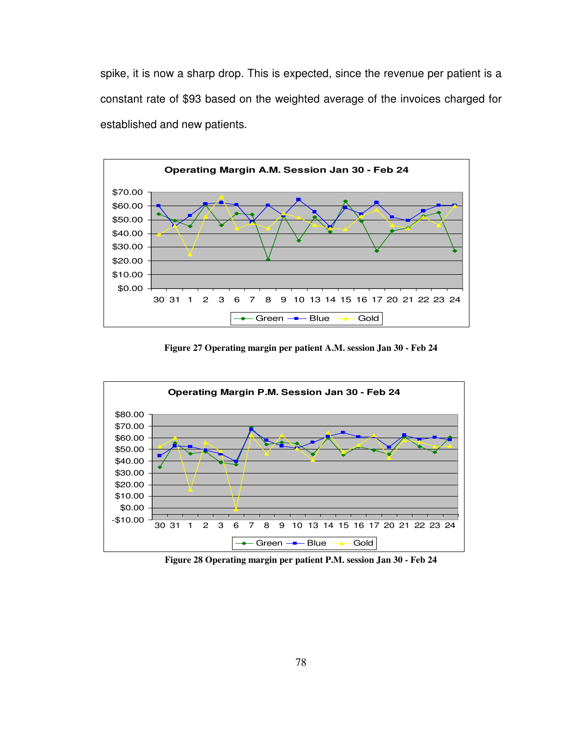spike, it is now a sharp drop. This is expected, since the revenue per patient is a constant rate of $93 based on the weighted average of the invoices charged for established and new patients.

**Figure 27 Operating margin per patient A.M. session Jan 30 - Feb 24**

**Figure 28 Operating margin per patient P.M. session Jan 30 - Feb 24**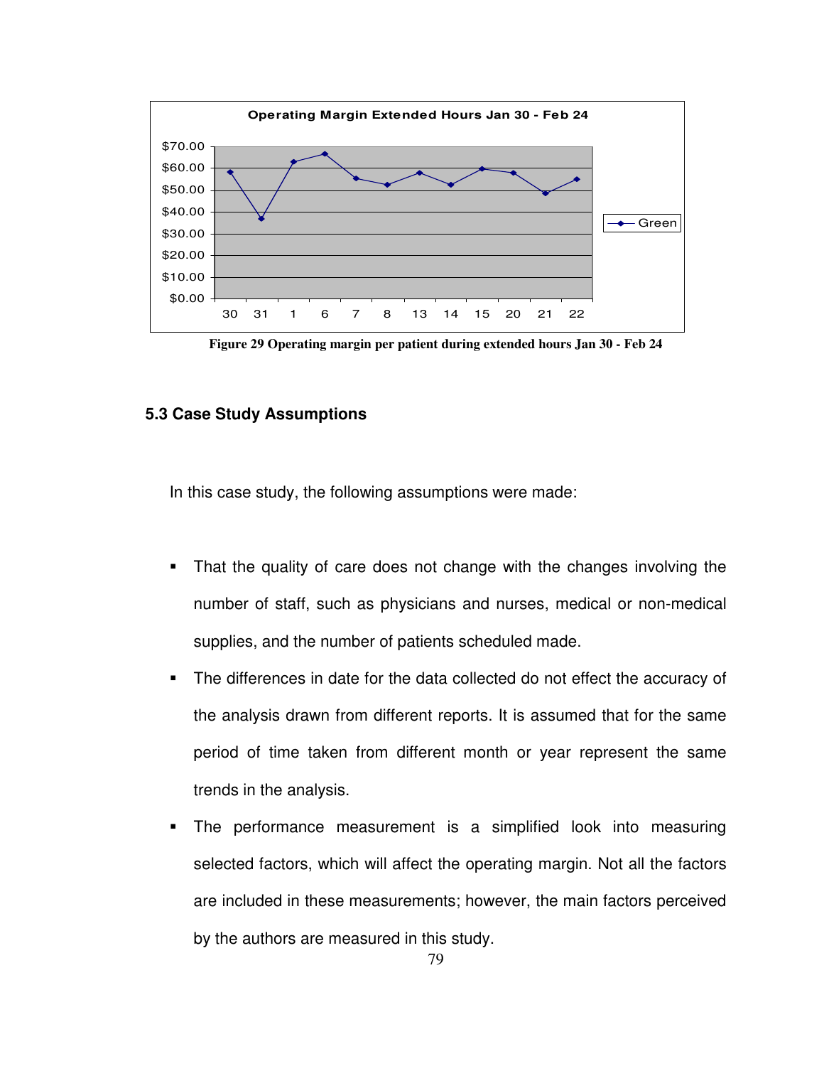Figure 29 Operating margin per patient during extended hours Jan 30 - Feb 24

### 5.3 Case Study Assumptions

In this case study, the following assumptions were made:

- That the quality of care does not change with the changes involving the number of staff, such as physicians and nurses, medical or non-medical supplies, and the number of patients scheduled made.
- The differences in date for the data collected do not effect the accuracy of the analysis drawn from different reports. It is assumed that for the same period of time taken from different month or year represent the same trends in the analysis.
- The performance measurement is a simplified look into measuring selected factors, which will affect the operating margin. Not all the factors are included in these measurements; however, the main factors perceived by the authors are measured in this study.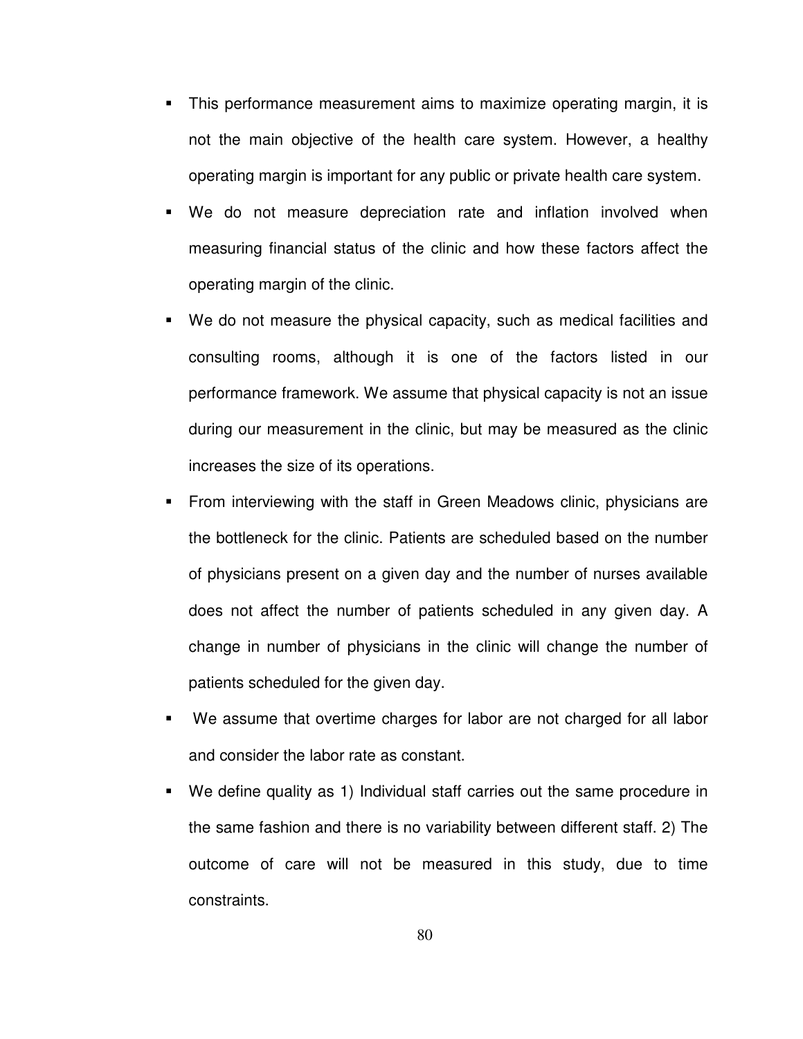- This performance measurement aims to maximize operating margin, it is not the main objective of the health care system. However, a healthy operating margin is important for any public or private health care system.
- We do not measure depreciation rate and inflation involved when measuring financial status of the clinic and how these factors affect the operating margin of the clinic.
- We do not measure the physical capacity, such as medical facilities and consulting rooms, although it is one of the factors listed in our performance framework. We assume that physical capacity is not an issue during our measurement in the clinic, but may be measured as the clinic increases the size of its operations.
- From interviewing with the staff in Green Meadows clinic, physicians are the bottleneck for the clinic. Patients are scheduled based on the number of physicians present on a given day and the number of nurses available does not affect the number of patients scheduled in any given day. A change in number of physicians in the clinic will change the number of patients scheduled for the given day.
- We assume that overtime charges for labor are not charged for all labor and consider the labor rate as constant.
- We define quality as 1) Individual staff carries out the same procedure in the same fashion and there is no variability between different staff. 2) The outcome of care will not be measured in this study, due to time constraints.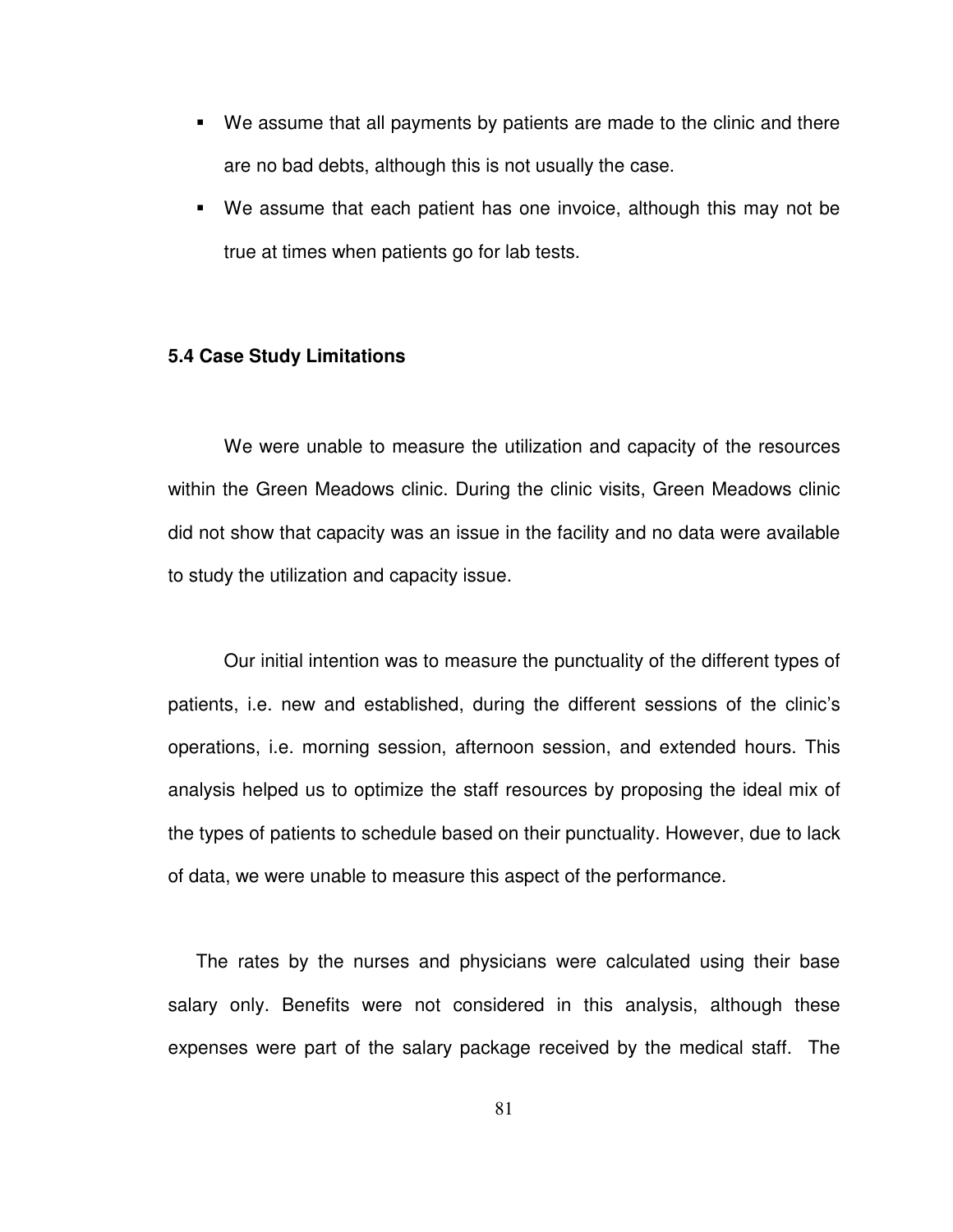- We assume that all payments by patients are made to the clinic and there are no bad debts, although this is not usually the case.
- We assume that each patient has one invoice, although this may not be true at times when patients go for lab tests.

### 5.4 Case Study Limitations

We were unable to measure the utilization and capacity of the resources within the Green Meadows clinic. During the clinic visits, Green Meadows clinic did not show that capacity was an issue in the facility and no data were available to study the utilization and capacity issue.

Our initial intention was to measure the punctuality of the different types of patients, i.e. new and established, during the different sessions of the clinic's operations, i.e. morning session, afternoon session, and extended hours. This analysis helped us to optimize the staff resources by proposing the ideal mix of the types of patients to schedule based on their punctuality. However, due to lack of data, we were unable to measure this aspect of the performance.

The rates by the nurses and physicians were calculated using their base salary only. Benefits were not considered in this analysis, although these expenses were part of the salary package received by the medical staff. The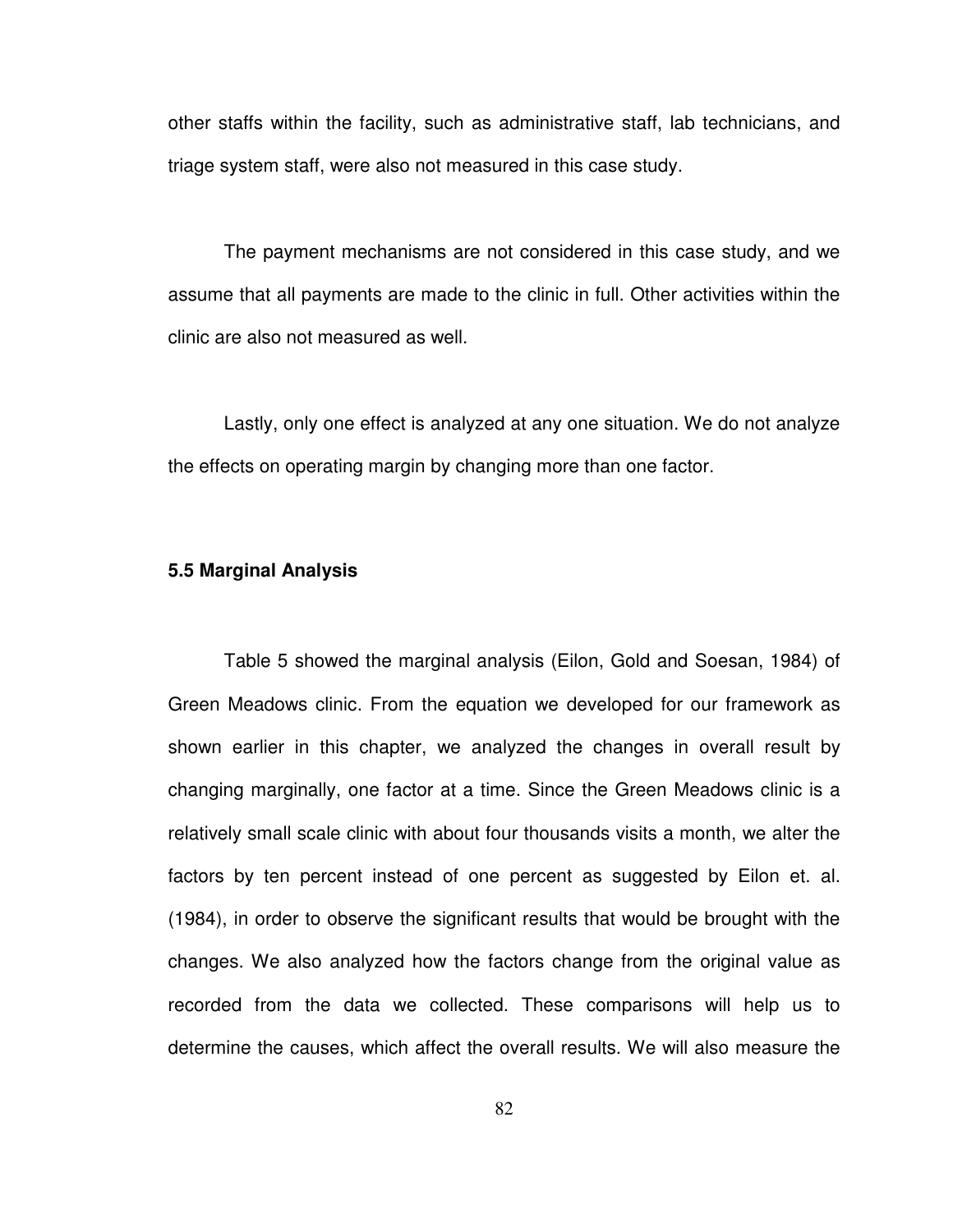other staffs within the facility, such as administrative staff, lab technicians, and triage system staff, were also not measured in this case study.

The payment mechanisms are not considered in this case study, and we assume that all payments are made to the clinic in full. Other activities within the clinic are also not measured as well.

Lastly, only one effect is analyzed at any one situation. We do not analyze the effects on operating margin by changing more than one factor.

### 5.5 Marginal Analysis

Table 5 showed the marginal analysis (Eilon, Gold and Soesan, 1984) of Green Meadows clinic. From the equation we developed for our framework as shown earlier in this chapter, we analyzed the changes in overall result by changing marginally, one factor at a time. Since the Green Meadows clinic is a relatively small scale clinic with about four thousands visits a month, we alter the factors by ten percent instead of one percent as suggested by Eilon et. al. (1984), in order to observe the significant results that would be brought with the changes. We also analyzed how the factors change from the original value as recorded from the data we collected. These comparisons will help us to determine the causes, which affect the overall results. We will also measure the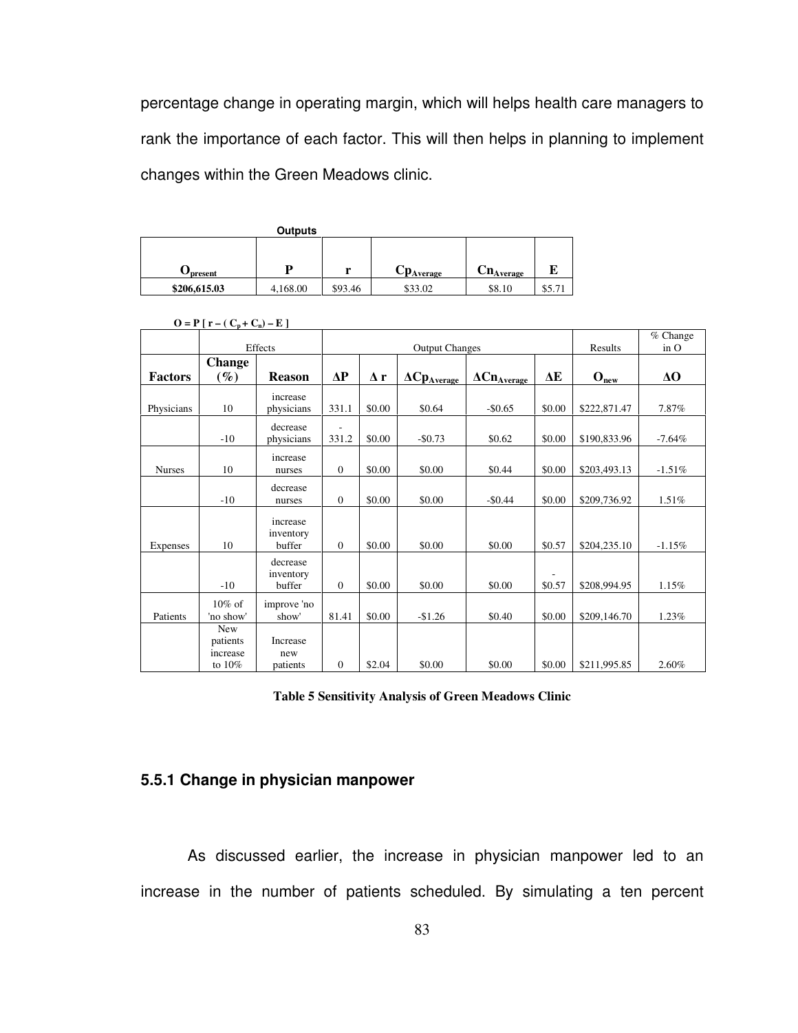percentage change in operating margin, which will helps health care managers to rank the importance of each factor. This will then helps in planning to implement changes within the Green Meadows clinic.

**Outputs**

| $O_{present}$ | P | r | $Cp_{Average}$ | $Cn_{Average}$ | E |
|---|---|---|---|---|---|
| $206,615.03 | 4,168.00 | $93.46 | $33.02 | $8.10 | $5.71 |

$O = P [ r – ( C_p + C_n) – E ]$

| | Effects | | Output Changes | | | | | Results | % Change in O |
|---|---|---|---|---|---|---|---|---|---|
| **Factors** | **Change (%)** | **Reason** | **ΔP** | **Δ r** | **$\Delta Cp_{Average}$** | **$\Delta Cn_{Average}$** | **ΔE** | **$O_{new}$** | **ΔO** |
| Physicians | 10 | increase physicians | 331.1 | $0.00 | $0.64 | -$0.65 | $0.00 | $222,871.47 | 7.87% |
| | -10 | decrease physicians | -331.2 | $0.00 | -$0.73 | $0.62 | $0.00 | $190,833.96 | -7.64% |
| Nurses | 10 | increase nurses | 0 | $0.00 | $0.00 | $0.44 | $0.00 | $203,493.13 | -1.51% |
| | -10 | decrease nurses | 0 | $0.00 | $0.00 | -$0.44 | $0.00 | $209,736.92 | 1.51% |
| Expenses | 10 | increase inventory buffer | 0 | $0.00 | $0.00 | $0.00 | $0.57 | $204,235.10 | -1.15% |
| | -10 | decrease inventory buffer | 0 | $0.00 | $0.00 | $0.00 | -$0.57 | $208,994.95 | 1.15% |
| Patients | 10% of 'no show' | improve 'no show' | 81.41 | $0.00 | -$1.26 | $0.40 | $0.00 | $209,146.70 | 1.23% |
| | New patients increase to 10% | Increase new patients | 0 | $2.04 | $0.00 | $0.00 | $0.00 | $211,995.85 | 2.60% |

**Table 5 Sensitivity Analysis of Green Meadows Clinic**

### 5.5.1 Change in physician manpower

As discussed earlier, the increase in physician manpower led to an increase in the number of patients scheduled. By simulating a ten percent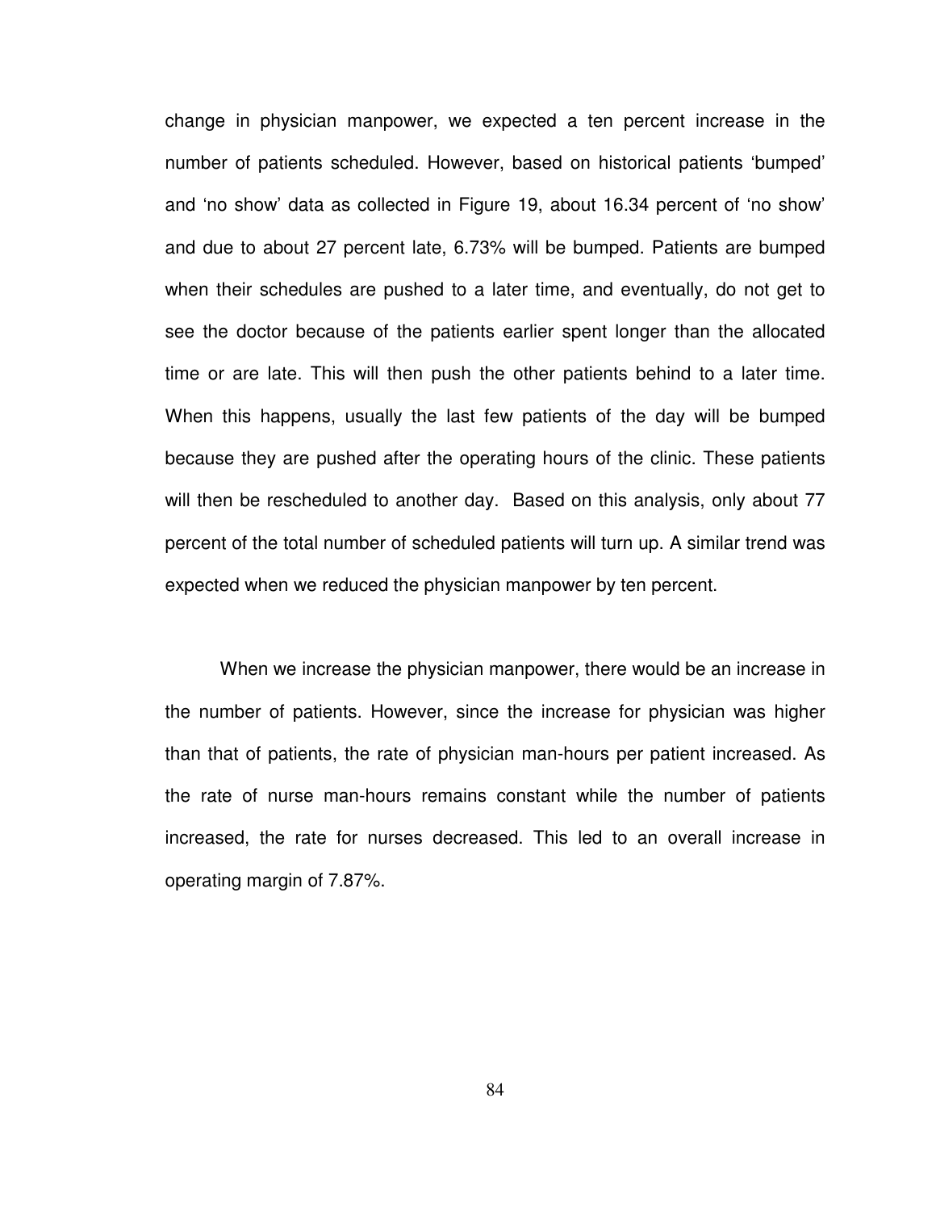change in physician manpower, we expected a ten percent increase in the number of patients scheduled. However, based on historical patients ‘bumped’ and ‘no show’ data as collected in Figure 19, about 16.34 percent of ‘no show’ and due to about 27 percent late, 6.73% will be bumped. Patients are bumped when their schedules are pushed to a later time, and eventually, do not get to see the doctor because of the patients earlier spent longer than the allocated time or are late. This will then push the other patients behind to a later time. When this happens, usually the last few patients of the day will be bumped because they are pushed after the operating hours of the clinic. These patients will then be rescheduled to another day. Based on this analysis, only about 77 percent of the total number of scheduled patients will turn up. A similar trend was expected when we reduced the physician manpower by ten percent.

When we increase the physician manpower, there would be an increase in the number of patients. However, since the increase for physician was higher than that of patients, the rate of physician man-hours per patient increased. As the rate of nurse man-hours remains constant while the number of patients increased, the rate for nurses decreased. This led to an overall increase in operating margin of 7.87%.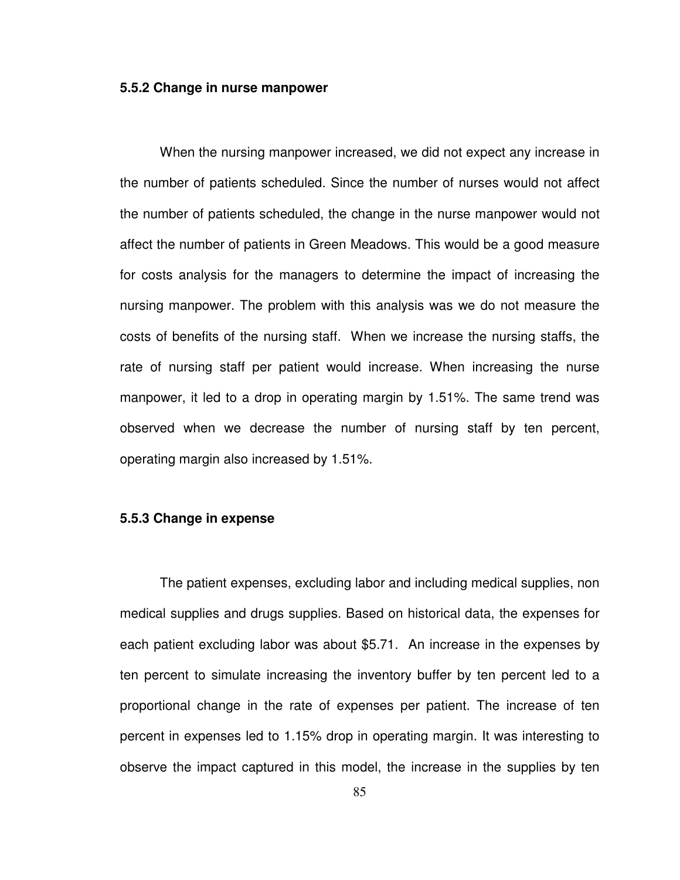### 5.5.2 Change in nurse manpower

When the nursing manpower increased, we did not expect any increase in the number of patients scheduled. Since the number of nurses would not affect the number of patients scheduled, the change in the nurse manpower would not affect the number of patients in Green Meadows. This would be a good measure for costs analysis for the managers to determine the impact of increasing the nursing manpower. The problem with this analysis was we do not measure the costs of benefits of the nursing staff. When we increase the nursing staffs, the rate of nursing staff per patient would increase. When increasing the nurse manpower, it led to a drop in operating margin by 1.51%. The same trend was observed when we decrease the number of nursing staff by ten percent, operating margin also increased by 1.51%.

### 5.5.3 Change in expense

The patient expenses, excluding labor and including medical supplies, non medical supplies and drugs supplies. Based on historical data, the expenses for each patient excluding labor was about $5.71. An increase in the expenses by ten percent to simulate increasing the inventory buffer by ten percent led to a proportional change in the rate of expenses per patient. The increase of ten percent in expenses led to 1.15% drop in operating margin. It was interesting to observe the impact captured in this model, the increase in the supplies by ten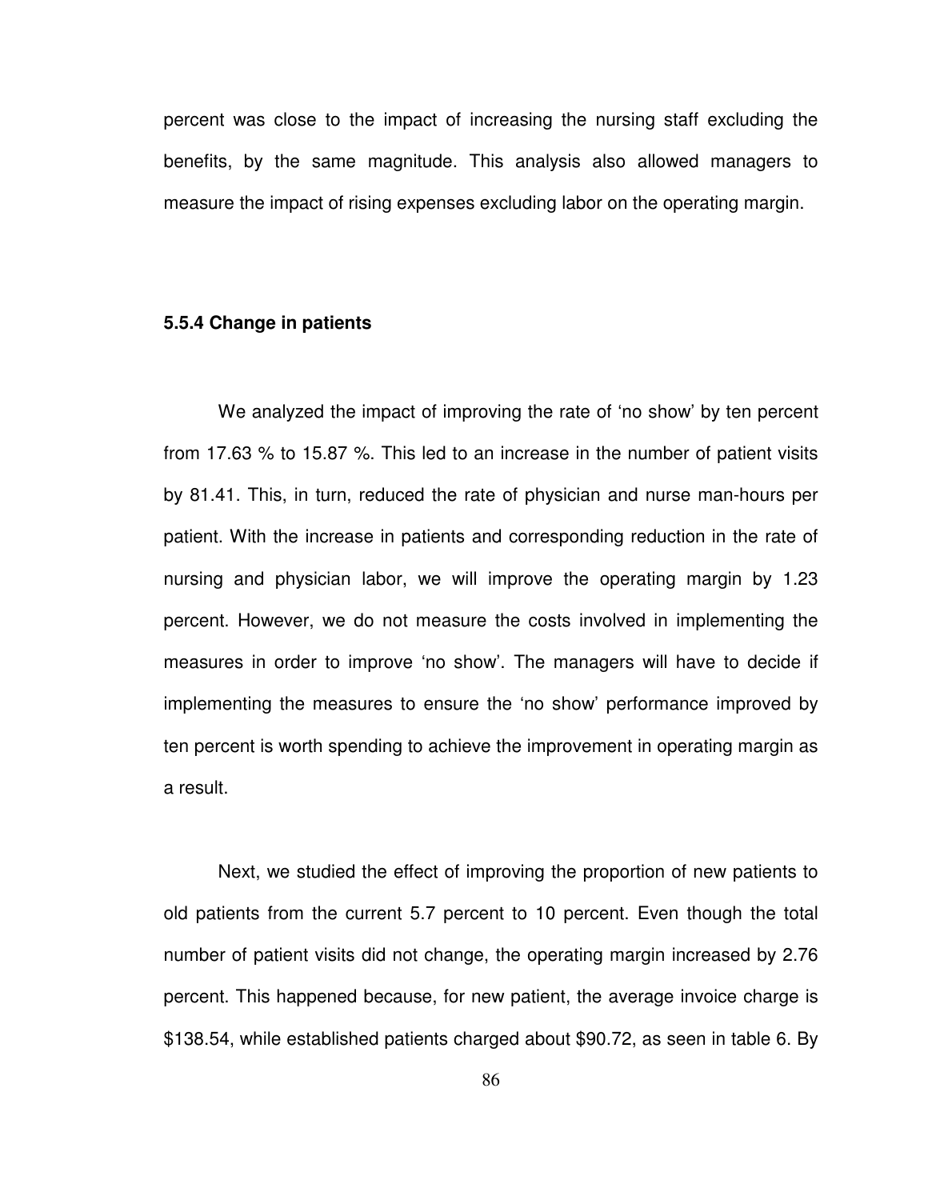percent was close to the impact of increasing the nursing staff excluding the benefits, by the same magnitude. This analysis also allowed managers to measure the impact of rising expenses excluding labor on the operating margin.

### 5.5.4 Change in patients

We analyzed the impact of improving the rate of 'no show' by ten percent from 17.63 % to 15.87 %. This led to an increase in the number of patient visits by 81.41. This, in turn, reduced the rate of physician and nurse man-hours per patient. With the increase in patients and corresponding reduction in the rate of nursing and physician labor, we will improve the operating margin by 1.23 percent. However, we do not measure the costs involved in implementing the measures in order to improve 'no show'. The managers will have to decide if implementing the measures to ensure the 'no show' performance improved by ten percent is worth spending to achieve the improvement in operating margin as a result.

Next, we studied the effect of improving the proportion of new patients to old patients from the current 5.7 percent to 10 percent. Even though the total number of patient visits did not change, the operating margin increased by 2.76 percent. This happened because, for new patient, the average invoice charge is $138.54, while established patients charged about $90.72, as seen in table 6. By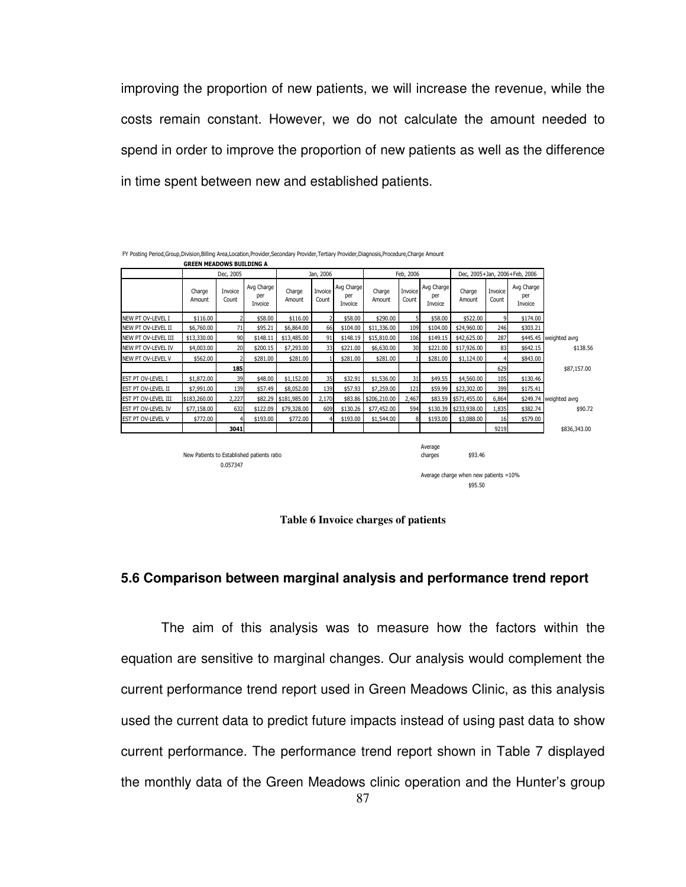improving the proportion of new patients, we will increase the revenue, while the costs remain constant. However, we do not calculate the amount needed to spend in order to improve the proportion of new patients as well as the difference in time spent between new and established patients.

FY Posting Period,Group,Division,Billing Area,Location,Provider,Secondary Provider,Tertiary Provider,Diagnosis,Procedure,Charge Amount

**GREEN MEADOWS BUILDING A**

| | Dec, 2005 | | | Jan, 2006 | | | Feb, 2006 | | | Dec, 2005+Jan, 2006+Feb, 2006 | | | | |
|---|---|---|---|---|---|---|---|---|---|---|---|---|---|---|
| | Charge Amount | Invoice Count | Avg Charge per Invoice | Charge Amount | Invoice Count | Avg Charge per Invoice | Charge Amount | Invoice Count | Avg Charge per Invoice | Charge Amount | Invoice Count | Avg Charge per Invoice | | |
| NEW PT OV-LEVEL I | $116.00 | 2 | $58.00 | $116.00 | 2 | $58.00 | $290.00 | 5 | $58.00 | $522.00 | 9 | $174.00 | | |
| NEW PT OV-LEVEL II | $6,760.00 | 71 | $95.21 | $6,864.00 | 66 | $104.00 | $11,336.00 | 109 | $104.00 | $24,960.00 | 246 | $303.21 | | |
| NEW PT OV-LEVEL III | $13,330.00 | 90 | $148.11 | $13,485.00 | 91 | $148.19 | $15,810.00 | 106 | $149.15 | $42,625.00 | 287 | $445.45 | weighted avrg | |
| NEW PT OV-LEVEL IV | $4,003.00 | 20 | $200.15 | $7,293.00 | 33 | $221.00 | $6,630.00 | 30 | $221.00 | $17,926.00 | 83 | $642.15 | | $138.56 |
| NEW PT OV-LEVEL V | $562.00 | 2 | $281.00 | $281.00 | 1 | $281.00 | $281.00 | 1 | $281.00 | $1,124.00 | 4 | $843.00 | | |
| | | 185 | | | | | | | | | 629 | | | $87,157.00 |
| EST PT OV-LEVEL I | $1,872.00 | 39 | $48.00 | $1,152.00 | 35 | $32.91 | $1,536.00 | 31 | $49.55 | $4,560.00 | 105 | $130.46 | | |
| EST PT OV-LEVEL II | $7,991.00 | 139 | $57.49 | $8,052.00 | 139 | $57.93 | $7,259.00 | 121 | $59.99 | $23,302.00 | 399 | $175.41 | | |
| EST PT OV-LEVEL III | $183,260.00 | 2,227 | $82.29 | $181,985.00 | 2,170 | $83.86 | $206,210.00 | 2,467 | $83.59 | $571,455.00 | 6,864 | $249.74 | weighted avrg | |
| EST PT OV-LEVEL IV | $77,158.00 | 632 | $122.09 | $79,328.00 | 609 | $130.26 | $77,452.00 | 594 | $130.39 | $233,938.00 | 1,835 | $382.74 | | $90.72 |
| EST PT OV-LEVEL V | $772.00 | 4 | $193.00 | $772.00 | 4 | $193.00 | $1,544.00 | 8 | $193.00 | $3,088.00 | 16 | $579.00 | | |
| | | 3041 | | | | | | | | | 9219 | | | $836,343.00 |

New Patients to Established patients ratio
0.057347

Average charges $93.46

Average charge when new patients =10%
$95.50

**Table 6 Invoice charges of patients**

### 5.6 Comparison between marginal analysis and performance trend report

The aim of this analysis was to measure how the factors within the equation are sensitive to marginal changes. Our analysis would complement the current performance trend report used in Green Meadows Clinic, as this analysis used the current data to predict future impacts instead of using past data to show current performance. The performance trend report shown in Table 7 displayed the monthly data of the Green Meadows clinic operation and the Hunter's group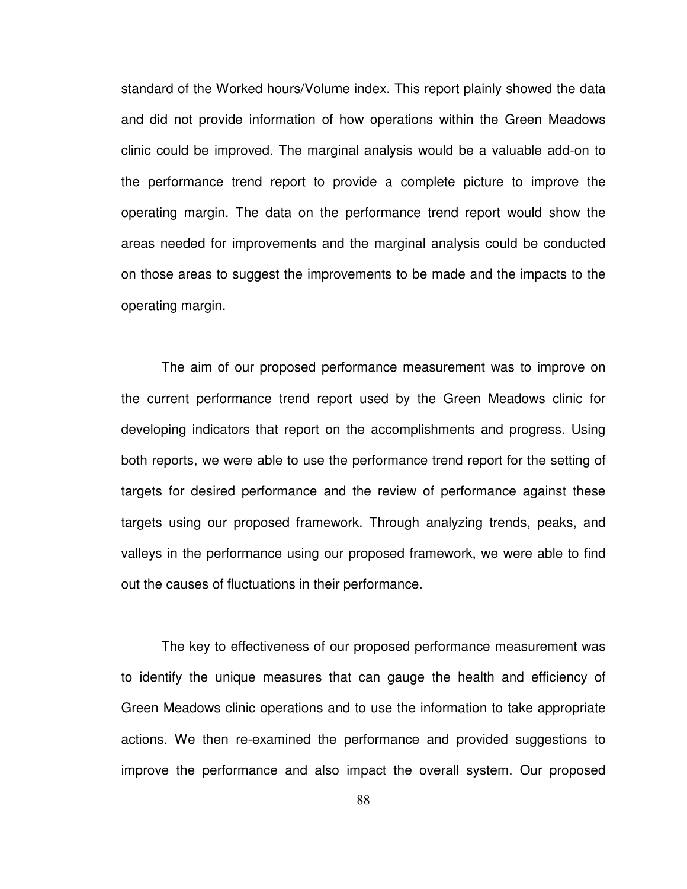standard of the Worked hours/Volume index. This report plainly showed the data and did not provide information of how operations within the Green Meadows clinic could be improved. The marginal analysis would be a valuable add-on to the performance trend report to provide a complete picture to improve the operating margin. The data on the performance trend report would show the areas needed for improvements and the marginal analysis could be conducted on those areas to suggest the improvements to be made and the impacts to the operating margin.

The aim of our proposed performance measurement was to improve on the current performance trend report used by the Green Meadows clinic for developing indicators that report on the accomplishments and progress. Using both reports, we were able to use the performance trend report for the setting of targets for desired performance and the review of performance against these targets using our proposed framework. Through analyzing trends, peaks, and valleys in the performance using our proposed framework, we were able to find out the causes of fluctuations in their performance.

The key to effectiveness of our proposed performance measurement was to identify the unique measures that can gauge the health and efficiency of Green Meadows clinic operations and to use the information to take appropriate actions. We then re-examined the performance and provided suggestions to improve the performance and also impact the overall system. Our proposed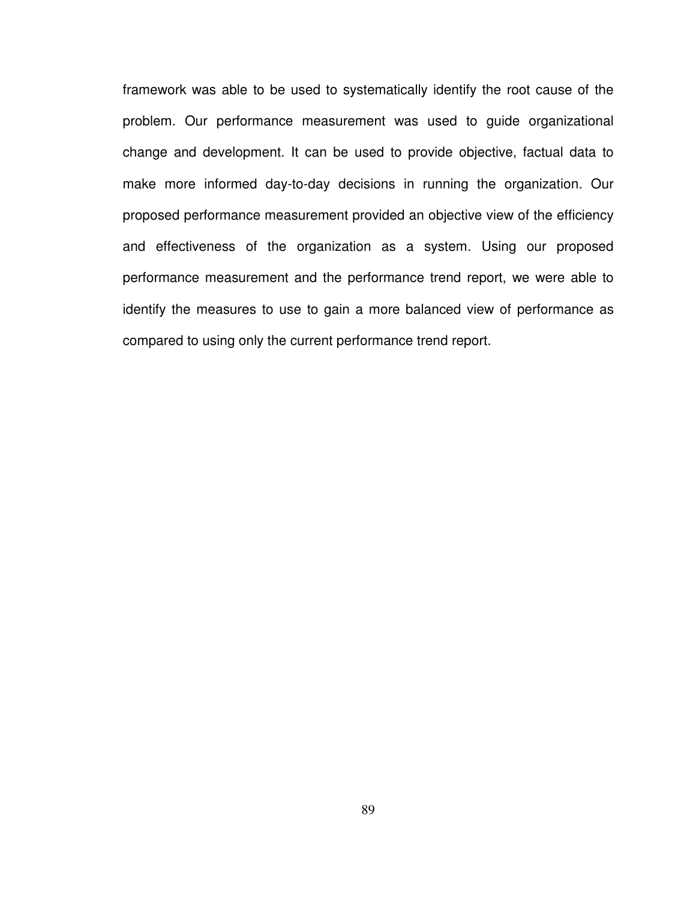framework was able to be used to systematically identify the root cause of the problem. Our performance measurement was used to guide organizational change and development. It can be used to provide objective, factual data to make more informed day-to-day decisions in running the organization. Our proposed performance measurement provided an objective view of the efficiency and effectiveness of the organization as a system. Using our proposed performance measurement and the performance trend report, we were able to identify the measures to use to gain a more balanced view of performance as compared to using only the current performance trend report.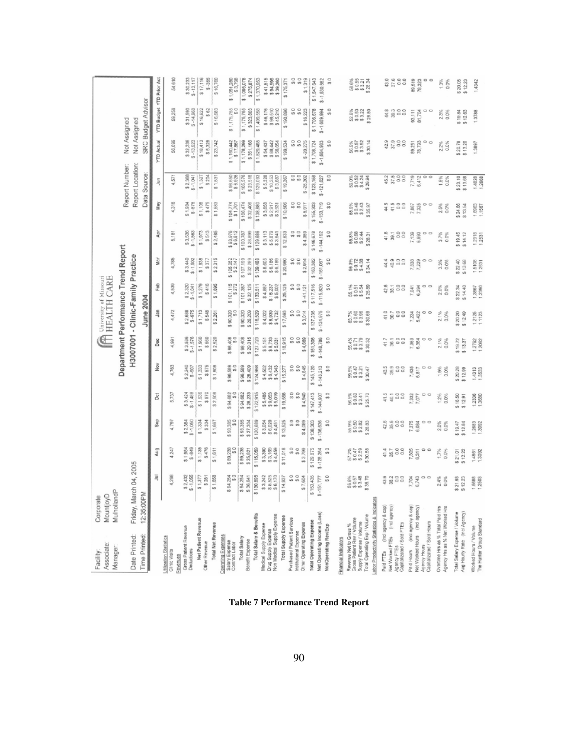| | | | |
|---|---|---|---|
| Facility: | Corporate | Report Number: | Not Assigned |
| Associate: | MountjoyD | Report Location: | Not Assigned |
| Manager: | MulhollandP | Data Source: | SRC Budget Advisor |
| Date Printed: | Friday, March 04, 2005 | | |
| Time Printed: | 12:35:00PM | | |

**University of Missouri HEALTH CARE**

**Department Performance Trend Report**

**H3007001 - Clinic-Family Practice**

**June 2004**

| | Jul | Aug | Sep | Oct | Nov | Dec | Jan | Feb | Mar | Apr | May | Jun | YTD Actual | YTD Budget | YTD Prior Act |
|---|---|---|---|---|---|---|---|---|---|---|---|---|---|---|---|
| **Utilization Statistics** | | | | | | | | | | | | | | | |
| Clinic Visits | 4,296 | 4,247 | 4,797 | 5,737 | 4,783 | 4,991 | 4,472 | 4,539 | 4,785 | 5,181 | 4,318 | 4,571 | 56,699 | 59,256 | 54,610 |
| **Revenues** | | | | | | | | | | | | | | | |
| Gross Patient Revenue | $2,432 | $1,984 | $2,384 | $3,424 | $2,240 | $3,536 | $2,688 | $2,320 | $3,440 | $3,536 | $1,984 | $2,368 | $32,336 | $31,590 | $30,233 |
| Deductions | $-1,055 | $-849 | $-1,050 | $-1,488 | $-907 | $-1,576 | $-975 | $-1,041 | $-1,502 | $-1,563 | $-876 | $-1,041 | $-13,923 | $-14,968 | $-13,117 |
| Net Patient Revenue | $1,377 | $1,135 | $1,334 | $1,936 | $1,333 | $1,960 | $1,713 | $1,279 | $1,938 | $1,973 | $1,108 | $1,327 | $18,413 | $16,622 | $17,116 |
| Other Revenue | $281 | $476 | $334 | $570 | $575 | $560 | $548 | $416 | $377 | $513 | $475 | $204 | $5,328 | $62 | $-356 |
| Total Net Revenue | $1,658 | $1,611 | $1,667 | $2,506 | $1,908 | $2,520 | $2,261 | $1,695 | $2,315 | $2,486 | $1,583 | $1,531 | $23,742 | $16,683 | $16,760 |
| **Operating Expenses** | | | | | | | | | | | | | | | |
| Salary Expense | $94,254 | $89,238 | $93,385 | $94,682 | $96,589 | $98,408 | $90,320 | $101,115 | $105,052 | $93,976 | $104,774 | $98,650 | $1,160,442 | $1,175,755 | $1,091,280 |
| Contract Labor | $0 | $0 | $0 | $0 | $0 | $0 | $0 | $272 | $2,147 | $6,812 | $1,701 | $6,926 | $17,857 | $0 | $3,798 |
| Total Salary | $94,254 | $89,238 | $93,385 | $94,682 | $96,589 | $98,408 | $90,320 | $101,387 | $107,199 | $100,787 | $106,474 | $105,576 | $1,178,299 | $1,175,755 | $1,095,078 |
| Benefit Expense | $36,641 | $25,821 | $27,304 | $28,233 | $28,409 | $29,315 | $26,209 | $32,125 | $32,289 | $28,899 | $32,406 | $23,518 | $351,166 | $323,803 | $275,874 |
| Total Salary & Benefits | $130,895 | $115,059 | $120,689 | $122,915 | $124,998 | $127,723 | $116,529 | $133,511 | $139,488 | $129,686 | $138,880 | $129,093 | $1,529,465 | $1,499,558 | $1,370,953 |
| Medical Supply Expense | $3,242 | $3,390 | $3,054 | $5,485 | $4,502 | $5,151 | $4,022 | $4,887 | $8,605 | $3,113 | $3,658 | $5,328 | $54,437 | $46,176 | $41,515 |
| Drug Supply Expense | $5,525 | $3,169 | $6,020 | $9,053 | $6,432 | $8,733 | $8,939 | $15,237 | $6,186 | $5,879 | $2,917 | $10,353 | $88,442 | $99,510 | $94,596 |
| Non Medical Supply Expense | $6,170 | $4,459 | $4,451 | $5,019 | $4,343 | $5,031 | $4,732 | $5,002 | $6,189 | $3,641 | $3,931 | $3,687 | $56,654 | $45,210 | $39,260 |
| Total Supply Expense | $14,937 | $11,018 | $13,525 | $19,558 | $15,277 | $18,915 | $17,693 | $25,125 | $20,980 | $12,633 | $10,506 | $19,367 | $199,534 | $190,896 | $175,371 |
| Purchased Patient Services | $0 | $0 | $0 | $0 | $0 | $0 | $0 | $0 | $0 | $0 | $0 | $0 | $0 | $0 | $0 |
| Institutional Expense | $0 | $0 | $0 | $0 | $0 | $0 | $0 | $0 | $0 | $0 | $0 | $0 | $0 | $0 | $0 |
| Other Operating Expense | $7,604 | $3,799 | $4,069 | $4,940 | $4,845 | $4,669 | $3,014 | $-41,121 | $2,914 | $4,359 | $5,917 | $-25,302 | $-20,275 | $16,223 | $1,319 |
| Total Operating Expense | $153,435 | $129,875 | $138,303 | $147,413 | $145,120 | $151,306 | $137,236 | $117,516 | $163,382 | $146,678 | $155,303 | $123,158 | $1,708,724 | $1,706,678 | $1,547,643 |
| Net Operating Income (Loss) | $-151,777 | $-128,264 | $-136,636 | $-144,907 | $-143,213 | $-148,786 | $-134,975 | $-115,820 | $-161,067 | $-144,192 | $-153,719 | $-121,627 | $-1,684,983 | $-1,689,994 | $-1,530,882 |
| NonOperating Rev/Exp | $0 | $0 | $0 | $0 | $0 | $0 | $0 | $0 | $0 | $0 | $0 | $0 | $0 | $0 | $0 |
| **Financial Indicators** | | | | | | | | | | | | | | | |
| Revenue Net to Gross % | 56.6% | 57.2% | 55.9% | 56.5% | 59.5% | 55.4% | 63.7% | 55.1% | 56.3% | 55.8% | 55.9% | 56.0% | 56.9% | 52.6% | 56.6% |
| Gross Patient Rev / Volume | $0.57 | $0.47 | $0.50 | $0.60 | $0.47 | $0.71 | $0.60 | $0.51 | $0.72 | $0.68 | $0.46 | $0.52 | $0.57 | $0.53 | $0.55 |
| Supply Expense / Volume | $3.48 | $2.59 | $2.82 | $3.41 | $3.19 | $3.79 | $3.96 | $5.54 | $4.38 | $2.44 | $2.43 | $4.24 | $3.52 | $3.22 | $3.21 |
| Total Operating Exp / Volume | $35.70 | $30.58 | $28.83 | $25.70 | $30.47 | $30.32 | $30.69 | $25.89 | $34.14 | $28.31 | $35.97 | $26.94 | $30.14 | $28.80 | $28.34 |
| **Labor Productivity Statistics & Indicators** | | | | | | | | | | | | | | | |
| Paid FTEs (incl agency & cap) | 43.6 | 41.4 | 42.6 | 41.5 | 43.5 | 41.7 | 41.0 | 42.6 | 44.4 | 41.8 | 44.5 | 45.2 | 42.9 | 44.8 | 43.0 |
| Net Worked FTEs (incl agency) | 38.2 | 35.7 | 35.6 | 40.1 | 39.9 | 36.1 | 30.7 | 38.1 | 40.9 | 39.1 | 41.5 | 37.5 | 37.9 | 39.3 | 37.6 |
| Agency FTEs | 0.0 | 0.0 | 0.0 | 0.0 | 0.0 | 0.0 | 0.0 | 0.0 | 0.0 | 0.0 | 0.0 | 0.0 | 0.0 | 0.0 | 0.0 |
| Capitalized / Sold FTEs | 0.0 | 0.0 | 0.0 | 0.0 | 0.0 | 0.0 | 0.0 | 0.0 | 0.0 | 0.0 | 0.0 | 0.0 | 0.0 | 0.0 | 0.0 |
| Paid Hours (incl agency & cap) | 7,704 | 7,305 | 7,275 | 7,332 | 7,435 | 7,363 | 7,234 | 7,041 | 7,838 | 7,139 | 7,867 | 7,719 | 89,251 | 93,111 | 89,519 |
| Net Worked Hours (incl agency) | 6,743 | 6,311 | 6,084 | 7,077 | 6,817 | 6,384 | 5,422 | 6,294 | 7,229 | 6,486 | 7,325 | 6,412 | 78,793 | 81,704 | 78,323 |
| Agency Hours | 0 | 0 | 0 | 0 | 0 | 0 | 0 | 0 | 0 | 0 | 0 | 0 | 0 | 0 | 0 |
| Capitalized / Sold Hours | 0 | 0 | 0 | 0 | 0 | 0 | 0 | 0 | 0 | 0 | 0 | 0 | 0 | 0 | 0 |
| Overtime Hrs as % Total Paid Hrs | 2.4% | 1.7% | 2.0% | 1.2% | 1.9% | 2.1% | 2.1% | 2.0% | 3.3% | 3.7% | 2.5% | 1.5% | 2.2% | 2.3% | 1.3% |
| Agency Hrs as % Net Worked Hrs | 0.0% | 0.0% | 0.0% | 0.0% | 0.0% | 0.0% | 0.0% | 0.0% | 0.0% | 0.0% | 0.0% | 0.0% | 0.0% | 0.0% | 0.0% |
| Total Salary Expense / Volume | $21.93 | $21.01 | $19.47 | $16.50 | $20.28 | $19.72 | $20.20 | $22.34 | $22.40 | $19.45 | $24.66 | $23.10 | $20.78 | $19.84 | $20.05 |
| Avg Hourly Rate (incl Agency) | $12.23 | $12.22 | $12.84 | $12.91 | $12.99 | $13.37 | $12.49 | $14.40 | $13.68 | $14.12 | $13.54 | $13.68 | $13.20 | $12.63 | $12.23 |
| Worked Hours / Volume | 1.5688 | 1.4861 | 1.2683 | 1.2336 | 1.4313 | 1.2792 | 1.2125 | 1.3867 | 1.5108 | 1.2518 | 1.6960 | 1.4028 | 1.3897 | 1.3788 | 1.4342 |
| The Hunter Group Standard | 1.2503 | 1.3092 | 1.3092 | 1.3680 | 1.3533 | 1.2062 | 1.1123 | 1.2390 | 1.2531 | 1.2531 | 1.1567 | 1.2868 | | | |

**Table 7 Performance Trend Report**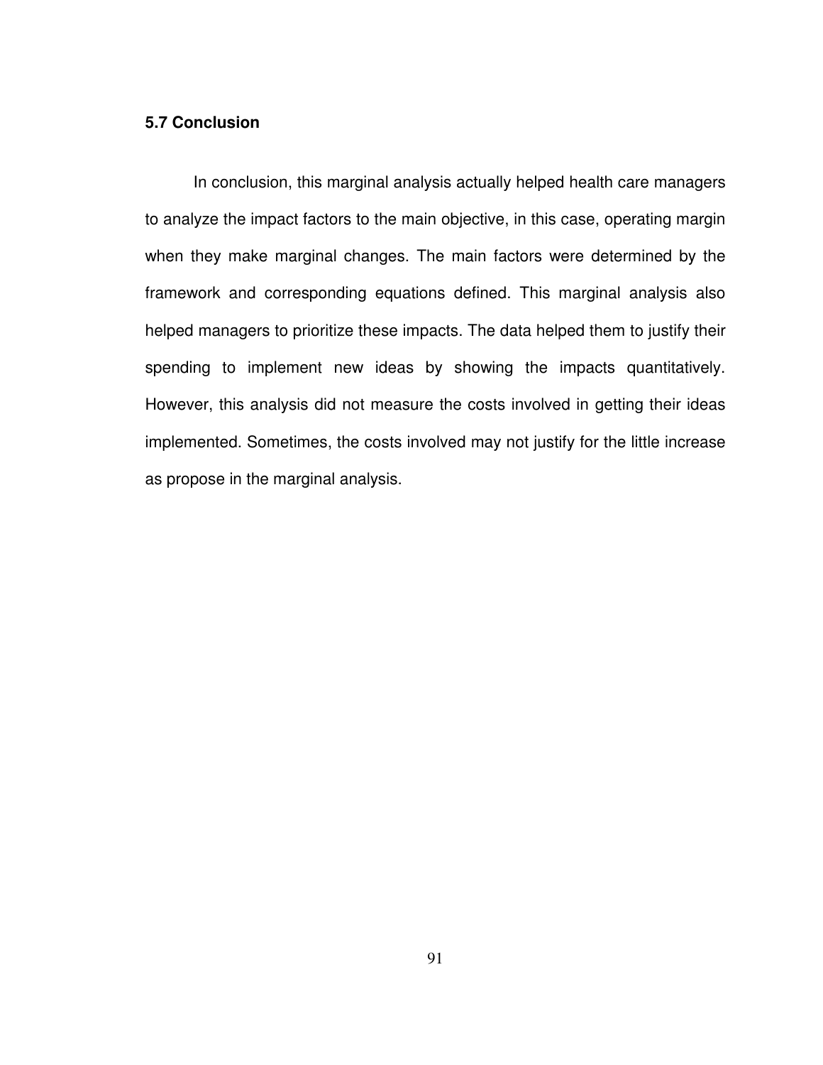## 5.7 Conclusion

In conclusion, this marginal analysis actually helped health care managers to analyze the impact factors to the main objective, in this case, operating margin when they make marginal changes. The main factors were determined by the framework and corresponding equations defined. This marginal analysis also helped managers to prioritize these impacts. The data helped them to justify their spending to implement new ideas by showing the impacts quantitatively. However, this analysis did not measure the costs involved in getting their ideas implemented. Sometimes, the costs involved may not justify for the little increase as propose in the marginal analysis.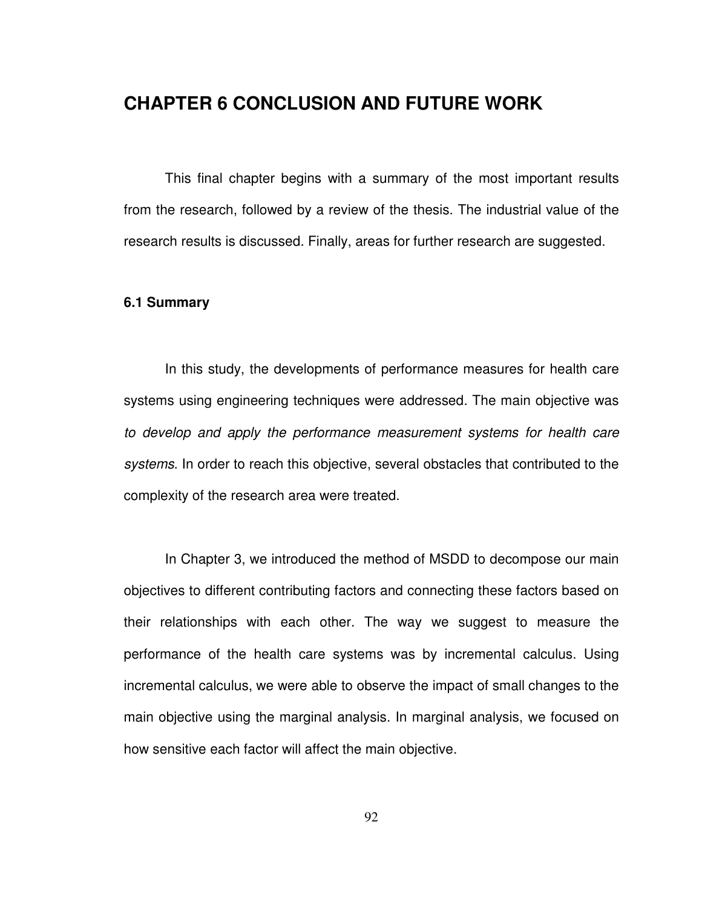# CHAPTER 6 CONCLUSION AND FUTURE WORK

This final chapter begins with a summary of the most important results from the research, followed by a review of the thesis. The industrial value of the research results is discussed. Finally, areas for further research are suggested.

### 6.1 Summary

In this study, the developments of performance measures for health care systems using engineering techniques were addressed. The main objective was *to develop and apply the performance measurement systems for health care systems*. In order to reach this objective, several obstacles that contributed to the complexity of the research area were treated.

In Chapter 3, we introduced the method of MSDD to decompose our main objectives to different contributing factors and connecting these factors based on their relationships with each other. The way we suggest to measure the performance of the health care systems was by incremental calculus. Using incremental calculus, we were able to observe the impact of small changes to the main objective using the marginal analysis. In marginal analysis, we focused on how sensitive each factor will affect the main objective.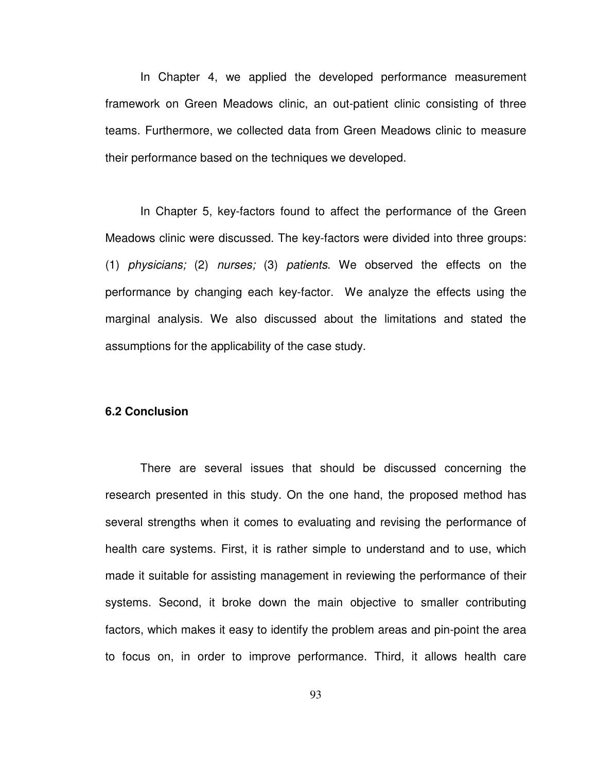In Chapter 4, we applied the developed performance measurement framework on Green Meadows clinic, an out-patient clinic consisting of three teams. Furthermore, we collected data from Green Meadows clinic to measure their performance based on the techniques we developed.

In Chapter 5, key-factors found to affect the performance of the Green Meadows clinic were discussed. The key-factors were divided into three groups: (1) *physicians;* (2) *nurses;* (3) *patients*. We observed the effects on the performance by changing each key-factor. We analyze the effects using the marginal analysis. We also discussed about the limitations and stated the assumptions for the applicability of the case study.

### 6.2 Conclusion

There are several issues that should be discussed concerning the research presented in this study. On the one hand, the proposed method has several strengths when it comes to evaluating and revising the performance of health care systems. First, it is rather simple to understand and to use, which made it suitable for assisting management in reviewing the performance of their systems. Second, it broke down the main objective to smaller contributing factors, which makes it easy to identify the problem areas and pin-point the area to focus on, in order to improve performance. Third, it allows health care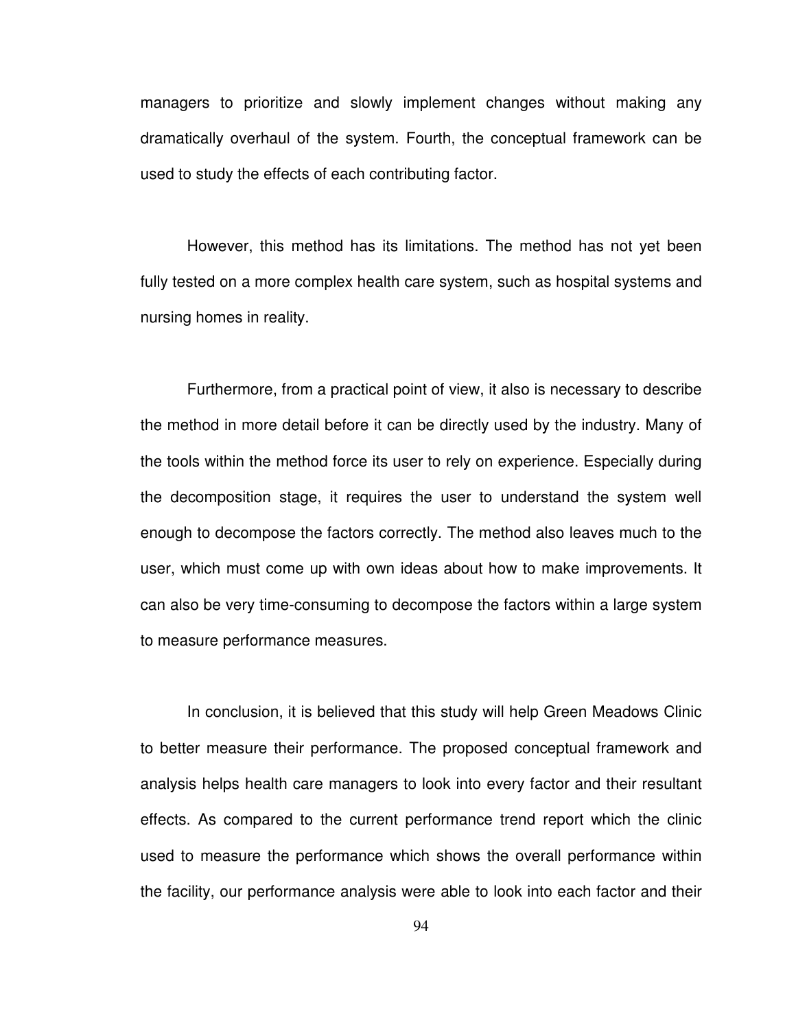managers to prioritize and slowly implement changes without making any dramatically overhaul of the system. Fourth, the conceptual framework can be used to study the effects of each contributing factor.

However, this method has its limitations. The method has not yet been fully tested on a more complex health care system, such as hospital systems and nursing homes in reality.

Furthermore, from a practical point of view, it also is necessary to describe the method in more detail before it can be directly used by the industry. Many of the tools within the method force its user to rely on experience. Especially during the decomposition stage, it requires the user to understand the system well enough to decompose the factors correctly. The method also leaves much to the user, which must come up with own ideas about how to make improvements. It can also be very time-consuming to decompose the factors within a large system to measure performance measures.

In conclusion, it is believed that this study will help Green Meadows Clinic to better measure their performance. The proposed conceptual framework and analysis helps health care managers to look into every factor and their resultant effects. As compared to the current performance trend report which the clinic used to measure the performance which shows the overall performance within the facility, our performance analysis were able to look into each factor and their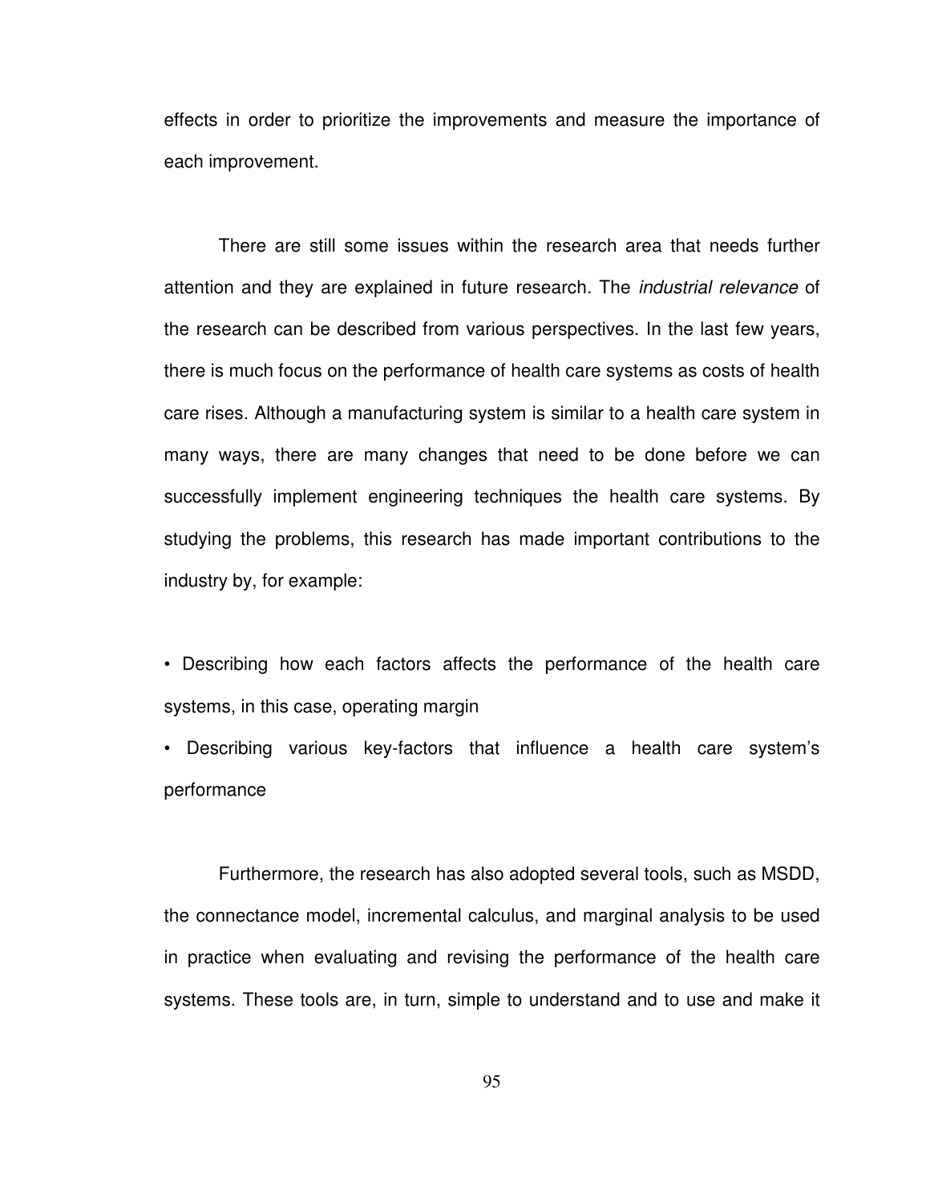effects in order to prioritize the improvements and measure the importance of each improvement.

There are still some issues within the research area that needs further attention and they are explained in future research. The *industrial relevance* of the research can be described from various perspectives. In the last few years, there is much focus on the performance of health care systems as costs of health care rises. Although a manufacturing system is similar to a health care system in many ways, there are many changes that need to be done before we can successfully implement engineering techniques the health care systems. By studying the problems, this research has made important contributions to the industry by, for example:

- Describing how each factors affects the performance of the health care systems, in this case, operating margin
- Describing various key-factors that influence a health care system's performance

Furthermore, the research has also adopted several tools, such as MSDD, the connectance model, incremental calculus, and marginal analysis to be used in practice when evaluating and revising the performance of the health care systems. These tools are, in turn, simple to understand and to use and make it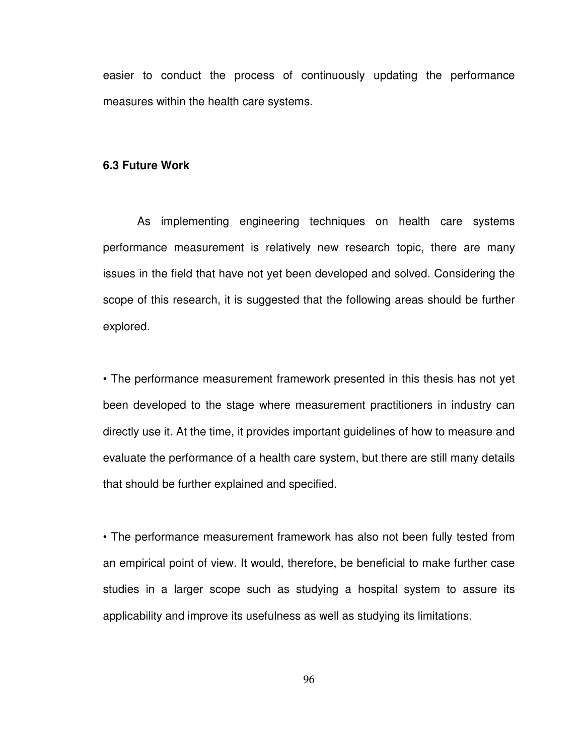easier to conduct the process of continuously updating the performance measures within the health care systems.

### 6.3 Future Work

As implementing engineering techniques on health care systems performance measurement is relatively new research topic, there are many issues in the field that have not yet been developed and solved. Considering the scope of this research, it is suggested that the following areas should be further explored.

• The performance measurement framework presented in this thesis has not yet been developed to the stage where measurement practitioners in industry can directly use it. At the time, it provides important guidelines of how to measure and evaluate the performance of a health care system, but there are still many details that should be further explained and specified.

• The performance measurement framework has also not been fully tested from an empirical point of view. It would, therefore, be beneficial to make further case studies in a larger scope such as studying a hospital system to assure its applicability and improve its usefulness as well as studying its limitations.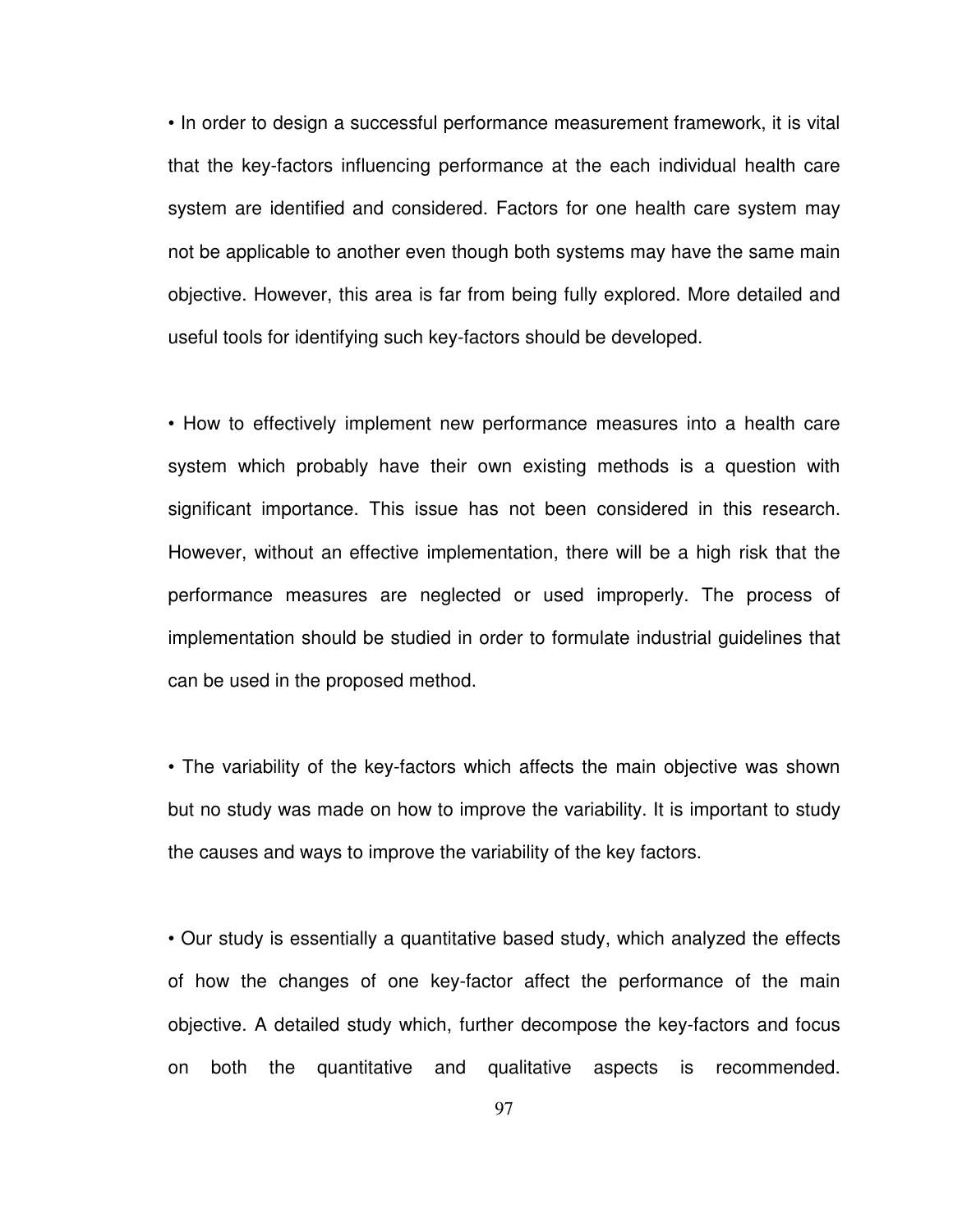- In order to design a successful performance measurement framework, it is vital that the key-factors influencing performance at the each individual health care system are identified and considered. Factors for one health care system may not be applicable to another even though both systems may have the same main objective. However, this area is far from being fully explored. More detailed and useful tools for identifying such key-factors should be developed.

- How to effectively implement new performance measures into a health care system which probably have their own existing methods is a question with significant importance. This issue has not been considered in this research. However, without an effective implementation, there will be a high risk that the performance measures are neglected or used improperly. The process of implementation should be studied in order to formulate industrial guidelines that can be used in the proposed method.

- The variability of the key-factors which affects the main objective was shown but no study was made on how to improve the variability. It is important to study the causes and ways to improve the variability of the key factors.

- Our study is essentially a quantitative based study, which analyzed the effects of how the changes of one key-factor affect the performance of the main objective. A detailed study which, further decompose the key-factors and focus on both the quantitative and qualitative aspects is recommended.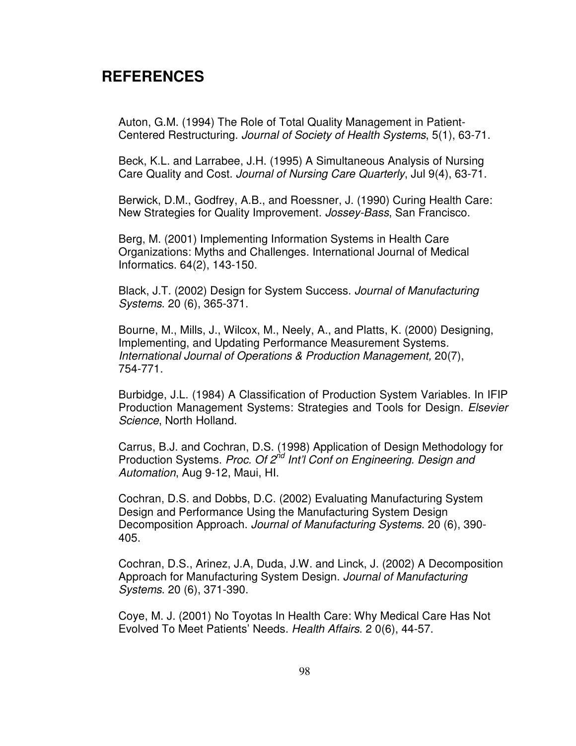# REFERENCES

Auton, G.M. (1994) The Role of Total Quality Management in Patient-Centered Restructuring. *Journal of Society of Health Systems*, 5(1), 63-71.

Beck, K.L. and Larrabee, J.H. (1995) A Simultaneous Analysis of Nursing Care Quality and Cost. *Journal of Nursing Care Quarterly*, Jul 9(4), 63-71.

Berwick, D.M., Godfrey, A.B., and Roessner, J. (1990) Curing Health Care: New Strategies for Quality Improvement. *Jossey-Bass*, San Francisco.

Berg, M. (2001) Implementing Information Systems in Health Care Organizations: Myths and Challenges. International Journal of Medical Informatics. 64(2), 143-150.

Black, J.T. (2002) Design for System Success. *Journal of Manufacturing Systems*. 20 (6), 365-371.

Bourne, M., Mills, J., Wilcox, M., Neely, A., and Platts, K. (2000) Designing, Implementing, and Updating Performance Measurement Systems. *International Journal of Operations & Production Management,* 20(7), 754-771.

Burbidge, J.L. (1984) A Classification of Production System Variables. In IFIP Production Management Systems: Strategies and Tools for Design. *Elsevier Science*, North Holland.

Carrus, B.J. and Cochran, D.S. (1998) Application of Design Methodology for Production Systems. *Proc. Of 2nd Int'l Conf on Engineering. Design and Automation*, Aug 9-12, Maui, HI.

Cochran, D.S. and Dobbs, D.C. (2002) Evaluating Manufacturing System Design and Performance Using the Manufacturing System Design Decomposition Approach. *Journal of Manufacturing Systems*. 20 (6), 390-405.

Cochran, D.S., Arinez, J.A, Duda, J.W. and Linck, J. (2002) A Decomposition Approach for Manufacturing System Design. *Journal of Manufacturing Systems*. 20 (6), 371-390.

Coye, M. J. (2001) No Toyotas In Health Care: Why Medical Care Has Not Evolved To Meet Patients' Needs. *Health Affairs*. 2 0(6), 44-57.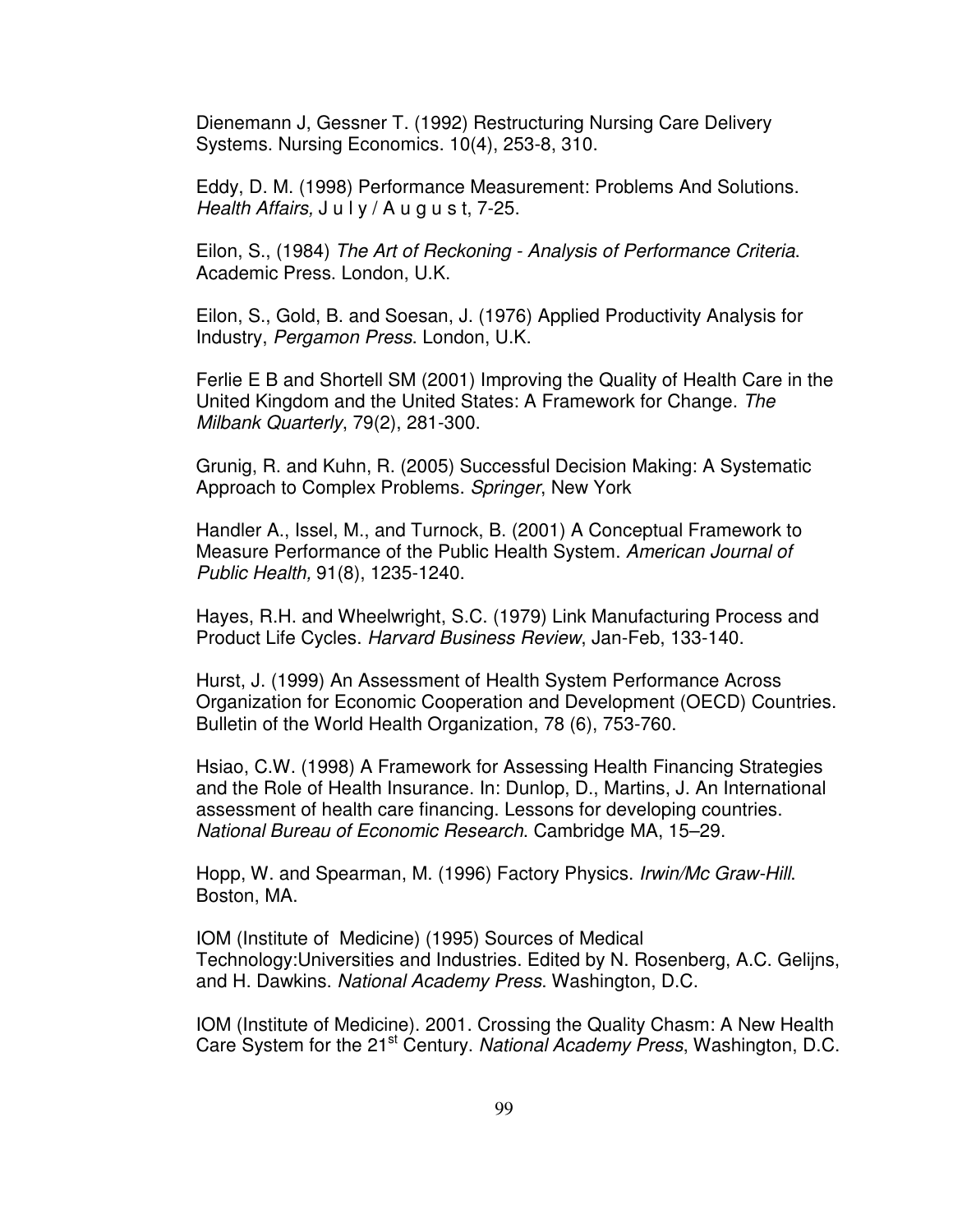Dienemann J, Gessner T. (1992) Restructuring Nursing Care Delivery Systems. Nursing Economics. 10(4), 253-8, 310.

Eddy, D. M. (1998) Performance Measurement: Problems And Solutions. *Health Affairs,* J u l y / A u g u s t, 7-25.

Eilon, S., (1984) *The Art of Reckoning - Analysis of Performance Criteria*. Academic Press. London, U.K.

Eilon, S., Gold, B. and Soesan, J. (1976) Applied Productivity Analysis for Industry, *Pergamon Press*. London, U.K.

Ferlie E B and Shortell SM (2001) Improving the Quality of Health Care in the United Kingdom and the United States: A Framework for Change. *The Milbank Quarterly*, 79(2), 281-300.

Grunig, R. and Kuhn, R. (2005) Successful Decision Making: A Systematic Approach to Complex Problems. *Springer*, New York

Handler A., Issel, M., and Turnock, B. (2001) A Conceptual Framework to Measure Performance of the Public Health System. *American Journal of Public Health,* 91(8), 1235-1240.

Hayes, R.H. and Wheelwright, S.C. (1979) Link Manufacturing Process and Product Life Cycles. *Harvard Business Review*, Jan-Feb, 133-140.

Hurst, J. (1999) An Assessment of Health System Performance Across Organization for Economic Cooperation and Development (OECD) Countries. Bulletin of the World Health Organization, 78 (6), 753-760.

Hsiao, C.W. (1998) A Framework for Assessing Health Financing Strategies and the Role of Health Insurance. In: Dunlop, D., Martins, J. An International assessment of health care financing. Lessons for developing countries. *National Bureau of Economic Research*. Cambridge MA, 15–29.

Hopp, W. and Spearman, M. (1996) Factory Physics. *Irwin/Mc Graw-Hill*. Boston, MA.

IOM (Institute of Medicine) (1995) Sources of Medical Technology:Universities and Industries. Edited by N. Rosenberg, A.C. Gelijns, and H. Dawkins. *National Academy Press*. Washington, D.C.

IOM (Institute of Medicine). 2001. Crossing the Quality Chasm: A New Health Care System for the 21st Century. *National Academy Press*, Washington, D.C.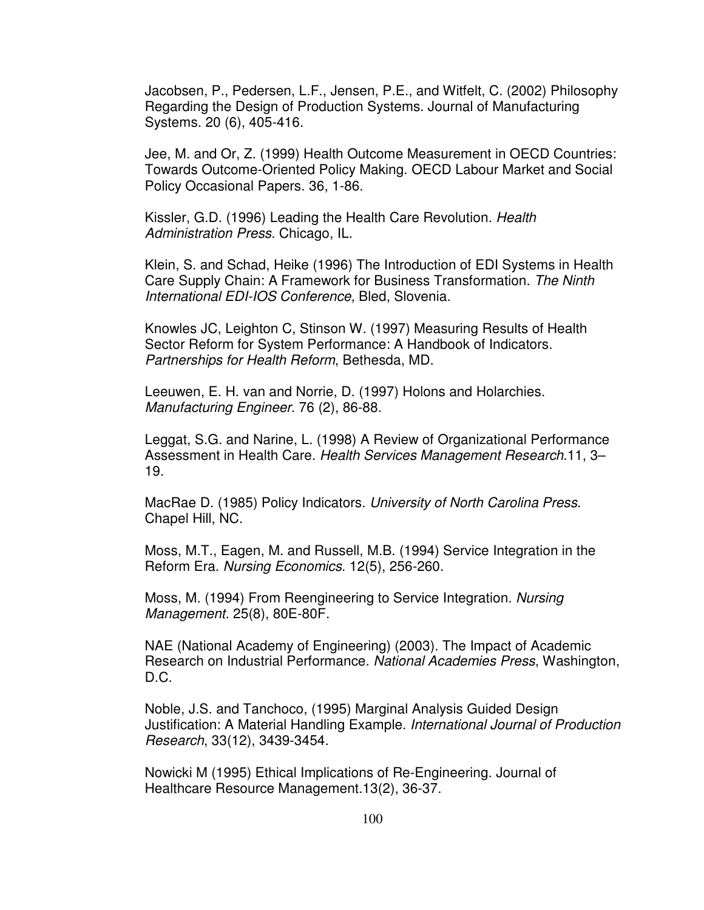Jacobsen, P., Pedersen, L.F., Jensen, P.E., and Witfelt, C. (2002) Philosophy Regarding the Design of Production Systems. Journal of Manufacturing Systems. 20 (6), 405-416.

Jee, M. and Or, Z. (1999) Health Outcome Measurement in OECD Countries: Towards Outcome-Oriented Policy Making. OECD Labour Market and Social Policy Occasional Papers. 36, 1-86.

Kissler, G.D. (1996) Leading the Health Care Revolution. *Health Administration Press*. Chicago, IL.

Klein, S. and Schad, Heike (1996) The Introduction of EDI Systems in Health Care Supply Chain: A Framework for Business Transformation. *The Ninth International EDI-IOS Conference,* Bled, Slovenia.

Knowles JC, Leighton C, Stinson W. (1997) Measuring Results of Health Sector Reform for System Performance: A Handbook of Indicators. *Partnerships for Health Reform*, Bethesda, MD.

Leeuwen, E. H. van and Norrie, D. (1997) Holons and Holarchies. *Manufacturing Engineer*. 76 (2), 86-88.

Leggat, S.G. and Narine, L. (1998) A Review of Organizational Performance Assessment in Health Care. *Health Services Management Research*.11, 3–19.

MacRae D. (1985) Policy Indicators. *University of North Carolina Press*. Chapel Hill, NC.

Moss, M.T., Eagen, M. and Russell, M.B. (1994) Service Integration in the Reform Era. *Nursing Economics*. 12(5), 256-260.

Moss, M. (1994) From Reengineering to Service Integration. *Nursing Management.* 25(8), 80E-80F.

NAE (National Academy of Engineering) (2003). The Impact of Academic Research on Industrial Performance. *National Academies Press*, Washington, D.C.

Noble, J.S. and Tanchoco, (1995) Marginal Analysis Guided Design Justification: A Material Handling Example. *International Journal of Production Research*, 33(12), 3439-3454.

Nowicki M (1995) Ethical Implications of Re-Engineering. Journal of Healthcare Resource Management.13(2), 36-37.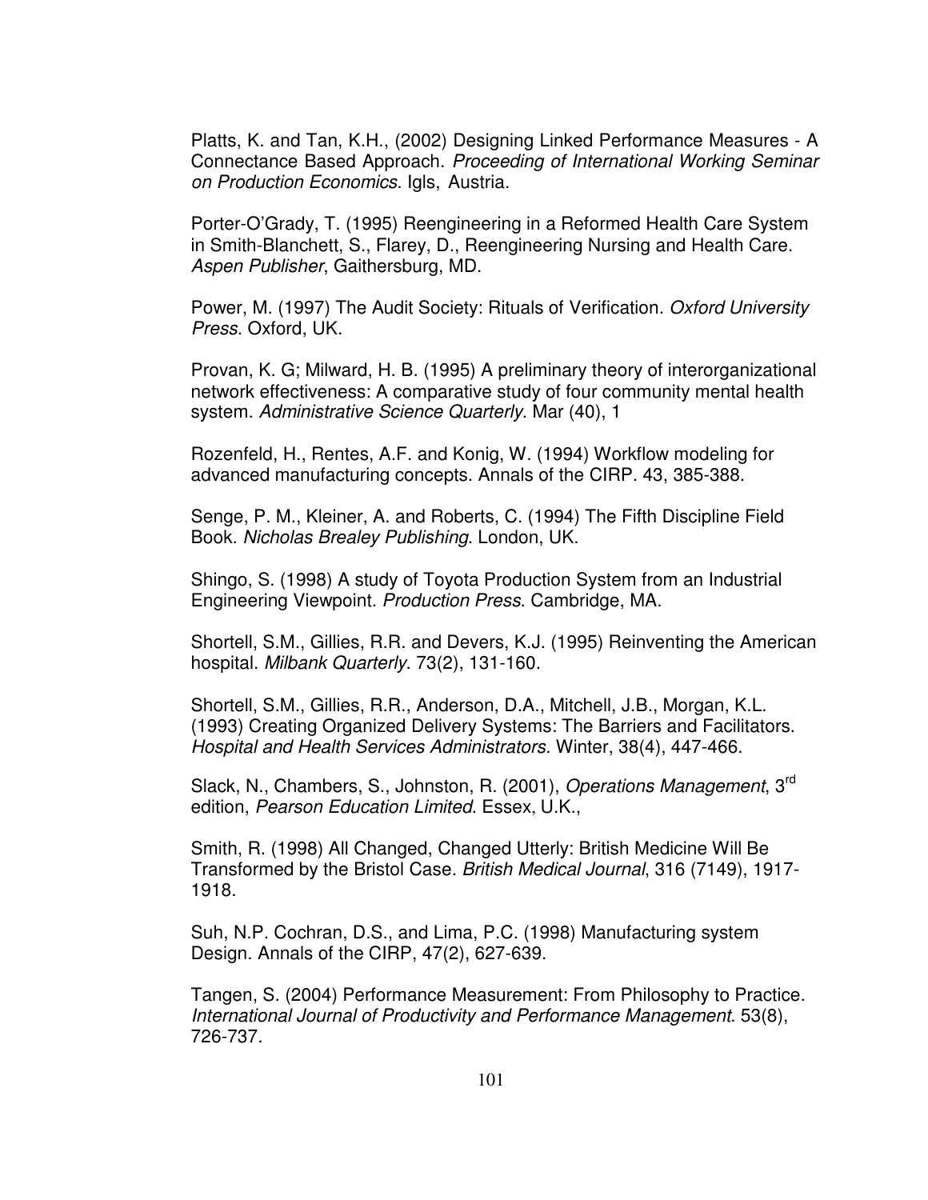Platts, K. and Tan, K.H., (2002) Designing Linked Performance Measures - A Connectance Based Approach. *Proceeding of International Working Seminar on Production Economics*. Igls, Austria.

Porter-O'Grady, T. (1995) Reengineering in a Reformed Health Care System in Smith-Blanchett, S., Flarey, D., Reengineering Nursing and Health Care. *Aspen Publisher*, Gaithersburg, MD.

Power, M. (1997) The Audit Society: Rituals of Verification. *Oxford University Press*. Oxford, UK.

Provan, K. G; Milward, H. B. (1995) A preliminary theory of interorganizational network effectiveness: A comparative study of four community mental health system. *Administrative Science Quarterly*. Mar (40), 1

Rozenfeld, H., Rentes, A.F. and Konig, W. (1994) Workflow modeling for advanced manufacturing concepts. Annals of the CIRP. 43, 385-388.

Senge, P. M., Kleiner, A. and Roberts, C. (1994) The Fifth Discipline Field Book. *Nicholas Brealey Publishing*. London, UK.

Shingo, S. (1998) A study of Toyota Production System from an Industrial Engineering Viewpoint. *Production Press*. Cambridge, MA.

Shortell, S.M., Gillies, R.R. and Devers, K.J. (1995) Reinventing the American hospital. *Milbank Quarterly*. 73(2), 131-160.

Shortell, S.M., Gillies, R.R., Anderson, D.A., Mitchell, J.B., Morgan, K.L. (1993) Creating Organized Delivery Systems: The Barriers and Facilitators. *Hospital and Health Services Administrators.* Winter, 38(4), 447-466.

Slack, N., Chambers, S., Johnston, R. (2001), *Operations Management*, 3rd edition, *Pearson Education Limited*. Essex, U.K.,

Smith, R. (1998) All Changed, Changed Utterly: British Medicine Will Be Transformed by the Bristol Case. *British Medical Journal*, 316 (7149), 1917-1918.

Suh, N.P. Cochran, D.S., and Lima, P.C. (1998) Manufacturing system Design. Annals of the CIRP, 47(2), 627-639.

Tangen, S. (2004) Performance Measurement: From Philosophy to Practice. *International Journal of Productivity and Performance Management*. 53(8), 726-737.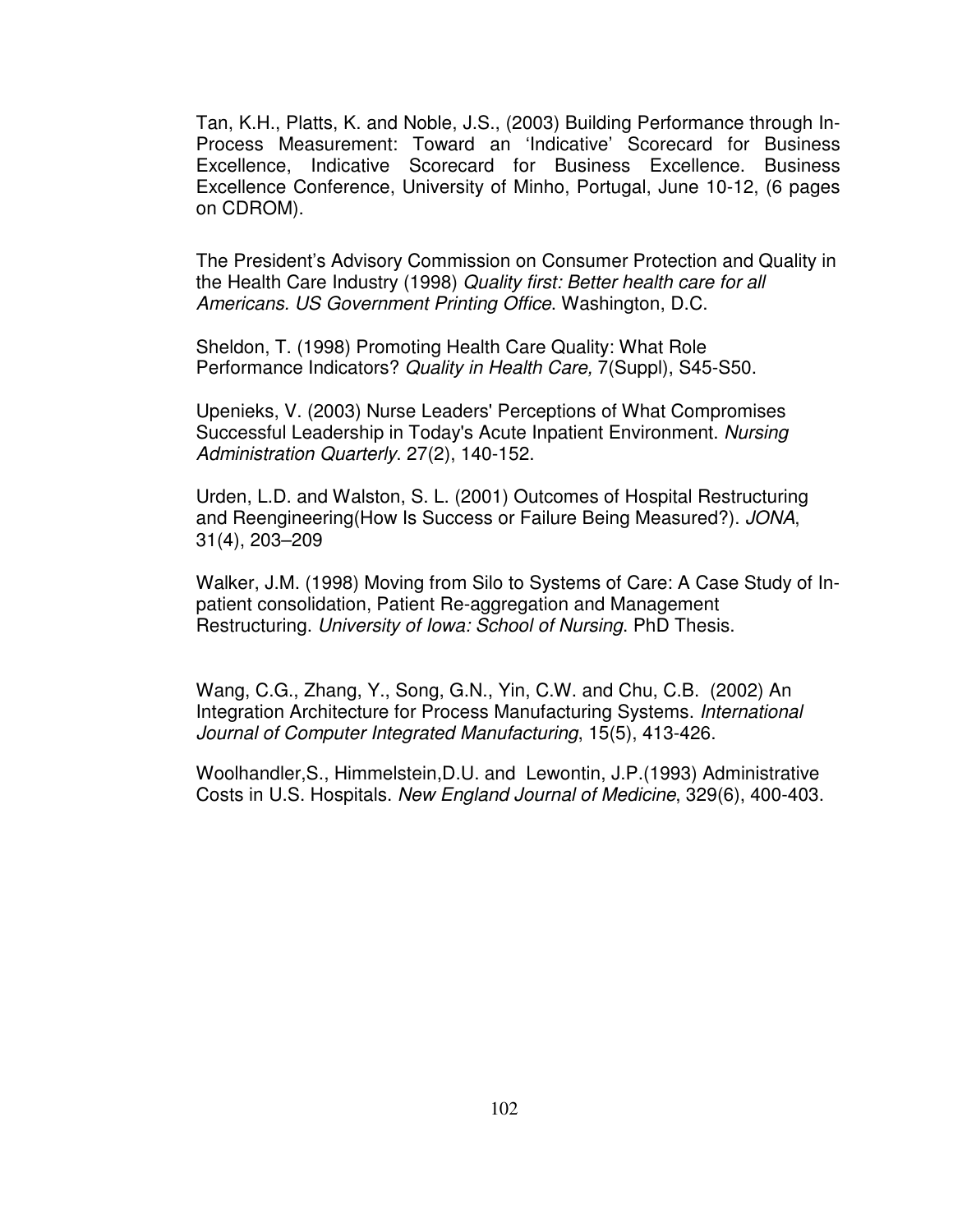Tan, K.H., Platts, K. and Noble, J.S., (2003) Building Performance through In-Process Measurement: Toward an 'Indicative' Scorecard for Business Excellence, Indicative Scorecard for Business Excellence. Business Excellence Conference, University of Minho, Portugal, June 10-12, (6 pages on CDROM).

The President's Advisory Commission on Consumer Protection and Quality in the Health Care Industry (1998) *Quality first: Better health care for all Americans. US Government Printing Office*. Washington, D.C.

Sheldon, T. (1998) Promoting Health Care Quality: What Role Performance Indicators? *Quality in Health Care,* 7(Suppl), S45-S50.

Upenieks, V. (2003) Nurse Leaders' Perceptions of What Compromises Successful Leadership in Today's Acute Inpatient Environment. *Nursing Administration Quarterly*. 27(2), 140-152.

Urden, L.D. and Walston, S. L. (2001) Outcomes of Hospital Restructuring and Reengineering(How Is Success or Failure Being Measured?). *JONA*, 31(4), 203–209

Walker, J.M. (1998) Moving from Silo to Systems of Care: A Case Study of In-patient consolidation, Patient Re-aggregation and Management Restructuring. *University of Iowa: School of Nursing*. PhD Thesis.

Wang, C.G., Zhang, Y., Song, G.N., Yin, C.W. and Chu, C.B. (2002) An Integration Architecture for Process Manufacturing Systems. *International Journal of Computer Integrated Manufacturing*, 15(5), 413-426.

Woolhandler,S., Himmelstein,D.U. and Lewontin, J.P.(1993) Administrative Costs in U.S. Hospitals. *New England Journal of Medicine*, 329(6), 400-403.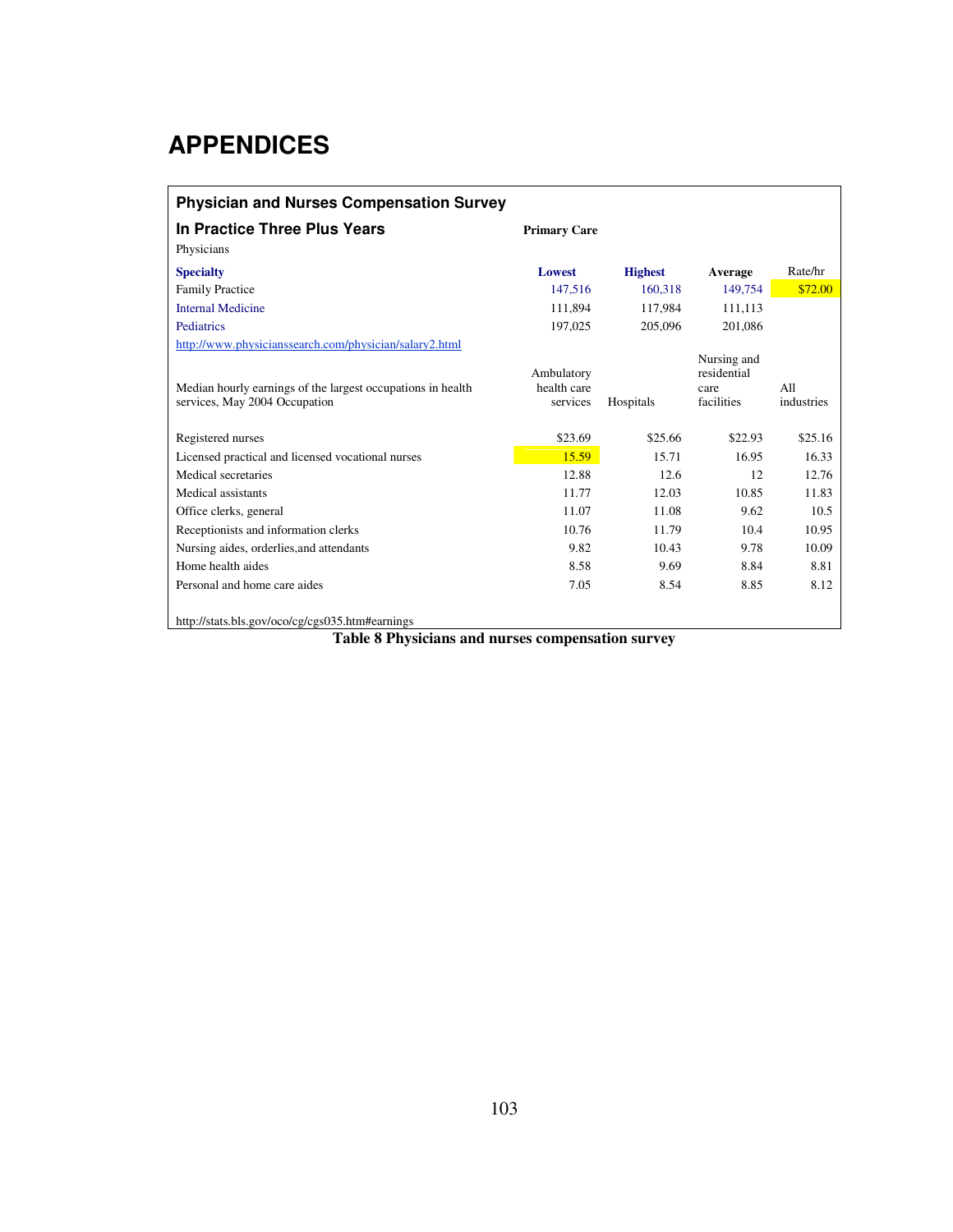# APPENDICES

**Physician and Nurses Compensation Survey**

**In Practice Three Plus Years** — **Primary Care**

Physicians

| Specialty | Lowest | Highest | Average | Rate/hr |
|---|---|---|---|---|
| Family Practice | 147,516 | 160,318 | 149,754 | $72.00 |
| Internal Medicine | 111,894 | 117,984 | 111,113 | |
| Pediatrics | 197,025 | 205,096 | 201,086 | |

http://www.physicianssearch.com/physician/salary2.html

| Median hourly earnings of the largest occupations in health services, May 2004 Occupation | Ambulatory health care services | Hospitals | Nursing and residential care facilities | All industries |
|---|---|---|---|---|
| Registered nurses | $23.69 | $25.66 | $22.93 | $25.16 |
| Licensed practical and licensed vocational nurses | 15.59 | 15.71 | 16.95 | 16.33 |
| Medical secretaries | 12.88 | 12.6 | 12 | 12.76 |
| Medical assistants | 11.77 | 12.03 | 10.85 | 11.83 |
| Office clerks, general | 11.07 | 11.08 | 9.62 | 10.5 |
| Receptionists and information clerks | 10.76 | 11.79 | 10.4 | 10.95 |
| Nursing aides, orderlies,and attendants | 9.82 | 10.43 | 9.78 | 10.09 |
| Home health aides | 8.58 | 9.69 | 8.84 | 8.81 |
| Personal and home care aides | 7.05 | 8.54 | 8.85 | 8.12 |

http://stats.bls.gov/oco/cg/cgs035.htm#earnings

**Table 8 Physicians and nurses compensation survey**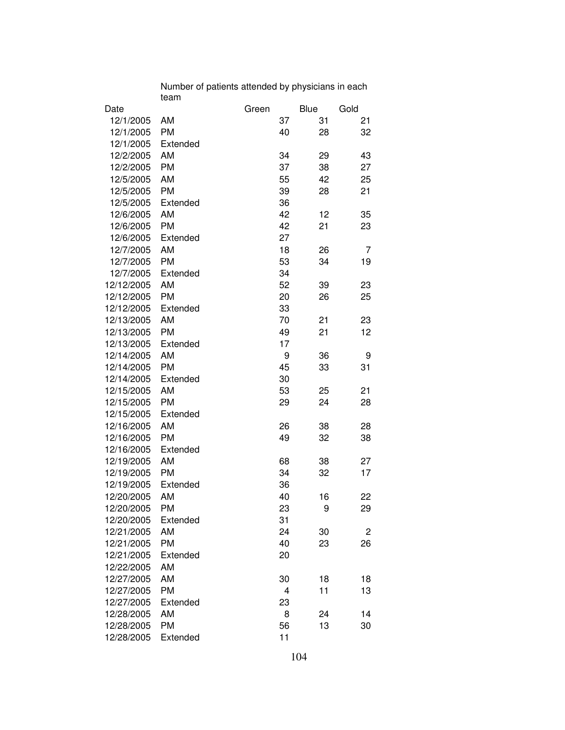Number of patients attended by physicians in each team

| Date | | Green | Blue | Gold |
|---|---|---|---|---|
| 12/1/2005 | AM | 37 | 31 | 21 |
| 12/1/2005 | PM | 40 | 28 | 32 |
| 12/1/2005 | Extended | | | |
| 12/2/2005 | AM | 34 | 29 | 43 |
| 12/2/2005 | PM | 37 | 38 | 27 |
| 12/5/2005 | AM | 55 | 42 | 25 |
| 12/5/2005 | PM | 39 | 28 | 21 |
| 12/5/2005 | Extended | 36 | | |
| 12/6/2005 | AM | 42 | 12 | 35 |
| 12/6/2005 | PM | 42 | 21 | 23 |
| 12/6/2005 | Extended | 27 | | |
| 12/7/2005 | AM | 18 | 26 | 7 |
| 12/7/2005 | PM | 53 | 34 | 19 |
| 12/7/2005 | Extended | 34 | | |
| 12/12/2005 | AM | 52 | 39 | 23 |
| 12/12/2005 | PM | 20 | 26 | 25 |
| 12/12/2005 | Extended | 33 | | |
| 12/13/2005 | AM | 70 | 21 | 23 |
| 12/13/2005 | PM | 49 | 21 | 12 |
| 12/13/2005 | Extended | 17 | | |
| 12/14/2005 | AM | 9 | 36 | 9 |
| 12/14/2005 | PM | 45 | 33 | 31 |
| 12/14/2005 | Extended | 30 | | |
| 12/15/2005 | AM | 53 | 25 | 21 |
| 12/15/2005 | PM | 29 | 24 | 28 |
| 12/15/2005 | Extended | | | |
| 12/16/2005 | AM | 26 | 38 | 28 |
| 12/16/2005 | PM | 49 | 32 | 38 |
| 12/16/2005 | Extended | | | |
| 12/19/2005 | AM | 68 | 38 | 27 |
| 12/19/2005 | PM | 34 | 32 | 17 |
| 12/19/2005 | Extended | 36 | | |
| 12/20/2005 | AM | 40 | 16 | 22 |
| 12/20/2005 | PM | 23 | 9 | 29 |
| 12/20/2005 | Extended | 31 | | |
| 12/21/2005 | AM | 24 | 30 | 2 |
| 12/21/2005 | PM | 40 | 23 | 26 |
| 12/21/2005 | Extended | 20 | | |
| 12/22/2005 | AM | | | |
| 12/27/2005 | AM | 30 | 18 | 18 |
| 12/27/2005 | PM | 4 | 11 | 13 |
| 12/27/2005 | Extended | 23 | | |
| 12/28/2005 | AM | 8 | 24 | 14 |
| 12/28/2005 | PM | 56 | 13 | 30 |
| 12/28/2005 | Extended | 11 | | |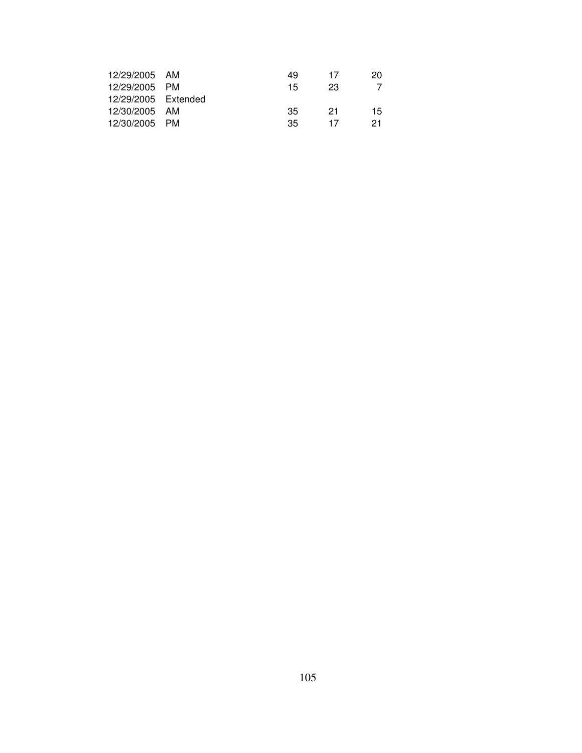| | | | | |
|---|---|---|---|---|
| 12/29/2005 | AM | 49 | 17 | 20 |
| 12/29/2005 | PM | 15 | 23 | 7 |
| 12/29/2005 | Extended | | | |
| 12/30/2005 | AM | 35 | 21 | 15 |
| 12/30/2005 | PM | 35 | 17 | 21 |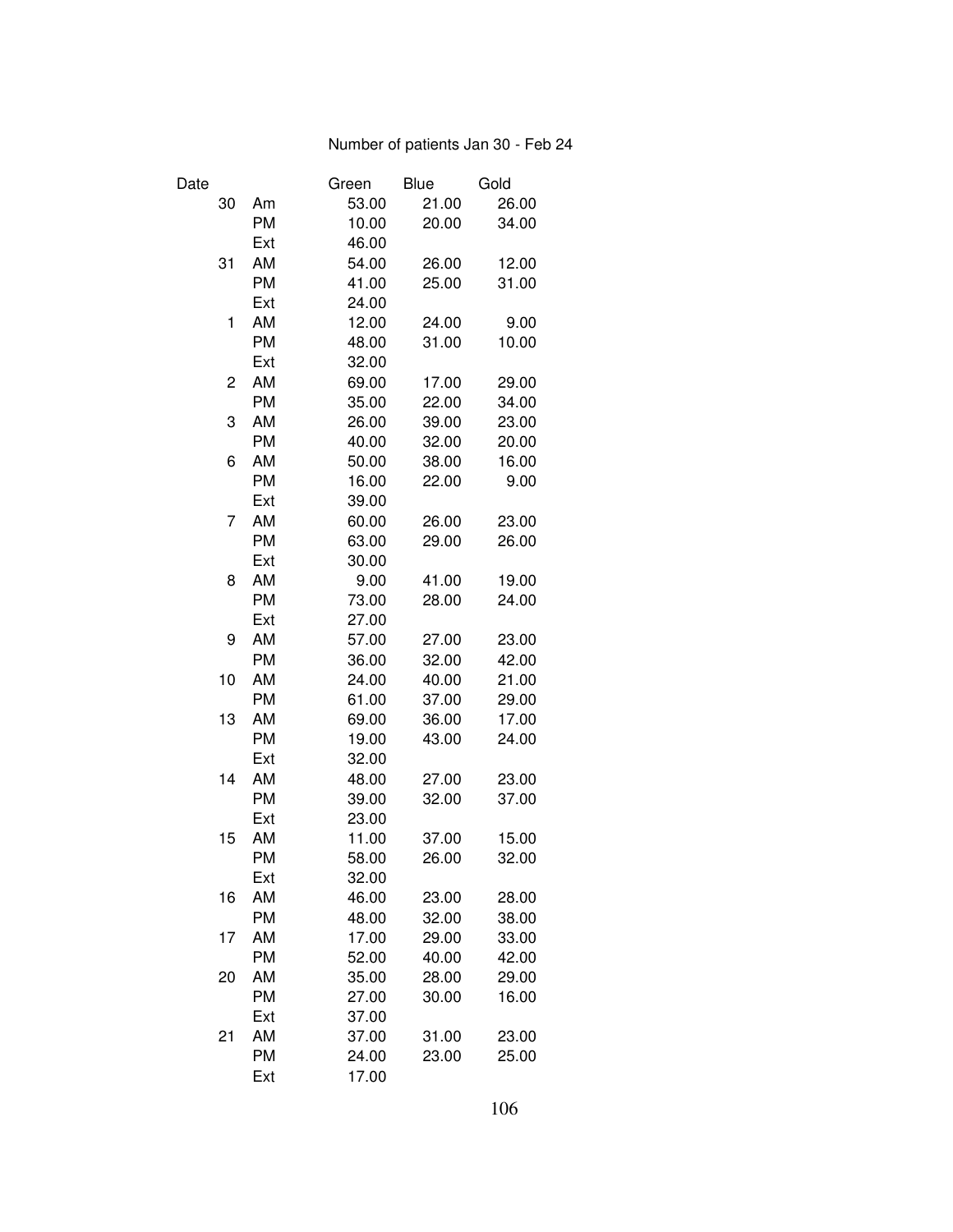Number of patients Jan 30 - Feb 24

| Date | | Green | Blue | Gold |
|---|---|---|---|---|
| 30 | Am | 53.00 | 21.00 | 26.00 |
| | PM | 10.00 | 20.00 | 34.00 |
| | Ext | 46.00 | | |
| 31 | AM | 54.00 | 26.00 | 12.00 |
| | PM | 41.00 | 25.00 | 31.00 |
| | Ext | 24.00 | | |
| 1 | AM | 12.00 | 24.00 | 9.00 |
| | PM | 48.00 | 31.00 | 10.00 |
| | Ext | 32.00 | | |
| 2 | AM | 69.00 | 17.00 | 29.00 |
| | PM | 35.00 | 22.00 | 34.00 |
| 3 | AM | 26.00 | 39.00 | 23.00 |
| | PM | 40.00 | 32.00 | 20.00 |
| 6 | AM | 50.00 | 38.00 | 16.00 |
| | PM | 16.00 | 22.00 | 9.00 |
| | Ext | 39.00 | | |
| 7 | AM | 60.00 | 26.00 | 23.00 |
| | PM | 63.00 | 29.00 | 26.00 |
| | Ext | 30.00 | | |
| 8 | AM | 9.00 | 41.00 | 19.00 |
| | PM | 73.00 | 28.00 | 24.00 |
| | Ext | 27.00 | | |
| 9 | AM | 57.00 | 27.00 | 23.00 |
| | PM | 36.00 | 32.00 | 42.00 |
| 10 | AM | 24.00 | 40.00 | 21.00 |
| | PM | 61.00 | 37.00 | 29.00 |
| 13 | AM | 69.00 | 36.00 | 17.00 |
| | PM | 19.00 | 43.00 | 24.00 |
| | Ext | 32.00 | | |
| 14 | AM | 48.00 | 27.00 | 23.00 |
| | PM | 39.00 | 32.00 | 37.00 |
| | Ext | 23.00 | | |
| 15 | AM | 11.00 | 37.00 | 15.00 |
| | PM | 58.00 | 26.00 | 32.00 |
| | Ext | 32.00 | | |
| 16 | AM | 46.00 | 23.00 | 28.00 |
| | PM | 48.00 | 32.00 | 38.00 |
| 17 | AM | 17.00 | 29.00 | 33.00 |
| | PM | 52.00 | 40.00 | 42.00 |
| 20 | AM | 35.00 | 28.00 | 29.00 |
| | PM | 27.00 | 30.00 | 16.00 |
| | Ext | 37.00 | | |
| 21 | AM | 37.00 | 31.00 | 23.00 |
| | PM | 24.00 | 23.00 | 25.00 |
| | Ext | 17.00 | | |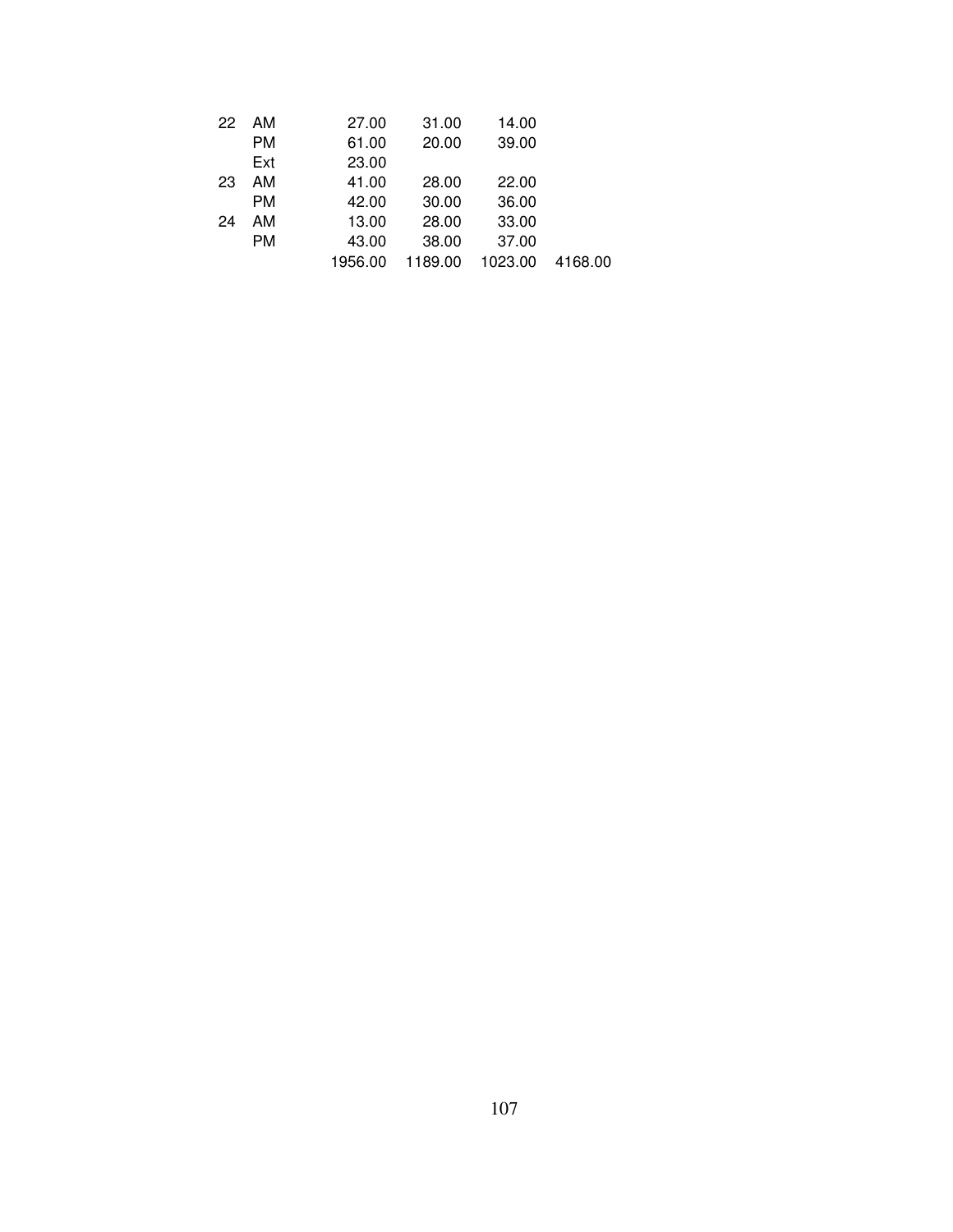| | | | | | |
|---|---|---|---|---|---|
| 22 | AM | 27.00 | 31.00 | 14.00 | |
| | PM | 61.00 | 20.00 | 39.00 | |
| | Ext | 23.00 | | | |
| 23 | AM | 41.00 | 28.00 | 22.00 | |
| | PM | 42.00 | 30.00 | 36.00 | |
| 24 | AM | 13.00 | 28.00 | 33.00 | |
| | PM | 43.00 | 38.00 | 37.00 | |
| | | 1956.00 | 1189.00 | 1023.00 | 4168.00 |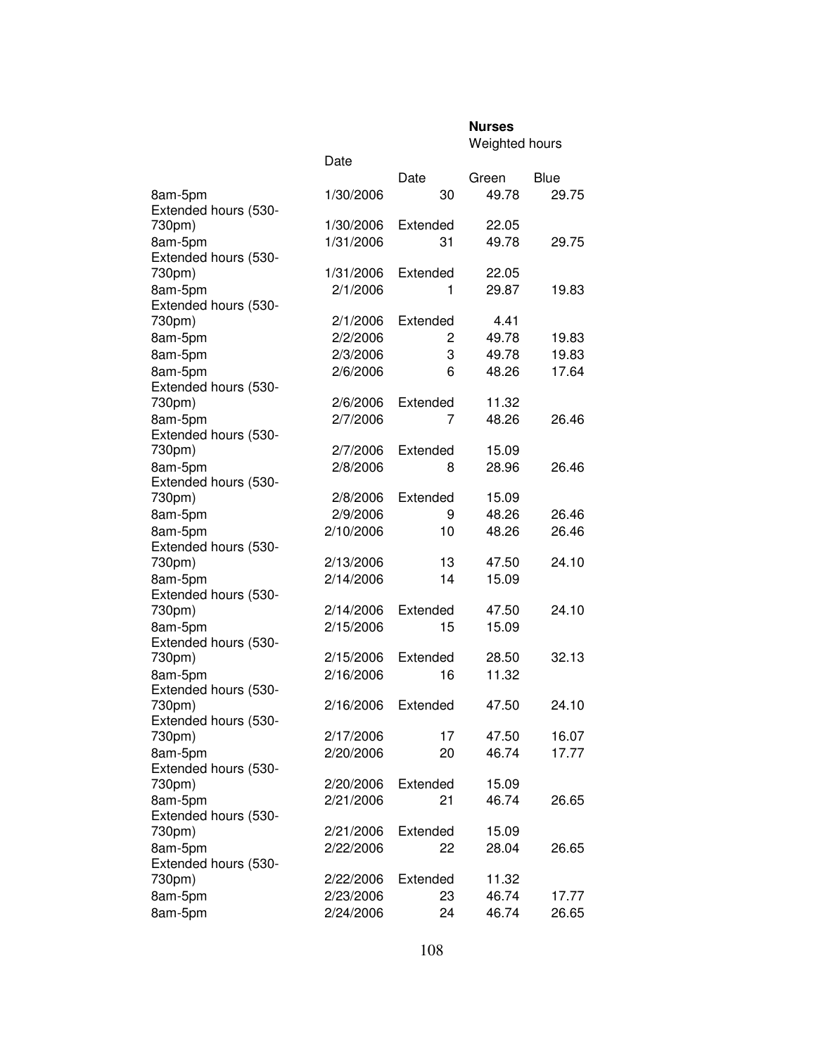| | Date | Date | **Nurses** Weighted hours Green | Blue |
|---|---|---|---|---|
| 8am-5pm | 1/30/2006 | 30 | 49.78 | 29.75 |
| Extended hours (530-730pm) | 1/30/2006 | Extended | 22.05 | |
| 8am-5pm | 1/31/2006 | 31 | 49.78 | 29.75 |
| Extended hours (530-730pm) | 1/31/2006 | Extended | 22.05 | |
| 8am-5pm | 2/1/2006 | 1 | 29.87 | 19.83 |
| Extended hours (530-730pm) | 2/1/2006 | Extended | 4.41 | |
| 8am-5pm | 2/2/2006 | 2 | 49.78 | 19.83 |
| 8am-5pm | 2/3/2006 | 3 | 49.78 | 19.83 |
| 8am-5pm | 2/6/2006 | 6 | 48.26 | 17.64 |
| Extended hours (530-730pm) | 2/6/2006 | Extended | 11.32 | |
| 8am-5pm | 2/7/2006 | 7 | 48.26 | 26.46 |
| Extended hours (530-730pm) | 2/7/2006 | Extended | 15.09 | |
| 8am-5pm | 2/8/2006 | 8 | 28.96 | 26.46 |
| Extended hours (530-730pm) | 2/8/2006 | Extended | 15.09 | |
| 8am-5pm | 2/9/2006 | 9 | 48.26 | 26.46 |
| 8am-5pm | 2/10/2006 | 10 | 48.26 | 26.46 |
| Extended hours (530-730pm) | 2/13/2006 | 13 | 47.50 | 24.10 |
| 8am-5pm | 2/14/2006 | 14 | 15.09 | |
| Extended hours (530-730pm) | 2/14/2006 | Extended | 47.50 | 24.10 |
| 8am-5pm | 2/15/2006 | 15 | 15.09 | |
| Extended hours (530-730pm) | 2/15/2006 | Extended | 28.50 | 32.13 |
| 8am-5pm | 2/16/2006 | 16 | 11.32 | |
| Extended hours (530-730pm) | 2/16/2006 | Extended | 47.50 | 24.10 |
| Extended hours (530-730pm) | 2/17/2006 | 17 | 47.50 | 16.07 |
| 8am-5pm | 2/20/2006 | 20 | 46.74 | 17.77 |
| Extended hours (530-730pm) | 2/20/2006 | Extended | 15.09 | |
| 8am-5pm | 2/21/2006 | 21 | 46.74 | 26.65 |
| Extended hours (530-730pm) | 2/21/2006 | Extended | 15.09 | |
| 8am-5pm | 2/22/2006 | 22 | 28.04 | 26.65 |
| Extended hours (530-730pm) | 2/22/2006 | Extended | 11.32 | |
| 8am-5pm | 2/23/2006 | 23 | 46.74 | 17.77 |
| 8am-5pm | 2/24/2006 | 24 | 46.74 | 26.65 |